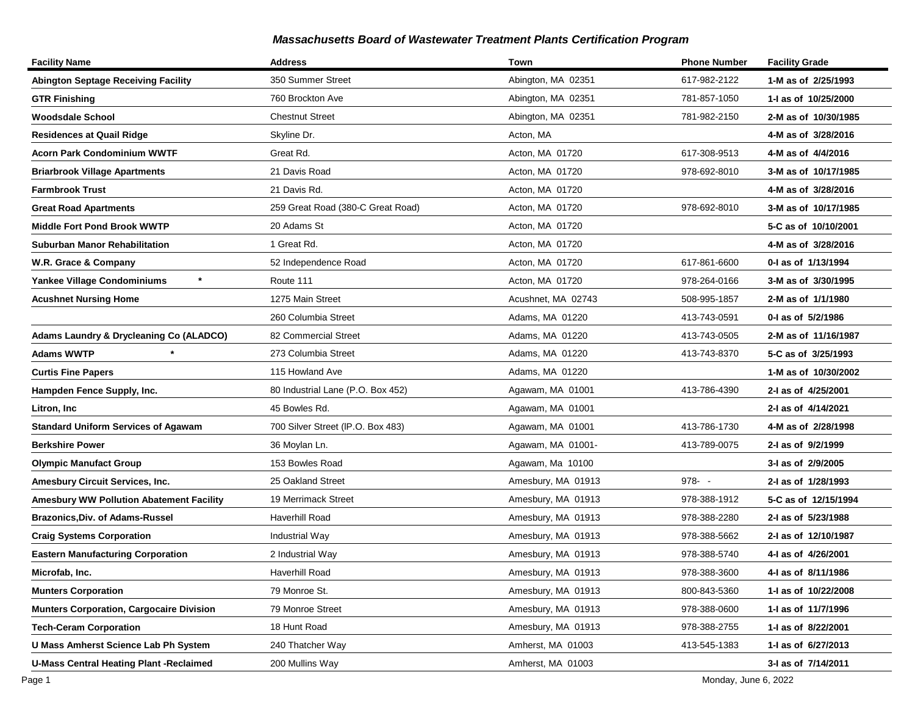## *Massachusetts Board of Wastewater Treatment Plants Certification Program*

| Facility Name | Address | Town | Phone Number | Facility Grade |
|---|---|---|---|---|
| **Abington Septage Receiving Facility** | 350 Summer Street | Abington, MA 02351 | 617-982-2122 | **1-M as of 2/25/1993** |
| **GTR Finishing** | 760 Brockton Ave | Abington, MA 02351 | 781-857-1050 | **1-I as of 10/25/2000** |
| **Woodsdale School** | Chestnut Street | Abington, MA 02351 | 781-982-2150 | **2-M as of 10/30/1985** |
| **Residences at Quail Ridge** | Skyline Dr. | Acton, MA | | **4-M as of 3/28/2016** |
| **Acorn Park Condominium WWTF** | Great Rd. | Acton, MA 01720 | 617-308-9513 | **4-M as of 4/4/2016** |
| **Briarbrook Village Apartments** | 21 Davis Road | Acton, MA 01720 | 978-692-8010 | **3-M as of 10/17/1985** |
| **Farmbrook Trust** | 21 Davis Rd. | Acton, MA 01720 | | **4-M as of 3/28/2016** |
| **Great Road Apartments** | 259 Great Road (380-C Great Road) | Acton, MA 01720 | 978-692-8010 | **3-M as of 10/17/1985** |
| **Middle Fort Pond Brook WWTP** | 20 Adams St | Acton, MA 01720 | | **5-C as of 10/10/2001** |
| **Suburban Manor Rehabilitation** | 1 Great Rd. | Acton, MA 01720 | | **4-M as of 3/28/2016** |
| **W.R. Grace & Company** | 52 Independence Road | Acton, MA 01720 | 617-861-6600 | **0-I as of 1/13/1994** |
| **Yankee Village Condominiums** * | Route 111 | Acton, MA 01720 | 978-264-0166 | **3-M as of 3/30/1995** |
| **Acushnet Nursing Home** | 1275 Main Street | Acushnet, MA 02743 | 508-995-1857 | **2-M as of 1/1/1980** |
| | 260 Columbia Street | Adams, MA 01220 | 413-743-0591 | **0-I as of 5/2/1986** |
| **Adams Laundry & Drycleaning Co (ALADCO)** | 82 Commercial Street | Adams, MA 01220 | 413-743-0505 | **2-M as of 11/16/1987** |
| **Adams WWTP** * | 273 Columbia Street | Adams, MA 01220 | 413-743-8370 | **5-C as of 3/25/1993** |
| **Curtis Fine Papers** | 115 Howland Ave | Adams, MA 01220 | | **1-M as of 10/30/2002** |
| **Hampden Fence Supply, Inc.** | 80 Industrial Lane (P.O. Box 452) | Agawam, MA 01001 | 413-786-4390 | **2-I as of 4/25/2001** |
| **Litron, Inc** | 45 Bowles Rd. | Agawam, MA 01001 | | **2-I as of 4/14/2021** |
| **Standard Uniform Services of Agawam** | 700 Silver Street (lP.O. Box 483) | Agawam, MA 01001 | 413-786-1730 | **4-M as of 2/28/1998** |
| **Berkshire Power** | 36 Moylan Ln. | Agawam, MA 01001- | 413-789-0075 | **2-I as of 9/2/1999** |
| **Olympic Manufact Group** | 153 Bowles Road | Agawam, Ma 10100 | | **3-I as of 2/9/2005** |
| **Amesbury Circuit Services, Inc.** | 25 Oakland Street | Amesbury, MA 01913 | 978- - | **2-I as of 1/28/1993** |
| **Amesbury WW Pollution Abatement Facility** | 19 Merrimack Street | Amesbury, MA 01913 | 978-388-1912 | **5-C as of 12/15/1994** |
| **Brazonics,Div. of Adams-Russel** | Haverhill Road | Amesbury, MA 01913 | 978-388-2280 | **2-I as of 5/23/1988** |
| **Craig Systems Corporation** | Industrial Way | Amesbury, MA 01913 | 978-388-5662 | **2-I as of 12/10/1987** |
| **Eastern Manufacturing Corporation** | 2 Industrial Way | Amesbury, MA 01913 | 978-388-5740 | **4-I as of 4/26/2001** |
| **Microfab, Inc.** | Haverhill Road | Amesbury, MA 01913 | 978-388-3600 | **4-I as of 8/11/1986** |
| **Munters Corporation** | 79 Monroe St. | Amesbury, MA 01913 | 800-843-5360 | **1-I as of 10/22/2008** |
| **Munters Corporation, Cargocaire Division** | 79 Monroe Street | Amesbury, MA 01913 | 978-388-0600 | **1-I as of 11/7/1996** |
| **Tech-Ceram Corporation** | 18 Hunt Road | Amesbury, MA 01913 | 978-388-2755 | **1-I as of 8/22/2001** |
| **U Mass Amherst Science Lab Ph System** | 240 Thatcher Way | Amherst, MA 01003 | 413-545-1383 | **1-I as of 6/27/2013** |
| **U-Mass Central Heating Plant -Reclaimed** | 200 Mullins Way | Amherst, MA 01003 | | **3-I as of 7/14/2011** |

Monday, June 6, 2022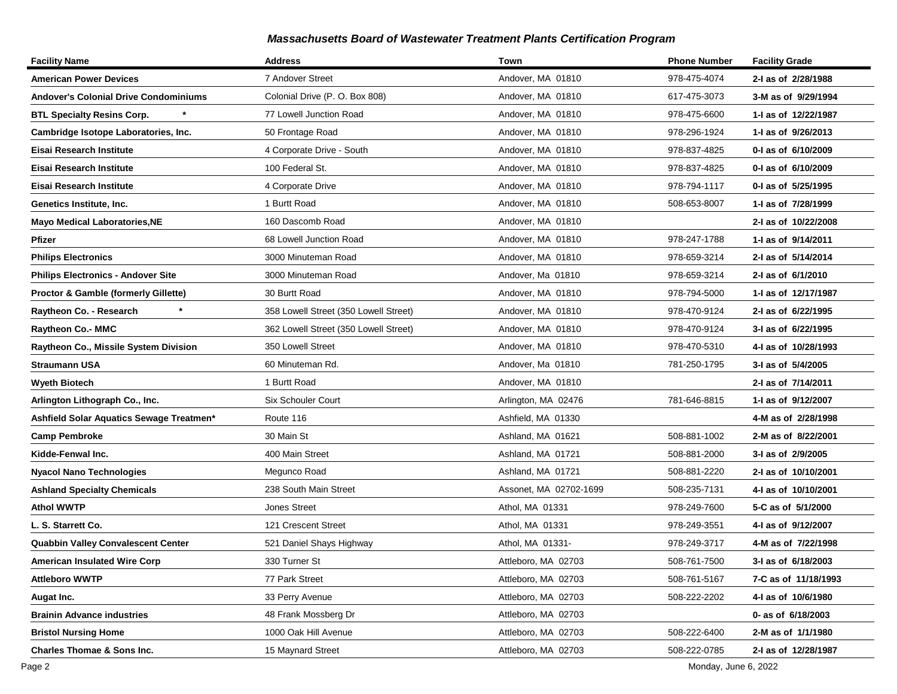## Massachusetts Board of Wastewater Treatment Plants Certification Program

| Facility Name | Address | Town | Phone Number | Facility Grade |
|---|---|---|---|---|
| **American Power Devices** | 7 Andover Street | Andover, MA 01810 | 978-475-4074 | **2-I as of 2/28/1988** |
| **Andover's Colonial Drive Condominiums** | Colonial Drive (P. O. Box 808) | Andover, MA 01810 | 617-475-3073 | **3-M as of 9/29/1994** |
| **BTL Specialty Resins Corp. \*** | 77 Lowell Junction Road | Andover, MA 01810 | 978-475-6600 | **1-I as of 12/22/1987** |
| **Cambridge Isotope Laboratories, Inc.** | 50 Frontage Road | Andover, MA 01810 | 978-296-1924 | **1-I as of 9/26/2013** |
| **Eisai Research Institute** | 4 Corporate Drive - South | Andover, MA 01810 | 978-837-4825 | **0-I as of 6/10/2009** |
| **Eisai Research Institute** | 100 Federal St. | Andover, MA 01810 | 978-837-4825 | **0-I as of 6/10/2009** |
| **Eisai Research Institute** | 4 Corporate Drive | Andover, MA 01810 | 978-794-1117 | **0-I as of 5/25/1995** |
| **Genetics Institute, Inc.** | 1 Burtt Road | Andover, MA 01810 | 508-653-8007 | **1-I as of 7/28/1999** |
| **Mayo Medical Laboratories,NE** | 160 Dascomb Road | Andover, MA 01810 | | **2-I as of 10/22/2008** |
| **Pfizer** | 68 Lowell Junction Road | Andover, MA 01810 | 978-247-1788 | **1-I as of 9/14/2011** |
| **Philips Electronics** | 3000 Minuteman Road | Andover, MA 01810 | 978-659-3214 | **2-I as of 5/14/2014** |
| **Philips Electronics - Andover Site** | 3000 Minuteman Road | Andover, Ma 01810 | 978-659-3214 | **2-I as of 6/1/2010** |
| **Proctor & Gamble (formerly Gillette)** | 30 Burtt Road | Andover, MA 01810 | 978-794-5000 | **1-I as of 12/17/1987** |
| **Raytheon Co. - Research \*** | 358 Lowell Street (350 Lowell Street) | Andover, MA 01810 | 978-470-9124 | **2-I as of 6/22/1995** |
| **Raytheon Co.- MMC** | 362 Lowell Street (350 Lowell Street) | Andover, MA 01810 | 978-470-9124 | **3-I as of 6/22/1995** |
| **Raytheon Co., Missile System Division** | 350 Lowell Street | Andover, MA 01810 | 978-470-5310 | **4-I as of 10/28/1993** |
| **Straumann USA** | 60 Minuteman Rd. | Andover, Ma 01810 | 781-250-1795 | **3-I as of 5/4/2005** |
| **Wyeth Biotech** | 1 Burtt Road | Andover, MA 01810 | | **2-I as of 7/14/2011** |
| **Arlington Lithograph Co., Inc.** | Six Schouler Court | Arlington, MA 02476 | 781-646-8815 | **1-I as of 9/12/2007** |
| **Ashfield Solar Aquatics Sewage Treatmen\*** | Route 116 | Ashfield, MA 01330 | | **4-M as of 2/28/1998** |
| **Camp Pembroke** | 30 Main St | Ashland, MA 01621 | 508-881-1002 | **2-M as of 8/22/2001** |
| **Kidde-Fenwal Inc.** | 400 Main Street | Ashland, MA 01721 | 508-881-2000 | **3-I as of 2/9/2005** |
| **Nyacol Nano Technologies** | Megunco Road | Ashland, MA 01721 | 508-881-2220 | **2-I as of 10/10/2001** |
| **Ashland Specialty Chemicals** | 238 South Main Street | Assonet, MA 02702-1699 | 508-235-7131 | **4-I as of 10/10/2001** |
| **Athol WWTP** | Jones Street | Athol, MA 01331 | 978-249-7600 | **5-C as of 5/1/2000** |
| **L. S. Starrett Co.** | 121 Crescent Street | Athol, MA 01331 | 978-249-3551 | **4-I as of 9/12/2007** |
| **Quabbin Valley Convalescent Center** | 521 Daniel Shays Highway | Athol, MA 01331- | 978-249-3717 | **4-M as of 7/22/1998** |
| **American Insulated Wire Corp** | 330 Turner St | Attleboro, MA 02703 | 508-761-7500 | **3-I as of 6/18/2003** |
| **Attleboro WWTP** | 77 Park Street | Attleboro, MA 02703 | 508-761-5167 | **7-C as of 11/18/1993** |
| **Augat Inc.** | 33 Perry Avenue | Attleboro, MA 02703 | 508-222-2202 | **4-I as of 10/6/1980** |
| **Brainin Advance industries** | 48 Frank Mossberg Dr | Attleboro, MA 02703 | | **0- as of 6/18/2003** |
| **Bristol Nursing Home** | 1000 Oak Hill Avenue | Attleboro, MA 02703 | 508-222-6400 | **2-M as of 1/1/1980** |
| **Charles Thomae & Sons Inc.** | 15 Maynard Street | Attleboro, MA 02703 | 508-222-0785 | **2-I as of 12/28/1987** |

Monday, June 6, 2022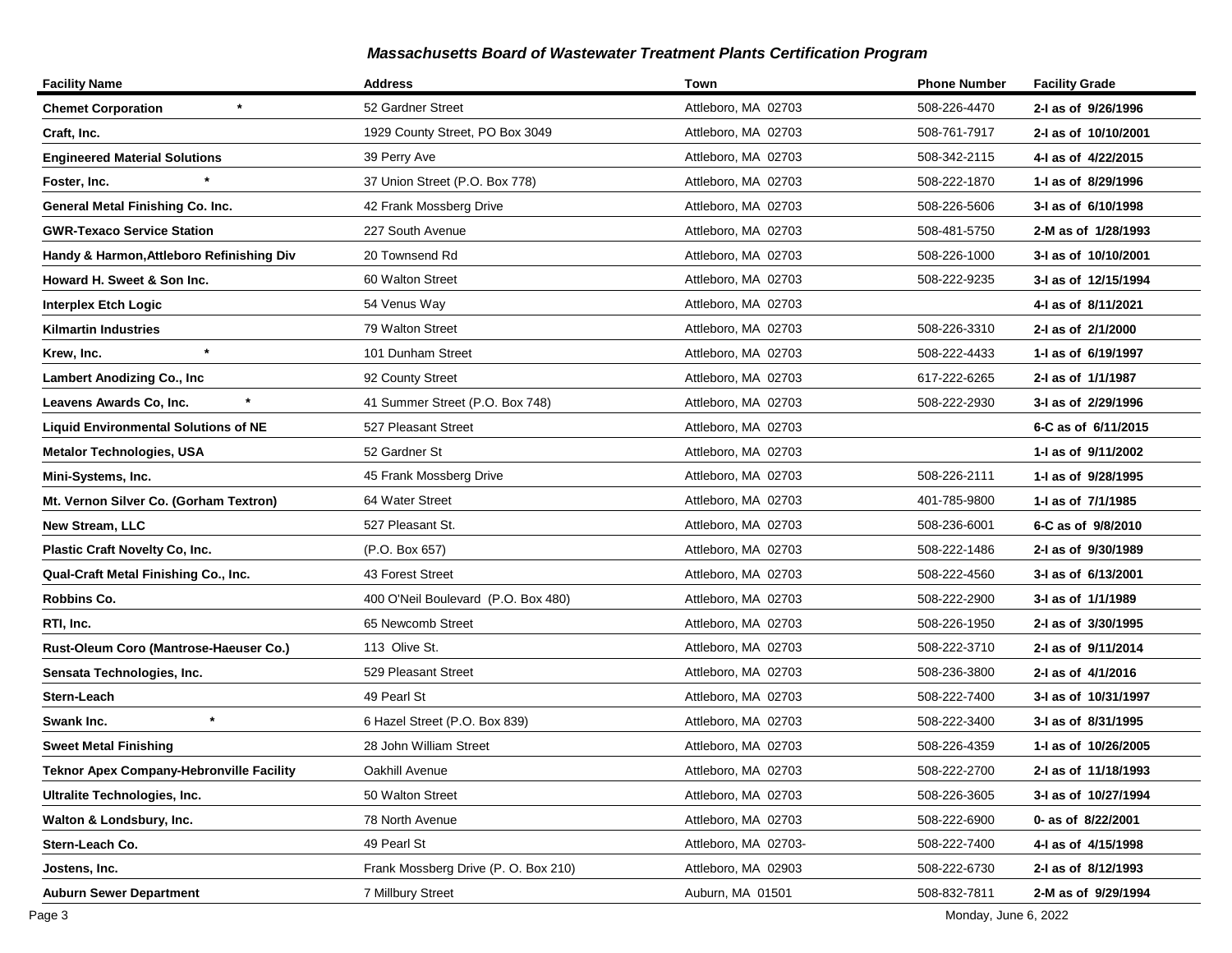## Massachusetts Board of Wastewater Treatment Plants Certification Program

| Facility Name | Address | Town | Phone Number | Facility Grade |
|---|---|---|---|---|
| **Chemet Corporation** * | 52 Gardner Street | Attleboro, MA 02703 | 508-226-4470 | **2-I as of 9/26/1996** |
| **Craft, Inc.** | 1929 County Street, PO Box 3049 | Attleboro, MA 02703 | 508-761-7917 | **2-I as of 10/10/2001** |
| **Engineered Material Solutions** | 39 Perry Ave | Attleboro, MA 02703 | 508-342-2115 | **4-I as of 4/22/2015** |
| **Foster, Inc.** * | 37 Union Street (P.O. Box 778) | Attleboro, MA 02703 | 508-222-1870 | **1-I as of 8/29/1996** |
| **General Metal Finishing Co. Inc.** | 42 Frank Mossberg Drive | Attleboro, MA 02703 | 508-226-5606 | **3-I as of 6/10/1998** |
| **GWR-Texaco Service Station** | 227 South Avenue | Attleboro, MA 02703 | 508-481-5750 | **2-M as of 1/28/1993** |
| **Handy & Harmon,Attleboro Refinishing Div** | 20 Townsend Rd | Attleboro, MA 02703 | 508-226-1000 | **3-I as of 10/10/2001** |
| **Howard H. Sweet & Son Inc.** | 60 Walton Street | Attleboro, MA 02703 | 508-222-9235 | **3-I as of 12/15/1994** |
| **Interplex Etch Logic** | 54 Venus Way | Attleboro, MA 02703 | | **4-I as of 8/11/2021** |
| **Kilmartin Industries** | 79 Walton Street | Attleboro, MA 02703 | 508-226-3310 | **2-I as of 2/1/2000** |
| **Krew, Inc.** * | 101 Dunham Street | Attleboro, MA 02703 | 508-222-4433 | **1-I as of 6/19/1997** |
| **Lambert Anodizing Co., Inc** | 92 County Street | Attleboro, MA 02703 | 617-222-6265 | **2-I as of 1/1/1987** |
| **Leavens Awards Co, Inc.** * | 41 Summer Street (P.O. Box 748) | Attleboro, MA 02703 | 508-222-2930 | **3-I as of 2/29/1996** |
| **Liquid Environmental Solutions of NE** | 527 Pleasant Street | Attleboro, MA 02703 | | **6-C as of 6/11/2015** |
| **Metalor Technologies, USA** | 52 Gardner St | Attleboro, MA 02703 | | **1-I as of 9/11/2002** |
| **Mini-Systems, Inc.** | 45 Frank Mossberg Drive | Attleboro, MA 02703 | 508-226-2111 | **1-I as of 9/28/1995** |
| **Mt. Vernon Silver Co. (Gorham Textron)** | 64 Water Street | Attleboro, MA 02703 | 401-785-9800 | **1-I as of 7/1/1985** |
| **New Stream, LLC** | 527 Pleasant St. | Attleboro, MA 02703 | 508-236-6001 | **6-C as of 9/8/2010** |
| **Plastic Craft Novelty Co, Inc.** | (P.O. Box 657) | Attleboro, MA 02703 | 508-222-1486 | **2-I as of 9/30/1989** |
| **Qual-Craft Metal Finishing Co., Inc.** | 43 Forest Street | Attleboro, MA 02703 | 508-222-4560 | **3-I as of 6/13/2001** |
| **Robbins Co.** | 400 O'Neil Boulevard (P.O. Box 480) | Attleboro, MA 02703 | 508-222-2900 | **3-I as of 1/1/1989** |
| **RTI, Inc.** | 65 Newcomb Street | Attleboro, MA 02703 | 508-226-1950 | **2-I as of 3/30/1995** |
| **Rust-Oleum Coro (Mantrose-Haeuser Co.)** | 113 Olive St. | Attleboro, MA 02703 | 508-222-3710 | **2-I as of 9/11/2014** |
| **Sensata Technologies, Inc.** | 529 Pleasant Street | Attleboro, MA 02703 | 508-236-3800 | **2-I as of 4/1/2016** |
| **Stern-Leach** | 49 Pearl St | Attleboro, MA 02703 | 508-222-7400 | **3-I as of 10/31/1997** |
| **Swank Inc.** * | 6 Hazel Street (P.O. Box 839) | Attleboro, MA 02703 | 508-222-3400 | **3-I as of 8/31/1995** |
| **Sweet Metal Finishing** | 28 John William Street | Attleboro, MA 02703 | 508-226-4359 | **1-I as of 10/26/2005** |
| **Teknor Apex Company-Hebronville Facility** | Oakhill Avenue | Attleboro, MA 02703 | 508-222-2700 | **2-I as of 11/18/1993** |
| **Ultralite Technologies, Inc.** | 50 Walton Street | Attleboro, MA 02703 | 508-226-3605 | **3-I as of 10/27/1994** |
| **Walton & Londsbury, Inc.** | 78 North Avenue | Attleboro, MA 02703 | 508-222-6900 | **0- as of 8/22/2001** |
| **Stern-Leach Co.** | 49 Pearl St | Attleboro, MA 02703- | 508-222-7400 | **4-I as of 4/15/1998** |
| **Jostens, Inc.** | Frank Mossberg Drive (P. O. Box 210) | Attleboro, MA 02903 | 508-222-6730 | **2-I as of 8/12/1993** |
| **Auburn Sewer Department** | 7 Millbury Street | Auburn, MA 01501 | 508-832-7811 | **2-M as of 9/29/1994** |

Monday, June 6, 2022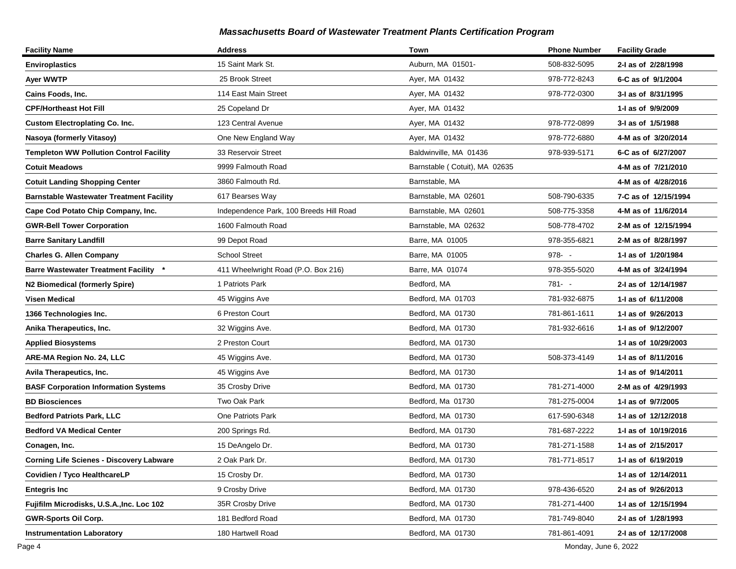*Massachusetts Board of Wastewater Treatment Plants Certification Program*

| Facility Name | Address | Town | Phone Number | Facility Grade |
|---|---|---|---|---|
| **Enviroplastics** | 15 Saint Mark St. | Auburn, MA 01501- | 508-832-5095 | **2-I as of 2/28/1998** |
| **Ayer WWTP** | 25 Brook Street | Ayer, MA 01432 | 978-772-8243 | **6-C as of 9/1/2004** |
| **Cains Foods, Inc.** | 114 East Main Street | Ayer, MA 01432 | 978-772-0300 | **3-I as of 8/31/1995** |
| **CPF/Hortheast Hot Fill** | 25 Copeland Dr | Ayer, MA 01432 | | **1-I as of 9/9/2009** |
| **Custom Electroplating Co. Inc.** | 123 Central Avenue | Ayer, MA 01432 | 978-772-0899 | **3-I as of 1/5/1988** |
| **Nasoya (formerly Vitasoy)** | One New England Way | Ayer, MA 01432 | 978-772-6880 | **4-M as of 3/20/2014** |
| **Templeton WW Pollution Control Facility** | 33 Reservoir Street | Baldwinville, MA 01436 | 978-939-5171 | **6-C as of 6/27/2007** |
| **Cotuit Meadows** | 9999 Falmouth Road | Barnstable ( Cotuit), MA 02635 | | **4-M as of 7/21/2010** |
| **Cotuit Landing Shopping Center** | 3860 Falmouth Rd. | Barnstable, MA | | **4-M as of 4/28/2016** |
| **Barnstable Wastewater Treatment Facility** | 617 Bearses Way | Barnstable, MA 02601 | 508-790-6335 | **7-C as of 12/15/1994** |
| **Cape Cod Potato Chip Company, Inc.** | Independence Park, 100 Breeds Hill Road | Barnstable, MA 02601 | 508-775-3358 | **4-M as of 11/6/2014** |
| **GWR-Bell Tower Corporation** | 1600 Falmouth Road | Barnstable, MA 02632 | 508-778-4702 | **2-M as of 12/15/1994** |
| **Barre Sanitary Landfill** | 99 Depot Road | Barre, MA 01005 | 978-355-6821 | **2-M as of 8/28/1997** |
| **Charles G. Allen Company** | School Street | Barre, MA 01005 | 978- - | **1-I as of 1/20/1984** |
| **Barre Wastewater Treatment Facility \*** | 411 Wheelwright Road (P.O. Box 216) | Barre, MA 01074 | 978-355-5020 | **4-M as of 3/24/1994** |
| **N2 Biomedical (formerly Spire)** | 1 Patriots Park | Bedford, MA | 781- - | **2-I as of 12/14/1987** |
| **Visen Medical** | 45 Wiggins Ave | Bedford, MA 01703 | 781-932-6875 | **1-I as of 6/11/2008** |
| **1366 Technologies Inc.** | 6 Preston Court | Bedford, MA 01730 | 781-861-1611 | **1-I as of 9/26/2013** |
| **Anika Therapeutics, Inc.** | 32 Wiggins Ave. | Bedford, MA 01730 | 781-932-6616 | **1-I as of 9/12/2007** |
| **Applied Biosystems** | 2 Preston Court | Bedford, MA 01730 | | **1-I as of 10/29/2003** |
| **ARE-MA Region No. 24, LLC** | 45 Wiggins Ave. | Bedford, MA 01730 | 508-373-4149 | **1-I as of 8/11/2016** |
| **Avila Therapeutics, Inc.** | 45 Wiggins Ave | Bedford, MA 01730 | | **1-I as of 9/14/2011** |
| **BASF Corporation Information Systems** | 35 Crosby Drive | Bedford, MA 01730 | 781-271-4000 | **2-M as of 4/29/1993** |
| **BD Biosciences** | Two Oak Park | Bedford, Ma 01730 | 781-275-0004 | **1-I as of 9/7/2005** |
| **Bedford Patriots Park, LLC** | One Patriots Park | Bedford, MA 01730 | 617-590-6348 | **1-I as of 12/12/2018** |
| **Bedford VA Medical Center** | 200 Springs Rd. | Bedford, MA 01730 | 781-687-2222 | **1-I as of 10/19/2016** |
| **Conagen, Inc.** | 15 DeAngelo Dr. | Bedford, MA 01730 | 781-271-1588 | **1-I as of 2/15/2017** |
| **Corning Life Scienes - Discovery Labware** | 2 Oak Park Dr. | Bedford, MA 01730 | 781-771-8517 | **1-I as of 6/19/2019** |
| **Covidien / Tyco HealthcareLP** | 15 Crosby Dr. | Bedford, MA 01730 | | **1-I as of 12/14/2011** |
| **Entegris Inc** | 9 Crosby Drive | Bedford, MA 01730 | 978-436-6520 | **2-I as of 9/26/2013** |
| **Fujifilm Microdisks, U.S.A.,Inc. Loc 102** | 35R Crosby Drive | Bedford, MA 01730 | 781-271-4400 | **1-I as of 12/15/1994** |
| **GWR-Sports Oil Corp.** | 181 Bedford Road | Bedford, MA 01730 | 781-749-8040 | **2-I as of 1/28/1993** |
| **Instrumentation Laboratory** | 180 Hartwell Road | Bedford, MA 01730 | 781-861-4091 | **2-I as of 12/17/2008** |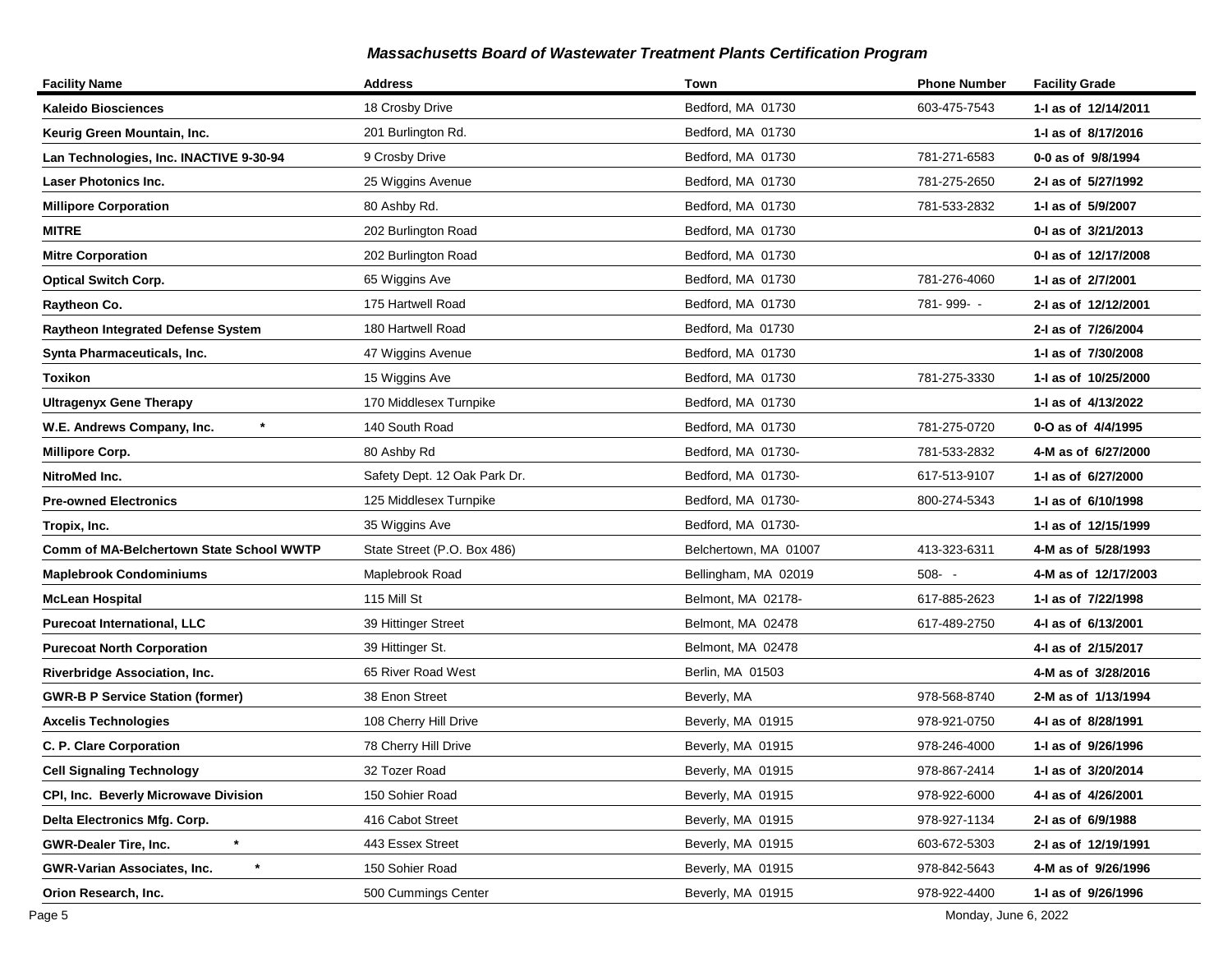## Massachusetts Board of Wastewater Treatment Plants Certification Program

| Facility Name | Address | Town | Phone Number | Facility Grade |
|---|---|---|---|---|
| **Kaleido Biosciences** | 18 Crosby Drive | Bedford, MA 01730 | 603-475-7543 | **1-I as of 12/14/2011** |
| **Keurig Green Mountain, Inc.** | 201 Burlington Rd. | Bedford, MA 01730 | | **1-I as of 8/17/2016** |
| **Lan Technologies, Inc. INACTIVE 9-30-94** | 9 Crosby Drive | Bedford, MA 01730 | 781-271-6583 | **0-0 as of 9/8/1994** |
| **Laser Photonics Inc.** | 25 Wiggins Avenue | Bedford, MA 01730 | 781-275-2650 | **2-I as of 5/27/1992** |
| **Millipore Corporation** | 80 Ashby Rd. | Bedford, MA 01730 | 781-533-2832 | **1-I as of 5/9/2007** |
| **MITRE** | 202 Burlington Road | Bedford, MA 01730 | | **0-I as of 3/21/2013** |
| **Mitre Corporation** | 202 Burlington Road | Bedford, MA 01730 | | **0-I as of 12/17/2008** |
| **Optical Switch Corp.** | 65 Wiggins Ave | Bedford, MA 01730 | 781-276-4060 | **1-I as of 2/7/2001** |
| **Raytheon Co.** | 175 Hartwell Road | Bedford, MA 01730 | 781- 999- - | **2-I as of 12/12/2001** |
| **Raytheon Integrated Defense System** | 180 Hartwell Road | Bedford, Ma 01730 | | **2-I as of 7/26/2004** |
| **Synta Pharmaceuticals, Inc.** | 47 Wiggins Avenue | Bedford, MA 01730 | | **1-I as of 7/30/2008** |
| **Toxikon** | 15 Wiggins Ave | Bedford, MA 01730 | 781-275-3330 | **1-I as of 10/25/2000** |
| **Ultragenyx Gene Therapy** | 170 Middlesex Turnpike | Bedford, MA 01730 | | **1-I as of 4/13/2022** |
| **W.E. Andrews Company, Inc. \*** | 140 South Road | Bedford, MA 01730 | 781-275-0720 | **0-O as of 4/4/1995** |
| **Millipore Corp.** | 80 Ashby Rd | Bedford, MA 01730- | 781-533-2832 | **4-M as of 6/27/2000** |
| **NitroMed Inc.** | Safety Dept. 12 Oak Park Dr. | Bedford, MA 01730- | 617-513-9107 | **1-I as of 6/27/2000** |
| **Pre-owned Electronics** | 125 Middlesex Turnpike | Bedford, MA 01730- | 800-274-5343 | **1-I as of 6/10/1998** |
| **Tropix, Inc.** | 35 Wiggins Ave | Bedford, MA 01730- | | **1-I as of 12/15/1999** |
| **Comm of MA-Belchertown State School WWTP** | State Street (P.O. Box 486) | Belchertown, MA 01007 | 413-323-6311 | **4-M as of 5/28/1993** |
| **Maplebrook Condominiums** | Maplebrook Road | Bellingham, MA 02019 | 508- - | **4-M as of 12/17/2003** |
| **McLean Hospital** | 115 Mill St | Belmont, MA 02178- | 617-885-2623 | **1-I as of 7/22/1998** |
| **Purecoat International, LLC** | 39 Hittinger Street | Belmont, MA 02478 | 617-489-2750 | **4-I as of 6/13/2001** |
| **Purecoat North Corporation** | 39 Hittinger St. | Belmont, MA 02478 | | **4-I as of 2/15/2017** |
| **Riverbridge Association, Inc.** | 65 River Road West | Berlin, MA 01503 | | **4-M as of 3/28/2016** |
| **GWR-B P Service Station (former)** | 38 Enon Street | Beverly, MA | 978-568-8740 | **2-M as of 1/13/1994** |
| **Axcelis Technologies** | 108 Cherry Hill Drive | Beverly, MA 01915 | 978-921-0750 | **4-I as of 8/28/1991** |
| **C. P. Clare Corporation** | 78 Cherry Hill Drive | Beverly, MA 01915 | 978-246-4000 | **1-I as of 9/26/1996** |
| **Cell Signaling Technology** | 32 Tozer Road | Beverly, MA 01915 | 978-867-2414 | **1-I as of 3/20/2014** |
| **CPI, Inc. Beverly Microwave Division** | 150 Sohier Road | Beverly, MA 01915 | 978-922-6000 | **4-I as of 4/26/2001** |
| **Delta Electronics Mfg. Corp.** | 416 Cabot Street | Beverly, MA 01915 | 978-927-1134 | **2-I as of 6/9/1988** |
| **GWR-Dealer Tire, Inc. \*** | 443 Essex Street | Beverly, MA 01915 | 603-672-5303 | **2-I as of 12/19/1991** |
| **GWR-Varian Associates, Inc. \*** | 150 Sohier Road | Beverly, MA 01915 | 978-842-5643 | **4-M as of 9/26/1996** |
| **Orion Research, Inc.** | 500 Cummings Center | Beverly, MA 01915 | 978-922-4400 | **1-I as of 9/26/1996** |

Monday, June 6, 2022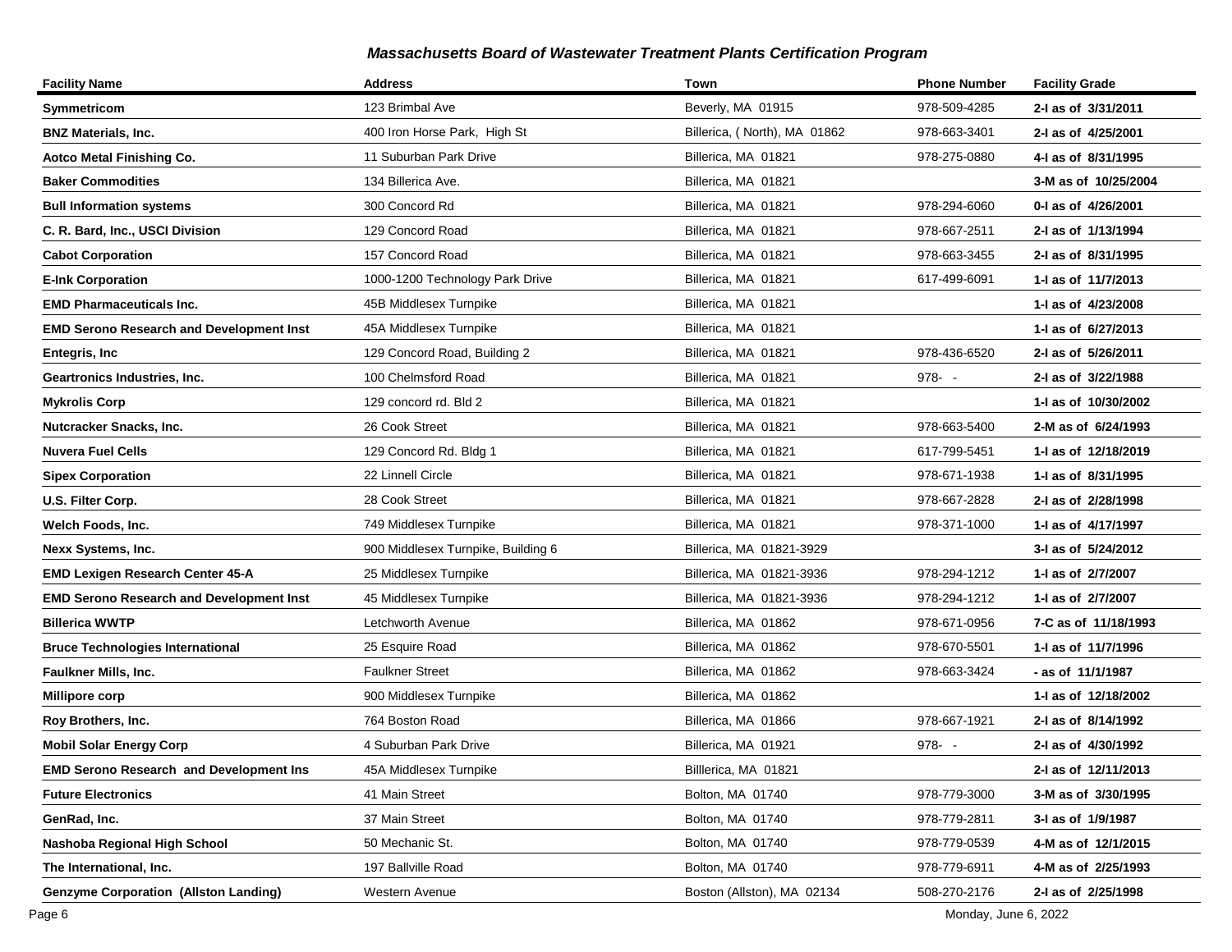## Massachusetts Board of Wastewater Treatment Plants Certification Program

| Facility Name | Address | Town | Phone Number | Facility Grade |
|---|---|---|---|---|
| **Symmetricom** | 123 Brimbal Ave | Beverly, MA 01915 | 978-509-4285 | **2-I as of 3/31/2011** |
| **BNZ Materials, Inc.** | 400 Iron Horse Park, High St | Billerica, ( North), MA 01862 | 978-663-3401 | **2-I as of 4/25/2001** |
| **Aotco Metal Finishing Co.** | 11 Suburban Park Drive | Billerica, MA 01821 | 978-275-0880 | **4-I as of 8/31/1995** |
| **Baker Commodities** | 134 Billerica Ave. | Billerica, MA 01821 | | **3-M as of 10/25/2004** |
| **Bull Information systems** | 300 Concord Rd | Billerica, MA 01821 | 978-294-6060 | **0-I as of 4/26/2001** |
| **C. R. Bard, Inc., USCI Division** | 129 Concord Road | Billerica, MA 01821 | 978-667-2511 | **2-I as of 1/13/1994** |
| **Cabot Corporation** | 157 Concord Road | Billerica, MA 01821 | 978-663-3455 | **2-I as of 8/31/1995** |
| **E-Ink Corporation** | 1000-1200 Technology Park Drive | Billerica, MA 01821 | 617-499-6091 | **1-I as of 11/7/2013** |
| **EMD Pharmaceuticals Inc.** | 45B Middlesex Turnpike | Billerica, MA 01821 | | **1-I as of 4/23/2008** |
| **EMD Serono Research and Development Inst** | 45A Middlesex Turnpike | Billerica, MA 01821 | | **1-I as of 6/27/2013** |
| **Entegris, Inc** | 129 Concord Road, Building 2 | Billerica, MA 01821 | 978-436-6520 | **2-I as of 5/26/2011** |
| **Geartronics Industries, Inc.** | 100 Chelmsford Road | Billerica, MA 01821 | 978- - | **2-I as of 3/22/1988** |
| **Mykrolis Corp** | 129 concord rd. Bld 2 | Billerica, MA 01821 | | **1-I as of 10/30/2002** |
| **Nutcracker Snacks, Inc.** | 26 Cook Street | Billerica, MA 01821 | 978-663-5400 | **2-M as of 6/24/1993** |
| **Nuvera Fuel Cells** | 129 Concord Rd. Bldg 1 | Billerica, MA 01821 | 617-799-5451 | **1-I as of 12/18/2019** |
| **Sipex Corporation** | 22 Linnell Circle | Billerica, MA 01821 | 978-671-1938 | **1-I as of 8/31/1995** |
| **U.S. Filter Corp.** | 28 Cook Street | Billerica, MA 01821 | 978-667-2828 | **2-I as of 2/28/1998** |
| **Welch Foods, Inc.** | 749 Middlesex Turnpike | Billerica, MA 01821 | 978-371-1000 | **1-I as of 4/17/1997** |
| **Nexx Systems, Inc.** | 900 Middlesex Turnpike, Building 6 | Billerica, MA 01821-3929 | | **3-I as of 5/24/2012** |
| **EMD Lexigen Research Center 45-A** | 25 Middlesex Turnpike | Billerica, MA 01821-3936 | 978-294-1212 | **1-I as of 2/7/2007** |
| **EMD Serono Research and Development Inst** | 45 Middlesex Turnpike | Billerica, MA 01821-3936 | 978-294-1212 | **1-I as of 2/7/2007** |
| **Billerica WWTP** | Letchworth Avenue | Billerica, MA 01862 | 978-671-0956 | **7-C as of 11/18/1993** |
| **Bruce Technologies International** | 25 Esquire Road | Billerica, MA 01862 | 978-670-5501 | **1-I as of 11/7/1996** |
| **Faulkner Mills, Inc.** | Faulkner Street | Billerica, MA 01862 | 978-663-3424 | **- as of 11/1/1987** |
| **Millipore corp** | 900 Middlesex Turnpike | Billerica, MA 01862 | | **1-I as of 12/18/2002** |
| **Roy Brothers, Inc.** | 764 Boston Road | Billerica, MA 01866 | 978-667-1921 | **2-I as of 8/14/1992** |
| **Mobil Solar Energy Corp** | 4 Suburban Park Drive | Billerica, MA 01921 | 978- - | **2-I as of 4/30/1992** |
| **EMD Serono Research and Development Ins** | 45A Middlesex Turnpike | Billlerica, MA 01821 | | **2-I as of 12/11/2013** |
| **Future Electronics** | 41 Main Street | Bolton, MA 01740 | 978-779-3000 | **3-M as of 3/30/1995** |
| **GenRad, Inc.** | 37 Main Street | Bolton, MA 01740 | 978-779-2811 | **3-I as of 1/9/1987** |
| **Nashoba Regional High School** | 50 Mechanic St. | Bolton, MA 01740 | 978-779-0539 | **4-M as of 12/1/2015** |
| **The International, Inc.** | 197 Ballville Road | Bolton, MA 01740 | 978-779-6911 | **4-M as of 2/25/1993** |
| **Genzyme Corporation (Allston Landing)** | Western Avenue | Boston (Allston), MA 02134 | 508-270-2176 | **2-I as of 2/25/1998** |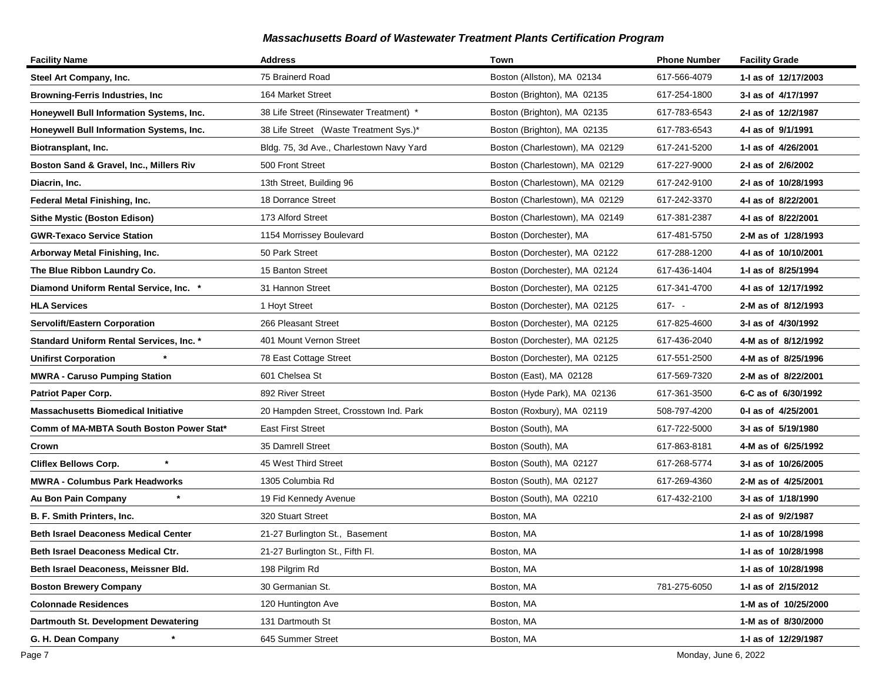## *Massachusetts Board of Wastewater Treatment Plants Certification Program*

| Facility Name | Address | Town | Phone Number | Facility Grade |
|---|---|---|---|---|
| **Steel Art Company, Inc.** | 75 Brainerd Road | Boston (Allston), MA 02134 | 617-566-4079 | **1-I as of 12/17/2003** |
| **Browning-Ferris Industries, Inc** | 164 Market Street | Boston (Brighton), MA 02135 | 617-254-1800 | **3-I as of 4/17/1997** |
| **Honeywell Bull Information Systems, Inc.** | 38 Life Street (Rinsewater Treatment) * | Boston (Brighton), MA 02135 | 617-783-6543 | **2-I as of 12/2/1987** |
| **Honeywell Bull Information Systems, Inc.** | 38 Life Street (Waste Treatment Sys.)* | Boston (Brighton), MA 02135 | 617-783-6543 | **4-I as of 9/1/1991** |
| **Biotransplant, Inc.** | Bldg. 75, 3d Ave., Charlestown Navy Yard | Boston (Charlestown), MA 02129 | 617-241-5200 | **1-I as of 4/26/2001** |
| **Boston Sand & Gravel, Inc., Millers Riv** | 500 Front Street | Boston (Charlestown), MA 02129 | 617-227-9000 | **2-I as of 2/6/2002** |
| **Diacrin, Inc.** | 13th Street, Building 96 | Boston (Charlestown), MA 02129 | 617-242-9100 | **2-I as of 10/28/1993** |
| **Federal Metal Finishing, Inc.** | 18 Dorrance Street | Boston (Charlestown), MA 02129 | 617-242-3370 | **4-I as of 8/22/2001** |
| **Sithe Mystic (Boston Edison)** | 173 Alford Street | Boston (Charlestown), MA 02149 | 617-381-2387 | **4-I as of 8/22/2001** |
| **GWR-Texaco Service Station** | 1154 Morrissey Boulevard | Boston (Dorchester), MA | 617-481-5750 | **2-M as of 1/28/1993** |
| **Arborway Metal Finishing, Inc.** | 50 Park Street | Boston (Dorchester), MA 02122 | 617-288-1200 | **4-I as of 10/10/2001** |
| **The Blue Ribbon Laundry Co.** | 15 Banton Street | Boston (Dorchester), MA 02124 | 617-436-1404 | **1-I as of 8/25/1994** |
| **Diamond Uniform Rental Service, Inc. \*** | 31 Hannon Street | Boston (Dorchester), MA 02125 | 617-341-4700 | **4-I as of 12/17/1992** |
| **HLA Services** | 1 Hoyt Street | Boston (Dorchester), MA 02125 | 617- - | **2-M as of 8/12/1993** |
| **Servolift/Eastern Corporation** | 266 Pleasant Street | Boston (Dorchester), MA 02125 | 617-825-4600 | **3-I as of 4/30/1992** |
| **Standard Uniform Rental Services, Inc. \*** | 401 Mount Vernon Street | Boston (Dorchester), MA 02125 | 617-436-2040 | **4-M as of 8/12/1992** |
| **Unifirst Corporation \*** | 78 East Cottage Street | Boston (Dorchester), MA 02125 | 617-551-2500 | **4-M as of 8/25/1996** |
| **MWRA - Caruso Pumping Station** | 601 Chelsea St | Boston (East), MA 02128 | 617-569-7320 | **2-M as of 8/22/2001** |
| **Patriot Paper Corp.** | 892 River Street | Boston (Hyde Park), MA 02136 | 617-361-3500 | **6-C as of 6/30/1992** |
| **Massachusetts Biomedical Initiative** | 20 Hampden Street, Crosstown Ind. Park | Boston (Roxbury), MA 02119 | 508-797-4200 | **0-I as of 4/25/2001** |
| **Comm of MA-MBTA South Boston Power Stat\*** | East First Street | Boston (South), MA | 617-722-5000 | **3-I as of 5/19/1980** |
| **Crown** | 35 Damrell Street | Boston (South), MA | 617-863-8181 | **4-M as of 6/25/1992** |
| **Cliflex Bellows Corp. \*** | 45 West Third Street | Boston (South), MA 02127 | 617-268-5774 | **3-I as of 10/26/2005** |
| **MWRA - Columbus Park Headworks** | 1305 Columbia Rd | Boston (South), MA 02127 | 617-269-4360 | **2-M as of 4/25/2001** |
| **Au Bon Pain Company \*** | 19 Fid Kennedy Avenue | Boston (South), MA 02210 | 617-432-2100 | **3-I as of 1/18/1990** |
| **B. F. Smith Printers, Inc.** | 320 Stuart Street | Boston, MA | | **2-I as of 9/2/1987** |
| **Beth Israel Deaconess Medical Center** | 21-27 Burlington St., Basement | Boston, MA | | **1-I as of 10/28/1998** |
| **Beth Israel Deaconess Medical Ctr.** | 21-27 Burlington St., Fifth Fl. | Boston, MA | | **1-I as of 10/28/1998** |
| **Beth Israel Deaconess, Meissner Bld.** | 198 Pilgrim Rd | Boston, MA | | **1-I as of 10/28/1998** |
| **Boston Brewery Company** | 30 Germanian St. | Boston, MA | 781-275-6050 | **1-I as of 2/15/2012** |
| **Colonnade Residences** | 120 Huntington Ave | Boston, MA | | **1-M as of 10/25/2000** |
| **Dartmouth St. Development Dewatering** | 131 Dartmouth St | Boston, MA | | **1-M as of 8/30/2000** |
| **G. H. Dean Company \*** | 645 Summer Street | Boston, MA | | **1-I as of 12/29/1987** |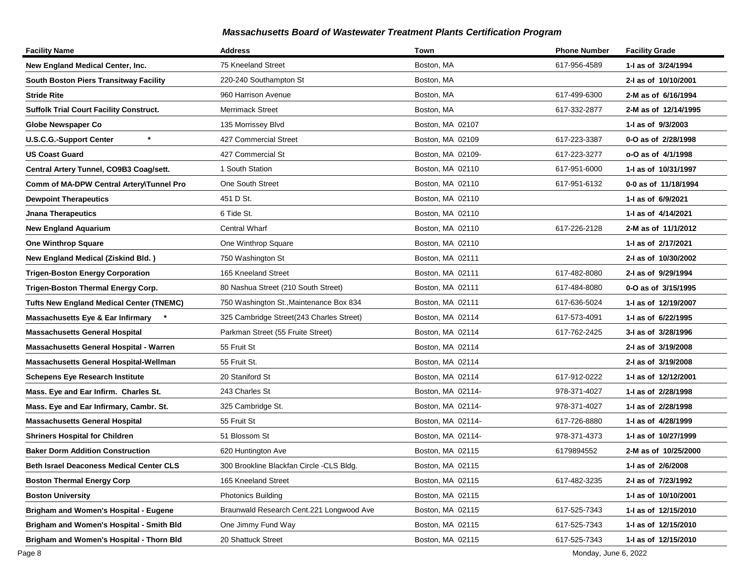## Massachusetts Board of Wastewater Treatment Plants Certification Program

| Facility Name | Address | Town | Phone Number | Facility Grade |
|---|---|---|---|---|
| **New England Medical Center, Inc.** | 75 Kneeland Street | Boston, MA | 617-956-4589 | **1-I as of 3/24/1994** |
| **South Boston Piers Transitway Facility** | 220-240 Southampton St | Boston, MA | | **2-I as of 10/10/2001** |
| **Stride Rite** | 960 Harrison Avenue | Boston, MA | 617-499-6300 | **2-M as of 6/16/1994** |
| **Suffolk Trial Court Facility Construct.** | Merrimack Street | Boston, MA | 617-332-2877 | **2-M as of 12/14/1995** |
| **Globe Newspaper Co** | 135 Morrissey Blvd | Boston, MA 02107 | | **1-I as of 9/3/2003** |
| **U.S.C.G.-Support Center** * | 427 Commercial Street | Boston, MA 02109 | 617-223-3387 | **0-O as of 2/28/1998** |
| **US Coast Guard** | 427 Commercial St | Boston, MA 02109- | 617-223-3277 | **o-O as of 4/1/1998** |
| **Central Artery Tunnel, CO9B3 Coag/sett.** | 1 South Station | Boston, MA 02110 | 617-951-6000 | **1-I as of 10/31/1997** |
| **Comm of MA-DPW Central Artery\Tunnel Pro** | One South Street | Boston, MA 02110 | 617-951-6132 | **0-0 as of 11/18/1994** |
| **Dewpoint Therapeutics** | 451 D St. | Boston, MA 02110 | | **1-I as of 6/9/2021** |
| **Jnana Therapeutics** | 6 Tide St. | Boston, MA 02110 | | **1-I as of 4/14/2021** |
| **New England Aquarium** | Central Wharf | Boston, MA 02110 | 617-226-2128 | **2-M as of 11/1/2012** |
| **One Winthrop Square** | One Winthrop Square | Boston, MA 02110 | | **1-I as of 2/17/2021** |
| **New England Medical (Ziskind Bld. )** | 750 Washington St | Boston, MA 02111 | | **2-I as of 10/30/2002** |
| **Trigen-Boston Energy Corporation** | 165 Kneeland Street | Boston, MA 02111 | 617-482-8080 | **2-I as of 9/29/1994** |
| **Trigen-Boston Thermal Energy Corp.** | 80 Nashua Street (210 South Street) | Boston, MA 02111 | 617-484-8080 | **0-O as of 3/15/1995** |
| **Tufts New England Medical Center (TNEMC)** | 750 Washington St.,Maintenance Box 834 | Boston, MA 02111 | 617-636-5024 | **1-I as of 12/19/2007** |
| **Massachusetts Eye & Ear Infirmary** * | 325 Cambridge Street(243 Charles Street) | Boston, MA 02114 | 617-573-4091 | **1-I as of 6/22/1995** |
| **Massachusetts General Hospital** | Parkman Street (55 Fruite Street) | Boston, MA 02114 | 617-762-2425 | **3-I as of 3/28/1996** |
| **Massachusetts General Hospital - Warren** | 55 Fruit St | Boston, MA 02114 | | **2-I as of 3/19/2008** |
| **Massachusetts General Hospital-Wellman** | 55 Fruit St. | Boston, MA 02114 | | **2-I as of 3/19/2008** |
| **Schepens Eye Research Institute** | 20 Staniford St | Boston, MA 02114 | 617-912-0222 | **1-I as of 12/12/2001** |
| **Mass. Eye and Ear Infirm. Charles St.** | 243 Charles St | Boston, MA 02114- | 978-371-4027 | **1-I as of 2/28/1998** |
| **Mass. Eye and Ear Infirmary, Cambr. St.** | 325 Cambridge St. | Boston, MA 02114- | 978-371-4027 | **1-I as of 2/28/1998** |
| **Massachusetts General Hospital** | 55 Fruit St | Boston, MA 02114- | 617-726-8880 | **1-I as of 4/28/1999** |
| **Shriners Hospital for Children** | 51 Blossom St | Boston, MA 02114- | 978-371-4373 | **1-I as of 10/27/1999** |
| **Baker Dorm Addition Construction** | 620 Huntington Ave | Boston, MA 02115 | 6179894552 | **2-M as of 10/25/2000** |
| **Beth Israel Deaconess Medical Center CLS** | 300 Brookline Blackfan Circle -CLS Bldg. | Boston, MA 02115 | | **1-I as of 2/6/2008** |
| **Boston Thermal Energy Corp** | 165 Kneeland Street | Boston, MA 02115 | 617-482-3235 | **2-I as of 7/23/1992** |
| **Boston University** | Photonics Building | Boston, MA 02115 | | **1-I as of 10/10/2001** |
| **Brigham and Women's Hospital - Eugene** | Braunwald Research Cent.221 Longwood Ave | Boston, MA 02115 | 617-525-7343 | **1-I as of 12/15/2010** |
| **Brigham and Women's Hospital - Smith Bld** | One Jimmy Fund Way | Boston, MA 02115 | 617-525-7343 | **1-I as of 12/15/2010** |
| **Brigham and Women's Hospital - Thorn Bld** | 20 Shattuck Street | Boston, MA 02115 | 617-525-7343 | **1-I as of 12/15/2010** |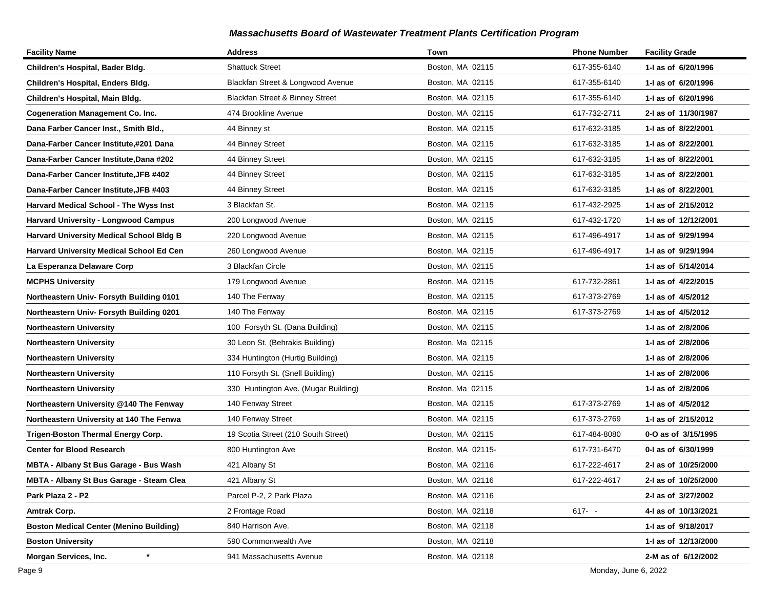## *Massachusetts Board of Wastewater Treatment Plants Certification Program*

| Facility Name | Address | Town | Phone Number | Facility Grade |
|---|---|---|---|---|
| **Children's Hospital, Bader Bldg.** | Shattuck Street | Boston, MA 02115 | 617-355-6140 | **1-I as of 6/20/1996** |
| **Children's Hospital, Enders Bldg.** | Blackfan Street & Longwood Avenue | Boston, MA 02115 | 617-355-6140 | **1-I as of 6/20/1996** |
| **Children's Hospital, Main Bldg.** | Blackfan Street & Binney Street | Boston, MA 02115 | 617-355-6140 | **1-I as of 6/20/1996** |
| **Cogeneration Management Co. Inc.** | 474 Brookline Avenue | Boston, MA 02115 | 617-732-2711 | **2-I as of 11/30/1987** |
| **Dana Farber Cancer Inst., Smith Bld.,** | 44 Binney st | Boston, MA 02115 | 617-632-3185 | **1-I as of 8/22/2001** |
| **Dana-Farber Cancer Institute,#201 Dana** | 44 Binney Street | Boston, MA 02115 | 617-632-3185 | **1-I as of 8/22/2001** |
| **Dana-Farber Cancer Institute,Dana #202** | 44 Binney Street | Boston, MA 02115 | 617-632-3185 | **1-I as of 8/22/2001** |
| **Dana-Farber Cancer Institute,JFB #402** | 44 Binney Street | Boston, MA 02115 | 617-632-3185 | **1-I as of 8/22/2001** |
| **Dana-Farber Cancer Institute,JFB #403** | 44 Binney Street | Boston, MA 02115 | 617-632-3185 | **1-I as of 8/22/2001** |
| **Harvard Medical School - The Wyss Inst** | 3 Blackfan St. | Boston, MA 02115 | 617-432-2925 | **1-I as of 2/15/2012** |
| **Harvard University - Longwood Campus** | 200 Longwood Avenue | Boston, MA 02115 | 617-432-1720 | **1-I as of 12/12/2001** |
| **Harvard University Medical School Bldg B** | 220 Longwood Avenue | Boston, MA 02115 | 617-496-4917 | **1-I as of 9/29/1994** |
| **Harvard University Medical School Ed Cen** | 260 Longwood Avenue | Boston, MA 02115 | 617-496-4917 | **1-I as of 9/29/1994** |
| **La Esperanza Delaware Corp** | 3 Blackfan Circle | Boston, MA 02115 | | **1-I as of 5/14/2014** |
| **MCPHS University** | 179 Longwood Avenue | Boston, MA 02115 | 617-732-2861 | **1-I as of 4/22/2015** |
| **Northeastern Univ- Forsyth Building 0101** | 140 The Fenway | Boston, MA 02115 | 617-373-2769 | **1-I as of 4/5/2012** |
| **Northeastern Univ- Forsyth Building 0201** | 140 The Fenway | Boston, MA 02115 | 617-373-2769 | **1-I as of 4/5/2012** |
| **Northeastern University** | 100 Forsyth St. (Dana Building) | Boston, MA 02115 | | **1-I as of 2/8/2006** |
| **Northeastern University** | 30 Leon St. (Behrakis Building) | Boston, Ma 02115 | | **1-I as of 2/8/2006** |
| **Northeastern University** | 334 Huntington (Hurtig Building) | Boston, MA 02115 | | **1-I as of 2/8/2006** |
| **Northeastern University** | 110 Forsyth St. (Snell Building) | Boston, MA 02115 | | **1-I as of 2/8/2006** |
| **Northeastern University** | 330 Huntington Ave. (Mugar Building) | Boston, Ma 02115 | | **1-I as of 2/8/2006** |
| **Northeastern University @140 The Fenway** | 140 Fenway Street | Boston, MA 02115 | 617-373-2769 | **1-I as of 4/5/2012** |
| **Northeastern University at 140 The Fenwa** | 140 Fenway Street | Boston, MA 02115 | 617-373-2769 | **1-I as of 2/15/2012** |
| **Trigen-Boston Thermal Energy Corp.** | 19 Scotia Street (210 South Street) | Boston, MA 02115 | 617-484-8080 | **0-O as of 3/15/1995** |
| **Center for Blood Research** | 800 Huntington Ave | Boston, MA 02115- | 617-731-6470 | **0-I as of 6/30/1999** |
| **MBTA - Albany St Bus Garage - Bus Wash** | 421 Albany St | Boston, MA 02116 | 617-222-4617 | **2-I as of 10/25/2000** |
| **MBTA - Albany St Bus Garage - Steam Clea** | 421 Albany St | Boston, MA 02116 | 617-222-4617 | **2-I as of 10/25/2000** |
| **Park Plaza 2 - P2** | Parcel P-2, 2 Park Plaza | Boston, MA 02116 | | **2-I as of 3/27/2002** |
| **Amtrak Corp.** | 2 Frontage Road | Boston, MA 02118 | 617- - | **4-I as of 10/13/2021** |
| **Boston Medical Center (Menino Building)** | 840 Harrison Ave. | Boston, MA 02118 | | **1-I as of 9/18/2017** |
| **Boston University** | 590 Commonwealth Ave | Boston, MA 02118 | | **1-I as of 12/13/2000** |
| **Morgan Services, Inc.** * | 941 Massachusetts Avenue | Boston, MA 02118 | | **2-M as of 6/12/2002** |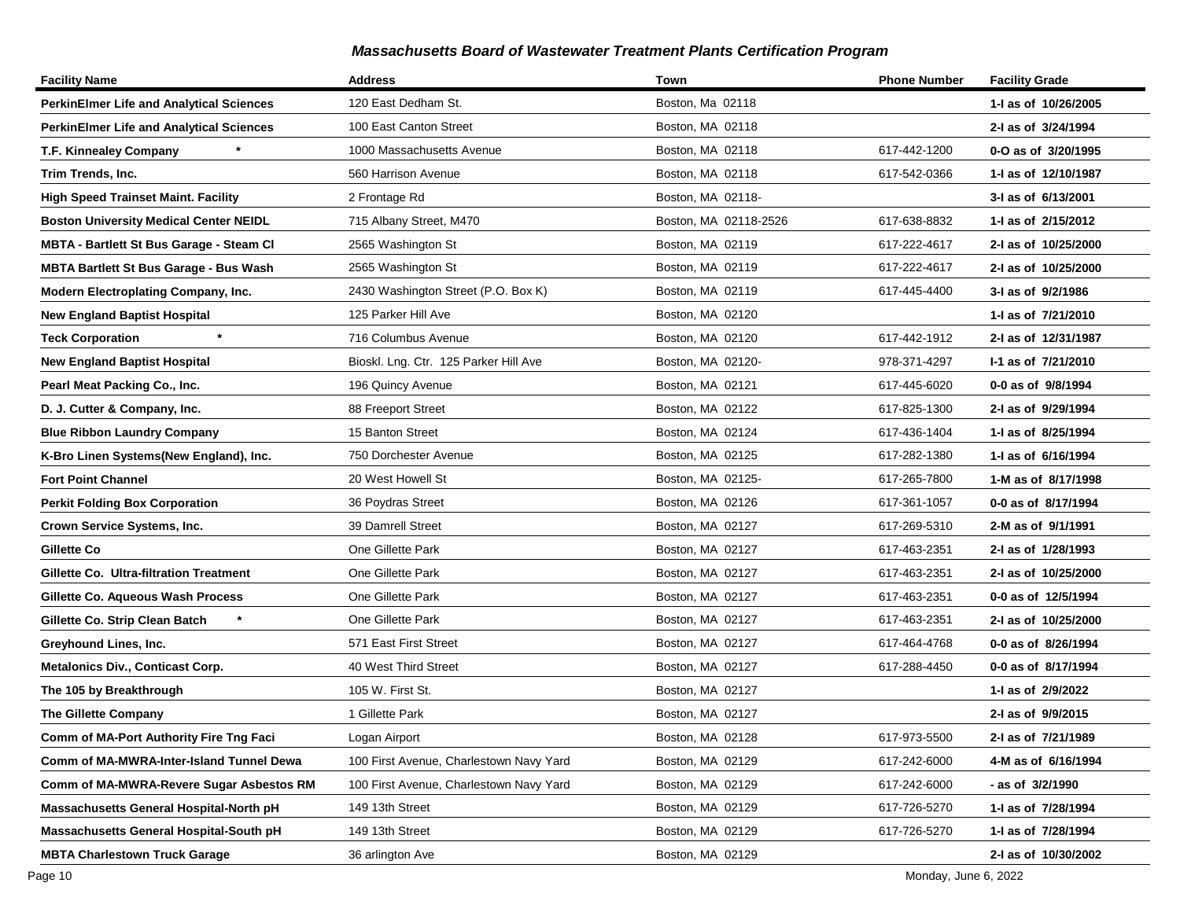## *Massachusetts Board of Wastewater Treatment Plants Certification Program*

| Facility Name | Address | Town | Phone Number | Facility Grade |
|---|---|---|---|---|
| **PerkinElmer Life and Analytical Sciences** | 120 East Dedham St. | Boston, Ma 02118 | | **1-I as of 10/26/2005** |
| **PerkinElmer Life and Analytical Sciences** | 100 East Canton Street | Boston, MA 02118 | | **2-I as of 3/24/1994** |
| **T.F. Kinnealey Company \*** | 1000 Massachusetts Avenue | Boston, MA 02118 | 617-442-1200 | **0-O as of 3/20/1995** |
| **Trim Trends, Inc.** | 560 Harrison Avenue | Boston, MA 02118 | 617-542-0366 | **1-I as of 12/10/1987** |
| **High Speed Trainset Maint. Facility** | 2 Frontage Rd | Boston, MA 02118- | | **3-I as of 6/13/2001** |
| **Boston University Medical Center NEIDL** | 715 Albany Street, M470 | Boston, MA 02118-2526 | 617-638-8832 | **1-I as of 2/15/2012** |
| **MBTA - Bartlett St Bus Garage - Steam Cl** | 2565 Washington St | Boston, MA 02119 | 617-222-4617 | **2-I as of 10/25/2000** |
| **MBTA Bartlett St Bus Garage - Bus Wash** | 2565 Washington St | Boston, MA 02119 | 617-222-4617 | **2-I as of 10/25/2000** |
| **Modern Electroplating Company, Inc.** | 2430 Washington Street (P.O. Box K) | Boston, MA 02119 | 617-445-4400 | **3-I as of 9/2/1986** |
| **New England Baptist Hospital** | 125 Parker Hill Ave | Boston, MA 02120 | | **1-I as of 7/21/2010** |
| **Teck Corporation \*** | 716 Columbus Avenue | Boston, MA 02120 | 617-442-1912 | **2-I as of 12/31/1987** |
| **New England Baptist Hospital** | Bioskl. Lng. Ctr. 125 Parker Hill Ave | Boston, MA 02120- | 978-371-4297 | **I-1 as of 7/21/2010** |
| **Pearl Meat Packing Co., Inc.** | 196 Quincy Avenue | Boston, MA 02121 | 617-445-6020 | **0-0 as of 9/8/1994** |
| **D. J. Cutter & Company, Inc.** | 88 Freeport Street | Boston, MA 02122 | 617-825-1300 | **2-I as of 9/29/1994** |
| **Blue Ribbon Laundry Company** | 15 Banton Street | Boston, MA 02124 | 617-436-1404 | **1-I as of 8/25/1994** |
| **K-Bro Linen Systems(New England), Inc.** | 750 Dorchester Avenue | Boston, MA 02125 | 617-282-1380 | **1-I as of 6/16/1994** |
| **Fort Point Channel** | 20 West Howell St | Boston, MA 02125- | 617-265-7800 | **1-M as of 8/17/1998** |
| **Perkit Folding Box Corporation** | 36 Poydras Street | Boston, MA 02126 | 617-361-1057 | **0-0 as of 8/17/1994** |
| **Crown Service Systems, Inc.** | 39 Damrell Street | Boston, MA 02127 | 617-269-5310 | **2-M as of 9/1/1991** |
| **Gillette Co** | One Gillette Park | Boston, MA 02127 | 617-463-2351 | **2-I as of 1/28/1993** |
| **Gillette Co. Ultra-filtration Treatment** | One Gillette Park | Boston, MA 02127 | 617-463-2351 | **2-I as of 10/25/2000** |
| **Gillette Co. Aqueous Wash Process** | One Gillette Park | Boston, MA 02127 | 617-463-2351 | **0-0 as of 12/5/1994** |
| **Gillette Co. Strip Clean Batch \*** | One Gillette Park | Boston, MA 02127 | 617-463-2351 | **2-I as of 10/25/2000** |
| **Greyhound Lines, Inc.** | 571 East First Street | Boston, MA 02127 | 617-464-4768 | **0-0 as of 8/26/1994** |
| **Metalonics Div., Conticast Corp.** | 40 West Third Street | Boston, MA 02127 | 617-288-4450 | **0-0 as of 8/17/1994** |
| **The 105 by Breakthrough** | 105 W. First St. | Boston, MA 02127 | | **1-I as of 2/9/2022** |
| **The Gillette Company** | 1 Gillette Park | Boston, MA 02127 | | **2-I as of 9/9/2015** |
| **Comm of MA-Port Authority Fire Tng Faci** | Logan Airport | Boston, MA 02128 | 617-973-5500 | **2-I as of 7/21/1989** |
| **Comm of MA-MWRA-Inter-Island Tunnel Dewa** | 100 First Avenue, Charlestown Navy Yard | Boston, MA 02129 | 617-242-6000 | **4-M as of 6/16/1994** |
| **Comm of MA-MWRA-Revere Sugar Asbestos RM** | 100 First Avenue, Charlestown Navy Yard | Boston, MA 02129 | 617-242-6000 | **- as of 3/2/1990** |
| **Massachusetts General Hospital-North pH** | 149 13th Street | Boston, MA 02129 | 617-726-5270 | **1-I as of 7/28/1994** |
| **Massachusetts General Hospital-South pH** | 149 13th Street | Boston, MA 02129 | 617-726-5270 | **1-I as of 7/28/1994** |
| **MBTA Charlestown Truck Garage** | 36 arlington Ave | Boston, MA 02129 | | **2-I as of 10/30/2002** |

Monday, June 6, 2022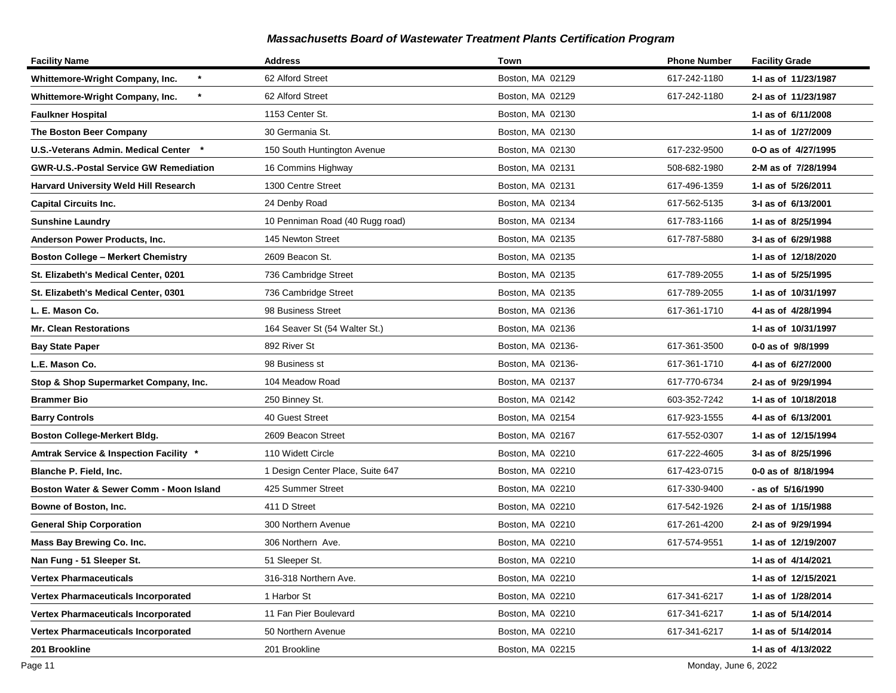## *Massachusetts Board of Wastewater Treatment Plants Certification Program*

| Facility Name | Address | Town | Phone Number | Facility Grade |
|---|---|---|---|---|
| **Whittemore-Wright Company, Inc. \*** | 62 Alford Street | Boston, MA 02129 | 617-242-1180 | **1-I as of 11/23/1987** |
| **Whittemore-Wright Company, Inc. \*** | 62 Alford Street | Boston, MA 02129 | 617-242-1180 | **2-I as of 11/23/1987** |
| **Faulkner Hospital** | 1153 Center St. | Boston, MA 02130 | | **1-I as of 6/11/2008** |
| **The Boston Beer Company** | 30 Germania St. | Boston, MA 02130 | | **1-I as of 1/27/2009** |
| **U.S.-Veterans Admin. Medical Center \*** | 150 South Huntington Avenue | Boston, MA 02130 | 617-232-9500 | **0-O as of 4/27/1995** |
| **GWR-U.S.-Postal Service GW Remediation** | 16 Commins Highway | Boston, MA 02131 | 508-682-1980 | **2-M as of 7/28/1994** |
| **Harvard University Weld Hill Research** | 1300 Centre Street | Boston, MA 02131 | 617-496-1359 | **1-I as of 5/26/2011** |
| **Capital Circuits Inc.** | 24 Denby Road | Boston, MA 02134 | 617-562-5135 | **3-I as of 6/13/2001** |
| **Sunshine Laundry** | 10 Penniman Road (40 Rugg road) | Boston, MA 02134 | 617-783-1166 | **1-I as of 8/25/1994** |
| **Anderson Power Products, Inc.** | 145 Newton Street | Boston, MA 02135 | 617-787-5880 | **3-I as of 6/29/1988** |
| **Boston College – Merkert Chemistry** | 2609 Beacon St. | Boston, MA 02135 | | **1-I as of 12/18/2020** |
| **St. Elizabeth's Medical Center, 0201** | 736 Cambridge Street | Boston, MA 02135 | 617-789-2055 | **1-I as of 5/25/1995** |
| **St. Elizabeth's Medical Center, 0301** | 736 Cambridge Street | Boston, MA 02135 | 617-789-2055 | **1-I as of 10/31/1997** |
| **L. E. Mason Co.** | 98 Business Street | Boston, MA 02136 | 617-361-1710 | **4-I as of 4/28/1994** |
| **Mr. Clean Restorations** | 164 Seaver St (54 Walter St.) | Boston, MA 02136 | | **1-I as of 10/31/1997** |
| **Bay State Paper** | 892 River St | Boston, MA 02136- | 617-361-3500 | **0-0 as of 9/8/1999** |
| **L.E. Mason Co.** | 98 Business st | Boston, MA 02136- | 617-361-1710 | **4-I as of 6/27/2000** |
| **Stop & Shop Supermarket Company, Inc.** | 104 Meadow Road | Boston, MA 02137 | 617-770-6734 | **2-I as of 9/29/1994** |
| **Brammer Bio** | 250 Binney St. | Boston, MA 02142 | 603-352-7242 | **1-I as of 10/18/2018** |
| **Barry Controls** | 40 Guest Street | Boston, MA 02154 | 617-923-1555 | **4-I as of 6/13/2001** |
| **Boston College-Merkert Bldg.** | 2609 Beacon Street | Boston, MA 02167 | 617-552-0307 | **1-I as of 12/15/1994** |
| **Amtrak Service & Inspection Facility \*** | 110 Widett Circle | Boston, MA 02210 | 617-222-4605 | **3-I as of 8/25/1996** |
| **Blanche P. Field, Inc.** | 1 Design Center Place, Suite 647 | Boston, MA 02210 | 617-423-0715 | **0-0 as of 8/18/1994** |
| **Boston Water & Sewer Comm - Moon Island** | 425 Summer Street | Boston, MA 02210 | 617-330-9400 | **- as of 5/16/1990** |
| **Bowne of Boston, Inc.** | 411 D Street | Boston, MA 02210 | 617-542-1926 | **2-I as of 1/15/1988** |
| **General Ship Corporation** | 300 Northern Avenue | Boston, MA 02210 | 617-261-4200 | **2-I as of 9/29/1994** |
| **Mass Bay Brewing Co. Inc.** | 306 Northern Ave. | Boston, MA 02210 | 617-574-9551 | **1-I as of 12/19/2007** |
| **Nan Fung - 51 Sleeper St.** | 51 Sleeper St. | Boston, MA 02210 | | **1-I as of 4/14/2021** |
| **Vertex Pharmaceuticals** | 316-318 Northern Ave. | Boston, MA 02210 | | **1-I as of 12/15/2021** |
| **Vertex Pharmaceuticals Incorporated** | 1 Harbor St | Boston, MA 02210 | 617-341-6217 | **1-I as of 1/28/2014** |
| **Vertex Pharmaceuticals Incorporated** | 11 Fan Pier Boulevard | Boston, MA 02210 | 617-341-6217 | **1-I as of 5/14/2014** |
| **Vertex Pharmaceuticals Incorporated** | 50 Northern Avenue | Boston, MA 02210 | 617-341-6217 | **1-I as of 5/14/2014** |
| **201 Brookline** | 201 Brookline | Boston, MA 02215 | | **1-I as of 4/13/2022** |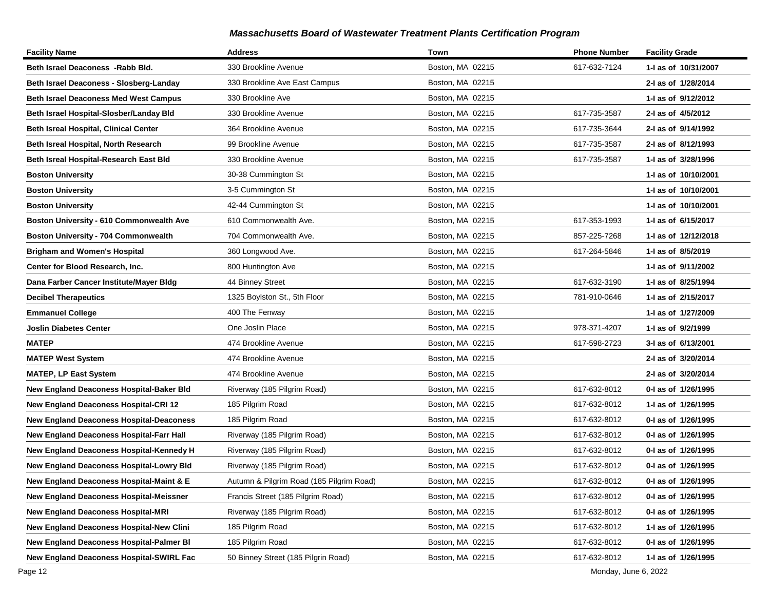# Massachusetts Board of Wastewater Treatment Plants Certification Program

| Facility Name | Address | Town | Phone Number | Facility Grade |
|---|---|---|---|---|
| **Beth Israel Deaconess -Rabb Bld.** | 330 Brookline Avenue | Boston, MA 02215 | 617-632-7124 | **1-I as of 10/31/2007** |
| **Beth Israel Deaconess - Slosberg-Landay** | 330 Brookline Ave East Campus | Boston, MA 02215 | | **2-I as of 1/28/2014** |
| **Beth Israel Deaconess Med West Campus** | 330 Brookline Ave | Boston, MA 02215 | | **1-I as of 9/12/2012** |
| **Beth Israel Hospital-Slosber/Landay Bld** | 330 Brookline Avenue | Boston, MA 02215 | 617-735-3587 | **2-I as of 4/5/2012** |
| **Beth Isreal Hospital, Clinical Center** | 364 Brookline Avenue | Boston, MA 02215 | 617-735-3644 | **2-I as of 9/14/1992** |
| **Beth Isreal Hospital, North Research** | 99 Brookline Avenue | Boston, MA 02215 | 617-735-3587 | **2-I as of 8/12/1993** |
| **Beth Isreal Hospital-Research East Bld** | 330 Brookline Avenue | Boston, MA 02215 | 617-735-3587 | **1-I as of 3/28/1996** |
| **Boston University** | 30-38 Cummington St | Boston, MA 02215 | | **1-I as of 10/10/2001** |
| **Boston University** | 3-5 Cummington St | Boston, MA 02215 | | **1-I as of 10/10/2001** |
| **Boston University** | 42-44 Cummington St | Boston, MA 02215 | | **1-I as of 10/10/2001** |
| **Boston University - 610 Commonwealth Ave** | 610 Commonwealth Ave. | Boston, MA 02215 | 617-353-1993 | **1-I as of 6/15/2017** |
| **Boston University - 704 Commonwealth** | 704 Commonwealth Ave. | Boston, MA 02215 | 857-225-7268 | **1-I as of 12/12/2018** |
| **Brigham and Women's Hospital** | 360 Longwood Ave. | Boston, MA 02215 | 617-264-5846 | **1-I as of 8/5/2019** |
| **Center for Blood Research, Inc.** | 800 Huntington Ave | Boston, MA 02215 | | **1-I as of 9/11/2002** |
| **Dana Farber Cancer Institute/Mayer Bldg** | 44 Binney Street | Boston, MA 02215 | 617-632-3190 | **1-I as of 8/25/1994** |
| **Decibel Therapeutics** | 1325 Boylston St., 5th Floor | Boston, MA 02215 | 781-910-0646 | **1-I as of 2/15/2017** |
| **Emmanuel College** | 400 The Fenway | Boston, MA 02215 | | **1-I as of 1/27/2009** |
| **Joslin Diabetes Center** | One Joslin Place | Boston, MA 02215 | 978-371-4207 | **1-I as of 9/2/1999** |
| **MATEP** | 474 Brookline Avenue | Boston, MA 02215 | 617-598-2723 | **3-I as of 6/13/2001** |
| **MATEP West System** | 474 Brookline Avenue | Boston, MA 02215 | | **2-I as of 3/20/2014** |
| **MATEP, LP East System** | 474 Brookline Avenue | Boston, MA 02215 | | **2-I as of 3/20/2014** |
| **New England Deaconess Hospital-Baker Bld** | Riverway (185 Pilgrim Road) | Boston, MA 02215 | 617-632-8012 | **0-I as of 1/26/1995** |
| **New England Deaconess Hospital-CRI 12** | 185 Pilgrim Road | Boston, MA 02215 | 617-632-8012 | **1-I as of 1/26/1995** |
| **New England Deaconess Hospital-Deaconess** | 185 Pilgrim Road | Boston, MA 02215 | 617-632-8012 | **0-I as of 1/26/1995** |
| **New England Deaconess Hospital-Farr Hall** | Riverway (185 Pilgrim Road) | Boston, MA 02215 | 617-632-8012 | **0-I as of 1/26/1995** |
| **New England Deaconess Hospital-Kennedy H** | Riverway (185 Pilgrim Road) | Boston, MA 02215 | 617-632-8012 | **0-I as of 1/26/1995** |
| **New England Deaconess Hospital-Lowry Bld** | Riverway (185 Pilgrim Road) | Boston, MA 02215 | 617-632-8012 | **0-I as of 1/26/1995** |
| **New England Deaconess Hospital-Maint & E** | Autumn & Pilgrim Road (185 Pilgrim Road) | Boston, MA 02215 | 617-632-8012 | **0-I as of 1/26/1995** |
| **New England Deaconess Hospital-Meissner** | Francis Street (185 Pilgrim Road) | Boston, MA 02215 | 617-632-8012 | **0-I as of 1/26/1995** |
| **New England Deaconess Hospital-MRI** | Riverway (185 Pilgrim Road) | Boston, MA 02215 | 617-632-8012 | **0-I as of 1/26/1995** |
| **New England Deaconess Hospital-New Clini** | 185 Pilgrim Road | Boston, MA 02215 | 617-632-8012 | **1-I as of 1/26/1995** |
| **New England Deaconess Hospital-Palmer Bl** | 185 Pilgrim Road | Boston, MA 02215 | 617-632-8012 | **0-I as of 1/26/1995** |
| **New England Deaconess Hospital-SWIRL Fac** | 50 Binney Street (185 Pilgrin Road) | Boston, MA 02215 | 617-632-8012 | **1-I as of 1/26/1995** |

Monday, June 6, 2022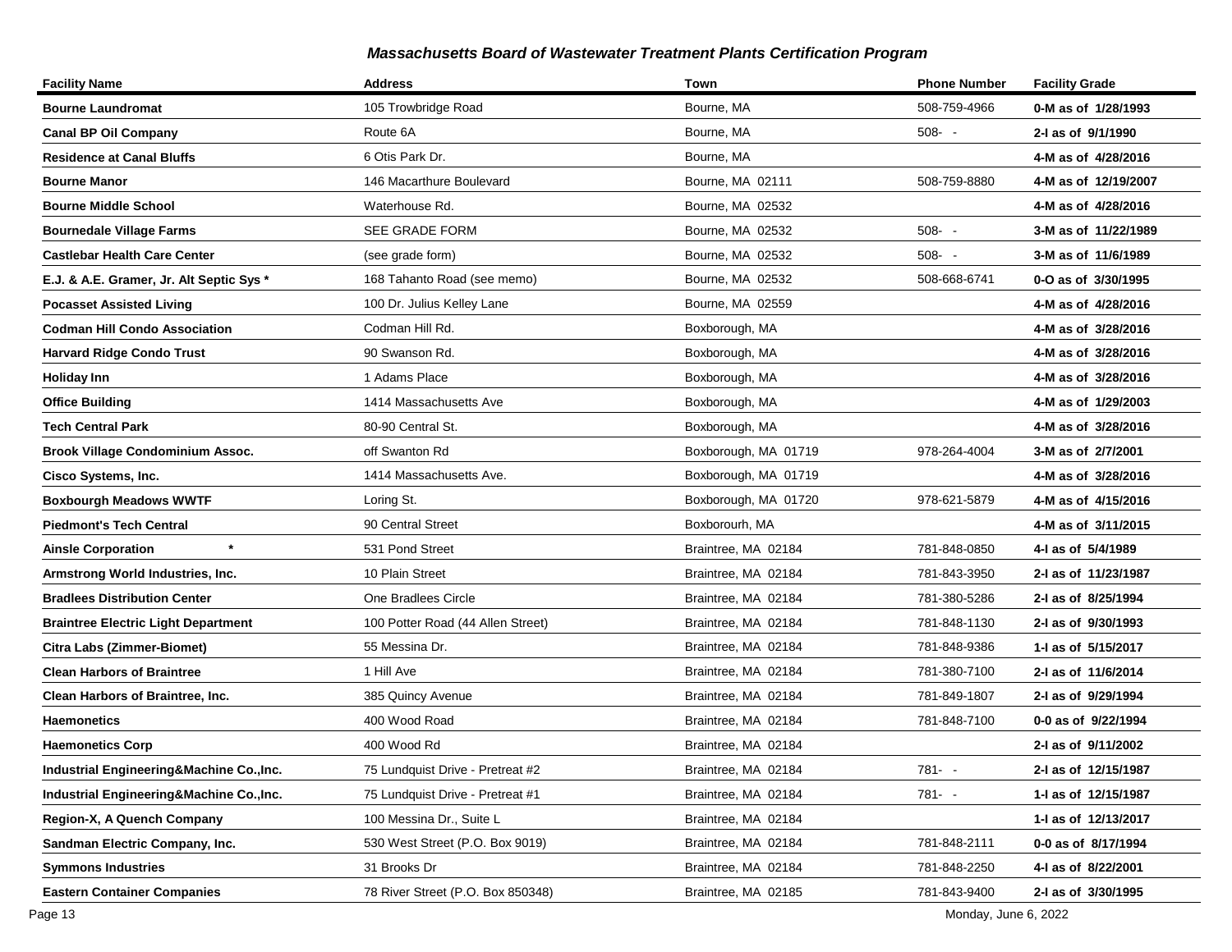## Massachusetts Board of Wastewater Treatment Plants Certification Program

| Facility Name | Address | Town | Phone Number | Facility Grade |
|---|---|---|---|---|
| **Bourne Laundromat** | 105 Trowbridge Road | Bourne, MA | 508-759-4966 | **0-M as of 1/28/1993** |
| **Canal BP Oil Company** | Route 6A | Bourne, MA | 508- - | **2-I as of 9/1/1990** |
| **Residence at Canal Bluffs** | 6 Otis Park Dr. | Bourne, MA | | **4-M as of 4/28/2016** |
| **Bourne Manor** | 146 Macarthure Boulevard | Bourne, MA 02111 | 508-759-8880 | **4-M as of 12/19/2007** |
| **Bourne Middle School** | Waterhouse Rd. | Bourne, MA 02532 | | **4-M as of 4/28/2016** |
| **Bournedale Village Farms** | SEE GRADE FORM | Bourne, MA 02532 | 508- - | **3-M as of 11/22/1989** |
| **Castlebar Health Care Center** | (see grade form) | Bourne, MA 02532 | 508- - | **3-M as of 11/6/1989** |
| **E.J. & A.E. Gramer, Jr. Alt Septic Sys *** | 168 Tahanto Road (see memo) | Bourne, MA 02532 | 508-668-6741 | **0-O as of 3/30/1995** |
| **Pocasset Assisted Living** | 100 Dr. Julius Kelley Lane | Bourne, MA 02559 | | **4-M as of 4/28/2016** |
| **Codman Hill Condo Association** | Codman Hill Rd. | Boxborough, MA | | **4-M as of 3/28/2016** |
| **Harvard Ridge Condo Trust** | 90 Swanson Rd. | Boxborough, MA | | **4-M as of 3/28/2016** |
| **Holiday Inn** | 1 Adams Place | Boxborough, MA | | **4-M as of 3/28/2016** |
| **Office Building** | 1414 Massachusetts Ave | Boxborough, MA | | **4-M as of 1/29/2003** |
| **Tech Central Park** | 80-90 Central St. | Boxborough, MA | | **4-M as of 3/28/2016** |
| **Brook Village Condominium Assoc.** | off Swanton Rd | Boxborough, MA 01719 | 978-264-4004 | **3-M as of 2/7/2001** |
| **Cisco Systems, Inc.** | 1414 Massachusetts Ave. | Boxborough, MA 01719 | | **4-M as of 3/28/2016** |
| **Boxbourgh Meadows WWTF** | Loring St. | Boxborough, MA 01720 | 978-621-5879 | **4-M as of 4/15/2016** |
| **Piedmont's Tech Central** | 90 Central Street | Boxborourh, MA | | **4-M as of 3/11/2015** |
| **Ainsle Corporation *** | 531 Pond Street | Braintree, MA 02184 | 781-848-0850 | **4-I as of 5/4/1989** |
| **Armstrong World Industries, Inc.** | 10 Plain Street | Braintree, MA 02184 | 781-843-3950 | **2-I as of 11/23/1987** |
| **Bradlees Distribution Center** | One Bradlees Circle | Braintree, MA 02184 | 781-380-5286 | **2-I as of 8/25/1994** |
| **Braintree Electric Light Department** | 100 Potter Road (44 Allen Street) | Braintree, MA 02184 | 781-848-1130 | **2-I as of 9/30/1993** |
| **Citra Labs (Zimmer-Biomet)** | 55 Messina Dr. | Braintree, MA 02184 | 781-848-9386 | **1-I as of 5/15/2017** |
| **Clean Harbors of Braintree** | 1 Hill Ave | Braintree, MA 02184 | 781-380-7100 | **2-I as of 11/6/2014** |
| **Clean Harbors of Braintree, Inc.** | 385 Quincy Avenue | Braintree, MA 02184 | 781-849-1807 | **2-I as of 9/29/1994** |
| **Haemonetics** | 400 Wood Road | Braintree, MA 02184 | 781-848-7100 | **0-0 as of 9/22/1994** |
| **Haemonetics Corp** | 400 Wood Rd | Braintree, MA 02184 | | **2-I as of 9/11/2002** |
| **Industrial Engineering&Machine Co.,Inc.** | 75 Lundquist Drive - Pretreat #2 | Braintree, MA 02184 | 781- - | **2-I as of 12/15/1987** |
| **Industrial Engineering&Machine Co.,Inc.** | 75 Lundquist Drive - Pretreat #1 | Braintree, MA 02184 | 781- - | **1-I as of 12/15/1987** |
| **Region-X, A Quench Company** | 100 Messina Dr., Suite L | Braintree, MA 02184 | | **1-I as of 12/13/2017** |
| **Sandman Electric Company, Inc.** | 530 West Street (P.O. Box 9019) | Braintree, MA 02184 | 781-848-2111 | **0-0 as of 8/17/1994** |
| **Symmons Industries** | 31 Brooks Dr | Braintree, MA 02184 | 781-848-2250 | **4-I as of 8/22/2001** |
| **Eastern Container Companies** | 78 River Street (P.O. Box 850348) | Braintree, MA 02185 | 781-843-9400 | **2-I as of 3/30/1995** |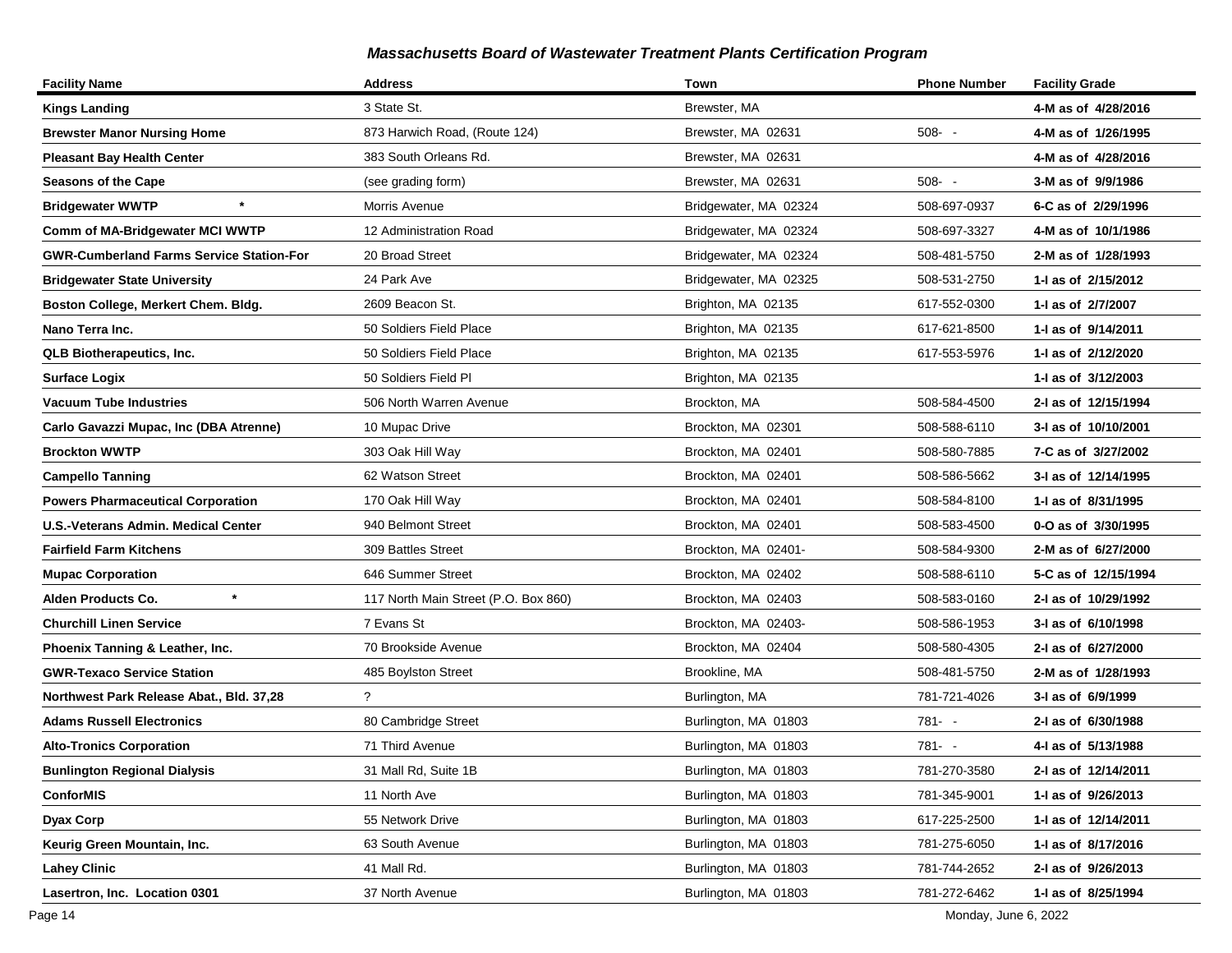## Massachusetts Board of Wastewater Treatment Plants Certification Program

| Facility Name | Address | Town | Phone Number | Facility Grade |
|---|---|---|---|---|
| **Kings Landing** | 3 State St. | Brewster, MA | | **4-M as of 4/28/2016** |
| **Brewster Manor Nursing Home** | 873 Harwich Road, (Route 124) | Brewster, MA 02631 | 508- - | **4-M as of 1/26/1995** |
| **Pleasant Bay Health Center** | 383 South Orleans Rd. | Brewster, MA 02631 | | **4-M as of 4/28/2016** |
| **Seasons of the Cape** | (see grading form) | Brewster, MA 02631 | 508- - | **3-M as of 9/9/1986** |
| **Bridgewater WWTP** * | Morris Avenue | Bridgewater, MA 02324 | 508-697-0937 | **6-C as of 2/29/1996** |
| **Comm of MA-Bridgewater MCI WWTP** | 12 Administration Road | Bridgewater, MA 02324 | 508-697-3327 | **4-M as of 10/1/1986** |
| **GWR-Cumberland Farms Service Station-For** | 20 Broad Street | Bridgewater, MA 02324 | 508-481-5750 | **2-M as of 1/28/1993** |
| **Bridgewater State University** | 24 Park Ave | Bridgewater, MA 02325 | 508-531-2750 | **1-I as of 2/15/2012** |
| **Boston College, Merkert Chem. Bldg.** | 2609 Beacon St. | Brighton, MA 02135 | 617-552-0300 | **1-I as of 2/7/2007** |
| **Nano Terra Inc.** | 50 Soldiers Field Place | Brighton, MA 02135 | 617-621-8500 | **1-I as of 9/14/2011** |
| **QLB Biotherapeutics, Inc.** | 50 Soldiers Field Place | Brighton, MA 02135 | 617-553-5976 | **1-I as of 2/12/2020** |
| **Surface Logix** | 50 Soldiers Field Pl | Brighton, MA 02135 | | **1-I as of 3/12/2003** |
| **Vacuum Tube Industries** | 506 North Warren Avenue | Brockton, MA | 508-584-4500 | **2-I as of 12/15/1994** |
| **Carlo Gavazzi Mupac, Inc (DBA Atrenne)** | 10 Mupac Drive | Brockton, MA 02301 | 508-588-6110 | **3-I as of 10/10/2001** |
| **Brockton WWTP** | 303 Oak Hill Way | Brockton, MA 02401 | 508-580-7885 | **7-C as of 3/27/2002** |
| **Campello Tanning** | 62 Watson Street | Brockton, MA 02401 | 508-586-5662 | **3-I as of 12/14/1995** |
| **Powers Pharmaceutical Corporation** | 170 Oak Hill Way | Brockton, MA 02401 | 508-584-8100 | **1-I as of 8/31/1995** |
| **U.S.-Veterans Admin. Medical Center** | 940 Belmont Street | Brockton, MA 02401 | 508-583-4500 | **0-O as of 3/30/1995** |
| **Fairfield Farm Kitchens** | 309 Battles Street | Brockton, MA 02401- | 508-584-9300 | **2-M as of 6/27/2000** |
| **Mupac Corporation** | 646 Summer Street | Brockton, MA 02402 | 508-588-6110 | **5-C as of 12/15/1994** |
| **Alden Products Co.** * | 117 North Main Street (P.O. Box 860) | Brockton, MA 02403 | 508-583-0160 | **2-I as of 10/29/1992** |
| **Churchill Linen Service** | 7 Evans St | Brockton, MA 02403- | 508-586-1953 | **3-I as of 6/10/1998** |
| **Phoenix Tanning & Leather, Inc.** | 70 Brookside Avenue | Brockton, MA 02404 | 508-580-4305 | **2-I as of 6/27/2000** |
| **GWR-Texaco Service Station** | 485 Boylston Street | Brookline, MA | 508-481-5750 | **2-M as of 1/28/1993** |
| **Northwest Park Release Abat., Bld. 37,28** | ? | Burlington, MA | 781-721-4026 | **3-I as of 6/9/1999** |
| **Adams Russell Electronics** | 80 Cambridge Street | Burlington, MA 01803 | 781- - | **2-I as of 6/30/1988** |
| **Alto-Tronics Corporation** | 71 Third Avenue | Burlington, MA 01803 | 781- - | **4-I as of 5/13/1988** |
| **Bunlington Regional Dialysis** | 31 Mall Rd, Suite 1B | Burlington, MA 01803 | 781-270-3580 | **2-I as of 12/14/2011** |
| **ConforMIS** | 11 North Ave | Burlington, MA 01803 | 781-345-9001 | **1-I as of 9/26/2013** |
| **Dyax Corp** | 55 Network Drive | Burlington, MA 01803 | 617-225-2500 | **1-I as of 12/14/2011** |
| **Keurig Green Mountain, Inc.** | 63 South Avenue | Burlington, MA 01803 | 781-275-6050 | **1-I as of 8/17/2016** |
| **Lahey Clinic** | 41 Mall Rd. | Burlington, MA 01803 | 781-744-2652 | **2-I as of 9/26/2013** |
| **Lasertron, Inc. Location 0301** | 37 North Avenue | Burlington, MA 01803 | 781-272-6462 | **1-I as of 8/25/1994** |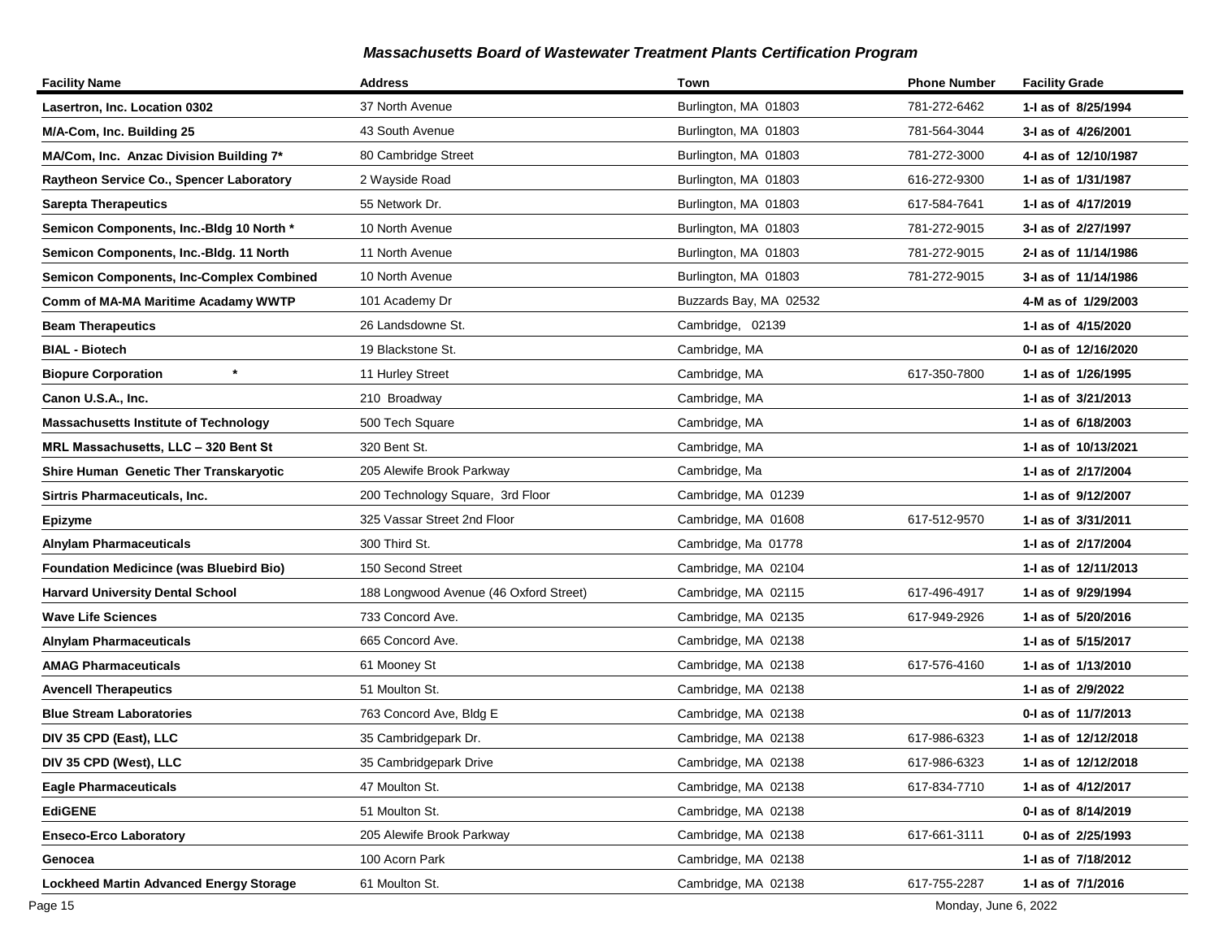## *Massachusetts Board of Wastewater Treatment Plants Certification Program*

| Facility Name | Address | Town | Phone Number | Facility Grade |
|---|---|---|---|---|
| **Lasertron, Inc. Location 0302** | 37 North Avenue | Burlington, MA 01803 | 781-272-6462 | **1-I as of 8/25/1994** |
| **M/A-Com, Inc. Building 25** | 43 South Avenue | Burlington, MA 01803 | 781-564-3044 | **3-I as of 4/26/2001** |
| **MA/Com, Inc. Anzac Division Building 7*** | 80 Cambridge Street | Burlington, MA 01803 | 781-272-3000 | **4-I as of 12/10/1987** |
| **Raytheon Service Co., Spencer Laboratory** | 2 Wayside Road | Burlington, MA 01803 | 616-272-9300 | **1-I as of 1/31/1987** |
| **Sarepta Therapeutics** | 55 Network Dr. | Burlington, MA 01803 | 617-584-7641 | **1-I as of 4/17/2019** |
| **Semicon Components, Inc.-Bldg 10 North *** | 10 North Avenue | Burlington, MA 01803 | 781-272-9015 | **3-I as of 2/27/1997** |
| **Semicon Components, Inc.-Bldg. 11 North** | 11 North Avenue | Burlington, MA 01803 | 781-272-9015 | **2-I as of 11/14/1986** |
| **Semicon Components, Inc-Complex Combined** | 10 North Avenue | Burlington, MA 01803 | 781-272-9015 | **3-I as of 11/14/1986** |
| **Comm of MA-MA Maritime Acadamy WWTP** | 101 Academy Dr | Buzzards Bay, MA 02532 | | **4-M as of 1/29/2003** |
| **Beam Therapeutics** | 26 Landsdowne St. | Cambridge, 02139 | | **1-I as of 4/15/2020** |
| **BIAL - Biotech** | 19 Blackstone St. | Cambridge, MA | | **0-I as of 12/16/2020** |
| **Biopure Corporation \*** | 11 Hurley Street | Cambridge, MA | 617-350-7800 | **1-I as of 1/26/1995** |
| **Canon U.S.A., Inc.** | 210 Broadway | Cambridge, MA | | **1-I as of 3/21/2013** |
| **Massachusetts Institute of Technology** | 500 Tech Square | Cambridge, MA | | **1-I as of 6/18/2003** |
| **MRL Massachusetts, LLC – 320 Bent St** | 320 Bent St. | Cambridge, MA | | **1-I as of 10/13/2021** |
| **Shire Human Genetic Ther Transkaryotic** | 205 Alewife Brook Parkway | Cambridge, Ma | | **1-I as of 2/17/2004** |
| **Sirtris Pharmaceuticals, Inc.** | 200 Technology Square, 3rd Floor | Cambridge, MA 01239 | | **1-I as of 9/12/2007** |
| **Epizyme** | 325 Vassar Street 2nd Floor | Cambridge, MA 01608 | 617-512-9570 | **1-I as of 3/31/2011** |
| **Alnylam Pharmaceuticals** | 300 Third St. | Cambridge, Ma 01778 | | **1-I as of 2/17/2004** |
| **Foundation Medicince (was Bluebird Bio)** | 150 Second Street | Cambridge, MA 02104 | | **1-I as of 12/11/2013** |
| **Harvard University Dental School** | 188 Longwood Avenue (46 Oxford Street) | Cambridge, MA 02115 | 617-496-4917 | **1-I as of 9/29/1994** |
| **Wave Life Sciences** | 733 Concord Ave. | Cambridge, MA 02135 | 617-949-2926 | **1-I as of 5/20/2016** |
| **Alnylam Pharmaceuticals** | 665 Concord Ave. | Cambridge, MA 02138 | | **1-I as of 5/15/2017** |
| **AMAG Pharmaceuticals** | 61 Mooney St | Cambridge, MA 02138 | 617-576-4160 | **1-I as of 1/13/2010** |
| **Avencell Therapeutics** | 51 Moulton St. | Cambridge, MA 02138 | | **1-I as of 2/9/2022** |
| **Blue Stream Laboratories** | 763 Concord Ave, Bldg E | Cambridge, MA 02138 | | **0-I as of 11/7/2013** |
| **DIV 35 CPD (East), LLC** | 35 Cambridgepark Dr. | Cambridge, MA 02138 | 617-986-6323 | **1-I as of 12/12/2018** |
| **DIV 35 CPD (West), LLC** | 35 Cambridgepark Drive | Cambridge, MA 02138 | 617-986-6323 | **1-I as of 12/12/2018** |
| **Eagle Pharmaceuticals** | 47 Moulton St. | Cambridge, MA 02138 | 617-834-7710 | **1-I as of 4/12/2017** |
| **EdiGENE** | 51 Moulton St. | Cambridge, MA 02138 | | **0-I as of 8/14/2019** |
| **Enseco-Erco Laboratory** | 205 Alewife Brook Parkway | Cambridge, MA 02138 | 617-661-3111 | **0-I as of 2/25/1993** |
| **Genocea** | 100 Acorn Park | Cambridge, MA 02138 | | **1-I as of 7/18/2012** |
| **Lockheed Martin Advanced Energy Storage** | 61 Moulton St. | Cambridge, MA 02138 | 617-755-2287 | **1-I as of 7/1/2016** |

Monday, June 6, 2022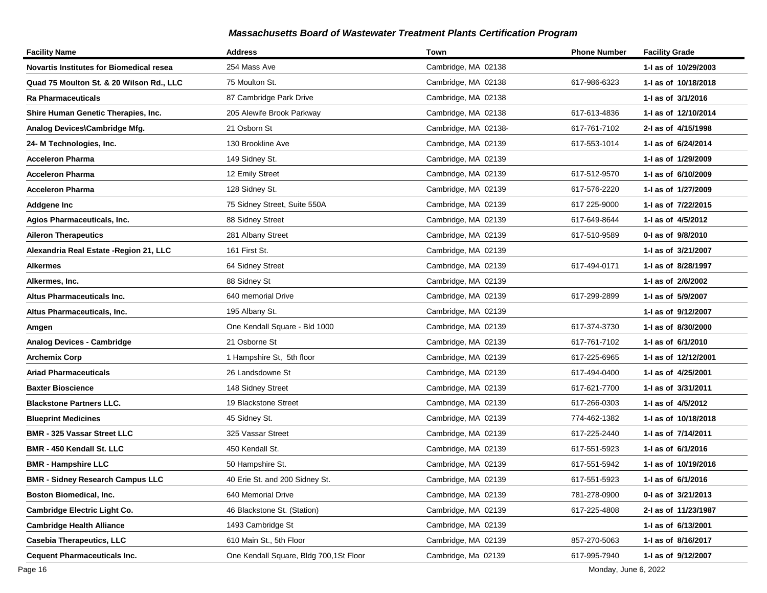## Massachusetts Board of Wastewater Treatment Plants Certification Program

| Facility Name | Address | Town | Phone Number | Facility Grade |
|---|---|---|---|---|
| **Novartis Institutes for Biomedical resea** | 254 Mass Ave | Cambridge, MA 02138 | | **1-I as of 10/29/2003** |
| **Quad 75 Moulton St. & 20 Wilson Rd., LLC** | 75 Moulton St. | Cambridge, MA 02138 | 617-986-6323 | **1-I as of 10/18/2018** |
| **Ra Pharmaceuticals** | 87 Cambridge Park Drive | Cambridge, MA 02138 | | **1-I as of 3/1/2016** |
| **Shire Human Genetic Therapies, Inc.** | 205 Alewife Brook Parkway | Cambridge, MA 02138 | 617-613-4836 | **1-I as of 12/10/2014** |
| **Analog Devices\Cambridge Mfg.** | 21 Osborn St | Cambridge, MA 02138- | 617-761-7102 | **2-I as of 4/15/1998** |
| **24- M Technologies, Inc.** | 130 Brookline Ave | Cambridge, MA 02139 | 617-553-1014 | **1-I as of 6/24/2014** |
| **Acceleron Pharma** | 149 Sidney St. | Cambridge, MA 02139 | | **1-I as of 1/29/2009** |
| **Acceleron Pharma** | 12 Emily Street | Cambridge, MA 02139 | 617-512-9570 | **1-I as of 6/10/2009** |
| **Acceleron Pharma** | 128 Sidney St. | Cambridge, MA 02139 | 617-576-2220 | **1-I as of 1/27/2009** |
| **Addgene Inc** | 75 Sidney Street, Suite 550A | Cambridge, MA 02139 | 617 225-9000 | **1-I as of 7/22/2015** |
| **Agios Pharmaceuticals, Inc.** | 88 Sidney Street | Cambridge, MA 02139 | 617-649-8644 | **1-I as of 4/5/2012** |
| **Aileron Therapeutics** | 281 Albany Street | Cambridge, MA 02139 | 617-510-9589 | **0-I as of 9/8/2010** |
| **Alexandria Real Estate -Region 21, LLC** | 161 First St. | Cambridge, MA 02139 | | **1-I as of 3/21/2007** |
| **Alkermes** | 64 Sidney Street | Cambridge, MA 02139 | 617-494-0171 | **1-I as of 8/28/1997** |
| **Alkermes, Inc.** | 88 Sidney St | Cambridge, MA 02139 | | **1-I as of 2/6/2002** |
| **Altus Pharmaceuticals Inc.** | 640 memorial Drive | Cambridge, MA 02139 | 617-299-2899 | **1-I as of 5/9/2007** |
| **Altus Pharmaceuticals, Inc.** | 195 Albany St. | Cambridge, MA 02139 | | **1-I as of 9/12/2007** |
| **Amgen** | One Kendall Square - Bld 1000 | Cambridge, MA 02139 | 617-374-3730 | **1-I as of 8/30/2000** |
| **Analog Devices - Cambridge** | 21 Osborne St | Cambridge, MA 02139 | 617-761-7102 | **1-I as of 6/1/2010** |
| **Archemix Corp** | 1 Hampshire St, 5th floor | Cambridge, MA 02139 | 617-225-6965 | **1-I as of 12/12/2001** |
| **Ariad Pharmaceuticals** | 26 Landsdowne St | Cambridge, MA 02139 | 617-494-0400 | **1-I as of 4/25/2001** |
| **Baxter Bioscience** | 148 Sidney Street | Cambridge, MA 02139 | 617-621-7700 | **1-I as of 3/31/2011** |
| **Blackstone Partners LLC.** | 19 Blackstone Street | Cambridge, MA 02139 | 617-266-0303 | **1-I as of 4/5/2012** |
| **Blueprint Medicines** | 45 Sidney St. | Cambridge, MA 02139 | 774-462-1382 | **1-I as of 10/18/2018** |
| **BMR - 325 Vassar Street LLC** | 325 Vassar Street | Cambridge, MA 02139 | 617-225-2440 | **1-I as of 7/14/2011** |
| **BMR - 450 Kendall St. LLC** | 450 Kendall St. | Cambridge, MA 02139 | 617-551-5923 | **1-I as of 6/1/2016** |
| **BMR - Hampshire LLC** | 50 Hampshire St. | Cambridge, MA 02139 | 617-551-5942 | **1-I as of 10/19/2016** |
| **BMR - Sidney Research Campus LLC** | 40 Erie St. and 200 Sidney St. | Cambridge, MA 02139 | 617-551-5923 | **1-I as of 6/1/2016** |
| **Boston Biomedical, Inc.** | 640 Memorial Drive | Cambridge, MA 02139 | 781-278-0900 | **0-I as of 3/21/2013** |
| **Cambridge Electric Light Co.** | 46 Blackstone St. (Station) | Cambridge, MA 02139 | 617-225-4808 | **2-I as of 11/23/1987** |
| **Cambridge Health Alliance** | 1493 Cambridge St | Cambridge, MA 02139 | | **1-I as of 6/13/2001** |
| **Casebia Therapeutics, LLC** | 610 Main St., 5th Floor | Cambridge, MA 02139 | 857-270-5063 | **1-I as of 8/16/2017** |
| **Cequent Pharmaceuticals Inc.** | One Kendall Square, Bldg 700,1St Floor | Cambridge, Ma 02139 | 617-995-7940 | **1-I as of 9/12/2007** |

Monday, June 6, 2022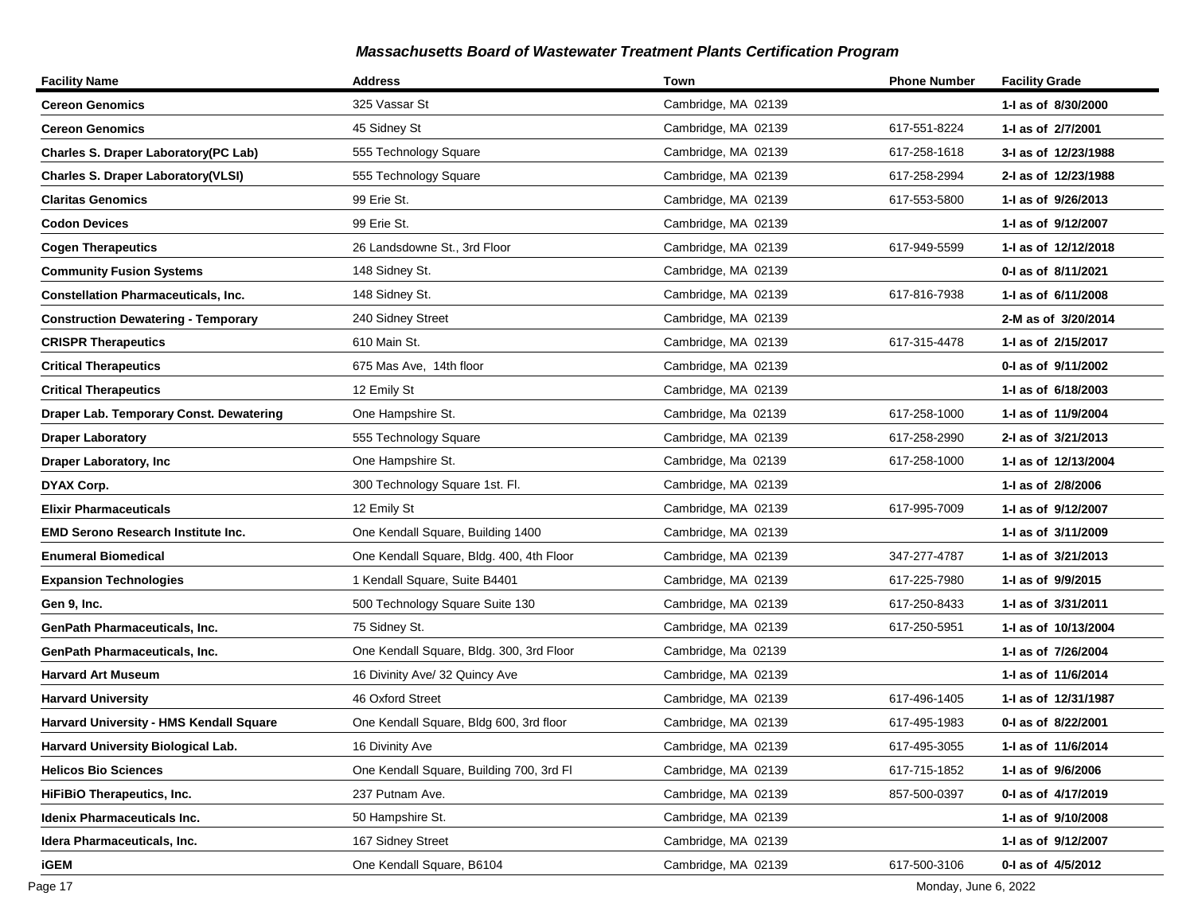## *Massachusetts Board of Wastewater Treatment Plants Certification Program*

| Facility Name | Address | Town | Phone Number | Facility Grade |
|---|---|---|---|---|
| **Cereon Genomics** | 325 Vassar St | Cambridge, MA 02139 | | **1-I as of 8/30/2000** |
| **Cereon Genomics** | 45 Sidney St | Cambridge, MA 02139 | 617-551-8224 | **1-I as of 2/7/2001** |
| **Charles S. Draper Laboratory(PC Lab)** | 555 Technology Square | Cambridge, MA 02139 | 617-258-1618 | **3-I as of 12/23/1988** |
| **Charles S. Draper Laboratory(VLSI)** | 555 Technology Square | Cambridge, MA 02139 | 617-258-2994 | **2-I as of 12/23/1988** |
| **Claritas Genomics** | 99 Erie St. | Cambridge, MA 02139 | 617-553-5800 | **1-I as of 9/26/2013** |
| **Codon Devices** | 99 Erie St. | Cambridge, MA 02139 | | **1-I as of 9/12/2007** |
| **Cogen Therapeutics** | 26 Landsdowne St., 3rd Floor | Cambridge, MA 02139 | 617-949-5599 | **1-I as of 12/12/2018** |
| **Community Fusion Systems** | 148 Sidney St. | Cambridge, MA 02139 | | **0-I as of 8/11/2021** |
| **Constellation Pharmaceuticals, Inc.** | 148 Sidney St. | Cambridge, MA 02139 | 617-816-7938 | **1-I as of 6/11/2008** |
| **Construction Dewatering - Temporary** | 240 Sidney Street | Cambridge, MA 02139 | | **2-M as of 3/20/2014** |
| **CRISPR Therapeutics** | 610 Main St. | Cambridge, MA 02139 | 617-315-4478 | **1-I as of 2/15/2017** |
| **Critical Therapeutics** | 675 Mas Ave, 14th floor | Cambridge, MA 02139 | | **0-I as of 9/11/2002** |
| **Critical Therapeutics** | 12 Emily St | Cambridge, MA 02139 | | **1-I as of 6/18/2003** |
| **Draper Lab. Temporary Const. Dewatering** | One Hampshire St. | Cambridge, Ma 02139 | 617-258-1000 | **1-I as of 11/9/2004** |
| **Draper Laboratory** | 555 Technology Square | Cambridge, MA 02139 | 617-258-2990 | **2-I as of 3/21/2013** |
| **Draper Laboratory, Inc** | One Hampshire St. | Cambridge, Ma 02139 | 617-258-1000 | **1-I as of 12/13/2004** |
| **DYAX Corp.** | 300 Technology Square 1st. Fl. | Cambridge, MA 02139 | | **1-I as of 2/8/2006** |
| **Elixir Pharmaceuticals** | 12 Emily St | Cambridge, MA 02139 | 617-995-7009 | **1-I as of 9/12/2007** |
| **EMD Serono Research Institute Inc.** | One Kendall Square, Building 1400 | Cambridge, MA 02139 | | **1-I as of 3/11/2009** |
| **Enumeral Biomedical** | One Kendall Square, Bldg. 400, 4th Floor | Cambridge, MA 02139 | 347-277-4787 | **1-I as of 3/21/2013** |
| **Expansion Technologies** | 1 Kendall Square, Suite B4401 | Cambridge, MA 02139 | 617-225-7980 | **1-I as of 9/9/2015** |
| **Gen 9, Inc.** | 500 Technology Square Suite 130 | Cambridge, MA 02139 | 617-250-8433 | **1-I as of 3/31/2011** |
| **GenPath Pharmaceuticals, Inc.** | 75 Sidney St. | Cambridge, MA 02139 | 617-250-5951 | **1-I as of 10/13/2004** |
| **GenPath Pharmaceuticals, Inc.** | One Kendall Square, Bldg. 300, 3rd Floor | Cambridge, Ma 02139 | | **1-I as of 7/26/2004** |
| **Harvard Art Museum** | 16 Divinity Ave/ 32 Quincy Ave | Cambridge, MA 02139 | | **1-I as of 11/6/2014** |
| **Harvard University** | 46 Oxford Street | Cambridge, MA 02139 | 617-496-1405 | **1-I as of 12/31/1987** |
| **Harvard University - HMS Kendall Square** | One Kendall Square, Bldg 600, 3rd floor | Cambridge, MA 02139 | 617-495-1983 | **0-I as of 8/22/2001** |
| **Harvard University Biological Lab.** | 16 Divinity Ave | Cambridge, MA 02139 | 617-495-3055 | **1-I as of 11/6/2014** |
| **Helicos Bio Sciences** | One Kendall Square, Building 700, 3rd Fl | Cambridge, MA 02139 | 617-715-1852 | **1-I as of 9/6/2006** |
| **HiFiBiO Therapeutics, Inc.** | 237 Putnam Ave. | Cambridge, MA 02139 | 857-500-0397 | **0-I as of 4/17/2019** |
| **Idenix Pharmaceuticals Inc.** | 50 Hampshire St. | Cambridge, MA 02139 | | **1-I as of 9/10/2008** |
| **Idera Pharmaceuticals, Inc.** | 167 Sidney Street | Cambridge, MA 02139 | | **1-I as of 9/12/2007** |
| **iGEM** | One Kendall Square, B6104 | Cambridge, MA 02139 | 617-500-3106 | **0-I as of 4/5/2012** |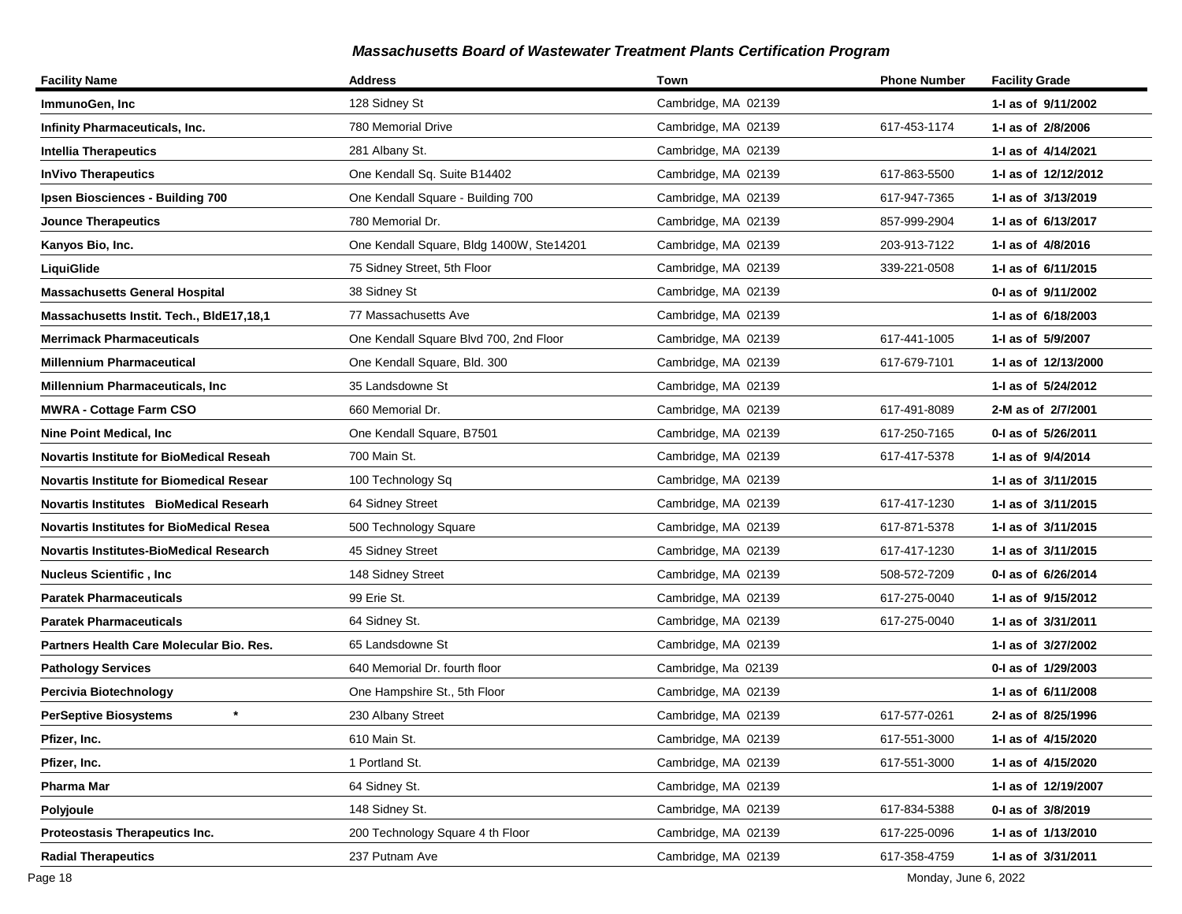## *Massachusetts Board of Wastewater Treatment Plants Certification Program*

| Facility Name | Address | Town | Phone Number | Facility Grade |
|---|---|---|---|---|
| **ImmunoGen, Inc** | 128 Sidney St | Cambridge, MA 02139 | | **1-I as of 9/11/2002** |
| **Infinity Pharmaceuticals, Inc.** | 780 Memorial Drive | Cambridge, MA 02139 | 617-453-1174 | **1-I as of 2/8/2006** |
| **Intellia Therapeutics** | 281 Albany St. | Cambridge, MA 02139 | | **1-I as of 4/14/2021** |
| **InVivo Therapeutics** | One Kendall Sq. Suite B14402 | Cambridge, MA 02139 | 617-863-5500 | **1-I as of 12/12/2012** |
| **Ipsen Biosciences - Building 700** | One Kendall Square - Building 700 | Cambridge, MA 02139 | 617-947-7365 | **1-I as of 3/13/2019** |
| **Jounce Therapeutics** | 780 Memorial Dr. | Cambridge, MA 02139 | 857-999-2904 | **1-I as of 6/13/2017** |
| **Kanyos Bio, Inc.** | One Kendall Square, Bldg 1400W, Ste14201 | Cambridge, MA 02139 | 203-913-7122 | **1-I as of 4/8/2016** |
| **LiquiGlide** | 75 Sidney Street, 5th Floor | Cambridge, MA 02139 | 339-221-0508 | **1-I as of 6/11/2015** |
| **Massachusetts General Hospital** | 38 Sidney St | Cambridge, MA 02139 | | **0-I as of 9/11/2002** |
| **Massachusetts Instit. Tech., BldE17,18,1** | 77 Massachusetts Ave | Cambridge, MA 02139 | | **1-I as of 6/18/2003** |
| **Merrimack Pharmaceuticals** | One Kendall Square Blvd 700, 2nd Floor | Cambridge, MA 02139 | 617-441-1005 | **1-I as of 5/9/2007** |
| **Millennium Pharmaceutical** | One Kendall Square, Bld. 300 | Cambridge, MA 02139 | 617-679-7101 | **1-I as of 12/13/2000** |
| **Millennium Pharmaceuticals, Inc** | 35 Landsdowne St | Cambridge, MA 02139 | | **1-I as of 5/24/2012** |
| **MWRA - Cottage Farm CSO** | 660 Memorial Dr. | Cambridge, MA 02139 | 617-491-8089 | **2-M as of 2/7/2001** |
| **Nine Point Medical, Inc** | One Kendall Square, B7501 | Cambridge, MA 02139 | 617-250-7165 | **0-I as of 5/26/2011** |
| **Novartis Institute for BioMedical Reseah** | 700 Main St. | Cambridge, MA 02139 | 617-417-5378 | **1-I as of 9/4/2014** |
| **Novartis Institute for Biomedical Resear** | 100 Technology Sq | Cambridge, MA 02139 | | **1-I as of 3/11/2015** |
| **Novartis Institutes BioMedical Researh** | 64 Sidney Street | Cambridge, MA 02139 | 617-417-1230 | **1-I as of 3/11/2015** |
| **Novartis Institutes for BioMedical Resea** | 500 Technology Square | Cambridge, MA 02139 | 617-871-5378 | **1-I as of 3/11/2015** |
| **Novartis Institutes-BioMedical Research** | 45 Sidney Street | Cambridge, MA 02139 | 617-417-1230 | **1-I as of 3/11/2015** |
| **Nucleus Scientific , Inc** | 148 Sidney Street | Cambridge, MA 02139 | 508-572-7209 | **0-I as of 6/26/2014** |
| **Paratek Pharmaceuticals** | 99 Erie St. | Cambridge, MA 02139 | 617-275-0040 | **1-I as of 9/15/2012** |
| **Paratek Pharmaceuticals** | 64 Sidney St. | Cambridge, MA 02139 | 617-275-0040 | **1-I as of 3/31/2011** |
| **Partners Health Care Molecular Bio. Res.** | 65 Landsdowne St | Cambridge, MA 02139 | | **1-I as of 3/27/2002** |
| **Pathology Services** | 640 Memorial Dr. fourth floor | Cambridge, Ma 02139 | | **0-I as of 1/29/2003** |
| **Percivia Biotechnology** | One Hampshire St., 5th Floor | Cambridge, MA 02139 | | **1-I as of 6/11/2008** |
| **PerSeptive Biosystems** * | 230 Albany Street | Cambridge, MA 02139 | 617-577-0261 | **2-I as of 8/25/1996** |
| **Pfizer, Inc.** | 610 Main St. | Cambridge, MA 02139 | 617-551-3000 | **1-I as of 4/15/2020** |
| **Pfizer, Inc.** | 1 Portland St. | Cambridge, MA 02139 | 617-551-3000 | **1-I as of 4/15/2020** |
| **Pharma Mar** | 64 Sidney St. | Cambridge, MA 02139 | | **1-I as of 12/19/2007** |
| **Polyjoule** | 148 Sidney St. | Cambridge, MA 02139 | 617-834-5388 | **0-I as of 3/8/2019** |
| **Proteostasis Therapeutics Inc.** | 200 Technology Square 4 th Floor | Cambridge, MA 02139 | 617-225-0096 | **1-I as of 1/13/2010** |
| **Radial Therapeutics** | 237 Putnam Ave | Cambridge, MA 02139 | 617-358-4759 | **1-I as of 3/31/2011** |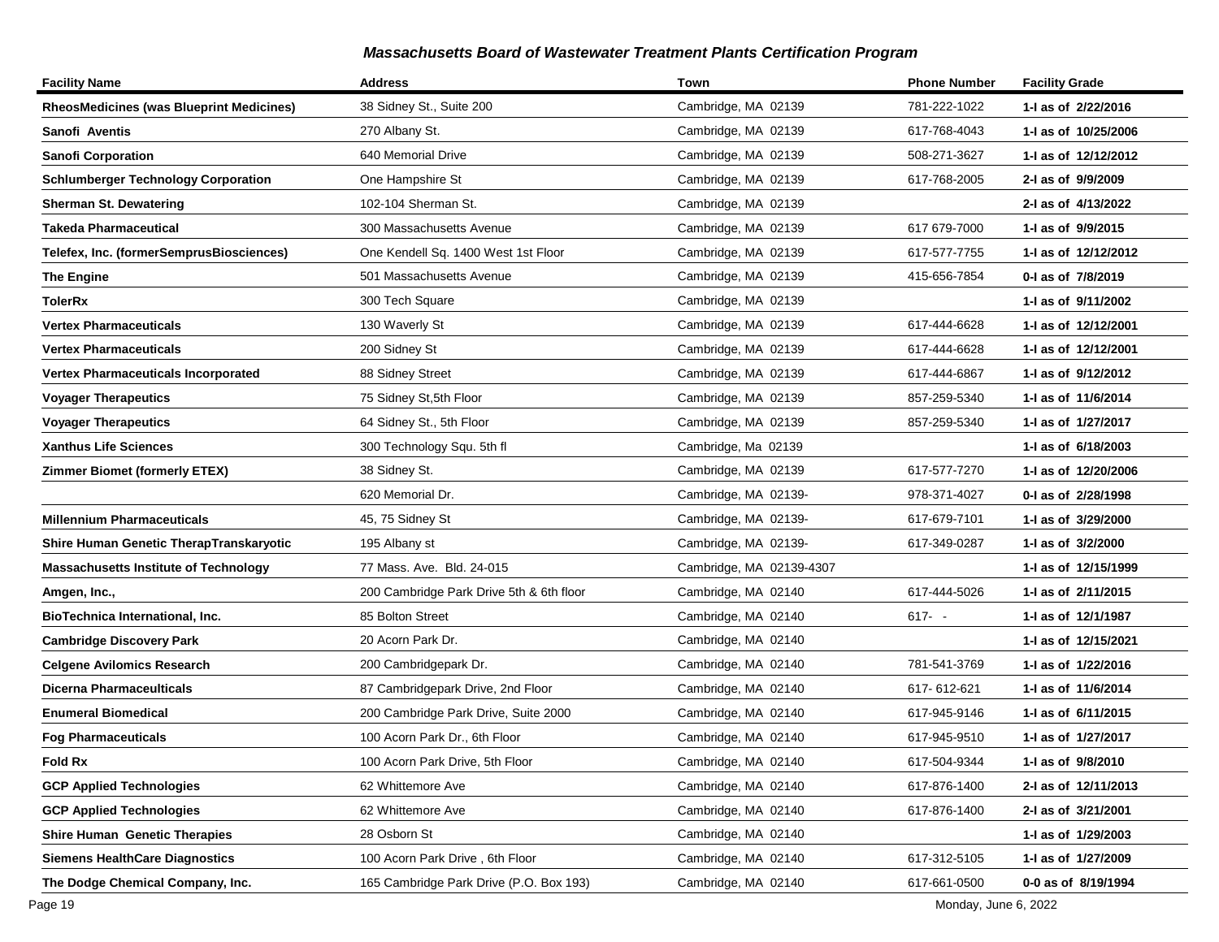### *Massachusetts Board of Wastewater Treatment Plants Certification Program*

| Facility Name | Address | Town | Phone Number | Facility Grade |
|---|---|---|---|---|
| **RheosMedicines (was Blueprint Medicines)** | 38 Sidney St., Suite 200 | Cambridge, MA 02139 | 781-222-1022 | **1-I as of 2/22/2016** |
| **Sanofi Aventis** | 270 Albany St. | Cambridge, MA 02139 | 617-768-4043 | **1-I as of 10/25/2006** |
| **Sanofi Corporation** | 640 Memorial Drive | Cambridge, MA 02139 | 508-271-3627 | **1-I as of 12/12/2012** |
| **Schlumberger Technology Corporation** | One Hampshire St | Cambridge, MA 02139 | 617-768-2005 | **2-I as of 9/9/2009** |
| **Sherman St. Dewatering** | 102-104 Sherman St. | Cambridge, MA 02139 | | **2-I as of 4/13/2022** |
| **Takeda Pharmaceutical** | 300 Massachusetts Avenue | Cambridge, MA 02139 | 617 679-7000 | **1-I as of 9/9/2015** |
| **Telefex, Inc. (formerSemprusBiosciences)** | One Kendell Sq. 1400 West 1st Floor | Cambridge, MA 02139 | 617-577-7755 | **1-I as of 12/12/2012** |
| **The Engine** | 501 Massachusetts Avenue | Cambridge, MA 02139 | 415-656-7854 | **0-I as of 7/8/2019** |
| **TolerRx** | 300 Tech Square | Cambridge, MA 02139 | | **1-I as of 9/11/2002** |
| **Vertex Pharmaceuticals** | 130 Waverly St | Cambridge, MA 02139 | 617-444-6628 | **1-I as of 12/12/2001** |
| **Vertex Pharmaceuticals** | 200 Sidney St | Cambridge, MA 02139 | 617-444-6628 | **1-I as of 12/12/2001** |
| **Vertex Pharmaceuticals Incorporated** | 88 Sidney Street | Cambridge, MA 02139 | 617-444-6867 | **1-I as of 9/12/2012** |
| **Voyager Therapeutics** | 75 Sidney St,5th Floor | Cambridge, MA 02139 | 857-259-5340 | **1-I as of 11/6/2014** |
| **Voyager Therapeutics** | 64 Sidney St., 5th Floor | Cambridge, MA 02139 | 857-259-5340 | **1-I as of 1/27/2017** |
| **Xanthus Life Sciences** | 300 Technology Squ. 5th fl | Cambridge, Ma 02139 | | **1-I as of 6/18/2003** |
| **Zimmer Biomet (formerly ETEX)** | 38 Sidney St. | Cambridge, MA 02139 | 617-577-7270 | **1-I as of 12/20/2006** |
| | 620 Memorial Dr. | Cambridge, MA 02139- | 978-371-4027 | **0-I as of 2/28/1998** |
| **Millennium Pharmaceuticals** | 45, 75 Sidney St | Cambridge, MA 02139- | 617-679-7101 | **1-I as of 3/29/2000** |
| **Shire Human Genetic TherapTranskaryotic** | 195 Albany st | Cambridge, MA 02139- | 617-349-0287 | **1-I as of 3/2/2000** |
| **Massachusetts Institute of Technology** | 77 Mass. Ave. Bld. 24-015 | Cambridge, MA 02139-4307 | | **1-I as of 12/15/1999** |
| **Amgen, Inc.,** | 200 Cambridge Park Drive 5th & 6th floor | Cambridge, MA 02140 | 617-444-5026 | **1-I as of 2/11/2015** |
| **BioTechnica International, Inc.** | 85 Bolton Street | Cambridge, MA 02140 | 617- - | **1-I as of 12/1/1987** |
| **Cambridge Discovery Park** | 20 Acorn Park Dr. | Cambridge, MA 02140 | | **1-I as of 12/15/2021** |
| **Celgene Avilomics Research** | 200 Cambridgepark Dr. | Cambridge, MA 02140 | 781-541-3769 | **1-I as of 1/22/2016** |
| **Dicerna Pharmaceulticals** | 87 Cambridgepark Drive, 2nd Floor | Cambridge, MA 02140 | 617- 612-621 | **1-I as of 11/6/2014** |
| **Enumeral Biomedical** | 200 Cambridge Park Drive, Suite 2000 | Cambridge, MA 02140 | 617-945-9146 | **1-I as of 6/11/2015** |
| **Fog Pharmaceuticals** | 100 Acorn Park Dr., 6th Floor | Cambridge, MA 02140 | 617-945-9510 | **1-I as of 1/27/2017** |
| **Fold Rx** | 100 Acorn Park Drive, 5th Floor | Cambridge, MA 02140 | 617-504-9344 | **1-I as of 9/8/2010** |
| **GCP Applied Technologies** | 62 Whittemore Ave | Cambridge, MA 02140 | 617-876-1400 | **2-I as of 12/11/2013** |
| **GCP Applied Technologies** | 62 Whittemore Ave | Cambridge, MA 02140 | 617-876-1400 | **2-I as of 3/21/2001** |
| **Shire Human Genetic Therapies** | 28 Osborn St | Cambridge, MA 02140 | | **1-I as of 1/29/2003** |
| **Siemens HealthCare Diagnostics** | 100 Acorn Park Drive , 6th Floor | Cambridge, MA 02140 | 617-312-5105 | **1-I as of 1/27/2009** |
| **The Dodge Chemical Company, Inc.** | 165 Cambridge Park Drive (P.O. Box 193) | Cambridge, MA 02140 | 617-661-0500 | **0-0 as of 8/19/1994** |

Monday, June 6, 2022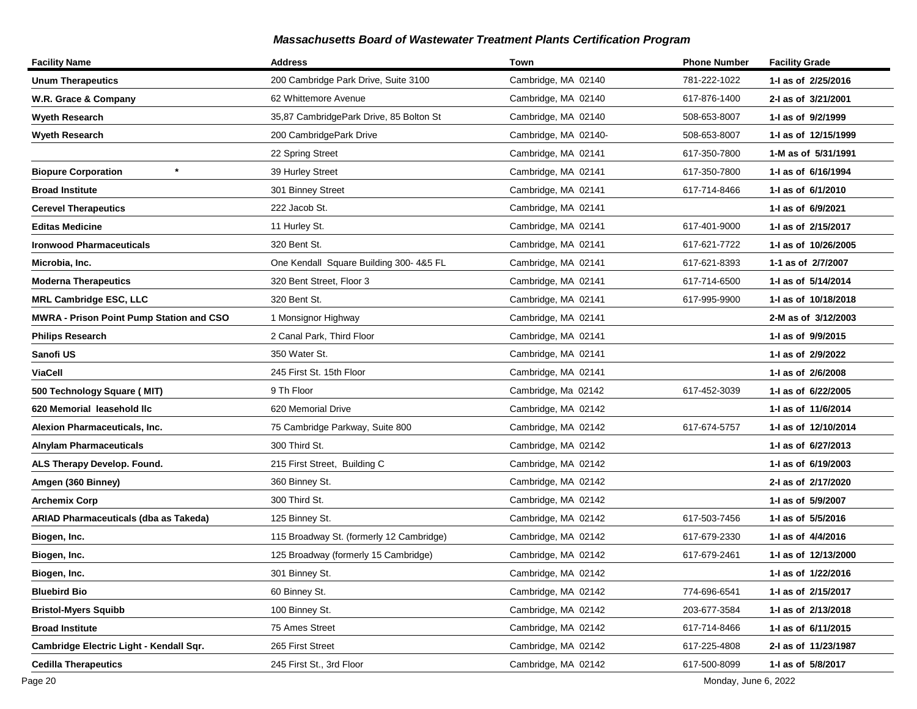## Massachusetts Board of Wastewater Treatment Plants Certification Program

| Facility Name | Address | Town | Phone Number | Facility Grade |
|---|---|---|---|---|
| **Unum Therapeutics** | 200 Cambridge Park Drive, Suite 3100 | Cambridge, MA 02140 | 781-222-1022 | **1-I as of 2/25/2016** |
| **W.R. Grace & Company** | 62 Whittemore Avenue | Cambridge, MA 02140 | 617-876-1400 | **2-I as of 3/21/2001** |
| **Wyeth Research** | 35,87 CambridgePark Drive, 85 Bolton St | Cambridge, MA 02140 | 508-653-8007 | **1-I as of 9/2/1999** |
| **Wyeth Research** | 200 CambridgePark Drive | Cambridge, MA 02140- | 508-653-8007 | **1-I as of 12/15/1999** |
| | 22 Spring Street | Cambridge, MA 02141 | 617-350-7800 | **1-M as of 5/31/1991** |
| **Biopure Corporation** * | 39 Hurley Street | Cambridge, MA 02141 | 617-350-7800 | **1-I as of 6/16/1994** |
| **Broad Institute** | 301 Binney Street | Cambridge, MA 02141 | 617-714-8466 | **1-I as of 6/1/2010** |
| **Cerevel Therapeutics** | 222 Jacob St. | Cambridge, MA 02141 | | **1-I as of 6/9/2021** |
| **Editas Medicine** | 11 Hurley St. | Cambridge, MA 02141 | 617-401-9000 | **1-I as of 2/15/2017** |
| **Ironwood Pharmaceuticals** | 320 Bent St. | Cambridge, MA 02141 | 617-621-7722 | **1-I as of 10/26/2005** |
| **Microbia, Inc.** | One Kendall Square Building 300- 4&5 FL | Cambridge, MA 02141 | 617-621-8393 | **1-1 as of 2/7/2007** |
| **Moderna Therapeutics** | 320 Bent Street, Floor 3 | Cambridge, MA 02141 | 617-714-6500 | **1-I as of 5/14/2014** |
| **MRL Cambridge ESC, LLC** | 320 Bent St. | Cambridge, MA 02141 | 617-995-9900 | **1-I as of 10/18/2018** |
| **MWRA - Prison Point Pump Station and CSO** | 1 Monsignor Highway | Cambridge, MA 02141 | | **2-M as of 3/12/2003** |
| **Philips Research** | 2 Canal Park, Third Floor | Cambridge, MA 02141 | | **1-I as of 9/9/2015** |
| **Sanofi US** | 350 Water St. | Cambridge, MA 02141 | | **1-I as of 2/9/2022** |
| **ViaCell** | 245 First St. 15th Floor | Cambridge, MA 02141 | | **1-I as of 2/6/2008** |
| **500 Technology Square ( MIT)** | 9 Th Floor | Cambridge, Ma 02142 | 617-452-3039 | **1-I as of 6/22/2005** |
| **620 Memorial leasehold llc** | 620 Memorial Drive | Cambridge, MA 02142 | | **1-I as of 11/6/2014** |
| **Alexion Pharmaceuticals, Inc.** | 75 Cambridge Parkway, Suite 800 | Cambridge, MA 02142 | 617-674-5757 | **1-I as of 12/10/2014** |
| **Alnylam Pharmaceuticals** | 300 Third St. | Cambridge, MA 02142 | | **1-I as of 6/27/2013** |
| **ALS Therapy Develop. Found.** | 215 First Street, Building C | Cambridge, MA 02142 | | **1-I as of 6/19/2003** |
| **Amgen (360 Binney)** | 360 Binney St. | Cambridge, MA 02142 | | **2-I as of 2/17/2020** |
| **Archemix Corp** | 300 Third St. | Cambridge, MA 02142 | | **1-I as of 5/9/2007** |
| **ARIAD Pharmaceuticals (dba as Takeda)** | 125 Binney St. | Cambridge, MA 02142 | 617-503-7456 | **1-I as of 5/5/2016** |
| **Biogen, Inc.** | 115 Broadway St. (formerly 12 Cambridge) | Cambridge, MA 02142 | 617-679-2330 | **1-I as of 4/4/2016** |
| **Biogen, Inc.** | 125 Broadway (formerly 15 Cambridge) | Cambridge, MA 02142 | 617-679-2461 | **1-I as of 12/13/2000** |
| **Biogen, Inc.** | 301 Binney St. | Cambridge, MA 02142 | | **1-I as of 1/22/2016** |
| **Bluebird Bio** | 60 Binney St. | Cambridge, MA 02142 | 774-696-6541 | **1-I as of 2/15/2017** |
| **Bristol-Myers Squibb** | 100 Binney St. | Cambridge, MA 02142 | 203-677-3584 | **1-I as of 2/13/2018** |
| **Broad Institute** | 75 Ames Street | Cambridge, MA 02142 | 617-714-8466 | **1-I as of 6/11/2015** |
| **Cambridge Electric Light - Kendall Sqr.** | 265 First Street | Cambridge, MA 02142 | 617-225-4808 | **2-I as of 11/23/1987** |
| **Cedilla Therapeutics** | 245 First St., 3rd Floor | Cambridge, MA 02142 | 617-500-8099 | **1-I as of 5/8/2017** |

Monday, June 6, 2022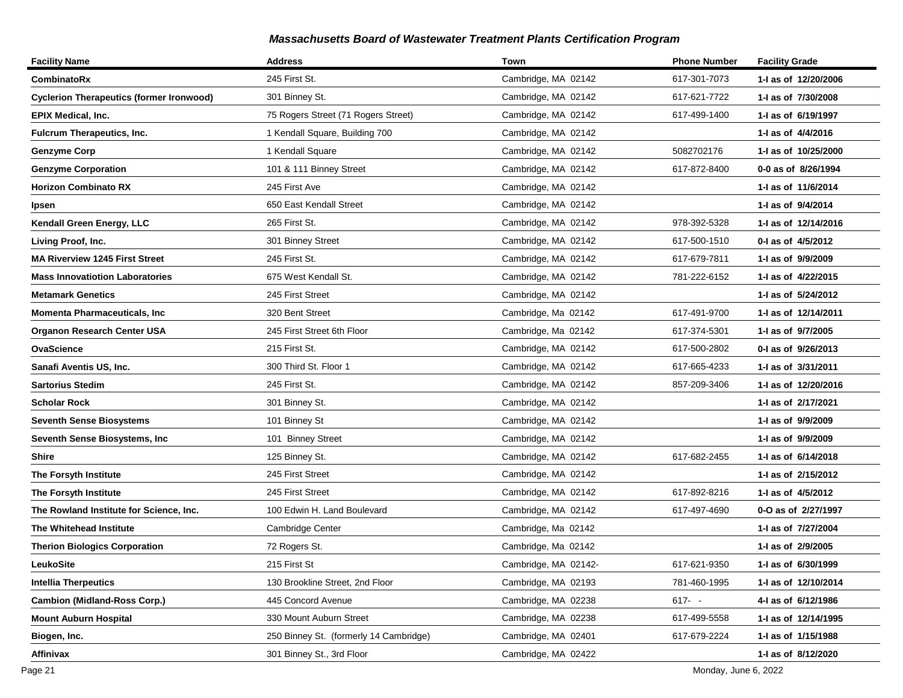## Massachusetts Board of Wastewater Treatment Plants Certification Program

| Facility Name | Address | Town | Phone Number | Facility Grade |
|---|---|---|---|---|
| **CombinatoRx** | 245 First St. | Cambridge, MA 02142 | 617-301-7073 | **1-I as of 12/20/2006** |
| **Cyclerion Therapeutics (former Ironwood)** | 301 Binney St. | Cambridge, MA 02142 | 617-621-7722 | **1-I as of 7/30/2008** |
| **EPIX Medical, Inc.** | 75 Rogers Street (71 Rogers Street) | Cambridge, MA 02142 | 617-499-1400 | **1-I as of 6/19/1997** |
| **Fulcrum Therapeutics, Inc.** | 1 Kendall Square, Building 700 | Cambridge, MA 02142 | | **1-I as of 4/4/2016** |
| **Genzyme Corp** | 1 Kendall Square | Cambridge, MA 02142 | 5082702176 | **1-I as of 10/25/2000** |
| **Genzyme Corporation** | 101 & 111 Binney Street | Cambridge, MA 02142 | 617-872-8400 | **0-0 as of 8/26/1994** |
| **Horizon Combinato RX** | 245 First Ave | Cambridge, MA 02142 | | **1-I as of 11/6/2014** |
| **Ipsen** | 650 East Kendall Street | Cambridge, MA 02142 | | **1-I as of 9/4/2014** |
| **Kendall Green Energy, LLC** | 265 First St. | Cambridge, MA 02142 | 978-392-5328 | **1-I as of 12/14/2016** |
| **Living Proof, Inc.** | 301 Binney Street | Cambridge, MA 02142 | 617-500-1510 | **0-I as of 4/5/2012** |
| **MA Riverview 1245 First Street** | 245 First St. | Cambridge, MA 02142 | 617-679-7811 | **1-I as of 9/9/2009** |
| **Mass Innovatiotion Laboratories** | 675 West Kendall St. | Cambridge, MA 02142 | 781-222-6152 | **1-I as of 4/22/2015** |
| **Metamark Genetics** | 245 First Street | Cambridge, MA 02142 | | **1-I as of 5/24/2012** |
| **Momenta Pharmaceuticals, Inc** | 320 Bent Street | Cambridge, Ma 02142 | 617-491-9700 | **1-I as of 12/14/2011** |
| **Organon Research Center USA** | 245 First Street 6th Floor | Cambridge, Ma 02142 | 617-374-5301 | **1-I as of 9/7/2005** |
| **OvaScience** | 215 First St. | Cambridge, MA 02142 | 617-500-2802 | **0-I as of 9/26/2013** |
| **Sanafi Aventis US, Inc.** | 300 Third St. Floor 1 | Cambridge, MA 02142 | 617-665-4233 | **1-I as of 3/31/2011** |
| **Sartorius Stedim** | 245 First St. | Cambridge, MA 02142 | 857-209-3406 | **1-I as of 12/20/2016** |
| **Scholar Rock** | 301 Binney St. | Cambridge, MA 02142 | | **1-I as of 2/17/2021** |
| **Seventh Sense Biosystems** | 101 Binney St | Cambridge, MA 02142 | | **1-I as of 9/9/2009** |
| **Seventh Sense Biosystems, Inc** | 101 Binney Street | Cambridge, MA 02142 | | **1-I as of 9/9/2009** |
| **Shire** | 125 Binney St. | Cambridge, MA 02142 | 617-682-2455 | **1-I as of 6/14/2018** |
| **The Forsyth Institute** | 245 First Street | Cambridge, MA 02142 | | **1-I as of 2/15/2012** |
| **The Forsyth Institute** | 245 First Street | Cambridge, MA 02142 | 617-892-8216 | **1-I as of 4/5/2012** |
| **The Rowland Institute for Science, Inc.** | 100 Edwin H. Land Boulevard | Cambridge, MA 02142 | 617-497-4690 | **0-O as of 2/27/1997** |
| **The Whitehead Institute** | Cambridge Center | Cambridge, Ma 02142 | | **1-I as of 7/27/2004** |
| **Therion Biologics Corporation** | 72 Rogers St. | Cambridge, Ma 02142 | | **1-I as of 2/9/2005** |
| **LeukoSite** | 215 First St | Cambridge, MA 02142- | 617-621-9350 | **1-I as of 6/30/1999** |
| **Intellia Therpeutics** | 130 Brookline Street, 2nd Floor | Cambridge, MA 02193 | 781-460-1995 | **1-I as of 12/10/2014** |
| **Cambion (Midland-Ross Corp.)** | 445 Concord Avenue | Cambridge, MA 02238 | 617- - | **4-I as of 6/12/1986** |
| **Mount Auburn Hospital** | 330 Mount Auburn Street | Cambridge, MA 02238 | 617-499-5558 | **1-I as of 12/14/1995** |
| **Biogen, Inc.** | 250 Binney St. (formerly 14 Cambridge) | Cambridge, MA 02401 | 617-679-2224 | **1-I as of 1/15/1988** |
| **Affinivax** | 301 Binney St., 3rd Floor | Cambridge, MA 02422 | | **1-I as of 8/12/2020** |

Monday, June 6, 2022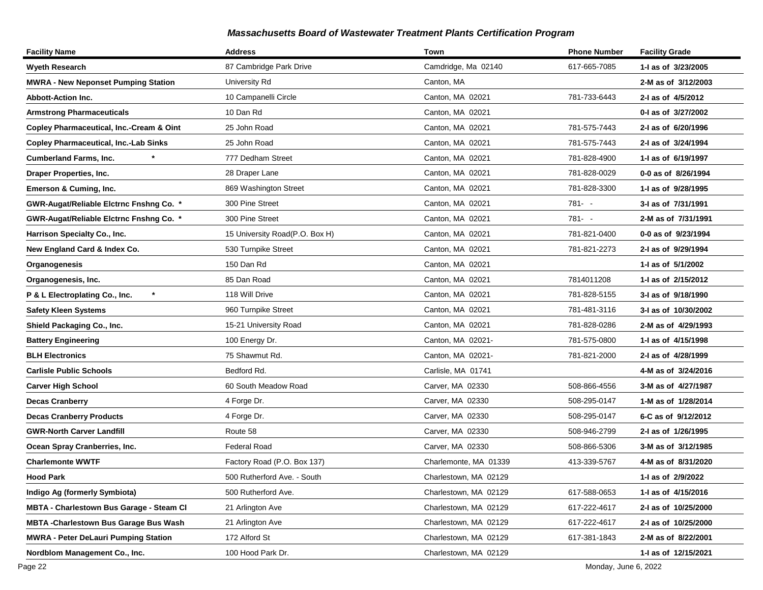## Massachusetts Board of Wastewater Treatment Plants Certification Program

| Facility Name | Address | Town | Phone Number | Facility Grade |
|---|---|---|---|---|
| **Wyeth Research** | 87 Cambridge Park Drive | Camdridge, Ma 02140 | 617-665-7085 | **1-I as of 3/23/2005** |
| **MWRA - New Neponset Pumping Station** | University Rd | Canton, MA | | **2-M as of 3/12/2003** |
| **Abbott-Action Inc.** | 10 Campanelli Circle | Canton, MA 02021 | 781-733-6443 | **2-I as of 4/5/2012** |
| **Armstrong Pharmaceuticals** | 10 Dan Rd | Canton, MA 02021 | | **0-I as of 3/27/2002** |
| **Copley Pharmaceutical, Inc.-Cream & Oint** | 25 John Road | Canton, MA 02021 | 781-575-7443 | **2-I as of 6/20/1996** |
| **Copley Pharmaceutical, Inc.-Lab Sinks** | 25 John Road | Canton, MA 02021 | 781-575-7443 | **2-I as of 3/24/1994** |
| **Cumberland Farms, Inc. \*** | 777 Dedham Street | Canton, MA 02021 | 781-828-4900 | **1-I as of 6/19/1997** |
| **Draper Properties, Inc.** | 28 Draper Lane | Canton, MA 02021 | 781-828-0029 | **0-0 as of 8/26/1994** |
| **Emerson & Cuming, Inc.** | 869 Washington Street | Canton, MA 02021 | 781-828-3300 | **1-I as of 9/28/1995** |
| **GWR-Augat/Reliable Elctrnc Fnshng Co. \*** | 300 Pine Street | Canton, MA 02021 | 781- - | **3-I as of 7/31/1991** |
| **GWR-Augat/Reliable Elctrnc Fnshng Co. \*** | 300 Pine Street | Canton, MA 02021 | 781- - | **2-M as of 7/31/1991** |
| **Harrison Specialty Co., Inc.** | 15 University Road(P.O. Box H) | Canton, MA 02021 | 781-821-0400 | **0-0 as of 9/23/1994** |
| **New England Card & Index Co.** | 530 Turnpike Street | Canton, MA 02021 | 781-821-2273 | **2-I as of 9/29/1994** |
| **Organogenesis** | 150 Dan Rd | Canton, MA 02021 | | **1-I as of 5/1/2002** |
| **Organogenesis, Inc.** | 85 Dan Road | Canton, MA 02021 | 7814011208 | **1-I as of 2/15/2012** |
| **P & L Electroplating Co., Inc. \*** | 118 Will Drive | Canton, MA 02021 | 781-828-5155 | **3-I as of 9/18/1990** |
| **Safety Kleen Systems** | 960 Turnpike Street | Canton, MA 02021 | 781-481-3116 | **3-I as of 10/30/2002** |
| **Shield Packaging Co., Inc.** | 15-21 University Road | Canton, MA 02021 | 781-828-0286 | **2-M as of 4/29/1993** |
| **Battery Engineering** | 100 Energy Dr. | Canton, MA 02021- | 781-575-0800 | **1-I as of 4/15/1998** |
| **BLH Electronics** | 75 Shawmut Rd. | Canton, MA 02021- | 781-821-2000 | **2-I as of 4/28/1999** |
| **Carlisle Public Schools** | Bedford Rd. | Carlisle, MA 01741 | | **4-M as of 3/24/2016** |
| **Carver High School** | 60 South Meadow Road | Carver, MA 02330 | 508-866-4556 | **3-M as of 4/27/1987** |
| **Decas Cranberry** | 4 Forge Dr. | Carver, MA 02330 | 508-295-0147 | **1-M as of 1/28/2014** |
| **Decas Cranberry Products** | 4 Forge Dr. | Carver, MA 02330 | 508-295-0147 | **6-C as of 9/12/2012** |
| **GWR-North Carver Landfill** | Route 58 | Carver, MA 02330 | 508-946-2799 | **2-I as of 1/26/1995** |
| **Ocean Spray Cranberries, Inc.** | Federal Road | Carver, MA 02330 | 508-866-5306 | **3-M as of 3/12/1985** |
| **Charlemonte WWTF** | Factory Road (P.O. Box 137) | Charlemonte, MA 01339 | 413-339-5767 | **4-M as of 8/31/2020** |
| **Hood Park** | 500 Rutherford Ave. - South | Charlestown, MA 02129 | | **1-I as of 2/9/2022** |
| **Indigo Ag (formerly Symbiota)** | 500 Rutherford Ave. | Charlestown, MA 02129 | 617-588-0653 | **1-I as of 4/15/2016** |
| **MBTA - Charlestown Bus Garage - Steam Cl** | 21 Arlington Ave | Charlestown, MA 02129 | 617-222-4617 | **2-I as of 10/25/2000** |
| **MBTA -Charlestown Bus Garage Bus Wash** | 21 Arlington Ave | Charlestown, MA 02129 | 617-222-4617 | **2-I as of 10/25/2000** |
| **MWRA - Peter DeLauri Pumping Station** | 172 Alford St | Charlestown, MA 02129 | 617-381-1843 | **2-M as of 8/22/2001** |
| **Nordblom Management Co., Inc.** | 100 Hood Park Dr. | Charlestown, MA 02129 | | **1-I as of 12/15/2021** |

Monday, June 6, 2022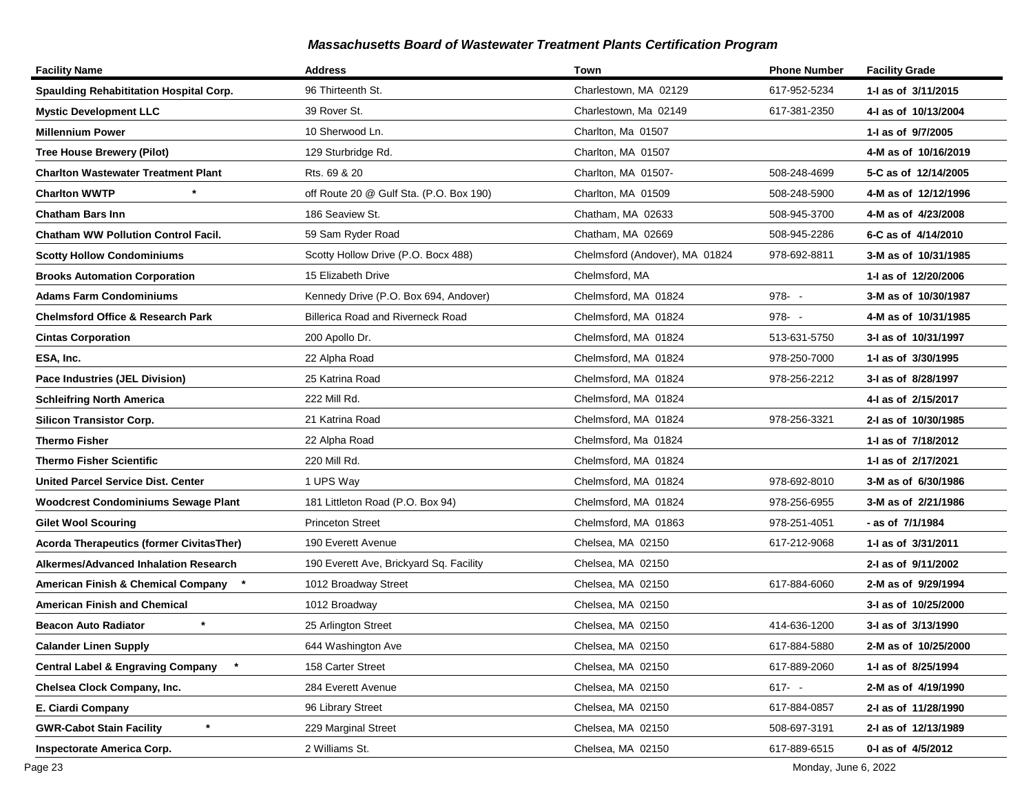## *Massachusetts Board of Wastewater Treatment Plants Certification Program*

| Facility Name | Address | Town | Phone Number | Facility Grade |
|---|---|---|---|---|
| **Spaulding Rehabititation Hospital Corp.** | 96 Thirteenth St. | Charlestown, MA 02129 | 617-952-5234 | **1-I as of 3/11/2015** |
| **Mystic Development LLC** | 39 Rover St. | Charlestown, Ma 02149 | 617-381-2350 | **4-I as of 10/13/2004** |
| **Millennium Power** | 10 Sherwood Ln. | Charlton, Ma 01507 | | **1-I as of 9/7/2005** |
| **Tree House Brewery (Pilot)** | 129 Sturbridge Rd. | Charlton, MA 01507 | | **4-M as of 10/16/2019** |
| **Charlton Wastewater Treatment Plant** | Rts. 69 & 20 | Charlton, MA 01507- | 508-248-4699 | **5-C as of 12/14/2005** |
| **Charlton WWTP \*** | off Route 20 @ Gulf Sta. (P.O. Box 190) | Charlton, MA 01509 | 508-248-5900 | **4-M as of 12/12/1996** |
| **Chatham Bars Inn** | 186 Seaview St. | Chatham, MA 02633 | 508-945-3700 | **4-M as of 4/23/2008** |
| **Chatham WW Pollution Control Facil.** | 59 Sam Ryder Road | Chatham, MA 02669 | 508-945-2286 | **6-C as of 4/14/2010** |
| **Scotty Hollow Condominiums** | Scotty Hollow Drive (P.O. Bocx 488) | Chelmsford (Andover), MA 01824 | 978-692-8811 | **3-M as of 10/31/1985** |
| **Brooks Automation Corporation** | 15 Elizabeth Drive | Chelmsford, MA | | **1-I as of 12/20/2006** |
| **Adams Farm Condominiums** | Kennedy Drive (P.O. Box 694, Andover) | Chelmsford, MA 01824 | 978- - | **3-M as of 10/30/1987** |
| **Chelmsford Office & Research Park** | Billerica Road and Riverneck Road | Chelmsford, MA 01824 | 978- - | **4-M as of 10/31/1985** |
| **Cintas Corporation** | 200 Apollo Dr. | Chelmsford, MA 01824 | 513-631-5750 | **3-I as of 10/31/1997** |
| **ESA, Inc.** | 22 Alpha Road | Chelmsford, MA 01824 | 978-250-7000 | **1-I as of 3/30/1995** |
| **Pace Industries (JEL Division)** | 25 Katrina Road | Chelmsford, MA 01824 | 978-256-2212 | **3-I as of 8/28/1997** |
| **Schleifring North America** | 222 Mill Rd. | Chelmsford, MA 01824 | | **4-I as of 2/15/2017** |
| **Silicon Transistor Corp.** | 21 Katrina Road | Chelmsford, MA 01824 | 978-256-3321 | **2-I as of 10/30/1985** |
| **Thermo Fisher** | 22 Alpha Road | Chelmsford, Ma 01824 | | **1-I as of 7/18/2012** |
| **Thermo Fisher Scientific** | 220 Mill Rd. | Chelmsford, MA 01824 | | **1-I as of 2/17/2021** |
| **United Parcel Service Dist. Center** | 1 UPS Way | Chelmsford, MA 01824 | 978-692-8010 | **3-M as of 6/30/1986** |
| **Woodcrest Condominiums Sewage Plant** | 181 Littleton Road (P.O. Box 94) | Chelmsford, MA 01824 | 978-256-6955 | **3-M as of 2/21/1986** |
| **Gilet Wool Scouring** | Princeton Street | Chelmsford, MA 01863 | 978-251-4051 | **- as of 7/1/1984** |
| **Acorda Therapeutics (former CivitasTher)** | 190 Everett Avenue | Chelsea, MA 02150 | 617-212-9068 | **1-I as of 3/31/2011** |
| **Alkermes/Advanced Inhalation Research** | 190 Everett Ave, Brickyard Sq. Facility | Chelsea, MA 02150 | | **2-I as of 9/11/2002** |
| **American Finish & Chemical Company \*** | 1012 Broadway Street | Chelsea, MA 02150 | 617-884-6060 | **2-M as of 9/29/1994** |
| **American Finish and Chemical** | 1012 Broadway | Chelsea, MA 02150 | | **3-I as of 10/25/2000** |
| **Beacon Auto Radiator \*** | 25 Arlington Street | Chelsea, MA 02150 | 414-636-1200 | **3-I as of 3/13/1990** |
| **Calander Linen Supply** | 644 Washington Ave | Chelsea, MA 02150 | 617-884-5880 | **2-M as of 10/25/2000** |
| **Central Label & Engraving Company \*** | 158 Carter Street | Chelsea, MA 02150 | 617-889-2060 | **1-I as of 8/25/1994** |
| **Chelsea Clock Company, Inc.** | 284 Everett Avenue | Chelsea, MA 02150 | 617- - | **2-M as of 4/19/1990** |
| **E. Ciardi Company** | 96 Library Street | Chelsea, MA 02150 | 617-884-0857 | **2-I as of 11/28/1990** |
| **GWR-Cabot Stain Facility \*** | 229 Marginal Street | Chelsea, MA 02150 | 508-697-3191 | **2-I as of 12/13/1989** |
| **Inspectorate America Corp.** | 2 Williams St. | Chelsea, MA 02150 | 617-889-6515 | **0-I as of 4/5/2012** |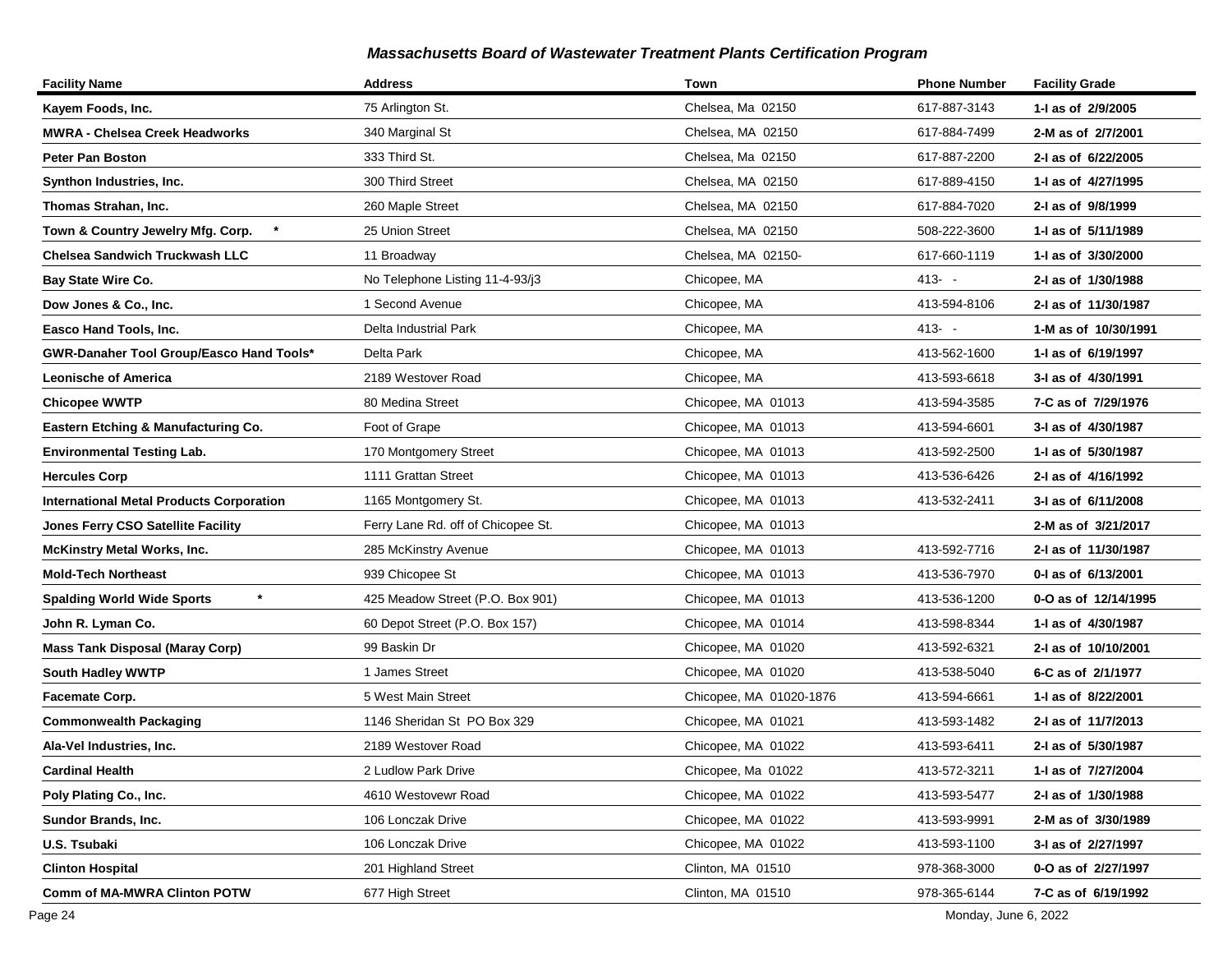## Massachusetts Board of Wastewater Treatment Plants Certification Program

| Facility Name | Address | Town | Phone Number | Facility Grade |
|---|---|---|---|---|
| **Kayem Foods, Inc.** | 75 Arlington St. | Chelsea, Ma 02150 | 617-887-3143 | **1-I as of 2/9/2005** |
| **MWRA - Chelsea Creek Headworks** | 340 Marginal St | Chelsea, MA 02150 | 617-884-7499 | **2-M as of 2/7/2001** |
| **Peter Pan Boston** | 333 Third St. | Chelsea, Ma 02150 | 617-887-2200 | **2-I as of 6/22/2005** |
| **Synthon Industries, Inc.** | 300 Third Street | Chelsea, MA 02150 | 617-889-4150 | **1-I as of 4/27/1995** |
| **Thomas Strahan, Inc.** | 260 Maple Street | Chelsea, MA 02150 | 617-884-7020 | **2-I as of 9/8/1999** |
| **Town & Country Jewelry Mfg. Corp. \*** | 25 Union Street | Chelsea, MA 02150 | 508-222-3600 | **1-I as of 5/11/1989** |
| **Chelsea Sandwich Truckwash LLC** | 11 Broadway | Chelsea, MA 02150- | 617-660-1119 | **1-I as of 3/30/2000** |
| **Bay State Wire Co.** | No Telephone Listing 11-4-93/j3 | Chicopee, MA | 413- - | **2-I as of 1/30/1988** |
| **Dow Jones & Co., Inc.** | 1 Second Avenue | Chicopee, MA | 413-594-8106 | **2-I as of 11/30/1987** |
| **Easco Hand Tools, Inc.** | Delta Industrial Park | Chicopee, MA | 413- - | **1-M as of 10/30/1991** |
| **GWR-Danaher Tool Group/Easco Hand Tools\*** | Delta Park | Chicopee, MA | 413-562-1600 | **1-I as of 6/19/1997** |
| **Leonische of America** | 2189 Westover Road | Chicopee, MA | 413-593-6618 | **3-I as of 4/30/1991** |
| **Chicopee WWTP** | 80 Medina Street | Chicopee, MA 01013 | 413-594-3585 | **7-C as of 7/29/1976** |
| **Eastern Etching & Manufacturing Co.** | Foot of Grape | Chicopee, MA 01013 | 413-594-6601 | **3-I as of 4/30/1987** |
| **Environmental Testing Lab.** | 170 Montgomery Street | Chicopee, MA 01013 | 413-592-2500 | **1-I as of 5/30/1987** |
| **Hercules Corp** | 1111 Grattan Street | Chicopee, MA 01013 | 413-536-6426 | **2-I as of 4/16/1992** |
| **International Metal Products Corporation** | 1165 Montgomery St. | Chicopee, MA 01013 | 413-532-2411 | **3-I as of 6/11/2008** |
| **Jones Ferry CSO Satellite Facility** | Ferry Lane Rd. off of Chicopee St. | Chicopee, MA 01013 | | **2-M as of 3/21/2017** |
| **McKinstry Metal Works, Inc.** | 285 McKinstry Avenue | Chicopee, MA 01013 | 413-592-7716 | **2-I as of 11/30/1987** |
| **Mold-Tech Northeast** | 939 Chicopee St | Chicopee, MA 01013 | 413-536-7970 | **0-I as of 6/13/2001** |
| **Spalding World Wide Sports \*** | 425 Meadow Street (P.O. Box 901) | Chicopee, MA 01013 | 413-536-1200 | **0-O as of 12/14/1995** |
| **John R. Lyman Co.** | 60 Depot Street (P.O. Box 157) | Chicopee, MA 01014 | 413-598-8344 | **1-I as of 4/30/1987** |
| **Mass Tank Disposal (Maray Corp)** | 99 Baskin Dr | Chicopee, MA 01020 | 413-592-6321 | **2-I as of 10/10/2001** |
| **South Hadley WWTP** | 1 James Street | Chicopee, MA 01020 | 413-538-5040 | **6-C as of 2/1/1977** |
| **Facemate Corp.** | 5 West Main Street | Chicopee, MA 01020-1876 | 413-594-6661 | **1-I as of 8/22/2001** |
| **Commonwealth Packaging** | 1146 Sheridan St PO Box 329 | Chicopee, MA 01021 | 413-593-1482 | **2-I as of 11/7/2013** |
| **Ala-Vel Industries, Inc.** | 2189 Westover Road | Chicopee, MA 01022 | 413-593-6411 | **2-I as of 5/30/1987** |
| **Cardinal Health** | 2 Ludlow Park Drive | Chicopee, Ma 01022 | 413-572-3211 | **1-I as of 7/27/2004** |
| **Poly Plating Co., Inc.** | 4610 Westovewr Road | Chicopee, MA 01022 | 413-593-5477 | **2-I as of 1/30/1988** |
| **Sundor Brands, Inc.** | 106 Lonczak Drive | Chicopee, MA 01022 | 413-593-9991 | **2-M as of 3/30/1989** |
| **U.S. Tsubaki** | 106 Lonczak Drive | Chicopee, MA 01022 | 413-593-1100 | **3-I as of 2/27/1997** |
| **Clinton Hospital** | 201 Highland Street | Clinton, MA 01510 | 978-368-3000 | **0-O as of 2/27/1997** |
| **Comm of MA-MWRA Clinton POTW** | 677 High Street | Clinton, MA 01510 | 978-365-6144 | **7-C as of 6/19/1992** |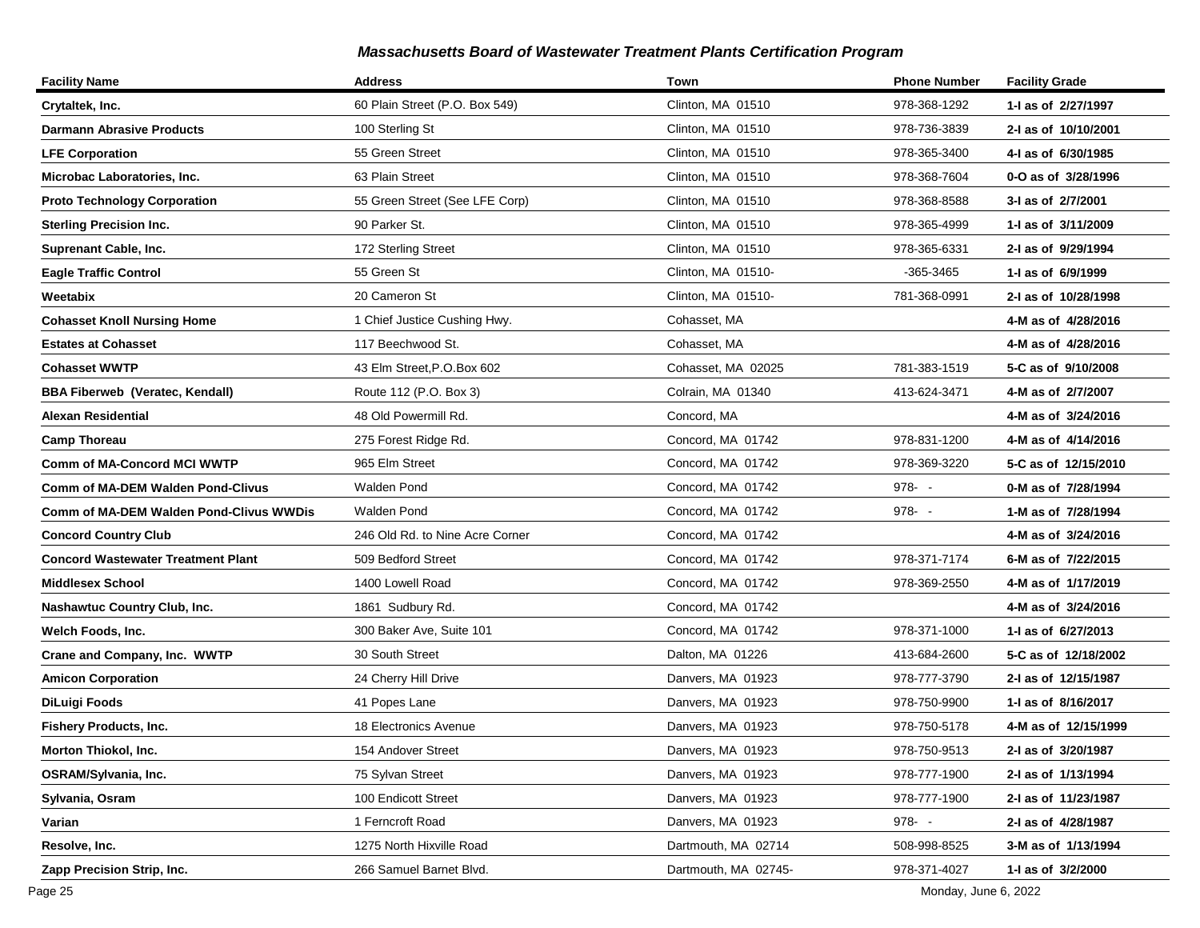## Massachusetts Board of Wastewater Treatment Plants Certification Program

| Facility Name | Address | Town | Phone Number | Facility Grade |
|---|---|---|---|---|
| **Crytaltek, Inc.** | 60 Plain Street (P.O. Box 549) | Clinton, MA 01510 | 978-368-1292 | **1-I as of 2/27/1997** |
| **Darmann Abrasive Products** | 100 Sterling St | Clinton, MA 01510 | 978-736-3839 | **2-I as of 10/10/2001** |
| **LFE Corporation** | 55 Green Street | Clinton, MA 01510 | 978-365-3400 | **4-I as of 6/30/1985** |
| **Microbac Laboratories, Inc.** | 63 Plain Street | Clinton, MA 01510 | 978-368-7604 | **0-O as of 3/28/1996** |
| **Proto Technology Corporation** | 55 Green Street (See LFE Corp) | Clinton, MA 01510 | 978-368-8588 | **3-I as of 2/7/2001** |
| **Sterling Precision Inc.** | 90 Parker St. | Clinton, MA 01510 | 978-365-4999 | **1-I as of 3/11/2009** |
| **Suprenant Cable, Inc.** | 172 Sterling Street | Clinton, MA 01510 | 978-365-6331 | **2-I as of 9/29/1994** |
| **Eagle Traffic Control** | 55 Green St | Clinton, MA 01510- | -365-3465 | **1-I as of 6/9/1999** |
| **Weetabix** | 20 Cameron St | Clinton, MA 01510- | 781-368-0991 | **2-I as of 10/28/1998** |
| **Cohasset Knoll Nursing Home** | 1 Chief Justice Cushing Hwy. | Cohasset, MA | | **4-M as of 4/28/2016** |
| **Estates at Cohasset** | 117 Beechwood St. | Cohasset, MA | | **4-M as of 4/28/2016** |
| **Cohasset WWTP** | 43 Elm Street,P.O.Box 602 | Cohasset, MA 02025 | 781-383-1519 | **5-C as of 9/10/2008** |
| **BBA Fiberweb (Veratec, Kendall)** | Route 112 (P.O. Box 3) | Colrain, MA 01340 | 413-624-3471 | **4-M as of 2/7/2007** |
| **Alexan Residential** | 48 Old Powermill Rd. | Concord, MA | | **4-M as of 3/24/2016** |
| **Camp Thoreau** | 275 Forest Ridge Rd. | Concord, MA 01742 | 978-831-1200 | **4-M as of 4/14/2016** |
| **Comm of MA-Concord MCI WWTP** | 965 Elm Street | Concord, MA 01742 | 978-369-3220 | **5-C as of 12/15/2010** |
| **Comm of MA-DEM Walden Pond-Clivus** | Walden Pond | Concord, MA 01742 | 978- - | **0-M as of 7/28/1994** |
| **Comm of MA-DEM Walden Pond-Clivus WWDis** | Walden Pond | Concord, MA 01742 | 978- - | **1-M as of 7/28/1994** |
| **Concord Country Club** | 246 Old Rd. to Nine Acre Corner | Concord, MA 01742 | | **4-M as of 3/24/2016** |
| **Concord Wastewater Treatment Plant** | 509 Bedford Street | Concord, MA 01742 | 978-371-7174 | **6-M as of 7/22/2015** |
| **Middlesex School** | 1400 Lowell Road | Concord, MA 01742 | 978-369-2550 | **4-M as of 1/17/2019** |
| **Nashawtuc Country Club, Inc.** | 1861 Sudbury Rd. | Concord, MA 01742 | | **4-M as of 3/24/2016** |
| **Welch Foods, Inc.** | 300 Baker Ave, Suite 101 | Concord, MA 01742 | 978-371-1000 | **1-I as of 6/27/2013** |
| **Crane and Company, Inc. WWTP** | 30 South Street | Dalton, MA 01226 | 413-684-2600 | **5-C as of 12/18/2002** |
| **Amicon Corporation** | 24 Cherry Hill Drive | Danvers, MA 01923 | 978-777-3790 | **2-I as of 12/15/1987** |
| **DiLuigi Foods** | 41 Popes Lane | Danvers, MA 01923 | 978-750-9900 | **1-I as of 8/16/2017** |
| **Fishery Products, Inc.** | 18 Electronics Avenue | Danvers, MA 01923 | 978-750-5178 | **4-M as of 12/15/1999** |
| **Morton Thiokol, Inc.** | 154 Andover Street | Danvers, MA 01923 | 978-750-9513 | **2-I as of 3/20/1987** |
| **OSRAM/Sylvania, Inc.** | 75 Sylvan Street | Danvers, MA 01923 | 978-777-1900 | **2-I as of 1/13/1994** |
| **Sylvania, Osram** | 100 Endicott Street | Danvers, MA 01923 | 978-777-1900 | **2-I as of 11/23/1987** |
| **Varian** | 1 Ferncroft Road | Danvers, MA 01923 | 978- - | **2-I as of 4/28/1987** |
| **Resolve, Inc.** | 1275 North Hixville Road | Dartmouth, MA 02714 | 508-998-8525 | **3-M as of 1/13/1994** |
| **Zapp Precision Strip, Inc.** | 266 Samuel Barnet Blvd. | Dartmouth, MA 02745- | 978-371-4027 | **1-I as of 3/2/2000** |

Monday, June 6, 2022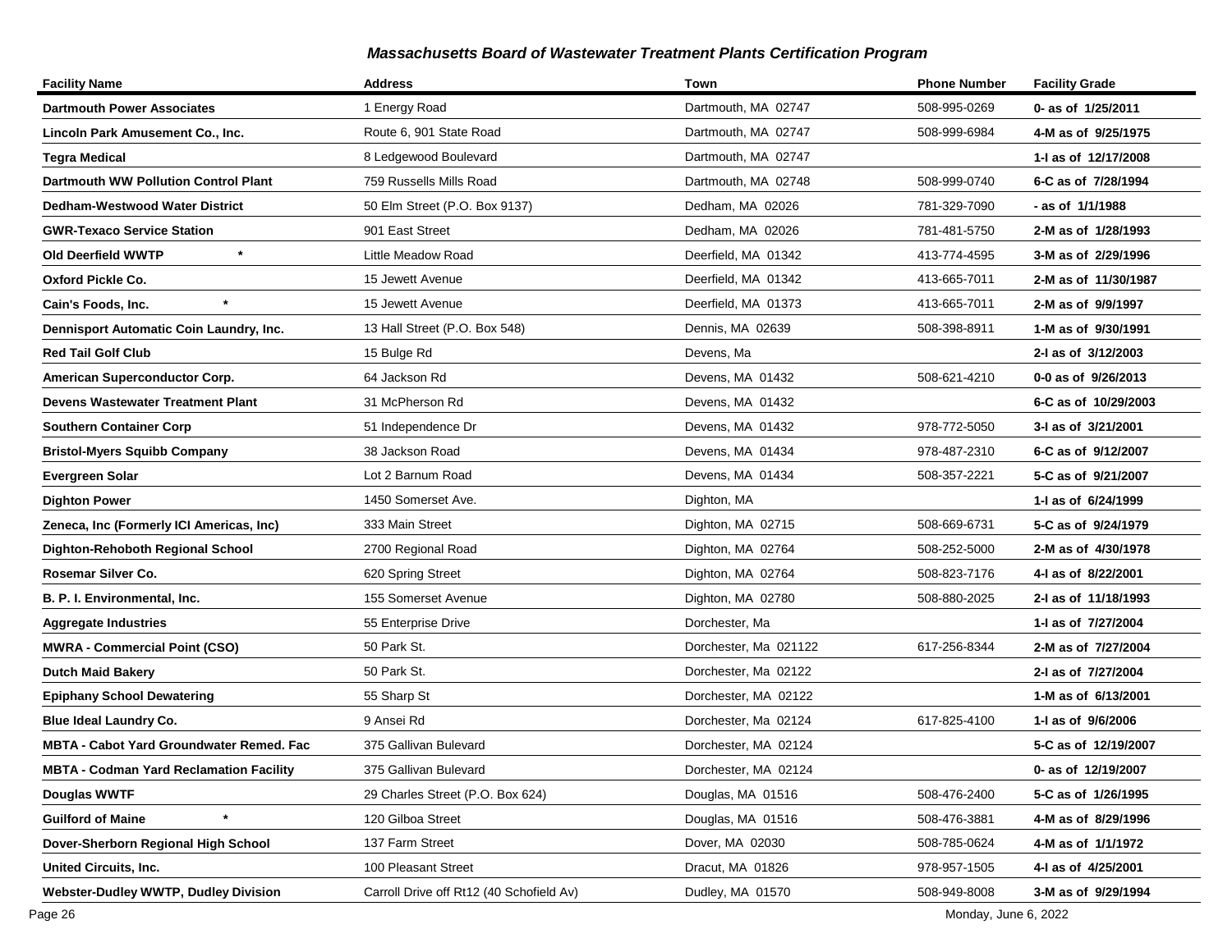## *Massachusetts Board of Wastewater Treatment Plants Certification Program*

| Facility Name | Address | Town | Phone Number | Facility Grade |
|---|---|---|---|---|
| **Dartmouth Power Associates** | 1 Energy Road | Dartmouth, MA 02747 | 508-995-0269 | **0- as of 1/25/2011** |
| **Lincoln Park Amusement Co., Inc.** | Route 6, 901 State Road | Dartmouth, MA 02747 | 508-999-6984 | **4-M as of 9/25/1975** |
| **Tegra Medical** | 8 Ledgewood Boulevard | Dartmouth, MA 02747 | | **1-I as of 12/17/2008** |
| **Dartmouth WW Pollution Control Plant** | 759 Russells Mills Road | Dartmouth, MA 02748 | 508-999-0740 | **6-C as of 7/28/1994** |
| **Dedham-Westwood Water District** | 50 Elm Street (P.O. Box 9137) | Dedham, MA 02026 | 781-329-7090 | **- as of 1/1/1988** |
| **GWR-Texaco Service Station** | 901 East Street | Dedham, MA 02026 | 781-481-5750 | **2-M as of 1/28/1993** |
| **Old Deerfield WWTP** * | Little Meadow Road | Deerfield, MA 01342 | 413-774-4595 | **3-M as of 2/29/1996** |
| **Oxford Pickle Co.** | 15 Jewett Avenue | Deerfield, MA 01342 | 413-665-7011 | **2-M as of 11/30/1987** |
| **Cain's Foods, Inc.** * | 15 Jewett Avenue | Deerfield, MA 01373 | 413-665-7011 | **2-M as of 9/9/1997** |
| **Dennisport Automatic Coin Laundry, Inc.** | 13 Hall Street (P.O. Box 548) | Dennis, MA 02639 | 508-398-8911 | **1-M as of 9/30/1991** |
| **Red Tail Golf Club** | 15 Bulge Rd | Devens, Ma | | **2-I as of 3/12/2003** |
| **American Superconductor Corp.** | 64 Jackson Rd | Devens, MA 01432 | 508-621-4210 | **0-0 as of 9/26/2013** |
| **Devens Wastewater Treatment Plant** | 31 McPherson Rd | Devens, MA 01432 | | **6-C as of 10/29/2003** |
| **Southern Container Corp** | 51 Independence Dr | Devens, MA 01432 | 978-772-5050 | **3-I as of 3/21/2001** |
| **Bristol-Myers Squibb Company** | 38 Jackson Road | Devens, MA 01434 | 978-487-2310 | **6-C as of 9/12/2007** |
| **Evergreen Solar** | Lot 2 Barnum Road | Devens, MA 01434 | 508-357-2221 | **5-C as of 9/21/2007** |
| **Dighton Power** | 1450 Somerset Ave. | Dighton, MA | | **1-I as of 6/24/1999** |
| **Zeneca, Inc (Formerly ICI Americas, Inc)** | 333 Main Street | Dighton, MA 02715 | 508-669-6731 | **5-C as of 9/24/1979** |
| **Dighton-Rehoboth Regional School** | 2700 Regional Road | Dighton, MA 02764 | 508-252-5000 | **2-M as of 4/30/1978** |
| **Rosemar Silver Co.** | 620 Spring Street | Dighton, MA 02764 | 508-823-7176 | **4-I as of 8/22/2001** |
| **B. P. I. Environmental, Inc.** | 155 Somerset Avenue | Dighton, MA 02780 | 508-880-2025 | **2-I as of 11/18/1993** |
| **Aggregate Industries** | 55 Enterprise Drive | Dorchester, Ma | | **1-I as of 7/27/2004** |
| **MWRA - Commercial Point (CSO)** | 50 Park St. | Dorchester, Ma 021122 | 617-256-8344 | **2-M as of 7/27/2004** |
| **Dutch Maid Bakery** | 50 Park St. | Dorchester, Ma 02122 | | **2-I as of 7/27/2004** |
| **Epiphany School Dewatering** | 55 Sharp St | Dorchester, MA 02122 | | **1-M as of 6/13/2001** |
| **Blue Ideal Laundry Co.** | 9 Ansei Rd | Dorchester, Ma 02124 | 617-825-4100 | **1-I as of 9/6/2006** |
| **MBTA - Cabot Yard Groundwater Remed. Fac** | 375 Gallivan Bulevard | Dorchester, MA 02124 | | **5-C as of 12/19/2007** |
| **MBTA - Codman Yard Reclamation Facility** | 375 Gallivan Bulevard | Dorchester, MA 02124 | | **0- as of 12/19/2007** |
| **Douglas WWTF** | 29 Charles Street (P.O. Box 624) | Douglas, MA 01516 | 508-476-2400 | **5-C as of 1/26/1995** |
| **Guilford of Maine** * | 120 Gilboa Street | Douglas, MA 01516 | 508-476-3881 | **4-M as of 8/29/1996** |
| **Dover-Sherborn Regional High School** | 137 Farm Street | Dover, MA 02030 | 508-785-0624 | **4-M as of 1/1/1972** |
| **United Circuits, Inc.** | 100 Pleasant Street | Dracut, MA 01826 | 978-957-1505 | **4-I as of 4/25/2001** |
| **Webster-Dudley WWTP, Dudley Division** | Carroll Drive off Rt12 (40 Schofield Av) | Dudley, MA 01570 | 508-949-8008 | **3-M as of 9/29/1994** |

Monday, June 6, 2022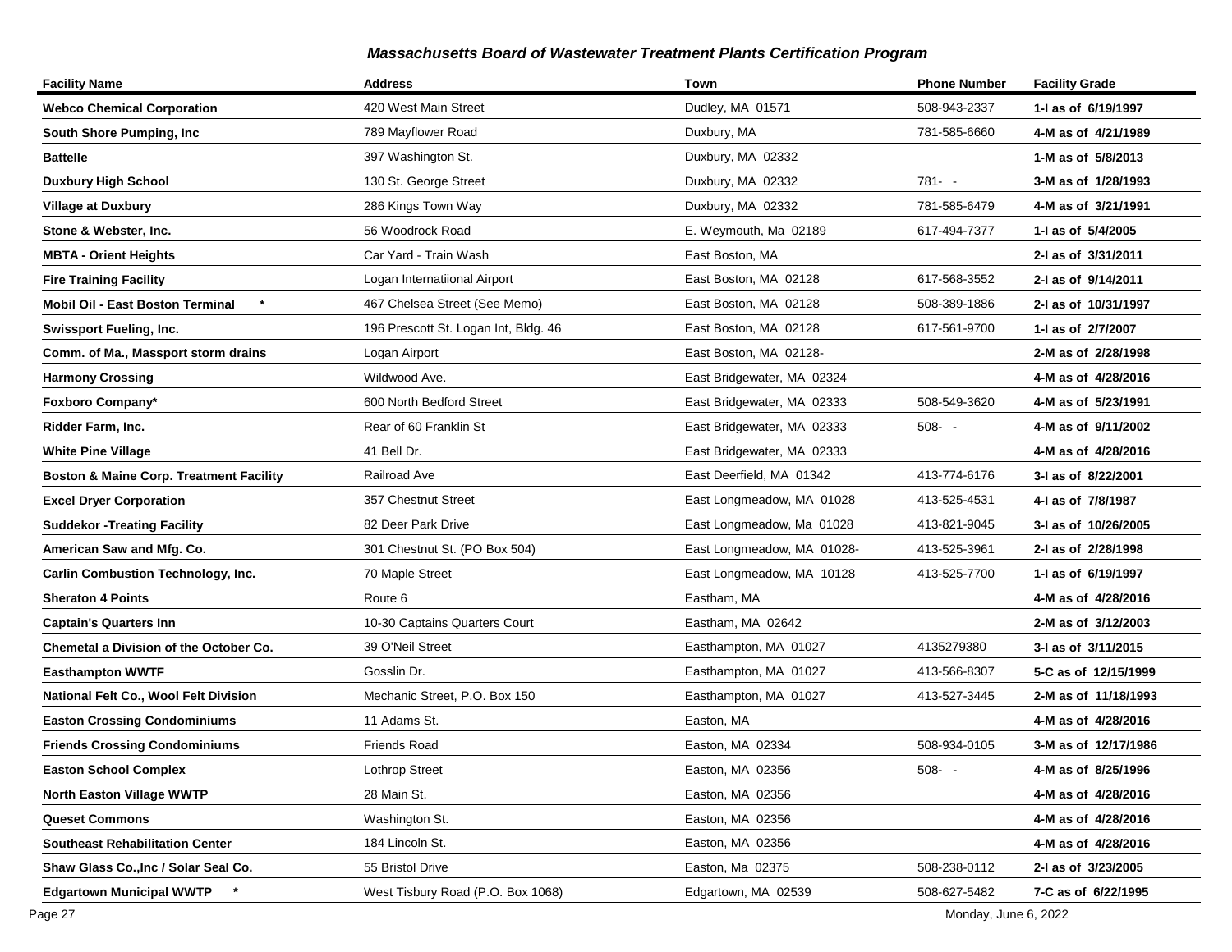## Massachusetts Board of Wastewater Treatment Plants Certification Program

| Facility Name | Address | Town | Phone Number | Facility Grade |
|---|---|---|---|---|
| **Webco Chemical Corporation** | 420 West Main Street | Dudley, MA 01571 | 508-943-2337 | **1-I as of 6/19/1997** |
| **South Shore Pumping, Inc** | 789 Mayflower Road | Duxbury, MA | 781-585-6660 | **4-M as of 4/21/1989** |
| **Battelle** | 397 Washington St. | Duxbury, MA 02332 | | **1-M as of 5/8/2013** |
| **Duxbury High School** | 130 St. George Street | Duxbury, MA 02332 | 781- - | **3-M as of 1/28/1993** |
| **Village at Duxbury** | 286 Kings Town Way | Duxbury, MA 02332 | 781-585-6479 | **4-M as of 3/21/1991** |
| **Stone & Webster, Inc.** | 56 Woodrock Road | E. Weymouth, Ma 02189 | 617-494-7377 | **1-I as of 5/4/2005** |
| **MBTA - Orient Heights** | Car Yard - Train Wash | East Boston, MA | | **2-I as of 3/31/2011** |
| **Fire Training Facility** | Logan Internatiional Airport | East Boston, MA 02128 | 617-568-3552 | **2-I as of 9/14/2011** |
| **Mobil Oil - East Boston Terminal \*** | 467 Chelsea Street (See Memo) | East Boston, MA 02128 | 508-389-1886 | **2-I as of 10/31/1997** |
| **Swissport Fueling, Inc.** | 196 Prescott St. Logan Int, Bldg. 46 | East Boston, MA 02128 | 617-561-9700 | **1-I as of 2/7/2007** |
| **Comm. of Ma., Massport storm drains** | Logan Airport | East Boston, MA 02128- | | **2-M as of 2/28/1998** |
| **Harmony Crossing** | Wildwood Ave. | East Bridgewater, MA 02324 | | **4-M as of 4/28/2016** |
| **Foxboro Company\*** | 600 North Bedford Street | East Bridgewater, MA 02333 | 508-549-3620 | **4-M as of 5/23/1991** |
| **Ridder Farm, Inc.** | Rear of 60 Franklin St | East Bridgewater, MA 02333 | 508- - | **4-M as of 9/11/2002** |
| **White Pine Village** | 41 Bell Dr. | East Bridgewater, MA 02333 | | **4-M as of 4/28/2016** |
| **Boston & Maine Corp. Treatment Facility** | Railroad Ave | East Deerfield, MA 01342 | 413-774-6176 | **3-I as of 8/22/2001** |
| **Excel Dryer Corporation** | 357 Chestnut Street | East Longmeadow, MA 01028 | 413-525-4531 | **4-I as of 7/8/1987** |
| **Suddekor -Treating Facility** | 82 Deer Park Drive | East Longmeadow, Ma 01028 | 413-821-9045 | **3-I as of 10/26/2005** |
| **American Saw and Mfg. Co.** | 301 Chestnut St. (PO Box 504) | East Longmeadow, MA 01028- | 413-525-3961 | **2-I as of 2/28/1998** |
| **Carlin Combustion Technology, Inc.** | 70 Maple Street | East Longmeadow, MA 10128 | 413-525-7700 | **1-I as of 6/19/1997** |
| **Sheraton 4 Points** | Route 6 | Eastham, MA | | **4-M as of 4/28/2016** |
| **Captain's Quarters Inn** | 10-30 Captains Quarters Court | Eastham, MA 02642 | | **2-M as of 3/12/2003** |
| **Chemetal a Division of the October Co.** | 39 O'Neil Street | Easthampton, MA 01027 | 4135279380 | **3-I as of 3/11/2015** |
| **Easthampton WWTF** | Gosslin Dr. | Easthampton, MA 01027 | 413-566-8307 | **5-C as of 12/15/1999** |
| **National Felt Co., Wool Felt Division** | Mechanic Street, P.O. Box 150 | Easthampton, MA 01027 | 413-527-3445 | **2-M as of 11/18/1993** |
| **Easton Crossing Condominiums** | 11 Adams St. | Easton, MA | | **4-M as of 4/28/2016** |
| **Friends Crossing Condominiums** | Friends Road | Easton, MA 02334 | 508-934-0105 | **3-M as of 12/17/1986** |
| **Easton School Complex** | Lothrop Street | Easton, MA 02356 | 508- - | **4-M as of 8/25/1996** |
| **North Easton Village WWTP** | 28 Main St. | Easton, MA 02356 | | **4-M as of 4/28/2016** |
| **Queset Commons** | Washington St. | Easton, MA 02356 | | **4-M as of 4/28/2016** |
| **Southeast Rehabilitation Center** | 184 Lincoln St. | Easton, MA 02356 | | **4-M as of 4/28/2016** |
| **Shaw Glass Co.,Inc / Solar Seal Co.** | 55 Bristol Drive | Easton, Ma 02375 | 508-238-0112 | **2-I as of 3/23/2005** |
| **Edgartown Municipal WWTP \*** | West Tisbury Road (P.O. Box 1068) | Edgartown, MA 02539 | 508-627-5482 | **7-C as of 6/22/1995** |

Monday, June 6, 2022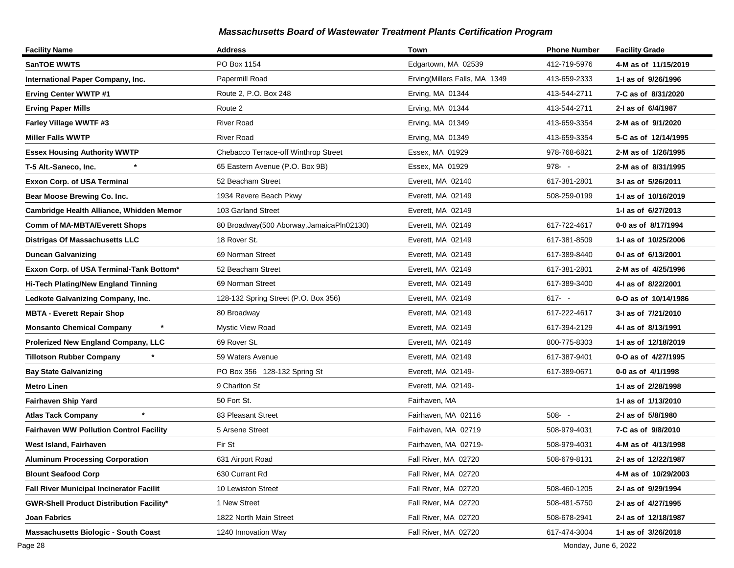## *Massachusetts Board of Wastewater Treatment Plants Certification Program*

| Facility Name | Address | Town | Phone Number | Facility Grade |
|---|---|---|---|---|
| **SanTOE WWTS** | PO Box 1154 | Edgartown, MA 02539 | 412-719-5976 | **4-M as of 11/15/2019** |
| **International Paper Company, Inc.** | Papermill Road | Erving(Millers Falls, MA 1349 | 413-659-2333 | **1-I as of 9/26/1996** |
| **Erving Center WWTP #1** | Route 2, P.O. Box 248 | Erving, MA 01344 | 413-544-2711 | **7-C as of 8/31/2020** |
| **Erving Paper Mills** | Route 2 | Erving, MA 01344 | 413-544-2711 | **2-I as of 6/4/1987** |
| **Farley Village WWTF #3** | River Road | Erving, MA 01349 | 413-659-3354 | **2-M as of 9/1/2020** |
| **Miller Falls WWTP** | River Road | Erving, MA 01349 | 413-659-3354 | **5-C as of 12/14/1995** |
| **Essex Housing Authority WWTP** | Chebacco Terrace-off Winthrop Street | Essex, MA 01929 | 978-768-6821 | **2-M as of 1/26/1995** |
| **T-5 Alt.-Saneco, Inc. \*** | 65 Eastern Avenue (P.O. Box 9B) | Essex, MA 01929 | 978- - | **2-M as of 8/31/1995** |
| **Exxon Corp. of USA Terminal** | 52 Beacham Street | Everett, MA 02140 | 617-381-2801 | **3-I as of 5/26/2011** |
| **Bear Moose Brewing Co. Inc.** | 1934 Revere Beach Pkwy | Everett, MA 02149 | 508-259-0199 | **1-I as of 10/16/2019** |
| **Cambridge Health Alliance, Whidden Memor** | 103 Garland Street | Everett, MA 02149 | | **1-I as of 6/27/2013** |
| **Comm of MA-MBTA/Everett Shops** | 80 Broadway(500 Aborway,JamaicaPln02130) | Everett, MA 02149 | 617-722-4617 | **0-0 as of 8/17/1994** |
| **Distrigas Of Massachusetts LLC** | 18 Rover St. | Everett, MA 02149 | 617-381-8509 | **1-I as of 10/25/2006** |
| **Duncan Galvanizing** | 69 Norman Street | Everett, MA 02149 | 617-389-8440 | **0-I as of 6/13/2001** |
| **Exxon Corp. of USA Terminal-Tank Bottom\*** | 52 Beacham Street | Everett, MA 02149 | 617-381-2801 | **2-M as of 4/25/1996** |
| **Hi-Tech Plating/New England Tinning** | 69 Norman Street | Everett, MA 02149 | 617-389-3400 | **4-I as of 8/22/2001** |
| **Ledkote Galvanizing Company, Inc.** | 128-132 Spring Street (P.O. Box 356) | Everett, MA 02149 | 617- - | **0-O as of 10/14/1986** |
| **MBTA - Everett Repair Shop** | 80 Broadway | Everett, MA 02149 | 617-222-4617 | **3-I as of 7/21/2010** |
| **Monsanto Chemical Company \*** | Mystic View Road | Everett, MA 02149 | 617-394-2129 | **4-I as of 8/13/1991** |
| **Prolerized New England Company, LLC** | 69 Rover St. | Everett, MA 02149 | 800-775-8303 | **1-I as of 12/18/2019** |
| **Tillotson Rubber Company \*** | 59 Waters Avenue | Everett, MA 02149 | 617-387-9401 | **0-O as of 4/27/1995** |
| **Bay State Galvanizing** | PO Box 356 128-132 Spring St | Everett, MA 02149- | 617-389-0671 | **0-0 as of 4/1/1998** |
| **Metro Linen** | 9 Charlton St | Everett, MA 02149- | | **1-I as of 2/28/1998** |
| **Fairhaven Ship Yard** | 50 Fort St. | Fairhaven, MA | | **1-I as of 1/13/2010** |
| **Atlas Tack Company \*** | 83 Pleasant Street | Fairhaven, MA 02116 | 508- - | **2-I as of 5/8/1980** |
| **Fairhaven WW Pollution Control Facility** | 5 Arsene Street | Fairhaven, MA 02719 | 508-979-4031 | **7-C as of 9/8/2010** |
| **West Island, Fairhaven** | Fir St | Fairhaven, MA 02719- | 508-979-4031 | **4-M as of 4/13/1998** |
| **Aluminum Processing Corporation** | 631 Airport Road | Fall River, MA 02720 | 508-679-8131 | **2-I as of 12/22/1987** |
| **Blount Seafood Corp** | 630 Currant Rd | Fall River, MA 02720 | | **4-M as of 10/29/2003** |
| **Fall River Municipal Incinerator Facilit** | 10 Lewiston Street | Fall River, MA 02720 | 508-460-1205 | **2-I as of 9/29/1994** |
| **GWR-Shell Product Distribution Facility\*** | 1 New Street | Fall River, MA 02720 | 508-481-5750 | **2-I as of 4/27/1995** |
| **Joan Fabrics** | 1822 North Main Street | Fall River, MA 02720 | 508-678-2941 | **2-I as of 12/18/1987** |
| **Massachusetts Biologic - South Coast** | 1240 Innovation Way | Fall River, MA 02720 | 617-474-3004 | **1-I as of 3/26/2018** |

Monday, June 6, 2022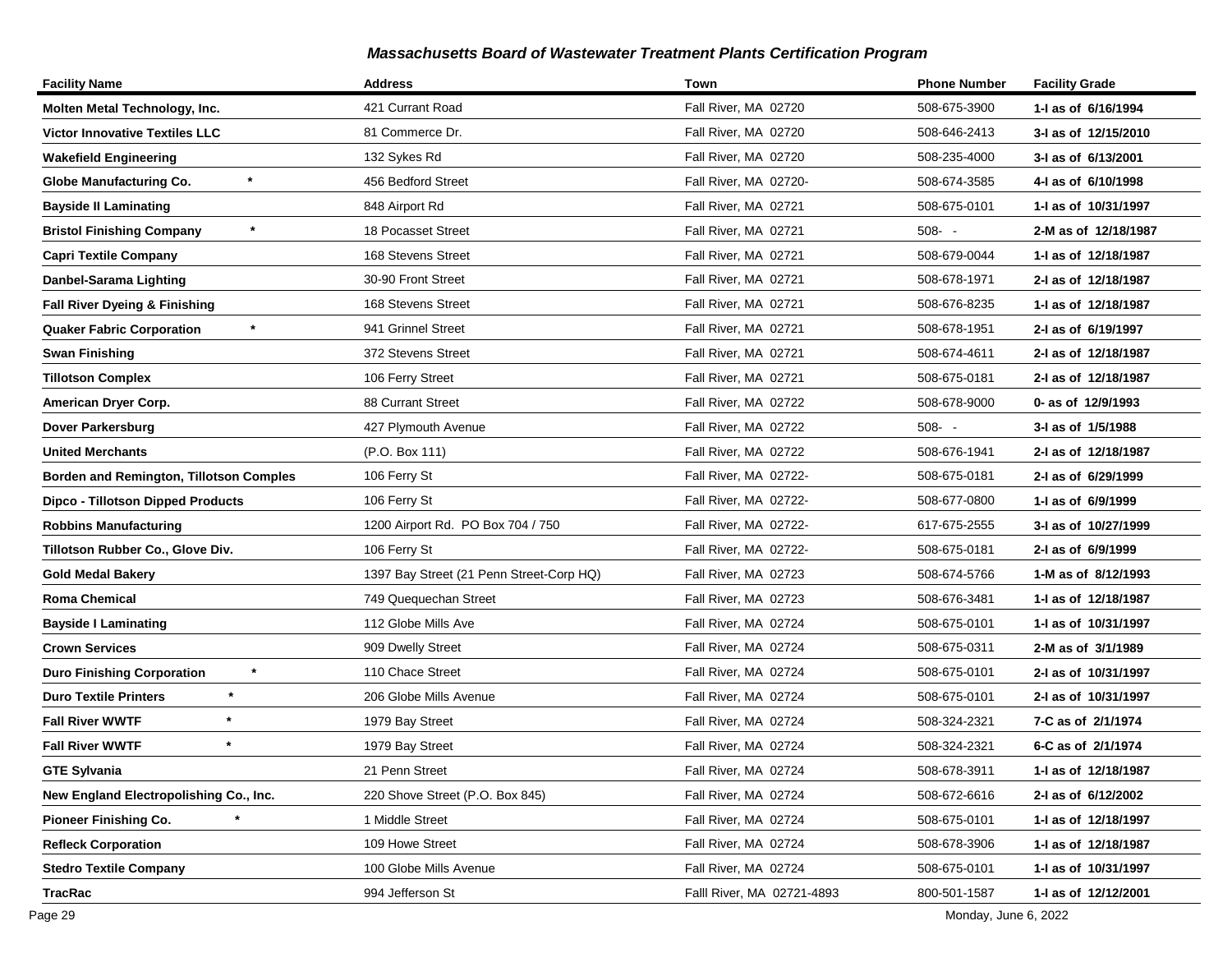## Massachusetts Board of Wastewater Treatment Plants Certification Program

| Facility Name | Address | Town | Phone Number | Facility Grade |
|---|---|---|---|---|
| **Molten Metal Technology, Inc.** | 421 Currant Road | Fall River, MA 02720 | 508-675-3900 | **1-I as of 6/16/1994** |
| **Victor Innovative Textiles LLC** | 81 Commerce Dr. | Fall River, MA 02720 | 508-646-2413 | **3-I as of 12/15/2010** |
| **Wakefield Engineering** | 132 Sykes Rd | Fall River, MA 02720 | 508-235-4000 | **3-I as of 6/13/2001** |
| **Globe Manufacturing Co.** * | 456 Bedford Street | Fall River, MA 02720- | 508-674-3585 | **4-I as of 6/10/1998** |
| **Bayside II Laminating** | 848 Airport Rd | Fall River, MA 02721 | 508-675-0101 | **1-I as of 10/31/1997** |
| **Bristol Finishing Company** * | 18 Pocasset Street | Fall River, MA 02721 | 508- - | **2-M as of 12/18/1987** |
| **Capri Textile Company** | 168 Stevens Street | Fall River, MA 02721 | 508-679-0044 | **1-I as of 12/18/1987** |
| **Danbel-Sarama Lighting** | 30-90 Front Street | Fall River, MA 02721 | 508-678-1971 | **2-I as of 12/18/1987** |
| **Fall River Dyeing & Finishing** | 168 Stevens Street | Fall River, MA 02721 | 508-676-8235 | **1-I as of 12/18/1987** |
| **Quaker Fabric Corporation** * | 941 Grinnel Street | Fall River, MA 02721 | 508-678-1951 | **2-I as of 6/19/1997** |
| **Swan Finishing** | 372 Stevens Street | Fall River, MA 02721 | 508-674-4611 | **2-I as of 12/18/1987** |
| **Tillotson Complex** | 106 Ferry Street | Fall River, MA 02721 | 508-675-0181 | **2-I as of 12/18/1987** |
| **American Dryer Corp.** | 88 Currant Street | Fall River, MA 02722 | 508-678-9000 | **0- as of 12/9/1993** |
| **Dover Parkersburg** | 427 Plymouth Avenue | Fall River, MA 02722 | 508- - | **3-I as of 1/5/1988** |
| **United Merchants** | (P.O. Box 111) | Fall River, MA 02722 | 508-676-1941 | **2-I as of 12/18/1987** |
| **Borden and Remington, Tillotson Comples** | 106 Ferry St | Fall River, MA 02722- | 508-675-0181 | **2-I as of 6/29/1999** |
| **Dipco - Tillotson Dipped Products** | 106 Ferry St | Fall River, MA 02722- | 508-677-0800 | **1-I as of 6/9/1999** |
| **Robbins Manufacturing** | 1200 Airport Rd. PO Box 704 / 750 | Fall River, MA 02722- | 617-675-2555 | **3-I as of 10/27/1999** |
| **Tillotson Rubber Co., Glove Div.** | 106 Ferry St | Fall River, MA 02722- | 508-675-0181 | **2-I as of 6/9/1999** |
| **Gold Medal Bakery** | 1397 Bay Street (21 Penn Street-Corp HQ) | Fall River, MA 02723 | 508-674-5766 | **1-M as of 8/12/1993** |
| **Roma Chemical** | 749 Quequechan Street | Fall River, MA 02723 | 508-676-3481 | **1-I as of 12/18/1987** |
| **Bayside I Laminating** | 112 Globe Mills Ave | Fall River, MA 02724 | 508-675-0101 | **1-I as of 10/31/1997** |
| **Crown Services** | 909 Dwelly Street | Fall River, MA 02724 | 508-675-0311 | **2-M as of 3/1/1989** |
| **Duro Finishing Corporation** * | 110 Chace Street | Fall River, MA 02724 | 508-675-0101 | **2-I as of 10/31/1997** |
| **Duro Textile Printers** * | 206 Globe Mills Avenue | Fall River, MA 02724 | 508-675-0101 | **2-I as of 10/31/1997** |
| **Fall River WWTF** * | 1979 Bay Street | Fall River, MA 02724 | 508-324-2321 | **7-C as of 2/1/1974** |
| **Fall River WWTF** * | 1979 Bay Street | Fall River, MA 02724 | 508-324-2321 | **6-C as of 2/1/1974** |
| **GTE Sylvania** | 21 Penn Street | Fall River, MA 02724 | 508-678-3911 | **1-I as of 12/18/1987** |
| **New England Electropolishing Co., Inc.** | 220 Shove Street (P.O. Box 845) | Fall River, MA 02724 | 508-672-6616 | **2-I as of 6/12/2002** |
| **Pioneer Finishing Co.** * | 1 Middle Street | Fall River, MA 02724 | 508-675-0101 | **1-I as of 12/18/1997** |
| **Refleck Corporation** | 109 Howe Street | Fall River, MA 02724 | 508-678-3906 | **1-I as of 12/18/1987** |
| **Stedro Textile Company** | 100 Globe Mills Avenue | Fall River, MA 02724 | 508-675-0101 | **1-I as of 10/31/1997** |
| **TracRac** | 994 Jefferson St | Falll River, MA 02721-4893 | 800-501-1587 | **1-I as of 12/12/2001** |

Monday, June 6, 2022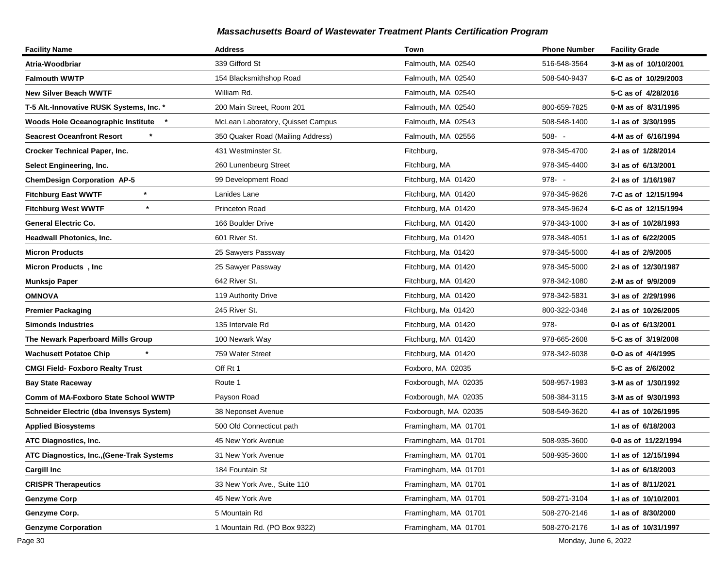## *Massachusetts Board of Wastewater Treatment Plants Certification Program*

| Facility Name | Address | Town | Phone Number | Facility Grade |
|---|---|---|---|---|
| **Atria-Woodbriar** | 339 Gifford St | Falmouth, MA 02540 | 516-548-3564 | **3-M as of 10/10/2001** |
| **Falmouth WWTP** | 154 Blacksmithshop Road | Falmouth, MA 02540 | 508-540-9437 | **6-C as of 10/29/2003** |
| **New Silver Beach WWTF** | William Rd. | Falmouth, MA 02540 | | **5-C as of 4/28/2016** |
| **T-5 Alt.-Innovative RUSK Systems, Inc. *** | 200 Main Street, Room 201 | Falmouth, MA 02540 | 800-659-7825 | **0-M as of 8/31/1995** |
| **Woods Hole Oceanographic Institute *** | McLean Laboratory, Quisset Campus | Falmouth, MA 02543 | 508-548-1400 | **1-I as of 3/30/1995** |
| **Seacrest Oceanfront Resort *** | 350 Quaker Road (Mailing Address) | Falmouth, MA 02556 | 508- - | **4-M as of 6/16/1994** |
| **Crocker Technical Paper, Inc.** | 431 Westminster St. | Fitchburg, | 978-345-4700 | **2-I as of 1/28/2014** |
| **Select Engineering, Inc.** | 260 Lunenbeurg Street | Fitchburg, MA | 978-345-4400 | **3-I as of 6/13/2001** |
| **ChemDesign Corporation AP-5** | 99 Development Road | Fitchburg, MA 01420 | 978- - | **2-I as of 1/16/1987** |
| **Fitchburg East WWTF *** | Lanides Lane | Fitchburg, MA 01420 | 978-345-9626 | **7-C as of 12/15/1994** |
| **Fitchburg West WWTF *** | Princeton Road | Fitchburg, MA 01420 | 978-345-9624 | **6-C as of 12/15/1994** |
| **General Electric Co.** | 166 Boulder Drive | Fitchburg, MA 01420 | 978-343-1000 | **3-I as of 10/28/1993** |
| **Headwall Photonics, Inc.** | 601 River St. | Fitchburg, Ma 01420 | 978-348-4051 | **1-I as of 6/22/2005** |
| **Micron Products** | 25 Sawyers Passway | Fitchburg, Ma 01420 | 978-345-5000 | **4-I as of 2/9/2005** |
| **Micron Products , Inc** | 25 Sawyer Passway | Fitchburg, MA 01420 | 978-345-5000 | **2-I as of 12/30/1987** |
| **Munksjo Paper** | 642 River St. | Fitchburg, MA 01420 | 978-342-1080 | **2-M as of 9/9/2009** |
| **OMNOVA** | 119 Authority Drive | Fitchburg, MA 01420 | 978-342-5831 | **3-I as of 2/29/1996** |
| **Premier Packaging** | 245 River St. | Fitchburg, Ma 01420 | 800-322-0348 | **2-I as of 10/26/2005** |
| **Simonds Industries** | 135 Intervale Rd | Fitchburg, MA 01420 | 978- | **0-I as of 6/13/2001** |
| **The Newark Paperboard Mills Group** | 100 Newark Way | Fitchburg, MA 01420 | 978-665-2608 | **5-C as of 3/19/2008** |
| **Wachusett Potatoe Chip *** | 759 Water Street | Fitchburg, MA 01420 | 978-342-6038 | **0-O as of 4/4/1995** |
| **CMGI Field- Foxboro Realty Trust** | Off Rt 1 | Foxboro, MA 02035 | | **5-C as of 2/6/2002** |
| **Bay State Raceway** | Route 1 | Foxborough, MA 02035 | 508-957-1983 | **3-M as of 1/30/1992** |
| **Comm of MA-Foxboro State School WWTP** | Payson Road | Foxborough, MA 02035 | 508-384-3115 | **3-M as of 9/30/1993** |
| **Schneider Electric (dba Invensys System)** | 38 Neponset Avenue | Foxborough, MA 02035 | 508-549-3620 | **4-I as of 10/26/1995** |
| **Applied Biosystems** | 500 Old Connecticut path | Framingham, MA 01701 | | **1-I as of 6/18/2003** |
| **ATC Diagnostics, Inc.** | 45 New York Avenue | Framingham, MA 01701 | 508-935-3600 | **0-0 as of 11/22/1994** |
| **ATC Diagnostics, Inc.,(Gene-Trak Systems** | 31 New York Avenue | Framingham, MA 01701 | 508-935-3600 | **1-I as of 12/15/1994** |
| **Cargill Inc** | 184 Fountain St | Framingham, MA 01701 | | **1-I as of 6/18/2003** |
| **CRISPR Therapeutics** | 33 New York Ave., Suite 110 | Framingham, MA 01701 | | **1-I as of 8/11/2021** |
| **Genzyme Corp** | 45 New York Ave | Framingham, MA 01701 | 508-271-3104 | **1-I as of 10/10/2001** |
| **Genzyme Corp.** | 5 Mountain Rd | Framingham, MA 01701 | 508-270-2146 | **1-I as of 8/30/2000** |
| **Genzyme Corporation** | 1 Mountain Rd. (PO Box 9322) | Framingham, MA 01701 | 508-270-2176 | **1-I as of 10/31/1997** |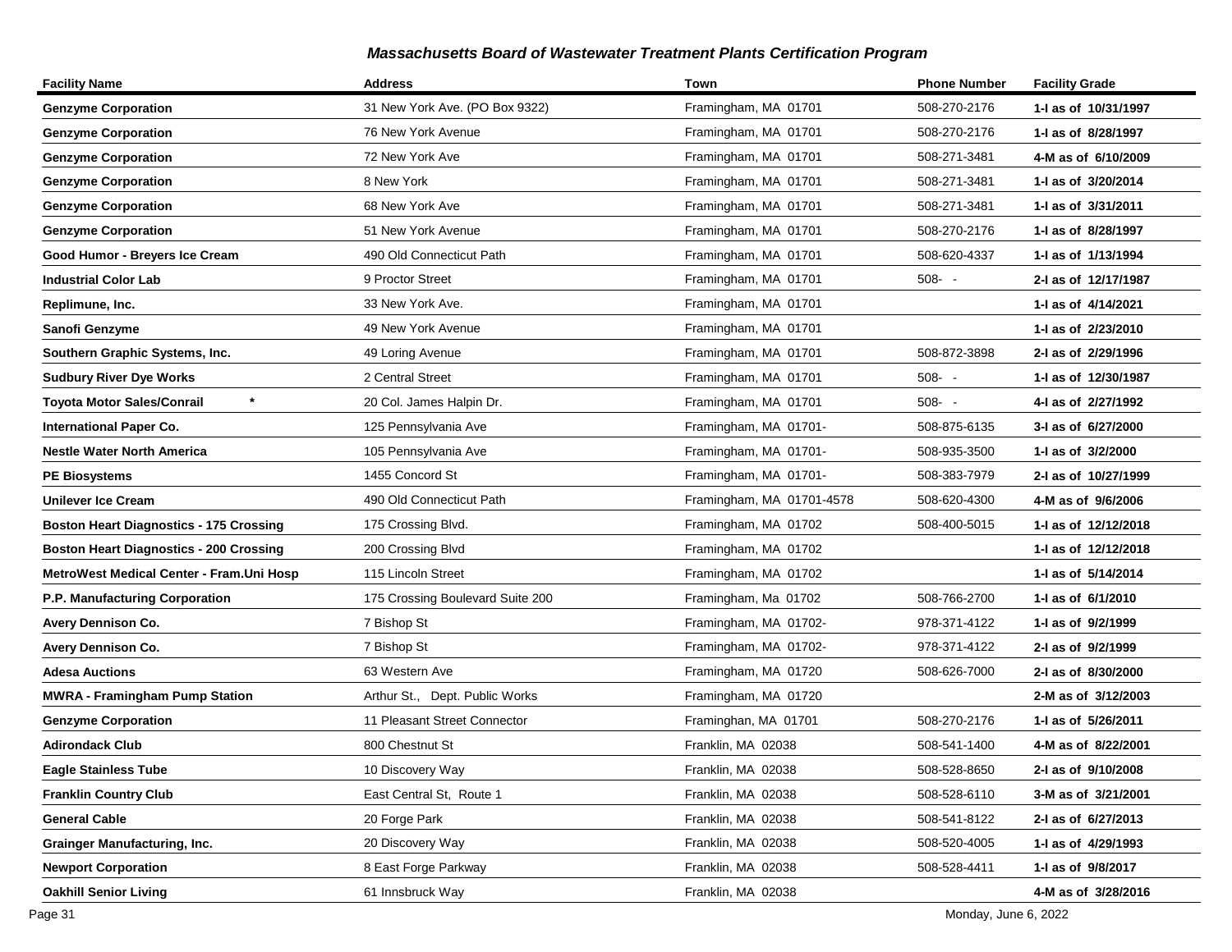## *Massachusetts Board of Wastewater Treatment Plants Certification Program*

| Facility Name | Address | Town | Phone Number | Facility Grade |
| --- | --- | --- | --- | --- |
| **Genzyme Corporation** | 31 New York Ave. (PO Box 9322) | Framingham, MA 01701 | 508-270-2176 | **1-I as of 10/31/1997** |
| **Genzyme Corporation** | 76 New York Avenue | Framingham, MA 01701 | 508-270-2176 | **1-I as of 8/28/1997** |
| **Genzyme Corporation** | 72 New York Ave | Framingham, MA 01701 | 508-271-3481 | **4-M as of 6/10/2009** |
| **Genzyme Corporation** | 8 New York | Framingham, MA 01701 | 508-271-3481 | **1-I as of 3/20/2014** |
| **Genzyme Corporation** | 68 New York Ave | Framingham, MA 01701 | 508-271-3481 | **1-I as of 3/31/2011** |
| **Genzyme Corporation** | 51 New York Avenue | Framingham, MA 01701 | 508-270-2176 | **1-I as of 8/28/1997** |
| **Good Humor - Breyers Ice Cream** | 490 Old Connecticut Path | Framingham, MA 01701 | 508-620-4337 | **1-I as of 1/13/1994** |
| **Industrial Color Lab** | 9 Proctor Street | Framingham, MA 01701 | 508- - | **2-I as of 12/17/1987** |
| **Replimune, Inc.** | 33 New York Ave. | Framingham, MA 01701 | | **1-I as of 4/14/2021** |
| **Sanofi Genzyme** | 49 New York Avenue | Framingham, MA 01701 | | **1-I as of 2/23/2010** |
| **Southern Graphic Systems, Inc.** | 49 Loring Avenue | Framingham, MA 01701 | 508-872-3898 | **2-I as of 2/29/1996** |
| **Sudbury River Dye Works** | 2 Central Street | Framingham, MA 01701 | 508- - | **1-I as of 12/30/1987** |
| **Toyota Motor Sales/Conrail** * | 20 Col. James Halpin Dr. | Framingham, MA 01701 | 508- - | **4-I as of 2/27/1992** |
| **International Paper Co.** | 125 Pennsylvania Ave | Framingham, MA 01701- | 508-875-6135 | **3-I as of 6/27/2000** |
| **Nestle Water North America** | 105 Pennsylvania Ave | Framingham, MA 01701- | 508-935-3500 | **1-I as of 3/2/2000** |
| **PE Biosystems** | 1455 Concord St | Framingham, MA 01701- | 508-383-7979 | **2-I as of 10/27/1999** |
| **Unilever Ice Cream** | 490 Old Connecticut Path | Framingham, MA 01701-4578 | 508-620-4300 | **4-M as of 9/6/2006** |
| **Boston Heart Diagnostics - 175 Crossing** | 175 Crossing Blvd. | Framingham, MA 01702 | 508-400-5015 | **1-I as of 12/12/2018** |
| **Boston Heart Diagnostics - 200 Crossing** | 200 Crossing Blvd | Framingham, MA 01702 | | **1-I as of 12/12/2018** |
| **MetroWest Medical Center - Fram.Uni Hosp** | 115 Lincoln Street | Framingham, MA 01702 | | **1-I as of 5/14/2014** |
| **P.P. Manufacturing Corporation** | 175 Crossing Boulevard Suite 200 | Framingham, Ma 01702 | 508-766-2700 | **1-I as of 6/1/2010** |
| **Avery Dennison Co.** | 7 Bishop St | Framingham, MA 01702- | 978-371-4122 | **1-I as of 9/2/1999** |
| **Avery Dennison Co.** | 7 Bishop St | Framingham, MA 01702- | 978-371-4122 | **2-I as of 9/2/1999** |
| **Adesa Auctions** | 63 Western Ave | Framingham, MA 01720 | 508-626-7000 | **2-I as of 8/30/2000** |
| **MWRA - Framingham Pump Station** | Arthur St., Dept. Public Works | Framingham, MA 01720 | | **2-M as of 3/12/2003** |
| **Genzyme Corporation** | 11 Pleasant Street Connector | Framinghan, MA 01701 | 508-270-2176 | **1-I as of 5/26/2011** |
| **Adirondack Club** | 800 Chestnut St | Franklin, MA 02038 | 508-541-1400 | **4-M as of 8/22/2001** |
| **Eagle Stainless Tube** | 10 Discovery Way | Franklin, MA 02038 | 508-528-8650 | **2-I as of 9/10/2008** |
| **Franklin Country Club** | East Central St, Route 1 | Franklin, MA 02038 | 508-528-6110 | **3-M as of 3/21/2001** |
| **General Cable** | 20 Forge Park | Franklin, MA 02038 | 508-541-8122 | **2-I as of 6/27/2013** |
| **Grainger Manufacturing, Inc.** | 20 Discovery Way | Franklin, MA 02038 | 508-520-4005 | **1-I as of 4/29/1993** |
| **Newport Corporation** | 8 East Forge Parkway | Franklin, MA 02038 | 508-528-4411 | **1-I as of 9/8/2017** |
| **Oakhill Senior Living** | 61 Innsbruck Way | Franklin, MA 02038 | | **4-M as of 3/28/2016** |

Monday, June 6, 2022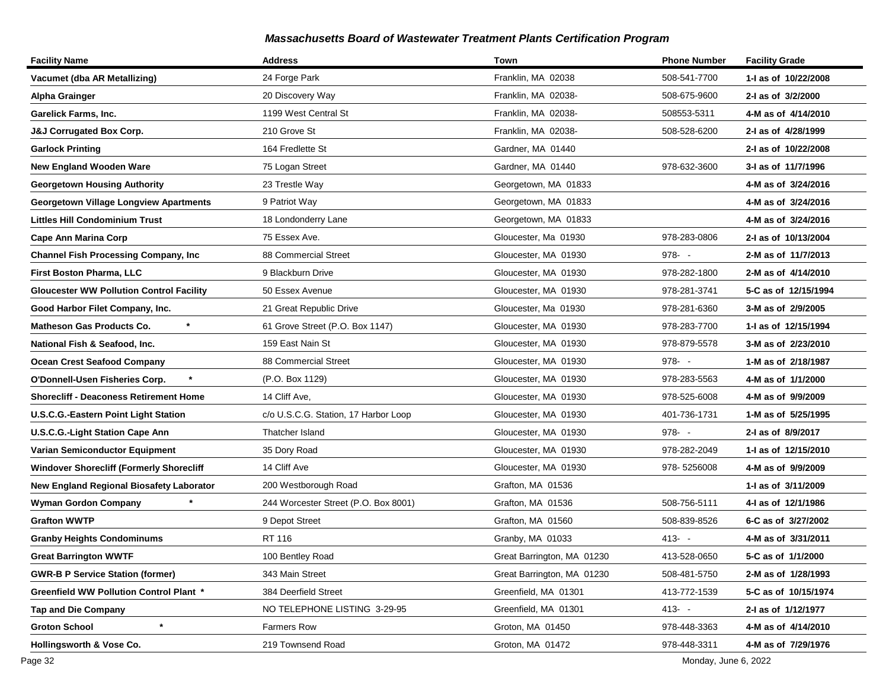## Massachusetts Board of Wastewater Treatment Plants Certification Program

| Facility Name | Address | Town | Phone Number | Facility Grade |
|---|---|---|---|---|
| **Vacumet (dba AR Metallizing)** | 24 Forge Park | Franklin, MA 02038 | 508-541-7700 | **1-I as of 10/22/2008** |
| **Alpha Grainger** | 20 Discovery Way | Franklin, MA 02038- | 508-675-9600 | **2-I as of 3/2/2000** |
| **Garelick Farms, Inc.** | 1199 West Central St | Franklin, MA 02038- | 508553-5311 | **4-M as of 4/14/2010** |
| **J&J Corrugated Box Corp.** | 210 Grove St | Franklin, MA 02038- | 508-528-6200 | **2-I as of 4/28/1999** |
| **Garlock Printing** | 164 Fredlette St | Gardner, MA 01440 | | **2-I as of 10/22/2008** |
| **New England Wooden Ware** | 75 Logan Street | Gardner, MA 01440 | 978-632-3600 | **3-I as of 11/7/1996** |
| **Georgetown Housing Authority** | 23 Trestle Way | Georgetown, MA 01833 | | **4-M as of 3/24/2016** |
| **Georgetown Village Longview Apartments** | 9 Patriot Way | Georgetown, MA 01833 | | **4-M as of 3/24/2016** |
| **Littles Hill Condominium Trust** | 18 Londonderry Lane | Georgetown, MA 01833 | | **4-M as of 3/24/2016** |
| **Cape Ann Marina Corp** | 75 Essex Ave. | Gloucester, Ma 01930 | 978-283-0806 | **2-I as of 10/13/2004** |
| **Channel Fish Processing Company, Inc** | 88 Commercial Street | Gloucester, MA 01930 | 978- - | **2-M as of 11/7/2013** |
| **First Boston Pharma, LLC** | 9 Blackburn Drive | Gloucester, MA 01930 | 978-282-1800 | **2-M as of 4/14/2010** |
| **Gloucester WW Pollution Control Facility** | 50 Essex Avenue | Gloucester, MA 01930 | 978-281-3741 | **5-C as of 12/15/1994** |
| **Good Harbor Filet Company, Inc.** | 21 Great Republic Drive | Gloucester, Ma 01930 | 978-281-6360 | **3-M as of 2/9/2005** |
| **Matheson Gas Products Co. \*** | 61 Grove Street (P.O. Box 1147) | Gloucester, MA 01930 | 978-283-7700 | **1-I as of 12/15/1994** |
| **National Fish & Seafood, Inc.** | 159 East Nain St | Gloucester, MA 01930 | 978-879-5578 | **3-M as of 2/23/2010** |
| **Ocean Crest Seafood Company** | 88 Commercial Street | Gloucester, MA 01930 | 978- - | **1-M as of 2/18/1987** |
| **O'Donnell-Usen Fisheries Corp. \*** | (P.O. Box 1129) | Gloucester, MA 01930 | 978-283-5563 | **4-M as of 1/1/2000** |
| **Shorecliff - Deaconess Retirement Home** | 14 Cliff Ave, | Gloucester, MA 01930 | 978-525-6008 | **4-M as of 9/9/2009** |
| **U.S.C.G.-Eastern Point Light Station** | c/o U.S.C.G. Station, 17 Harbor Loop | Gloucester, MA 01930 | 401-736-1731 | **1-M as of 5/25/1995** |
| **U.S.C.G.-Light Station Cape Ann** | Thatcher Island | Gloucester, MA 01930 | 978- - | **2-I as of 8/9/2017** |
| **Varian Semiconductor Equipment** | 35 Dory Road | Gloucester, MA 01930 | 978-282-2049 | **1-I as of 12/15/2010** |
| **Windover Shorecliff (Formerly Shorecliff** | 14 Cliff Ave | Gloucester, MA 01930 | 978- 5256008 | **4-M as of 9/9/2009** |
| **New England Regional Biosafety Laborator** | 200 Westborough Road | Grafton, MA 01536 | | **1-I as of 3/11/2009** |
| **Wyman Gordon Company \*** | 244 Worcester Street (P.O. Box 8001) | Grafton, MA 01536 | 508-756-5111 | **4-I as of 12/1/1986** |
| **Grafton WWTP** | 9 Depot Street | Grafton, MA 01560 | 508-839-8526 | **6-C as of 3/27/2002** |
| **Granby Heights Condominums** | RT 116 | Granby, MA 01033 | 413- - | **4-M as of 3/31/2011** |
| **Great Barrington WWTF** | 100 Bentley Road | Great Barrington, MA 01230 | 413-528-0650 | **5-C as of 1/1/2000** |
| **GWR-B P Service Station (former)** | 343 Main Street | Great Barrington, MA 01230 | 508-481-5750 | **2-M as of 1/28/1993** |
| **Greenfield WW Pollution Control Plant \*** | 384 Deerfield Street | Greenfield, MA 01301 | 413-772-1539 | **5-C as of 10/15/1974** |
| **Tap and Die Company** | NO TELEPHONE LISTING 3-29-95 | Greenfield, MA 01301 | 413- - | **2-I as of 1/12/1977** |
| **Groton School \*** | Farmers Row | Groton, MA 01450 | 978-448-3363 | **4-M as of 4/14/2010** |
| **Hollingsworth & Vose Co.** | 219 Townsend Road | Groton, MA 01472 | 978-448-3311 | **4-M as of 7/29/1976** |

Monday, June 6, 2022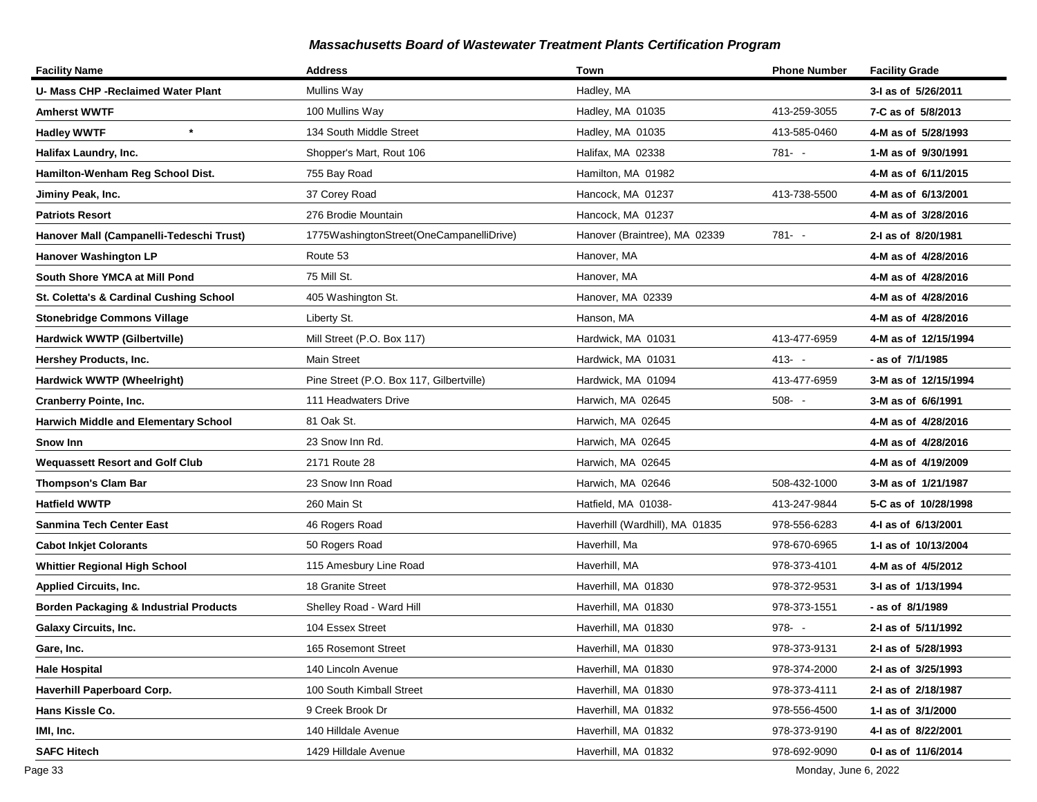## *Massachusetts Board of Wastewater Treatment Plants Certification Program*

| Facility Name | Address | Town | Phone Number | Facility Grade |
|---|---|---|---|---|
| **U- Mass CHP -Reclaimed Water Plant** | Mullins Way | Hadley, MA | | **3-I as of 5/26/2011** |
| **Amherst WWTF** | 100 Mullins Way | Hadley, MA 01035 | 413-259-3055 | **7-C as of 5/8/2013** |
| **Hadley WWTF** * | 134 South Middle Street | Hadley, MA 01035 | 413-585-0460 | **4-M as of 5/28/1993** |
| **Halifax Laundry, Inc.** | Shopper's Mart, Rout 106 | Halifax, MA 02338 | 781- - | **1-M as of 9/30/1991** |
| **Hamilton-Wenham Reg School Dist.** | 755 Bay Road | Hamilton, MA 01982 | | **4-M as of 6/11/2015** |
| **Jiminy Peak, Inc.** | 37 Corey Road | Hancock, MA 01237 | 413-738-5500 | **4-M as of 6/13/2001** |
| **Patriots Resort** | 276 Brodie Mountain | Hancock, MA 01237 | | **4-M as of 3/28/2016** |
| **Hanover Mall (Campanelli-Tedeschi Trust)** | 1775WashingtonStreet(OneCampanelliDrive) | Hanover (Braintree), MA 02339 | 781- - | **2-I as of 8/20/1981** |
| **Hanover Washington LP** | Route 53 | Hanover, MA | | **4-M as of 4/28/2016** |
| **South Shore YMCA at Mill Pond** | 75 Mill St. | Hanover, MA | | **4-M as of 4/28/2016** |
| **St. Coletta's & Cardinal Cushing School** | 405 Washington St. | Hanover, MA 02339 | | **4-M as of 4/28/2016** |
| **Stonebridge Commons Village** | Liberty St. | Hanson, MA | | **4-M as of 4/28/2016** |
| **Hardwick WWTP (Gilbertville)** | Mill Street (P.O. Box 117) | Hardwick, MA 01031 | 413-477-6959 | **4-M as of 12/15/1994** |
| **Hershey Products, Inc.** | Main Street | Hardwick, MA 01031 | 413- - | **- as of 7/1/1985** |
| **Hardwick WWTP (Wheelright)** | Pine Street (P.O. Box 117, Gilbertville) | Hardwick, MA 01094 | 413-477-6959 | **3-M as of 12/15/1994** |
| **Cranberry Pointe, Inc.** | 111 Headwaters Drive | Harwich, MA 02645 | 508- - | **3-M as of 6/6/1991** |
| **Harwich Middle and Elementary School** | 81 Oak St. | Harwich, MA 02645 | | **4-M as of 4/28/2016** |
| **Snow Inn** | 23 Snow Inn Rd. | Harwich, MA 02645 | | **4-M as of 4/28/2016** |
| **Wequassett Resort and Golf Club** | 2171 Route 28 | Harwich, MA 02645 | | **4-M as of 4/19/2009** |
| **Thompson's Clam Bar** | 23 Snow Inn Road | Harwich, MA 02646 | 508-432-1000 | **3-M as of 1/21/1987** |
| **Hatfield WWTP** | 260 Main St | Hatfield, MA 01038- | 413-247-9844 | **5-C as of 10/28/1998** |
| **Sanmina Tech Center East** | 46 Rogers Road | Haverhill (Wardhill), MA 01835 | 978-556-6283 | **4-I as of 6/13/2001** |
| **Cabot Inkjet Colorants** | 50 Rogers Road | Haverhill, Ma | 978-670-6965 | **1-I as of 10/13/2004** |
| **Whittier Regional High School** | 115 Amesbury Line Road | Haverhill, MA | 978-373-4101 | **4-M as of 4/5/2012** |
| **Applied Circuits, Inc.** | 18 Granite Street | Haverhill, MA 01830 | 978-372-9531 | **3-I as of 1/13/1994** |
| **Borden Packaging & Industrial Products** | Shelley Road - Ward Hill | Haverhill, MA 01830 | 978-373-1551 | **- as of 8/1/1989** |
| **Galaxy Circuits, Inc.** | 104 Essex Street | Haverhill, MA 01830 | 978- - | **2-I as of 5/11/1992** |
| **Gare, Inc.** | 165 Rosemont Street | Haverhill, MA 01830 | 978-373-9131 | **2-I as of 5/28/1993** |
| **Hale Hospital** | 140 Lincoln Avenue | Haverhill, MA 01830 | 978-374-2000 | **2-I as of 3/25/1993** |
| **Haverhill Paperboard Corp.** | 100 South Kimball Street | Haverhill, MA 01830 | 978-373-4111 | **2-I as of 2/18/1987** |
| **Hans Kissle Co.** | 9 Creek Brook Dr | Haverhill, MA 01832 | 978-556-4500 | **1-I as of 3/1/2000** |
| **IMI, Inc.** | 140 Hilldale Avenue | Haverhill, MA 01832 | 978-373-9190 | **4-I as of 8/22/2001** |
| **SAFC Hitech** | 1429 Hilldale Avenue | Haverhill, MA 01832 | 978-692-9090 | **0-I as of 11/6/2014** |

Monday, June 6, 2022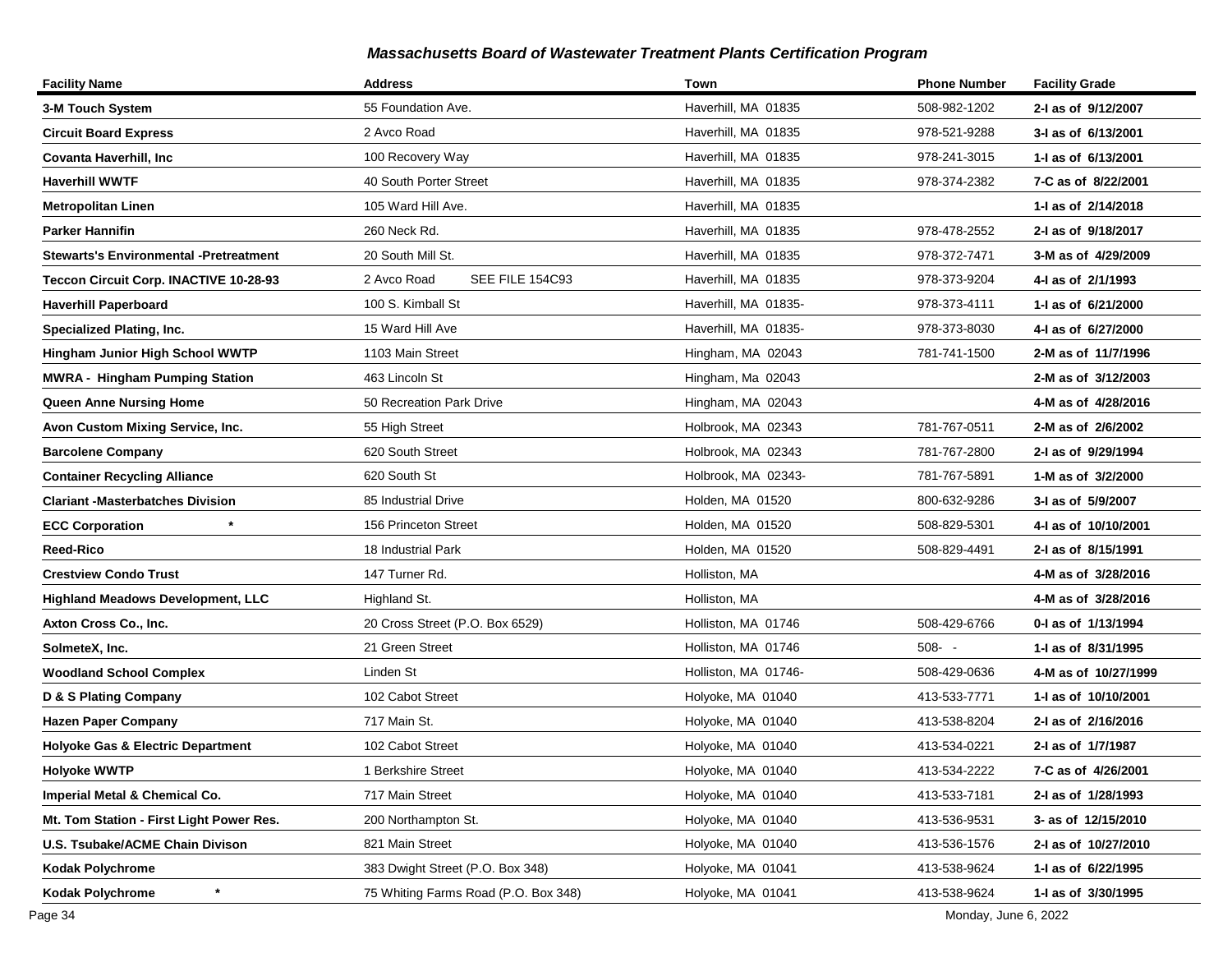## *Massachusetts Board of Wastewater Treatment Plants Certification Program*

| Facility Name | Address | Town | Phone Number | Facility Grade |
|---|---|---|---|---|
| **3-M Touch System** | 55 Foundation Ave. | Haverhill, MA 01835 | 508-982-1202 | **2-I as of 9/12/2007** |
| **Circuit Board Express** | 2 Avco Road | Haverhill, MA 01835 | 978-521-9288 | **3-I as of 6/13/2001** |
| **Covanta Haverhill, Inc** | 100 Recovery Way | Haverhill, MA 01835 | 978-241-3015 | **1-I as of 6/13/2001** |
| **Haverhill WWTF** | 40 South Porter Street | Haverhill, MA 01835 | 978-374-2382 | **7-C as of 8/22/2001** |
| **Metropolitan Linen** | 105 Ward Hill Ave. | Haverhill, MA 01835 | | **1-I as of 2/14/2018** |
| **Parker Hannifin** | 260 Neck Rd. | Haverhill, MA 01835 | 978-478-2552 | **2-I as of 9/18/2017** |
| **Stewarts's Environmental -Pretreatment** | 20 South Mill St. | Haverhill, MA 01835 | 978-372-7471 | **3-M as of 4/29/2009** |
| **Teccon Circuit Corp. INACTIVE 10-28-93** | 2 Avco Road SEE FILE 154C93 | Haverhill, MA 01835 | 978-373-9204 | **4-I as of 2/1/1993** |
| **Haverhill Paperboard** | 100 S. Kimball St | Haverhill, MA 01835- | 978-373-4111 | **1-I as of 6/21/2000** |
| **Specialized Plating, Inc.** | 15 Ward Hill Ave | Haverhill, MA 01835- | 978-373-8030 | **4-I as of 6/27/2000** |
| **Hingham Junior High School WWTP** | 1103 Main Street | Hingham, MA 02043 | 781-741-1500 | **2-M as of 11/7/1996** |
| **MWRA - Hingham Pumping Station** | 463 Lincoln St | Hingham, Ma 02043 | | **2-M as of 3/12/2003** |
| **Queen Anne Nursing Home** | 50 Recreation Park Drive | Hingham, MA 02043 | | **4-M as of 4/28/2016** |
| **Avon Custom Mixing Service, Inc.** | 55 High Street | Holbrook, MA 02343 | 781-767-0511 | **2-M as of 2/6/2002** |
| **Barcolene Company** | 620 South Street | Holbrook, MA 02343 | 781-767-2800 | **2-I as of 9/29/1994** |
| **Container Recycling Alliance** | 620 South St | Holbrook, MA 02343- | 781-767-5891 | **1-M as of 3/2/2000** |
| **Clariant -Masterbatches Division** | 85 Industrial Drive | Holden, MA 01520 | 800-632-9286 | **3-I as of 5/9/2007** |
| **ECC Corporation** * | 156 Princeton Street | Holden, MA 01520 | 508-829-5301 | **4-I as of 10/10/2001** |
| **Reed-Rico** | 18 Industrial Park | Holden, MA 01520 | 508-829-4491 | **2-I as of 8/15/1991** |
| **Crestview Condo Trust** | 147 Turner Rd. | Holliston, MA | | **4-M as of 3/28/2016** |
| **Highland Meadows Development, LLC** | Highland St. | Holliston, MA | | **4-M as of 3/28/2016** |
| **Axton Cross Co., Inc.** | 20 Cross Street (P.O. Box 6529) | Holliston, MA 01746 | 508-429-6766 | **0-I as of 1/13/1994** |
| **SolmeteX, Inc.** | 21 Green Street | Holliston, MA 01746 | 508- - | **1-I as of 8/31/1995** |
| **Woodland School Complex** | Linden St | Holliston, MA 01746- | 508-429-0636 | **4-M as of 10/27/1999** |
| **D & S Plating Company** | 102 Cabot Street | Holyoke, MA 01040 | 413-533-7771 | **1-I as of 10/10/2001** |
| **Hazen Paper Company** | 717 Main St. | Holyoke, MA 01040 | 413-538-8204 | **2-I as of 2/16/2016** |
| **Holyoke Gas & Electric Department** | 102 Cabot Street | Holyoke, MA 01040 | 413-534-0221 | **2-I as of 1/7/1987** |
| **Holyoke WWTP** | 1 Berkshire Street | Holyoke, MA 01040 | 413-534-2222 | **7-C as of 4/26/2001** |
| **Imperial Metal & Chemical Co.** | 717 Main Street | Holyoke, MA 01040 | 413-533-7181 | **2-I as of 1/28/1993** |
| **Mt. Tom Station - First Light Power Res.** | 200 Northampton St. | Holyoke, MA 01040 | 413-536-9531 | **3- as of 12/15/2010** |
| **U.S. Tsubake/ACME Chain Divison** | 821 Main Street | Holyoke, MA 01040 | 413-536-1576 | **2-I as of 10/27/2010** |
| **Kodak Polychrome** | 383 Dwight Street (P.O. Box 348) | Holyoke, MA 01041 | 413-538-9624 | **1-I as of 6/22/1995** |
| **Kodak Polychrome** * | 75 Whiting Farms Road (P.O. Box 348) | Holyoke, MA 01041 | 413-538-9624 | **1-I as of 3/30/1995** |

Monday, June 6, 2022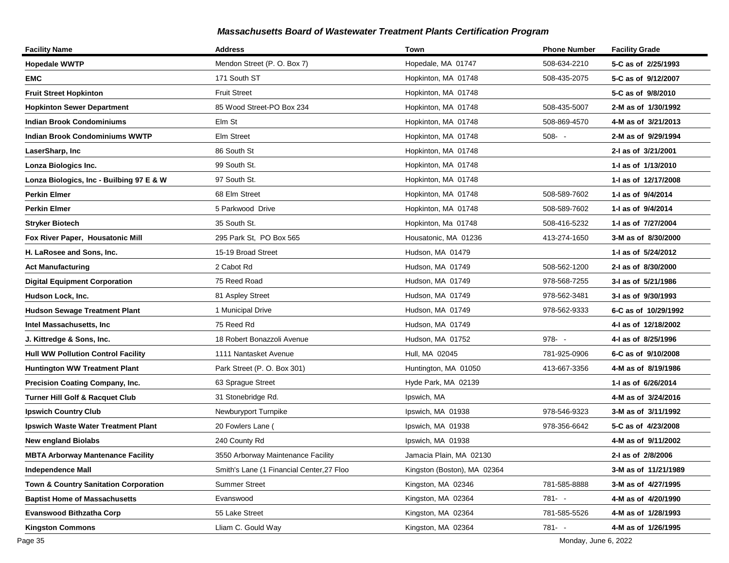## *Massachusetts Board of Wastewater Treatment Plants Certification Program*

| Facility Name | Address | Town | Phone Number | Facility Grade |
|---|---|---|---|---|
| **Hopedale WWTP** | Mendon Street (P. O. Box 7) | Hopedale, MA 01747 | 508-634-2210 | **5-C as of 2/25/1993** |
| **EMC** | 171 South ST | Hopkinton, MA 01748 | 508-435-2075 | **5-C as of 9/12/2007** |
| **Fruit Street Hopkinton** | Fruit Street | Hopkinton, MA 01748 | | **5-C as of 9/8/2010** |
| **Hopkinton Sewer Department** | 85 Wood Street-PO Box 234 | Hopkinton, MA 01748 | 508-435-5007 | **2-M as of 1/30/1992** |
| **Indian Brook Condominiums** | Elm St | Hopkinton, MA 01748 | 508-869-4570 | **4-M as of 3/21/2013** |
| **Indian Brook Condominiums WWTP** | Elm Street | Hopkinton, MA 01748 | 508- - | **2-M as of 9/29/1994** |
| **LaserSharp, Inc** | 86 South St | Hopkinton, MA 01748 | | **2-I as of 3/21/2001** |
| **Lonza Biologics Inc.** | 99 South St. | Hopkinton, MA 01748 | | **1-I as of 1/13/2010** |
| **Lonza Biologics, Inc - Builbing 97 E & W** | 97 South St. | Hopkinton, MA 01748 | | **1-I as of 12/17/2008** |
| **Perkin Elmer** | 68 Elm Street | Hopkinton, MA 01748 | 508-589-7602 | **1-I as of 9/4/2014** |
| **Perkin Elmer** | 5 Parkwood Drive | Hopkinton, MA 01748 | 508-589-7602 | **1-I as of 9/4/2014** |
| **Stryker Biotech** | 35 South St. | Hopkinton, Ma 01748 | 508-416-5232 | **1-I as of 7/27/2004** |
| **Fox River Paper, Housatonic Mill** | 295 Park St, PO Box 565 | Housatonic, MA 01236 | 413-274-1650 | **3-M as of 8/30/2000** |
| **H. LaRosee and Sons, Inc.** | 15-19 Broad Street | Hudson, MA 01479 | | **1-I as of 5/24/2012** |
| **Act Manufacturing** | 2 Cabot Rd | Hudson, MA 01749 | 508-562-1200 | **2-I as of 8/30/2000** |
| **Digital Equipment Corporation** | 75 Reed Road | Hudson, MA 01749 | 978-568-7255 | **3-I as of 5/21/1986** |
| **Hudson Lock, Inc.** | 81 Aspley Street | Hudson, MA 01749 | 978-562-3481 | **3-I as of 9/30/1993** |
| **Hudson Sewage Treatment Plant** | 1 Municipal Drive | Hudson, MA 01749 | 978-562-9333 | **6-C as of 10/29/1992** |
| **Intel Massachusetts, Inc** | 75 Reed Rd | Hudson, MA 01749 | | **4-I as of 12/18/2002** |
| **J. Kittredge & Sons, Inc.** | 18 Robert Bonazzoli Avenue | Hudson, MA 01752 | 978- - | **4-I as of 8/25/1996** |
| **Hull WW Pollution Control Facility** | 1111 Nantasket Avenue | Hull, MA 02045 | 781-925-0906 | **6-C as of 9/10/2008** |
| **Huntington WW Treatment Plant** | Park Street (P. O. Box 301) | Huntington, MA 01050 | 413-667-3356 | **4-M as of 8/19/1986** |
| **Precision Coating Company, Inc.** | 63 Sprague Street | Hyde Park, MA 02139 | | **1-I as of 6/26/2014** |
| **Turner Hill Golf & Racquet Club** | 31 Stonebridge Rd. | Ipswich, MA | | **4-M as of 3/24/2016** |
| **Ipswich Country Club** | Newburyport Turnpike | Ipswich, MA 01938 | 978-546-9323 | **3-M as of 3/11/1992** |
| **Ipswich Waste Water Treatment Plant** | 20 Fowlers Lane ( | Ipswich, MA 01938 | 978-356-6642 | **5-C as of 4/23/2008** |
| **New england Biolabs** | 240 County Rd | Ipswich, MA 01938 | | **4-M as of 9/11/2002** |
| **MBTA Arborway Mantenance Facility** | 3550 Arborway Maintenance Facility | Jamacia Plain, MA 02130 | | **2-I as of 2/8/2006** |
| **Independence Mall** | Smith's Lane (1 Financial Center,27 Floo | Kingston (Boston), MA 02364 | | **3-M as of 11/21/1989** |
| **Town & Country Sanitation Corporation** | Summer Street | Kingston, MA 02346 | 781-585-8888 | **3-M as of 4/27/1995** |
| **Baptist Home of Massachusetts** | Evanswood | Kingston, MA 02364 | 781- - | **4-M as of 4/20/1990** |
| **Evanswood Bithzatha Corp** | 55 Lake Street | Kingston, MA 02364 | 781-585-5526 | **4-M as of 1/28/1993** |
| **Kingston Commons** | Lliam C. Gould Way | Kingston, MA 02364 | 781- - | **4-M as of 1/26/1995** |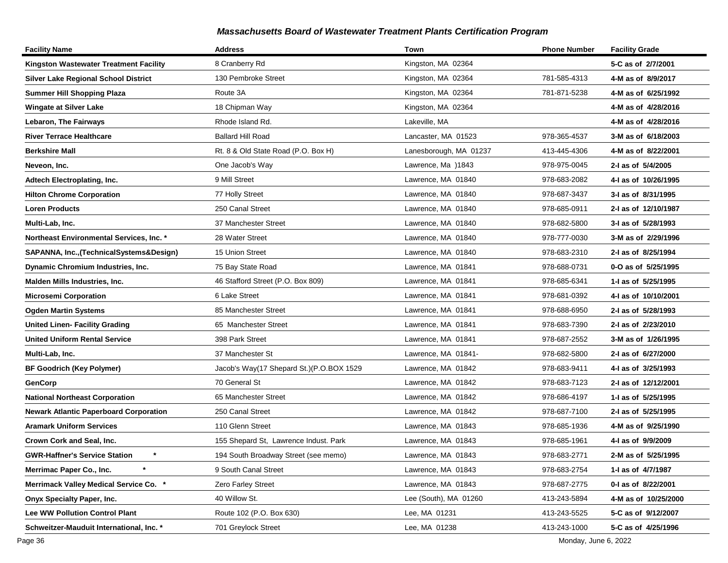## Massachusetts Board of Wastewater Treatment Plants Certification Program

| Facility Name | Address | Town | Phone Number | Facility Grade |
|---|---|---|---|---|
| **Kingston Wastewater Treatment Facility** | 8 Cranberry Rd | Kingston, MA 02364 | | **5-C as of 2/7/2001** |
| **Silver Lake Regional School District** | 130 Pembroke Street | Kingston, MA 02364 | 781-585-4313 | **4-M as of 8/9/2017** |
| **Summer Hill Shopping Plaza** | Route 3A | Kingston, MA 02364 | 781-871-5238 | **4-M as of 6/25/1992** |
| **Wingate at Silver Lake** | 18 Chipman Way | Kingston, MA 02364 | | **4-M as of 4/28/2016** |
| **Lebaron, The Fairways** | Rhode Island Rd. | Lakeville, MA | | **4-M as of 4/28/2016** |
| **River Terrace Healthcare** | Ballard Hill Road | Lancaster, MA 01523 | 978-365-4537 | **3-M as of 6/18/2003** |
| **Berkshire Mall** | Rt. 8 & Old State Road (P.O. Box H) | Lanesborough, MA 01237 | 413-445-4306 | **4-M as of 8/22/2001** |
| **Neveon, Inc.** | One Jacob's Way | Lawrence, Ma )1843 | 978-975-0045 | **2-I as of 5/4/2005** |
| **Adtech Electroplating, Inc.** | 9 Mill Street | Lawrence, MA 01840 | 978-683-2082 | **4-I as of 10/26/1995** |
| **Hilton Chrome Corporation** | 77 Holly Street | Lawrence, MA 01840 | 978-687-3437 | **3-I as of 8/31/1995** |
| **Loren Products** | 250 Canal Street | Lawrence, MA 01840 | 978-685-0911 | **2-I as of 12/10/1987** |
| **Multi-Lab, Inc.** | 37 Manchester Street | Lawrence, MA 01840 | 978-682-5800 | **3-I as of 5/28/1993** |
| **Northeast Environmental Services, Inc. *** | 28 Water Street | Lawrence, MA 01840 | 978-777-0030 | **3-M as of 2/29/1996** |
| **SAPANNA, Inc.,(TechnicalSystems&Design)** | 15 Union Street | Lawrence, MA 01840 | 978-683-2310 | **2-I as of 8/25/1994** |
| **Dynamic Chromium Industries, Inc.** | 75 Bay State Road | Lawrence, MA 01841 | 978-688-0731 | **0-O as of 5/25/1995** |
| **Malden Mills Industries, Inc.** | 46 Stafford Street (P.O. Box 809) | Lawrence, MA 01841 | 978-685-6341 | **1-I as of 5/25/1995** |
| **Microsemi Corporation** | 6 Lake Street | Lawrence, MA 01841 | 978-681-0392 | **4-I as of 10/10/2001** |
| **Ogden Martin Systems** | 85 Manchester Street | Lawrence, MA 01841 | 978-688-6950 | **2-I as of 5/28/1993** |
| **United Linen- Facility Grading** | 65 Manchester Street | Lawrence, MA 01841 | 978-683-7390 | **2-I as of 2/23/2010** |
| **United Uniform Rental Service** | 398 Park Street | Lawrence, MA 01841 | 978-687-2552 | **3-M as of 1/26/1995** |
| **Multi-Lab, Inc.** | 37 Manchester St | Lawrence, MA 01841- | 978-682-5800 | **2-I as of 6/27/2000** |
| **BF Goodrich (Key Polymer)** | Jacob's Way(17 Shepard St.)(P.O.BOX 1529 | Lawrence, MA 01842 | 978-683-9411 | **4-I as of 3/25/1993** |
| **GenCorp** | 70 General St | Lawrence, MA 01842 | 978-683-7123 | **2-I as of 12/12/2001** |
| **National Northeast Corporation** | 65 Manchester Street | Lawrence, MA 01842 | 978-686-4197 | **1-I as of 5/25/1995** |
| **Newark Atlantic Paperboard Corporation** | 250 Canal Street | Lawrence, MA 01842 | 978-687-7100 | **2-I as of 5/25/1995** |
| **Aramark Uniform Services** | 110 Glenn Street | Lawrence, MA 01843 | 978-685-1936 | **4-M as of 9/25/1990** |
| **Crown Cork and Seal, Inc.** | 155 Shepard St, Lawrence Indust. Park | Lawrence, MA 01843 | 978-685-1961 | **4-I as of 9/9/2009** |
| **GWR-Haffner's Service Station *** | 194 South Broadway Street (see memo) | Lawrence, MA 01843 | 978-683-2771 | **2-M as of 5/25/1995** |
| **Merrimac Paper Co., Inc. *** | 9 South Canal Street | Lawrence, MA 01843 | 978-683-2754 | **1-I as of 4/7/1987** |
| **Merrimack Valley Medical Service Co. *** | Zero Farley Street | Lawrence, MA 01843 | 978-687-2775 | **0-I as of 8/22/2001** |
| **Onyx Specialty Paper, Inc.** | 40 Willow St. | Lee (South), MA 01260 | 413-243-5894 | **4-M as of 10/25/2000** |
| **Lee WW Pollution Control Plant** | Route 102 (P.O. Box 630) | Lee, MA 01231 | 413-243-5525 | **5-C as of 9/12/2007** |
| **Schweitzer-Mauduit International, Inc. *** | 701 Greylock Street | Lee, MA 01238 | 413-243-1000 | **5-C as of 4/25/1996** |

Monday, June 6, 2022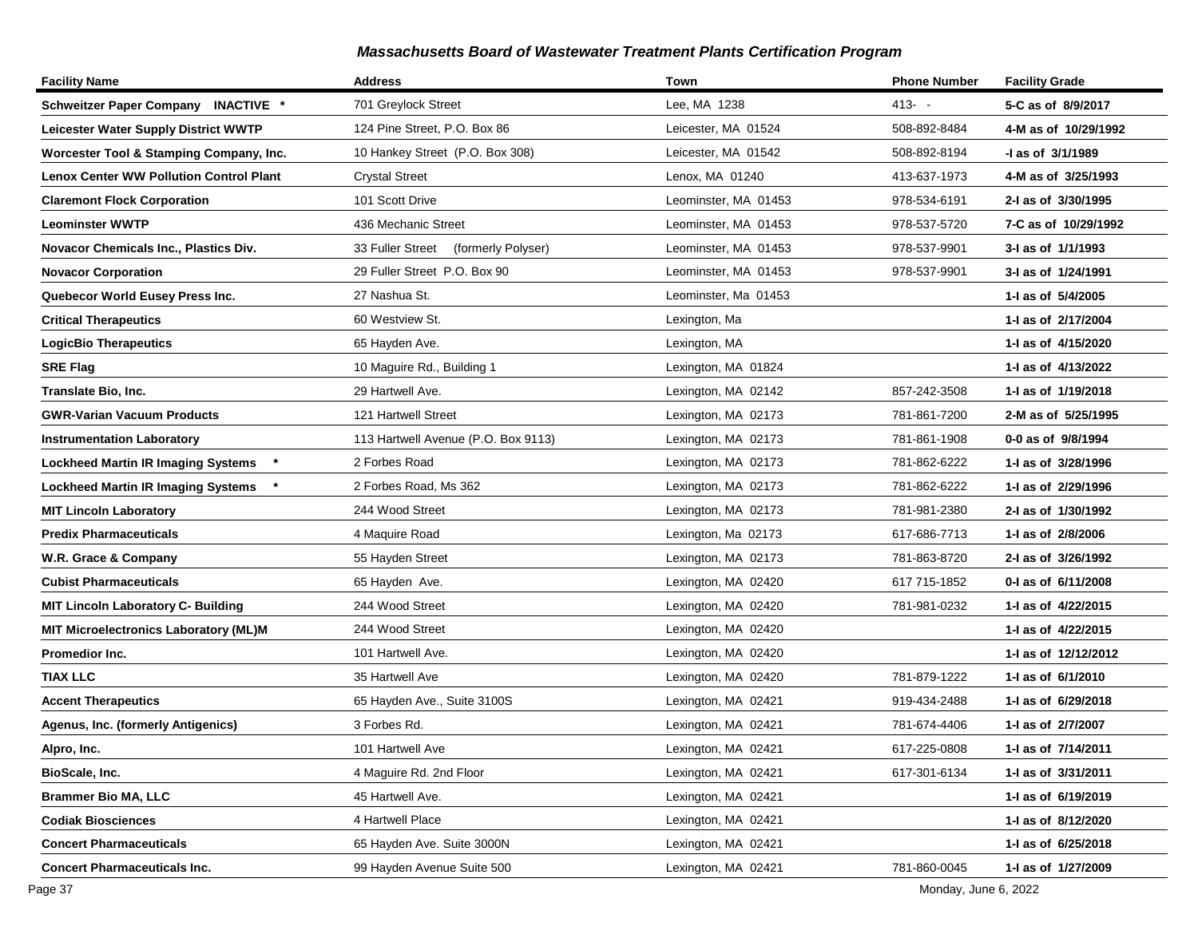## Massachusetts Board of Wastewater Treatment Plants Certification Program

| Facility Name | Address | Town | Phone Number | Facility Grade |
|---|---|---|---|---|
| **Schweitzer Paper Company INACTIVE \*** | 701 Greylock Street | Lee, MA 1238 | 413- - | **5-C as of 8/9/2017** |
| **Leicester Water Supply District WWTP** | 124 Pine Street, P.O. Box 86 | Leicester, MA 01524 | 508-892-8484 | **4-M as of 10/29/1992** |
| **Worcester Tool & Stamping Company, Inc.** | 10 Hankey Street (P.O. Box 308) | Leicester, MA 01542 | 508-892-8194 | **-I as of 3/1/1989** |
| **Lenox Center WW Pollution Control Plant** | Crystal Street | Lenox, MA 01240 | 413-637-1973 | **4-M as of 3/25/1993** |
| **Claremont Flock Corporation** | 101 Scott Drive | Leominster, MA 01453 | 978-534-6191 | **2-I as of 3/30/1995** |
| **Leominster WWTP** | 436 Mechanic Street | Leominster, MA 01453 | 978-537-5720 | **7-C as of 10/29/1992** |
| **Novacor Chemicals Inc., Plastics Div.** | 33 Fuller Street (formerly Polyser) | Leominster, MA 01453 | 978-537-9901 | **3-I as of 1/1/1993** |
| **Novacor Corporation** | 29 Fuller Street P.O. Box 90 | Leominster, MA 01453 | 978-537-9901 | **3-I as of 1/24/1991** |
| **Quebecor World Eusey Press Inc.** | 27 Nashua St. | Leominster, Ma 01453 | | **1-I as of 5/4/2005** |
| **Critical Therapeutics** | 60 Westview St. | Lexington, Ma | | **1-I as of 2/17/2004** |
| **LogicBio Therapeutics** | 65 Hayden Ave. | Lexington, MA | | **1-I as of 4/15/2020** |
| **SRE Flag** | 10 Maguire Rd., Building 1 | Lexington, MA 01824 | | **1-I as of 4/13/2022** |
| **Translate Bio, Inc.** | 29 Hartwell Ave. | Lexington, MA 02142 | 857-242-3508 | **1-I as of 1/19/2018** |
| **GWR-Varian Vacuum Products** | 121 Hartwell Street | Lexington, MA 02173 | 781-861-7200 | **2-M as of 5/25/1995** |
| **Instrumentation Laboratory** | 113 Hartwell Avenue (P.O. Box 9113) | Lexington, MA 02173 | 781-861-1908 | **0-0 as of 9/8/1994** |
| **Lockheed Martin IR Imaging Systems \*** | 2 Forbes Road | Lexington, MA 02173 | 781-862-6222 | **1-I as of 3/28/1996** |
| **Lockheed Martin IR Imaging Systems \*** | 2 Forbes Road, Ms 362 | Lexington, MA 02173 | 781-862-6222 | **1-I as of 2/29/1996** |
| **MIT Lincoln Laboratory** | 244 Wood Street | Lexington, MA 02173 | 781-981-2380 | **2-I as of 1/30/1992** |
| **Predix Pharmaceuticals** | 4 Maquire Road | Lexington, Ma 02173 | 617-686-7713 | **1-I as of 2/8/2006** |
| **W.R. Grace & Company** | 55 Hayden Street | Lexington, MA 02173 | 781-863-8720 | **2-I as of 3/26/1992** |
| **Cubist Pharmaceuticals** | 65 Hayden Ave. | Lexington, MA 02420 | 617 715-1852 | **0-I as of 6/11/2008** |
| **MIT Lincoln Laboratory C- Building** | 244 Wood Street | Lexington, MA 02420 | 781-981-0232 | **1-I as of 4/22/2015** |
| **MIT Microelectronics Laboratory (ML)M** | 244 Wood Street | Lexington, MA 02420 | | **1-I as of 4/22/2015** |
| **Promedior Inc.** | 101 Hartwell Ave. | Lexington, MA 02420 | | **1-I as of 12/12/2012** |
| **TIAX LLC** | 35 Hartwell Ave | Lexington, MA 02420 | 781-879-1222 | **1-I as of 6/1/2010** |
| **Accent Therapeutics** | 65 Hayden Ave., Suite 3100S | Lexington, MA 02421 | 919-434-2488 | **1-I as of 6/29/2018** |
| **Agenus, Inc. (formerly Antigenics)** | 3 Forbes Rd. | Lexington, MA 02421 | 781-674-4406 | **1-I as of 2/7/2007** |
| **Alpro, Inc.** | 101 Hartwell Ave | Lexington, MA 02421 | 617-225-0808 | **1-I as of 7/14/2011** |
| **BioScale, Inc.** | 4 Maguire Rd. 2nd Floor | Lexington, MA 02421 | 617-301-6134 | **1-I as of 3/31/2011** |
| **Brammer Bio MA, LLC** | 45 Hartwell Ave. | Lexington, MA 02421 | | **1-I as of 6/19/2019** |
| **Codiak Biosciences** | 4 Hartwell Place | Lexington, MA 02421 | | **1-I as of 8/12/2020** |
| **Concert Pharmaceuticals** | 65 Hayden Ave. Suite 3000N | Lexington, MA 02421 | | **1-I as of 6/25/2018** |
| **Concert Pharmaceuticals Inc.** | 99 Hayden Avenue Suite 500 | Lexington, MA 02421 | 781-860-0045 | **1-I as of 1/27/2009** |

Monday, June 6, 2022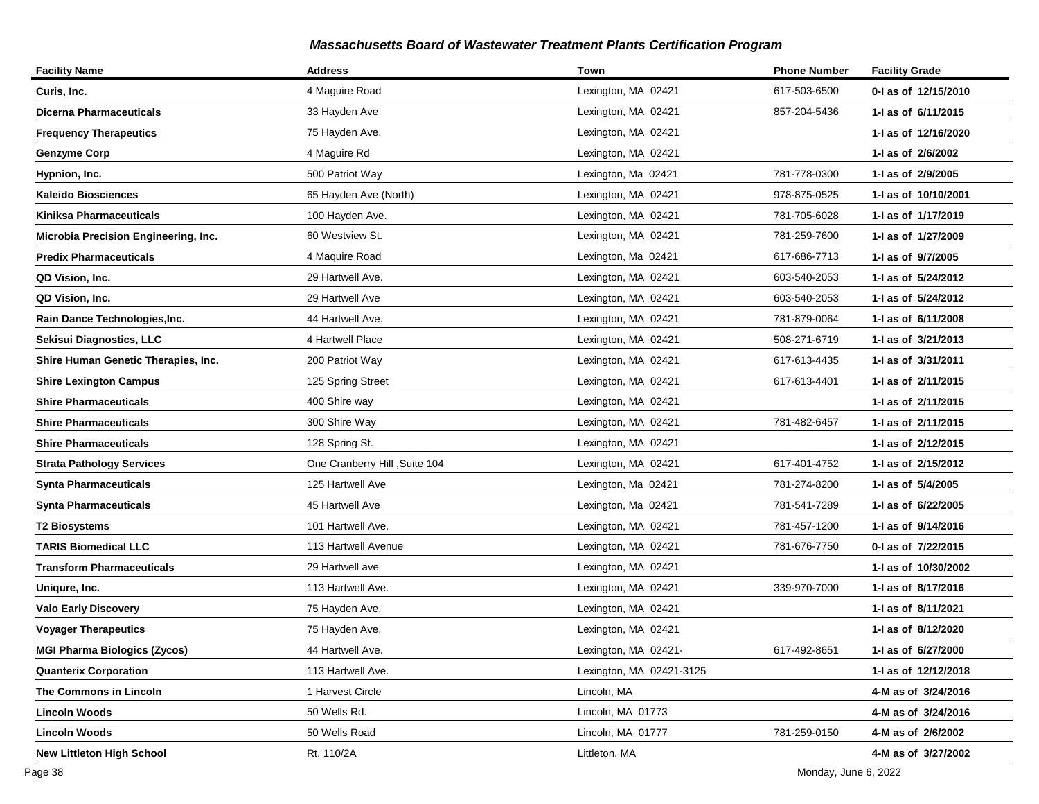## *Massachusetts Board of Wastewater Treatment Plants Certification Program*

| Facility Name | Address | Town | Phone Number | Facility Grade |
|---|---|---|---|---|
| **Curis, Inc.** | 4 Maguire Road | Lexington, MA 02421 | 617-503-6500 | **0-I as of 12/15/2010** |
| **Dicerna Pharmaceuticals** | 33 Hayden Ave | Lexington, MA 02421 | 857-204-5436 | **1-I as of 6/11/2015** |
| **Frequency Therapeutics** | 75 Hayden Ave. | Lexington, MA 02421 | | **1-I as of 12/16/2020** |
| **Genzyme Corp** | 4 Maguire Rd | Lexington, MA 02421 | | **1-I as of 2/6/2002** |
| **Hypnion, Inc.** | 500 Patriot Way | Lexington, Ma 02421 | 781-778-0300 | **1-I as of 2/9/2005** |
| **Kaleido Biosciences** | 65 Hayden Ave (North) | Lexington, MA 02421 | 978-875-0525 | **1-I as of 10/10/2001** |
| **Kiniksa Pharmaceuticals** | 100 Hayden Ave. | Lexington, MA 02421 | 781-705-6028 | **1-I as of 1/17/2019** |
| **Microbia Precision Engineering, Inc.** | 60 Westview St. | Lexington, MA 02421 | 781-259-7600 | **1-I as of 1/27/2009** |
| **Predix Pharmaceuticals** | 4 Maquire Road | Lexington, Ma 02421 | 617-686-7713 | **1-I as of 9/7/2005** |
| **QD Vision, Inc.** | 29 Hartwell Ave. | Lexington, MA 02421 | 603-540-2053 | **1-I as of 5/24/2012** |
| **QD Vision, Inc.** | 29 Hartwell Ave | Lexington, MA 02421 | 603-540-2053 | **1-I as of 5/24/2012** |
| **Rain Dance Technologies,Inc.** | 44 Hartwell Ave. | Lexington, MA 02421 | 781-879-0064 | **1-I as of 6/11/2008** |
| **Sekisui Diagnostics, LLC** | 4 Hartwell Place | Lexington, MA 02421 | 508-271-6719 | **1-I as of 3/21/2013** |
| **Shire Human Genetic Therapies, Inc.** | 200 Patriot Way | Lexington, MA 02421 | 617-613-4435 | **1-I as of 3/31/2011** |
| **Shire Lexington Campus** | 125 Spring Street | Lexington, MA 02421 | 617-613-4401 | **1-I as of 2/11/2015** |
| **Shire Pharmaceuticals** | 400 Shire way | Lexington, MA 02421 | | **1-I as of 2/11/2015** |
| **Shire Pharmaceuticals** | 300 Shire Way | Lexington, MA 02421 | 781-482-6457 | **1-I as of 2/11/2015** |
| **Shire Pharmaceuticals** | 128 Spring St. | Lexington, MA 02421 | | **1-I as of 2/12/2015** |
| **Strata Pathology Services** | One Cranberry Hill ,Suite 104 | Lexington, MA 02421 | 617-401-4752 | **1-I as of 2/15/2012** |
| **Synta Pharmaceuticals** | 125 Hartwell Ave | Lexington, Ma 02421 | 781-274-8200 | **1-I as of 5/4/2005** |
| **Synta Pharmaceuticals** | 45 Hartwell Ave | Lexington, Ma 02421 | 781-541-7289 | **1-I as of 6/22/2005** |
| **T2 Biosystems** | 101 Hartwell Ave. | Lexington, MA 02421 | 781-457-1200 | **1-I as of 9/14/2016** |
| **TARIS Biomedical LLC** | 113 Hartwell Avenue | Lexington, MA 02421 | 781-676-7750 | **0-I as of 7/22/2015** |
| **Transform Pharmaceuticals** | 29 Hartwell ave | Lexington, MA 02421 | | **1-I as of 10/30/2002** |
| **Uniqure, Inc.** | 113 Hartwell Ave. | Lexington, MA 02421 | 339-970-7000 | **1-I as of 8/17/2016** |
| **Valo Early Discovery** | 75 Hayden Ave. | Lexington, MA 02421 | | **1-I as of 8/11/2021** |
| **Voyager Therapeutics** | 75 Hayden Ave. | Lexington, MA 02421 | | **1-I as of 8/12/2020** |
| **MGI Pharma Biologics (Zycos)** | 44 Hartwell Ave. | Lexington, MA 02421- | 617-492-8651 | **1-I as of 6/27/2000** |
| **Quanterix Corporation** | 113 Hartwell Ave. | Lexington, MA 02421-3125 | | **1-I as of 12/12/2018** |
| **The Commons in Lincoln** | 1 Harvest Circle | Lincoln, MA | | **4-M as of 3/24/2016** |
| **Lincoln Woods** | 50 Wells Rd. | Lincoln, MA 01773 | | **4-M as of 3/24/2016** |
| **Lincoln Woods** | 50 Wells Road | Lincoln, MA 01777 | 781-259-0150 | **4-M as of 2/6/2002** |
| **New Littleton High School** | Rt. 110/2A | Littleton, MA | | **4-M as of 3/27/2002** |

Monday, June 6, 2022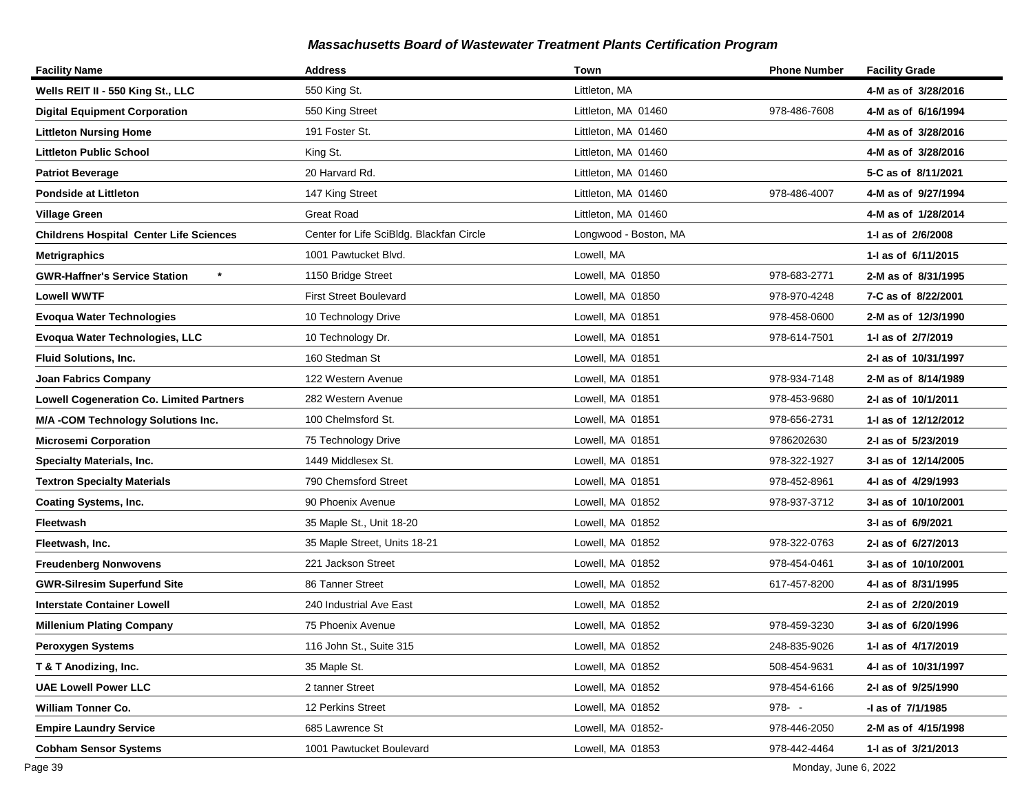### *Massachusetts Board of Wastewater Treatment Plants Certification Program*

| Facility Name | Address | Town | Phone Number | Facility Grade |
|---|---|---|---|---|
| **Wells REIT II - 550 King St., LLC** | 550 King St. | Littleton, MA | | **4-M as of 3/28/2016** |
| **Digital Equipment Corporation** | 550 King Street | Littleton, MA 01460 | 978-486-7608 | **4-M as of 6/16/1994** |
| **Littleton Nursing Home** | 191 Foster St. | Littleton, MA 01460 | | **4-M as of 3/28/2016** |
| **Littleton Public School** | King St. | Littleton, MA 01460 | | **4-M as of 3/28/2016** |
| **Patriot Beverage** | 20 Harvard Rd. | Littleton, MA 01460 | | **5-C as of 8/11/2021** |
| **Pondside at Littleton** | 147 King Street | Littleton, MA 01460 | 978-486-4007 | **4-M as of 9/27/1994** |
| **Village Green** | Great Road | Littleton, MA 01460 | | **4-M as of 1/28/2014** |
| **Childrens Hospital Center Life Sciences** | Center for Life SciBldg. Blackfan Circle | Longwood - Boston, MA | | **1-I as of 2/6/2008** |
| **Metrigraphics** | 1001 Pawtucket Blvd. | Lowell, MA | | **1-I as of 6/11/2015** |
| **GWR-Haffner's Service Station** * | 1150 Bridge Street | Lowell, MA 01850 | 978-683-2771 | **2-M as of 8/31/1995** |
| **Lowell WWTF** | First Street Boulevard | Lowell, MA 01850 | 978-970-4248 | **7-C as of 8/22/2001** |
| **Evoqua Water Technologies** | 10 Technology Drive | Lowell, MA 01851 | 978-458-0600 | **2-M as of 12/3/1990** |
| **Evoqua Water Technologies, LLC** | 10 Technology Dr. | Lowell, MA 01851 | 978-614-7501 | **1-I as of 2/7/2019** |
| **Fluid Solutions, Inc.** | 160 Stedman St | Lowell, MA 01851 | | **2-I as of 10/31/1997** |
| **Joan Fabrics Company** | 122 Western Avenue | Lowell, MA 01851 | 978-934-7148 | **2-M as of 8/14/1989** |
| **Lowell Cogeneration Co. Limited Partners** | 282 Western Avenue | Lowell, MA 01851 | 978-453-9680 | **2-I as of 10/1/2011** |
| **M/A -COM Technology Solutions Inc.** | 100 Chelmsford St. | Lowell, MA 01851 | 978-656-2731 | **1-I as of 12/12/2012** |
| **Microsemi Corporation** | 75 Technology Drive | Lowell, MA 01851 | 9786202630 | **2-I as of 5/23/2019** |
| **Specialty Materials, Inc.** | 1449 Middlesex St. | Lowell, MA 01851 | 978-322-1927 | **3-I as of 12/14/2005** |
| **Textron Specialty Materials** | 790 Chemsford Street | Lowell, MA 01851 | 978-452-8961 | **4-I as of 4/29/1993** |
| **Coating Systems, Inc.** | 90 Phoenix Avenue | Lowell, MA 01852 | 978-937-3712 | **3-I as of 10/10/2001** |
| **Fleetwash** | 35 Maple St., Unit 18-20 | Lowell, MA 01852 | | **3-I as of 6/9/2021** |
| **Fleetwash, Inc.** | 35 Maple Street, Units 18-21 | Lowell, MA 01852 | 978-322-0763 | **2-I as of 6/27/2013** |
| **Freudenberg Nonwovens** | 221 Jackson Street | Lowell, MA 01852 | 978-454-0461 | **3-I as of 10/10/2001** |
| **GWR-Silresim Superfund Site** | 86 Tanner Street | Lowell, MA 01852 | 617-457-8200 | **4-I as of 8/31/1995** |
| **Interstate Container Lowell** | 240 Industrial Ave East | Lowell, MA 01852 | | **2-I as of 2/20/2019** |
| **Millenium Plating Company** | 75 Phoenix Avenue | Lowell, MA 01852 | 978-459-3230 | **3-I as of 6/20/1996** |
| **Peroxygen Systems** | 116 John St., Suite 315 | Lowell, MA 01852 | 248-835-9026 | **1-I as of 4/17/2019** |
| **T & T Anodizing, Inc.** | 35 Maple St. | Lowell, MA 01852 | 508-454-9631 | **4-I as of 10/31/1997** |
| **UAE Lowell Power LLC** | 2 tanner Street | Lowell, MA 01852 | 978-454-6166 | **2-I as of 9/25/1990** |
| **William Tonner Co.** | 12 Perkins Street | Lowell, MA 01852 | 978- - | **-I as of 7/1/1985** |
| **Empire Laundry Service** | 685 Lawrence St | Lowell, MA 01852- | 978-446-2050 | **2-M as of 4/15/1998** |
| **Cobham Sensor Systems** | 1001 Pawtucket Boulevard | Lowell, MA 01853 | 978-442-4464 | **1-I as of 3/21/2013** |

Monday, June 6, 2022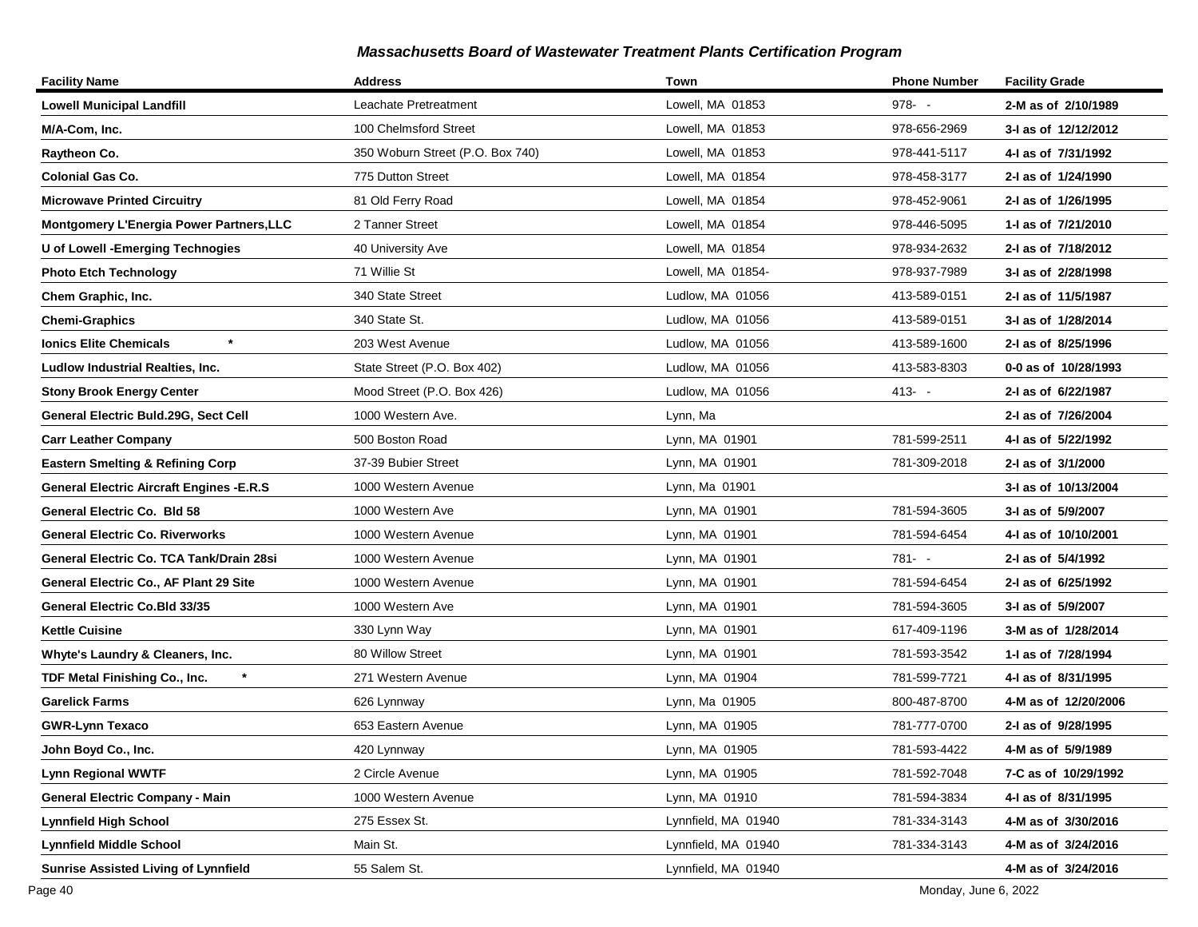## Massachusetts Board of Wastewater Treatment Plants Certification Program

| Facility Name | Address | Town | Phone Number | Facility Grade |
|---|---|---|---|---|
| **Lowell Municipal Landfill** | Leachate Pretreatment | Lowell, MA 01853 | 978- - | **2-M as of 2/10/1989** |
| **M/A-Com, Inc.** | 100 Chelmsford Street | Lowell, MA 01853 | 978-656-2969 | **3-I as of 12/12/2012** |
| **Raytheon Co.** | 350 Woburn Street (P.O. Box 740) | Lowell, MA 01853 | 978-441-5117 | **4-I as of 7/31/1992** |
| **Colonial Gas Co.** | 775 Dutton Street | Lowell, MA 01854 | 978-458-3177 | **2-I as of 1/24/1990** |
| **Microwave Printed Circuitry** | 81 Old Ferry Road | Lowell, MA 01854 | 978-452-9061 | **2-I as of 1/26/1995** |
| **Montgomery L'Energia Power Partners,LLC** | 2 Tanner Street | Lowell, MA 01854 | 978-446-5095 | **1-I as of 7/21/2010** |
| **U of Lowell -Emerging Technogies** | 40 University Ave | Lowell, MA 01854 | 978-934-2632 | **2-I as of 7/18/2012** |
| **Photo Etch Technology** | 71 Willie St | Lowell, MA 01854- | 978-937-7989 | **3-I as of 2/28/1998** |
| **Chem Graphic, Inc.** | 340 State Street | Ludlow, MA 01056 | 413-589-0151 | **2-I as of 11/5/1987** |
| **Chemi-Graphics** | 340 State St. | Ludlow, MA 01056 | 413-589-0151 | **3-I as of 1/28/2014** |
| **Ionics Elite Chemicals \*** | 203 West Avenue | Ludlow, MA 01056 | 413-589-1600 | **2-I as of 8/25/1996** |
| **Ludlow Industrial Realties, Inc.** | State Street (P.O. Box 402) | Ludlow, MA 01056 | 413-583-8303 | **0-0 as of 10/28/1993** |
| **Stony Brook Energy Center** | Mood Street (P.O. Box 426) | Ludlow, MA 01056 | 413- - | **2-I as of 6/22/1987** |
| **General Electric Buld.29G, Sect Cell** | 1000 Western Ave. | Lynn, Ma | | **2-I as of 7/26/2004** |
| **Carr Leather Company** | 500 Boston Road | Lynn, MA 01901 | 781-599-2511 | **4-I as of 5/22/1992** |
| **Eastern Smelting & Refining Corp** | 37-39 Bubier Street | Lynn, MA 01901 | 781-309-2018 | **2-I as of 3/1/2000** |
| **General Electric Aircraft Engines -E.R.S** | 1000 Western Avenue | Lynn, Ma 01901 | | **3-I as of 10/13/2004** |
| **General Electric Co. Bld 58** | 1000 Western Ave | Lynn, MA 01901 | 781-594-3605 | **3-I as of 5/9/2007** |
| **General Electric Co. Riverworks** | 1000 Western Avenue | Lynn, MA 01901 | 781-594-6454 | **4-I as of 10/10/2001** |
| **General Electric Co. TCA Tank/Drain 28si** | 1000 Western Avenue | Lynn, MA 01901 | 781- - | **2-I as of 5/4/1992** |
| **General Electric Co., AF Plant 29 Site** | 1000 Western Avenue | Lynn, MA 01901 | 781-594-6454 | **2-I as of 6/25/1992** |
| **General Electric Co.Bld 33/35** | 1000 Western Ave | Lynn, MA 01901 | 781-594-3605 | **3-I as of 5/9/2007** |
| **Kettle Cuisine** | 330 Lynn Way | Lynn, MA 01901 | 617-409-1196 | **3-M as of 1/28/2014** |
| **Whyte's Laundry & Cleaners, Inc.** | 80 Willow Street | Lynn, MA 01901 | 781-593-3542 | **1-I as of 7/28/1994** |
| **TDF Metal Finishing Co., Inc. \*** | 271 Western Avenue | Lynn, MA 01904 | 781-599-7721 | **4-I as of 8/31/1995** |
| **Garelick Farms** | 626 Lynnway | Lynn, Ma 01905 | 800-487-8700 | **4-M as of 12/20/2006** |
| **GWR-Lynn Texaco** | 653 Eastern Avenue | Lynn, MA 01905 | 781-777-0700 | **2-I as of 9/28/1995** |
| **John Boyd Co., Inc.** | 420 Lynnway | Lynn, MA 01905 | 781-593-4422 | **4-M as of 5/9/1989** |
| **Lynn Regional WWTF** | 2 Circle Avenue | Lynn, MA 01905 | 781-592-7048 | **7-C as of 10/29/1992** |
| **General Electric Company - Main** | 1000 Western Avenue | Lynn, MA 01910 | 781-594-3834 | **4-I as of 8/31/1995** |
| **Lynnfield High School** | 275 Essex St. | Lynnfield, MA 01940 | 781-334-3143 | **4-M as of 3/30/2016** |
| **Lynnfield Middle School** | Main St. | Lynnfield, MA 01940 | 781-334-3143 | **4-M as of 3/24/2016** |
| **Sunrise Assisted Living of Lynnfield** | 55 Salem St. | Lynnfield, MA 01940 | | **4-M as of 3/24/2016** |

Monday, June 6, 2022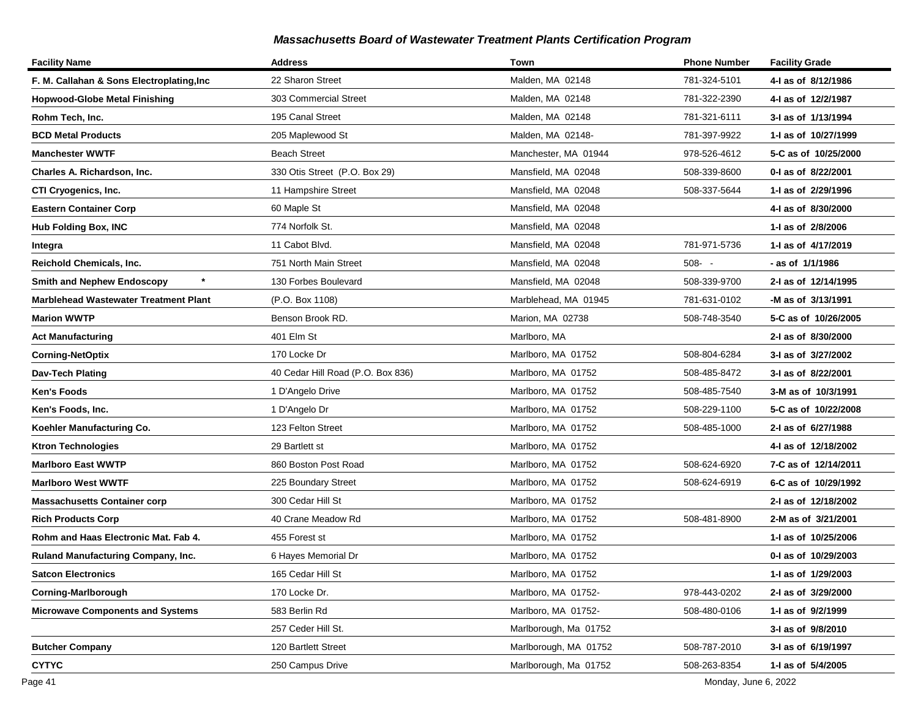## Massachusetts Board of Wastewater Treatment Plants Certification Program

| Facility Name | Address | Town | Phone Number | Facility Grade |
|---|---|---|---|---|
| F. M. Callahan & Sons Electroplating,Inc | 22 Sharon Street | Malden, MA 02148 | 781-324-5101 | 4-I as of 8/12/1986 |
| Hopwood-Globe Metal Finishing | 303 Commercial Street | Malden, MA 02148 | 781-322-2390 | 4-I as of 12/2/1987 |
| Rohm Tech, Inc. | 195 Canal Street | Malden, MA 02148 | 781-321-6111 | 3-I as of 1/13/1994 |
| BCD Metal Products | 205 Maplewood St | Malden, MA 02148- | 781-397-9922 | 1-I as of 10/27/1999 |
| Manchester WWTF | Beach Street | Manchester, MA 01944 | 978-526-4612 | 5-C as of 10/25/2000 |
| Charles A. Richardson, Inc. | 330 Otis Street (P.O. Box 29) | Mansfield, MA 02048 | 508-339-8600 | 0-I as of 8/22/2001 |
| CTI Cryogenics, Inc. | 11 Hampshire Street | Mansfield, MA 02048 | 508-337-5644 | 1-I as of 2/29/1996 |
| Eastern Container Corp | 60 Maple St | Mansfield, MA 02048 | | 4-I as of 8/30/2000 |
| Hub Folding Box, INC | 774 Norfolk St. | Mansfield, MA 02048 | | 1-I as of 2/8/2006 |
| Integra | 11 Cabot Blvd. | Mansfield, MA 02048 | 781-971-5736 | 1-I as of 4/17/2019 |
| Reichold Chemicals, Inc. | 751 North Main Street | Mansfield, MA 02048 | 508- - | - as of 1/1/1986 |
| Smith and Nephew Endoscopy * | 130 Forbes Boulevard | Mansfield, MA 02048 | 508-339-9700 | 2-I as of 12/14/1995 |
| Marblehead Wastewater Treatment Plant | (P.O. Box 1108) | Marblehead, MA 01945 | 781-631-0102 | -M as of 3/13/1991 |
| Marion WWTP | Benson Brook RD. | Marion, MA 02738 | 508-748-3540 | 5-C as of 10/26/2005 |
| Act Manufacturing | 401 Elm St | Marlboro, MA | | 2-I as of 8/30/2000 |
| Corning-NetOptix | 170 Locke Dr | Marlboro, MA 01752 | 508-804-6284 | 3-I as of 3/27/2002 |
| Dav-Tech Plating | 40 Cedar Hill Road (P.O. Box 836) | Marlboro, MA 01752 | 508-485-8472 | 3-I as of 8/22/2001 |
| Ken's Foods | 1 D'Angelo Drive | Marlboro, MA 01752 | 508-485-7540 | 3-M as of 10/3/1991 |
| Ken's Foods, Inc. | 1 D'Angelo Dr | Marlboro, MA 01752 | 508-229-1100 | 5-C as of 10/22/2008 |
| Koehler Manufacturing Co. | 123 Felton Street | Marlboro, MA 01752 | 508-485-1000 | 2-I as of 6/27/1988 |
| Ktron Technologies | 29 Bartlett st | Marlboro, MA 01752 | | 4-I as of 12/18/2002 |
| Marlboro East WWTP | 860 Boston Post Road | Marlboro, MA 01752 | 508-624-6920 | 7-C as of 12/14/2011 |
| Marlboro West WWTF | 225 Boundary Street | Marlboro, MA 01752 | 508-624-6919 | 6-C as of 10/29/1992 |
| Massachusetts Container corp | 300 Cedar Hill St | Marlboro, MA 01752 | | 2-I as of 12/18/2002 |
| Rich Products Corp | 40 Crane Meadow Rd | Marlboro, MA 01752 | 508-481-8900 | 2-M as of 3/21/2001 |
| Rohm and Haas Electronic Mat. Fab 4. | 455 Forest st | Marlboro, MA 01752 | | 1-I as of 10/25/2006 |
| Ruland Manufacturing Company, Inc. | 6 Hayes Memorial Dr | Marlboro, MA 01752 | | 0-I as of 10/29/2003 |
| Satcon Electronics | 165 Cedar Hill St | Marlboro, MA 01752 | | 1-I as of 1/29/2003 |
| Corning-Marlborough | 170 Locke Dr. | Marlboro, MA 01752- | 978-443-0202 | 2-I as of 3/29/2000 |
| Microwave Components and Systems | 583 Berlin Rd | Marlboro, MA 01752- | 508-480-0106 | 1-I as of 9/2/1999 |
| | 257 Ceder Hill St. | Marlborough, Ma 01752 | | 3-I as of 9/8/2010 |
| Butcher Company | 120 Bartlett Street | Marlborough, MA 01752 | 508-787-2010 | 3-I as of 6/19/1997 |
| CYTYC | 250 Campus Drive | Marlborough, Ma 01752 | 508-263-8354 | 1-I as of 5/4/2005 |

Monday, June 6, 2022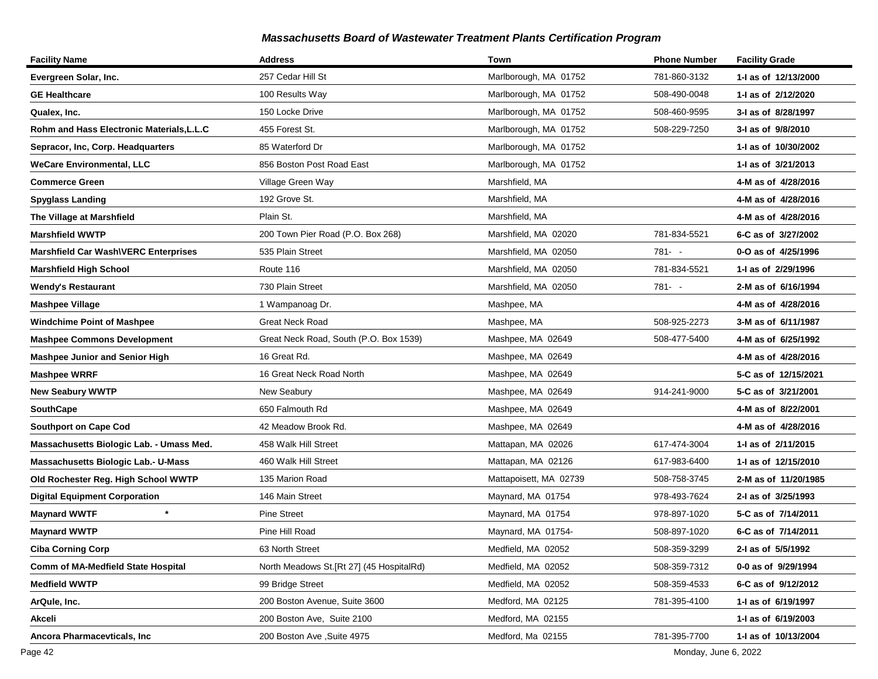## *Massachusetts Board of Wastewater Treatment Plants Certification Program*

| Facility Name | Address | Town | Phone Number | Facility Grade |
|---|---|---|---|---|
| **Evergreen Solar, Inc.** | 257 Cedar Hill St | Marlborough, MA 01752 | 781-860-3132 | **1-I as of 12/13/2000** |
| **GE Healthcare** | 100 Results Way | Marlborough, MA 01752 | 508-490-0048 | **1-I as of 2/12/2020** |
| **Qualex, Inc.** | 150 Locke Drive | Marlborough, MA 01752 | 508-460-9595 | **3-I as of 8/28/1997** |
| **Rohm and Hass Electronic Materials,L.L.C** | 455 Forest St. | Marlborough, MA 01752 | 508-229-7250 | **3-I as of 9/8/2010** |
| **Sepracor, Inc, Corp. Headquarters** | 85 Waterford Dr | Marlborough, MA 01752 | | **1-I as of 10/30/2002** |
| **WeCare Environmental, LLC** | 856 Boston Post Road East | Marlborough, MA 01752 | | **1-I as of 3/21/2013** |
| **Commerce Green** | Village Green Way | Marshfield, MA | | **4-M as of 4/28/2016** |
| **Spyglass Landing** | 192 Grove St. | Marshfield, MA | | **4-M as of 4/28/2016** |
| **The Village at Marshfield** | Plain St. | Marshfield, MA | | **4-M as of 4/28/2016** |
| **Marshfield WWTP** | 200 Town Pier Road (P.O. Box 268) | Marshfield, MA 02020 | 781-834-5521 | **6-C as of 3/27/2002** |
| **Marshfield Car Wash\VERC Enterprises** | 535 Plain Street | Marshfield, MA 02050 | 781- - | **0-O as of 4/25/1996** |
| **Marshfield High School** | Route 116 | Marshfield, MA 02050 | 781-834-5521 | **1-I as of 2/29/1996** |
| **Wendy's Restaurant** | 730 Plain Street | Marshfield, MA 02050 | 781- - | **2-M as of 6/16/1994** |
| **Mashpee Village** | 1 Wampanoag Dr. | Mashpee, MA | | **4-M as of 4/28/2016** |
| **Windchime Point of Mashpee** | Great Neck Road | Mashpee, MA | 508-925-2273 | **3-M as of 6/11/1987** |
| **Mashpee Commons Development** | Great Neck Road, South (P.O. Box 1539) | Mashpee, MA 02649 | 508-477-5400 | **4-M as of 6/25/1992** |
| **Mashpee Junior and Senior High** | 16 Great Rd. | Mashpee, MA 02649 | | **4-M as of 4/28/2016** |
| **Mashpee WRRF** | 16 Great Neck Road North | Mashpee, MA 02649 | | **5-C as of 12/15/2021** |
| **New Seabury WWTP** | New Seabury | Mashpee, MA 02649 | 914-241-9000 | **5-C as of 3/21/2001** |
| **SouthCape** | 650 Falmouth Rd | Mashpee, MA 02649 | | **4-M as of 8/22/2001** |
| **Southport on Cape Cod** | 42 Meadow Brook Rd. | Mashpee, MA 02649 | | **4-M as of 4/28/2016** |
| **Massachusetts Biologic Lab. - Umass Med.** | 458 Walk Hill Street | Mattapan, MA 02026 | 617-474-3004 | **1-I as of 2/11/2015** |
| **Massachusetts Biologic Lab.- U-Mass** | 460 Walk Hill Street | Mattapan, MA 02126 | 617-983-6400 | **1-I as of 12/15/2010** |
| **Old Rochester Reg. High School WWTP** | 135 Marion Road | Mattapoisett, MA 02739 | 508-758-3745 | **2-M as of 11/20/1985** |
| **Digital Equipment Corporation** | 146 Main Street | Maynard, MA 01754 | 978-493-7624 | **2-I as of 3/25/1993** |
| **Maynard WWTF \*** | Pine Street | Maynard, MA 01754 | 978-897-1020 | **5-C as of 7/14/2011** |
| **Maynard WWTP** | Pine Hill Road | Maynard, MA 01754- | 508-897-1020 | **6-C as of 7/14/2011** |
| **Ciba Corning Corp** | 63 North Street | Medfield, MA 02052 | 508-359-3299 | **2-I as of 5/5/1992** |
| **Comm of MA-Medfield State Hospital** | North Meadows St.[Rt 27] (45 HospitalRd) | Medfield, MA 02052 | 508-359-7312 | **0-0 as of 9/29/1994** |
| **Medfield WWTP** | 99 Bridge Street | Medfield, MA 02052 | 508-359-4533 | **6-C as of 9/12/2012** |
| **ArQule, Inc.** | 200 Boston Avenue, Suite 3600 | Medford, MA 02125 | 781-395-4100 | **1-I as of 6/19/1997** |
| **Akceli** | 200 Boston Ave, Suite 2100 | Medford, MA 02155 | | **1-I as of 6/19/2003** |
| **Ancora Pharmacevticals, Inc** | 200 Boston Ave ,Suite 4975 | Medford, Ma 02155 | 781-395-7700 | **1-I as of 10/13/2004** |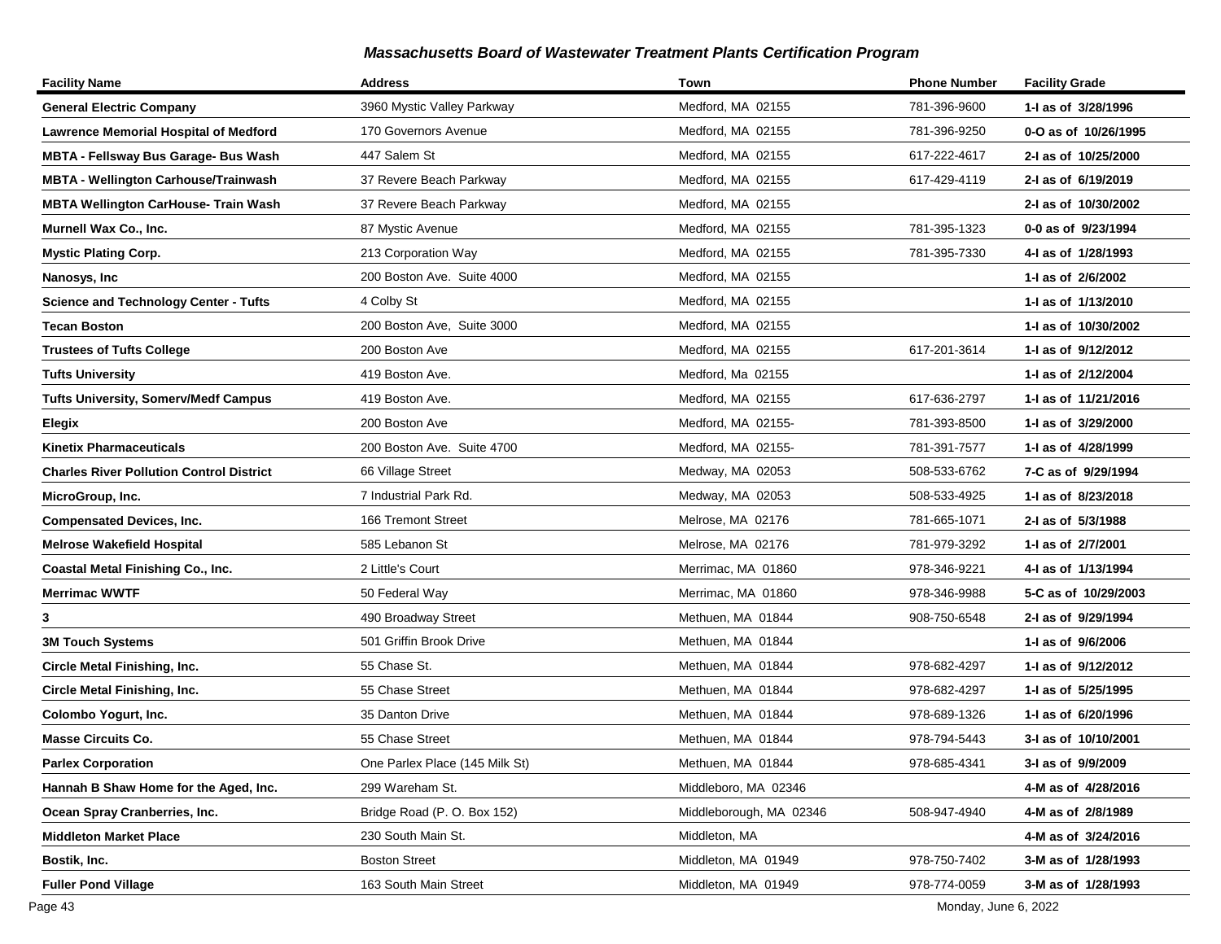## Massachusetts Board of Wastewater Treatment Plants Certification Program

| Facility Name | Address | Town | Phone Number | Facility Grade |
|---|---|---|---|---|
| **General Electric Company** | 3960 Mystic Valley Parkway | Medford, MA 02155 | 781-396-9600 | **1-I as of 3/28/1996** |
| **Lawrence Memorial Hospital of Medford** | 170 Governors Avenue | Medford, MA 02155 | 781-396-9250 | **0-O as of 10/26/1995** |
| **MBTA - Fellsway Bus Garage- Bus Wash** | 447 Salem St | Medford, MA 02155 | 617-222-4617 | **2-I as of 10/25/2000** |
| **MBTA - Wellington Carhouse/Trainwash** | 37 Revere Beach Parkway | Medford, MA 02155 | 617-429-4119 | **2-I as of 6/19/2019** |
| **MBTA Wellington CarHouse- Train Wash** | 37 Revere Beach Parkway | Medford, MA 02155 | | **2-I as of 10/30/2002** |
| **Murnell Wax Co., Inc.** | 87 Mystic Avenue | Medford, MA 02155 | 781-395-1323 | **0-0 as of 9/23/1994** |
| **Mystic Plating Corp.** | 213 Corporation Way | Medford, MA 02155 | 781-395-7330 | **4-I as of 1/28/1993** |
| **Nanosys, Inc** | 200 Boston Ave. Suite 4000 | Medford, MA 02155 | | **1-I as of 2/6/2002** |
| **Science and Technology Center - Tufts** | 4 Colby St | Medford, MA 02155 | | **1-I as of 1/13/2010** |
| **Tecan Boston** | 200 Boston Ave, Suite 3000 | Medford, MA 02155 | | **1-I as of 10/30/2002** |
| **Trustees of Tufts College** | 200 Boston Ave | Medford, MA 02155 | 617-201-3614 | **1-I as of 9/12/2012** |
| **Tufts University** | 419 Boston Ave. | Medford, Ma 02155 | | **1-I as of 2/12/2004** |
| **Tufts University, Somerv/Medf Campus** | 419 Boston Ave. | Medford, MA 02155 | 617-636-2797 | **1-I as of 11/21/2016** |
| **Elegix** | 200 Boston Ave | Medford, MA 02155- | 781-393-8500 | **1-I as of 3/29/2000** |
| **Kinetix Pharmaceuticals** | 200 Boston Ave. Suite 4700 | Medford, MA 02155- | 781-391-7577 | **1-I as of 4/28/1999** |
| **Charles River Pollution Control District** | 66 Village Street | Medway, MA 02053 | 508-533-6762 | **7-C as of 9/29/1994** |
| **MicroGroup, Inc.** | 7 Industrial Park Rd. | Medway, MA 02053 | 508-533-4925 | **1-I as of 8/23/2018** |
| **Compensated Devices, Inc.** | 166 Tremont Street | Melrose, MA 02176 | 781-665-1071 | **2-I as of 5/3/1988** |
| **Melrose Wakefield Hospital** | 585 Lebanon St | Melrose, MA 02176 | 781-979-3292 | **1-I as of 2/7/2001** |
| **Coastal Metal Finishing Co., Inc.** | 2 Little's Court | Merrimac, MA 01860 | 978-346-9221 | **4-I as of 1/13/1994** |
| **Merrimac WWTF** | 50 Federal Way | Merrimac, MA 01860 | 978-346-9988 | **5-C as of 10/29/2003** |
| **3** | 490 Broadway Street | Methuen, MA 01844 | 908-750-6548 | **2-I as of 9/29/1994** |
| **3M Touch Systems** | 501 Griffin Brook Drive | Methuen, MA 01844 | | **1-I as of 9/6/2006** |
| **Circle Metal Finishing, Inc.** | 55 Chase St. | Methuen, MA 01844 | 978-682-4297 | **1-I as of 9/12/2012** |
| **Circle Metal Finishing, Inc.** | 55 Chase Street | Methuen, MA 01844 | 978-682-4297 | **1-I as of 5/25/1995** |
| **Colombo Yogurt, Inc.** | 35 Danton Drive | Methuen, MA 01844 | 978-689-1326 | **1-I as of 6/20/1996** |
| **Masse Circuits Co.** | 55 Chase Street | Methuen, MA 01844 | 978-794-5443 | **3-I as of 10/10/2001** |
| **Parlex Corporation** | One Parlex Place (145 Milk St) | Methuen, MA 01844 | 978-685-4341 | **3-I as of 9/9/2009** |
| **Hannah B Shaw Home for the Aged, Inc.** | 299 Wareham St. | Middleboro, MA 02346 | | **4-M as of 4/28/2016** |
| **Ocean Spray Cranberries, Inc.** | Bridge Road (P. O. Box 152) | Middleborough, MA 02346 | 508-947-4940 | **4-M as of 2/8/1989** |
| **Middleton Market Place** | 230 South Main St. | Middleton, MA | | **4-M as of 3/24/2016** |
| **Bostik, Inc.** | Boston Street | Middleton, MA 01949 | 978-750-7402 | **3-M as of 1/28/1993** |
| **Fuller Pond Village** | 163 South Main Street | Middleton, MA 01949 | 978-774-0059 | **3-M as of 1/28/1993** |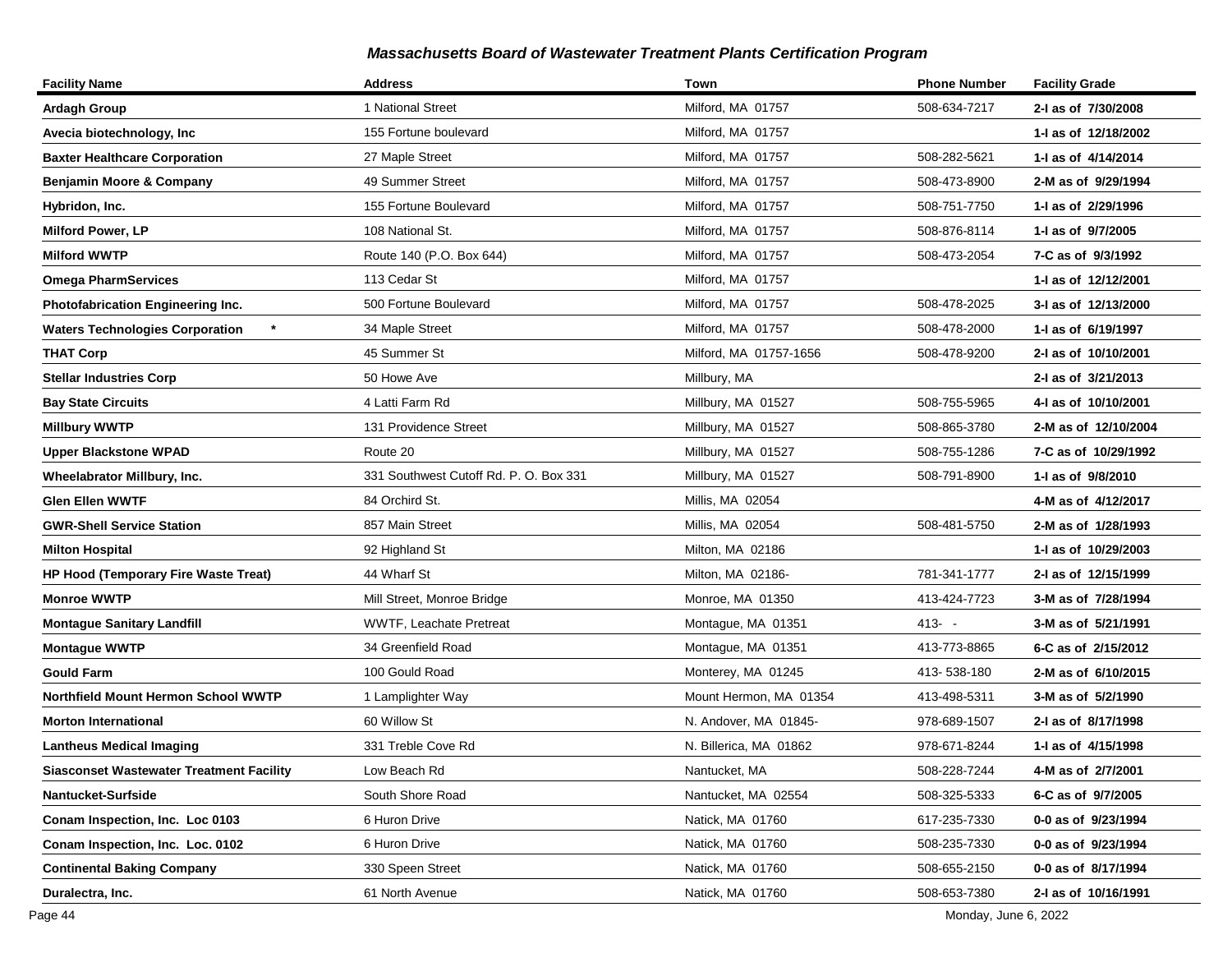## Massachusetts Board of Wastewater Treatment Plants Certification Program

| Facility Name | Address | Town | Phone Number | Facility Grade |
|---|---|---|---|---|
| **Ardagh Group** | 1 National Street | Milford, MA 01757 | 508-634-7217 | **2-I as of 7/30/2008** |
| **Avecia biotechnology, Inc** | 155 Fortune boulevard | Milford, MA 01757 | | **1-I as of 12/18/2002** |
| **Baxter Healthcare Corporation** | 27 Maple Street | Milford, MA 01757 | 508-282-5621 | **1-I as of 4/14/2014** |
| **Benjamin Moore & Company** | 49 Summer Street | Milford, MA 01757 | 508-473-8900 | **2-M as of 9/29/1994** |
| **Hybridon, Inc.** | 155 Fortune Boulevard | Milford, MA 01757 | 508-751-7750 | **1-I as of 2/29/1996** |
| **Milford Power, LP** | 108 National St. | Milford, MA 01757 | 508-876-8114 | **1-I as of 9/7/2005** |
| **Milford WWTP** | Route 140 (P.O. Box 644) | Milford, MA 01757 | 508-473-2054 | **7-C as of 9/3/1992** |
| **Omega PharmServices** | 113 Cedar St | Milford, MA 01757 | | **1-I as of 12/12/2001** |
| **Photofabrication Engineering Inc.** | 500 Fortune Boulevard | Milford, MA 01757 | 508-478-2025 | **3-I as of 12/13/2000** |
| **Waters Technologies Corporation** * | 34 Maple Street | Milford, MA 01757 | 508-478-2000 | **1-I as of 6/19/1997** |
| **THAT Corp** | 45 Summer St | Milford, MA 01757-1656 | 508-478-9200 | **2-I as of 10/10/2001** |
| **Stellar Industries Corp** | 50 Howe Ave | Millbury, MA | | **2-I as of 3/21/2013** |
| **Bay State Circuits** | 4 Latti Farm Rd | Millbury, MA 01527 | 508-755-5965 | **4-I as of 10/10/2001** |
| **Millbury WWTP** | 131 Providence Street | Millbury, MA 01527 | 508-865-3780 | **2-M as of 12/10/2004** |
| **Upper Blackstone WPAD** | Route 20 | Millbury, MA 01527 | 508-755-1286 | **7-C as of 10/29/1992** |
| **Wheelabrator Millbury, Inc.** | 331 Southwest Cutoff Rd. P. O. Box 331 | Millbury, MA 01527 | 508-791-8900 | **1-I as of 9/8/2010** |
| **Glen Ellen WWTF** | 84 Orchird St. | Millis, MA 02054 | | **4-M as of 4/12/2017** |
| **GWR-Shell Service Station** | 857 Main Street | Millis, MA 02054 | 508-481-5750 | **2-M as of 1/28/1993** |
| **Milton Hospital** | 92 Highland St | Milton, MA 02186 | | **1-I as of 10/29/2003** |
| **HP Hood (Temporary Fire Waste Treat)** | 44 Wharf St | Milton, MA 02186- | 781-341-1777 | **2-I as of 12/15/1999** |
| **Monroe WWTP** | Mill Street, Monroe Bridge | Monroe, MA 01350 | 413-424-7723 | **3-M as of 7/28/1994** |
| **Montague Sanitary Landfill** | WWTF, Leachate Pretreat | Montague, MA 01351 | 413- - | **3-M as of 5/21/1991** |
| **Montague WWTP** | 34 Greenfield Road | Montague, MA 01351 | 413-773-8865 | **6-C as of 2/15/2012** |
| **Gould Farm** | 100 Gould Road | Monterey, MA 01245 | 413- 538-180 | **2-M as of 6/10/2015** |
| **Northfield Mount Hermon School WWTP** | 1 Lamplighter Way | Mount Hermon, MA 01354 | 413-498-5311 | **3-M as of 5/2/1990** |
| **Morton International** | 60 Willow St | N. Andover, MA 01845- | 978-689-1507 | **2-I as of 8/17/1998** |
| **Lantheus Medical Imaging** | 331 Treble Cove Rd | N. Billerica, MA 01862 | 978-671-8244 | **1-I as of 4/15/1998** |
| **Siasconset Wastewater Treatment Facility** | Low Beach Rd | Nantucket, MA | 508-228-7244 | **4-M as of 2/7/2001** |
| **Nantucket-Surfside** | South Shore Road | Nantucket, MA 02554 | 508-325-5333 | **6-C as of 9/7/2005** |
| **Conam Inspection, Inc. Loc 0103** | 6 Huron Drive | Natick, MA 01760 | 617-235-7330 | **0-0 as of 9/23/1994** |
| **Conam Inspection, Inc. Loc. 0102** | 6 Huron Drive | Natick, MA 01760 | 508-235-7330 | **0-0 as of 9/23/1994** |
| **Continental Baking Company** | 330 Speen Street | Natick, MA 01760 | 508-655-2150 | **0-0 as of 8/17/1994** |
| **Duralectra, Inc.** | 61 North Avenue | Natick, MA 01760 | 508-653-7380 | **2-I as of 10/16/1991** |

Monday, June 6, 2022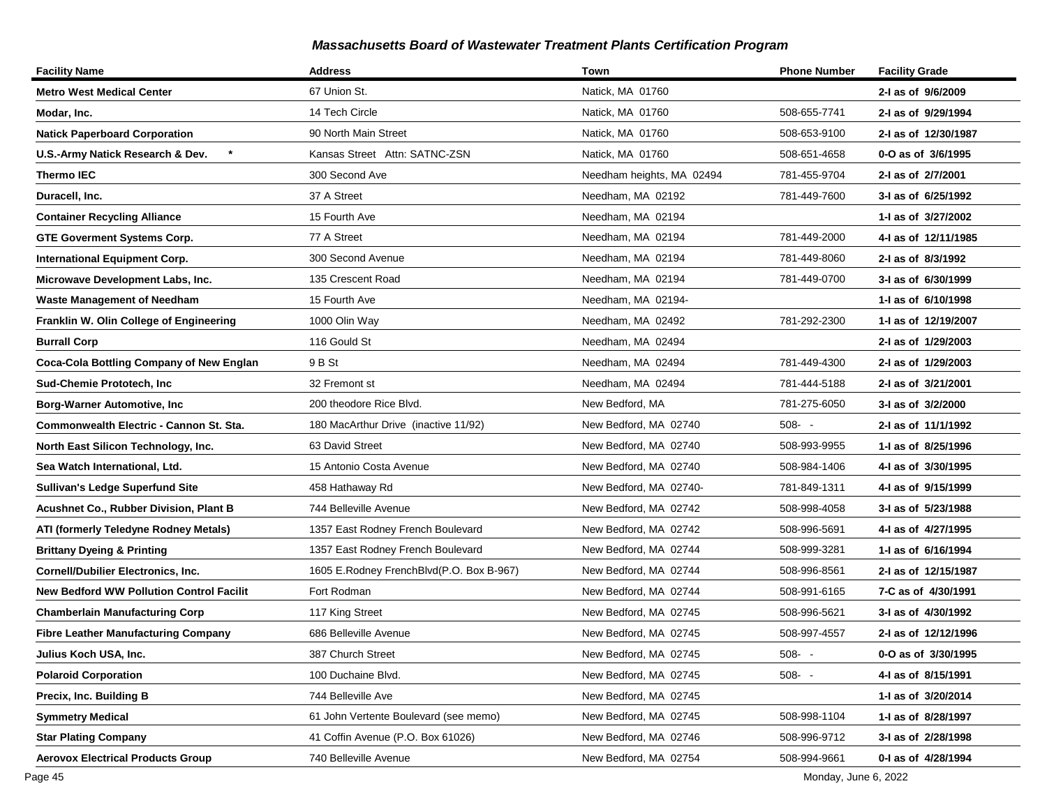## Massachusetts Board of Wastewater Treatment Plants Certification Program

| Facility Name | Address | Town | Phone Number | Facility Grade |
|---|---|---|---|---|
| **Metro West Medical Center** | 67 Union St. | Natick, MA 01760 | | **2-I as of 9/6/2009** |
| **Modar, Inc.** | 14 Tech Circle | Natick, MA 01760 | 508-655-7741 | **2-I as of 9/29/1994** |
| **Natick Paperboard Corporation** | 90 North Main Street | Natick, MA 01760 | 508-653-9100 | **2-I as of 12/30/1987** |
| **U.S.-Army Natick Research & Dev. \*** | Kansas Street Attn: SATNC-ZSN | Natick, MA 01760 | 508-651-4658 | **0-O as of 3/6/1995** |
| **Thermo IEC** | 300 Second Ave | Needham heights, MA 02494 | 781-455-9704 | **2-I as of 2/7/2001** |
| **Duracell, Inc.** | 37 A Street | Needham, MA 02192 | 781-449-7600 | **3-I as of 6/25/1992** |
| **Container Recycling Alliance** | 15 Fourth Ave | Needham, MA 02194 | | **1-I as of 3/27/2002** |
| **GTE Goverment Systems Corp.** | 77 A Street | Needham, MA 02194 | 781-449-2000 | **4-I as of 12/11/1985** |
| **International Equipment Corp.** | 300 Second Avenue | Needham, MA 02194 | 781-449-8060 | **2-I as of 8/3/1992** |
| **Microwave Development Labs, Inc.** | 135 Crescent Road | Needham, MA 02194 | 781-449-0700 | **3-I as of 6/30/1999** |
| **Waste Management of Needham** | 15 Fourth Ave | Needham, MA 02194- | | **1-I as of 6/10/1998** |
| **Franklin W. Olin College of Engineering** | 1000 Olin Way | Needham, MA 02492 | 781-292-2300 | **1-I as of 12/19/2007** |
| **Burrall Corp** | 116 Gould St | Needham, MA 02494 | | **2-I as of 1/29/2003** |
| **Coca-Cola Bottling Company of New Englan** | 9 B St | Needham, MA 02494 | 781-449-4300 | **2-I as of 1/29/2003** |
| **Sud-Chemie Prototech, Inc** | 32 Fremont st | Needham, MA 02494 | 781-444-5188 | **2-I as of 3/21/2001** |
| **Borg-Warner Automotive, Inc** | 200 theodore Rice Blvd. | New Bedford, MA | 781-275-6050 | **3-I as of 3/2/2000** |
| **Commonwealth Electric - Cannon St. Sta.** | 180 MacArthur Drive (inactive 11/92) | New Bedford, MA 02740 | 508- - | **2-I as of 11/1/1992** |
| **North East Silicon Technology, Inc.** | 63 David Street | New Bedford, MA 02740 | 508-993-9955 | **1-I as of 8/25/1996** |
| **Sea Watch International, Ltd.** | 15 Antonio Costa Avenue | New Bedford, MA 02740 | 508-984-1406 | **4-I as of 3/30/1995** |
| **Sullivan's Ledge Superfund Site** | 458 Hathaway Rd | New Bedford, MA 02740- | 781-849-1311 | **4-I as of 9/15/1999** |
| **Acushnet Co., Rubber Division, Plant B** | 744 Belleville Avenue | New Bedford, MA 02742 | 508-998-4058 | **3-I as of 5/23/1988** |
| **ATI (formerly Teledyne Rodney Metals)** | 1357 East Rodney French Boulevard | New Bedford, MA 02742 | 508-996-5691 | **4-I as of 4/27/1995** |
| **Brittany Dyeing & Printing** | 1357 East Rodney French Boulevard | New Bedford, MA 02744 | 508-999-3281 | **1-I as of 6/16/1994** |
| **Cornell/Dubilier Electronics, Inc.** | 1605 E.Rodney FrenchBlvd(P.O. Box B-967) | New Bedford, MA 02744 | 508-996-8561 | **2-I as of 12/15/1987** |
| **New Bedford WW Pollution Control Facilit** | Fort Rodman | New Bedford, MA 02744 | 508-991-6165 | **7-C as of 4/30/1991** |
| **Chamberlain Manufacturing Corp** | 117 King Street | New Bedford, MA 02745 | 508-996-5621 | **3-I as of 4/30/1992** |
| **Fibre Leather Manufacturing Company** | 686 Belleville Avenue | New Bedford, MA 02745 | 508-997-4557 | **2-I as of 12/12/1996** |
| **Julius Koch USA, Inc.** | 387 Church Street | New Bedford, MA 02745 | 508- - | **0-O as of 3/30/1995** |
| **Polaroid Corporation** | 100 Duchaine Blvd. | New Bedford, MA 02745 | 508- - | **4-I as of 8/15/1991** |
| **Precix, Inc. Building B** | 744 Belleville Ave | New Bedford, MA 02745 | | **1-I as of 3/20/2014** |
| **Symmetry Medical** | 61 John Vertente Boulevard (see memo) | New Bedford, MA 02745 | 508-998-1104 | **1-I as of 8/28/1997** |
| **Star Plating Company** | 41 Coffin Avenue (P.O. Box 61026) | New Bedford, MA 02746 | 508-996-9712 | **3-I as of 2/28/1998** |
| **Aerovox Electrical Products Group** | 740 Belleville Avenue | New Bedford, MA 02754 | 508-994-9661 | **0-I as of 4/28/1994** |

Monday, June 6, 2022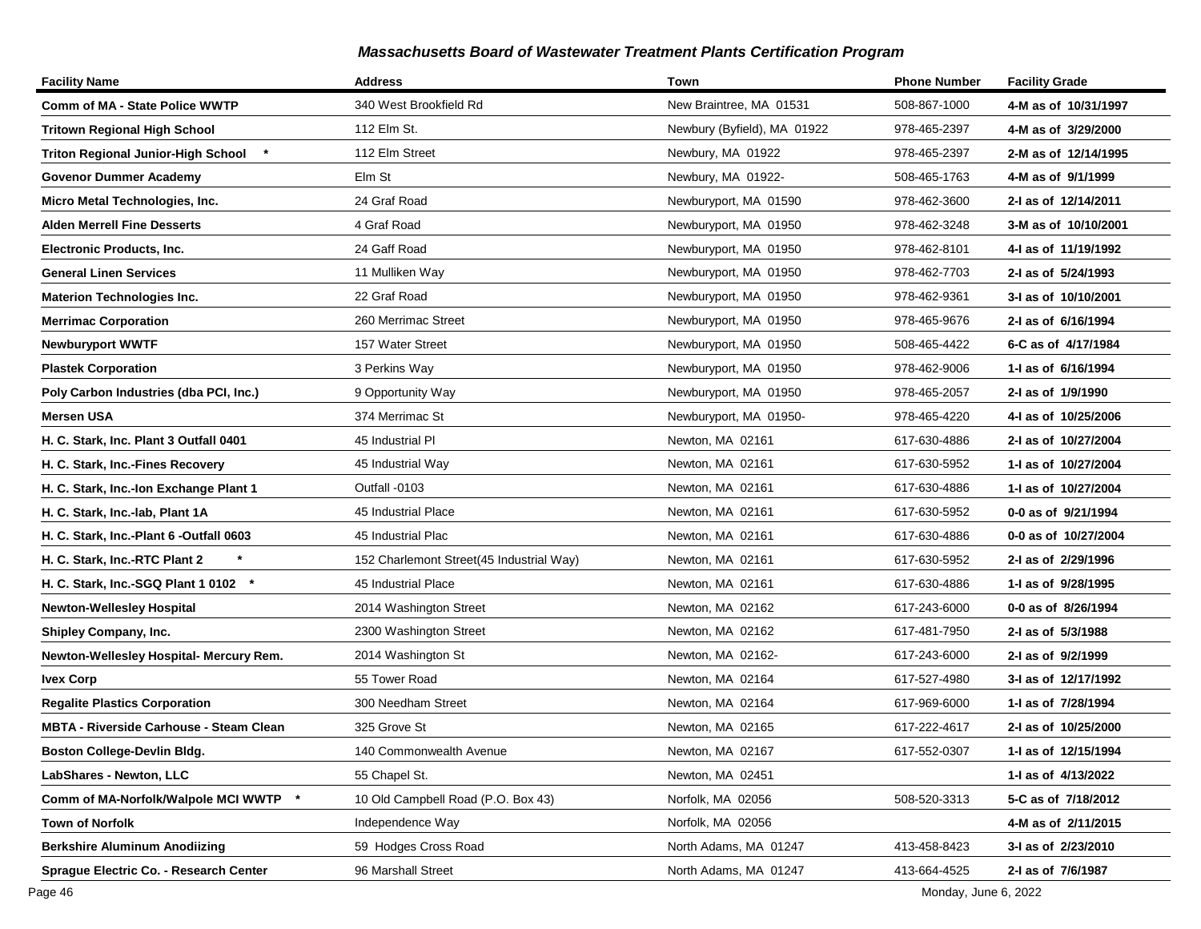## *Massachusetts Board of Wastewater Treatment Plants Certification Program*

| Facility Name | Address | Town | Phone Number | Facility Grade |
|---|---|---|---|---|
| **Comm of MA - State Police WWTP** | 340 West Brookfield Rd | New Braintree, MA 01531 | 508-867-1000 | **4-M as of 10/31/1997** |
| **Tritown Regional High School** | 112 Elm St. | Newbury (Byfield), MA 01922 | 978-465-2397 | **4-M as of 3/29/2000** |
| **Triton Regional Junior-High School \*** | 112 Elm Street | Newbury, MA 01922 | 978-465-2397 | **2-M as of 12/14/1995** |
| **Govenor Dummer Academy** | Elm St | Newbury, MA 01922- | 508-465-1763 | **4-M as of 9/1/1999** |
| **Micro Metal Technologies, Inc.** | 24 Graf Road | Newburyport, MA 01590 | 978-462-3600 | **2-I as of 12/14/2011** |
| **Alden Merrell Fine Desserts** | 4 Graf Road | Newburyport, MA 01950 | 978-462-3248 | **3-M as of 10/10/2001** |
| **Electronic Products, Inc.** | 24 Gaff Road | Newburyport, MA 01950 | 978-462-8101 | **4-I as of 11/19/1992** |
| **General Linen Services** | 11 Mulliken Way | Newburyport, MA 01950 | 978-462-7703 | **2-I as of 5/24/1993** |
| **Materion Technologies Inc.** | 22 Graf Road | Newburyport, MA 01950 | 978-462-9361 | **3-I as of 10/10/2001** |
| **Merrimac Corporation** | 260 Merrimac Street | Newburyport, MA 01950 | 978-465-9676 | **2-I as of 6/16/1994** |
| **Newburyport WWTF** | 157 Water Street | Newburyport, MA 01950 | 508-465-4422 | **6-C as of 4/17/1984** |
| **Plastek Corporation** | 3 Perkins Way | Newburyport, MA 01950 | 978-462-9006 | **1-I as of 6/16/1994** |
| **Poly Carbon Industries (dba PCI, Inc.)** | 9 Opportunity Way | Newburyport, MA 01950 | 978-465-2057 | **2-I as of 1/9/1990** |
| **Mersen USA** | 374 Merrimac St | Newburyport, MA 01950- | 978-465-4220 | **4-I as of 10/25/2006** |
| **H. C. Stark, Inc. Plant 3 Outfall 0401** | 45 Industrial Pl | Newton, MA 02161 | 617-630-4886 | **2-I as of 10/27/2004** |
| **H. C. Stark, Inc.-Fines Recovery** | 45 Industrial Way | Newton, MA 02161 | 617-630-5952 | **1-I as of 10/27/2004** |
| **H. C. Stark, Inc.-Ion Exchange Plant 1** | Outfall -0103 | Newton, MA 02161 | 617-630-4886 | **1-I as of 10/27/2004** |
| **H. C. Stark, Inc.-lab, Plant 1A** | 45 Industrial Place | Newton, MA 02161 | 617-630-5952 | **0-0 as of 9/21/1994** |
| **H. C. Stark, Inc.-Plant 6 -Outfall 0603** | 45 Industrial Plac | Newton, MA 02161 | 617-630-4886 | **0-0 as of 10/27/2004** |
| **H. C. Stark, Inc.-RTC Plant 2 \*** | 152 Charlemont Street(45 Industrial Way) | Newton, MA 02161 | 617-630-5952 | **2-I as of 2/29/1996** |
| **H. C. Stark, Inc.-SGQ Plant 1 0102 \*** | 45 Industrial Place | Newton, MA 02161 | 617-630-4886 | **1-I as of 9/28/1995** |
| **Newton-Wellesley Hospital** | 2014 Washington Street | Newton, MA 02162 | 617-243-6000 | **0-0 as of 8/26/1994** |
| **Shipley Company, Inc.** | 2300 Washington Street | Newton, MA 02162 | 617-481-7950 | **2-I as of 5/3/1988** |
| **Newton-Wellesley Hospital- Mercury Rem.** | 2014 Washington St | Newton, MA 02162- | 617-243-6000 | **2-I as of 9/2/1999** |
| **Ivex Corp** | 55 Tower Road | Newton, MA 02164 | 617-527-4980 | **3-I as of 12/17/1992** |
| **Regalite Plastics Corporation** | 300 Needham Street | Newton, MA 02164 | 617-969-6000 | **1-I as of 7/28/1994** |
| **MBTA - Riverside Carhouse - Steam Clean** | 325 Grove St | Newton, MA 02165 | 617-222-4617 | **2-I as of 10/25/2000** |
| **Boston College-Devlin Bldg.** | 140 Commonwealth Avenue | Newton, MA 02167 | 617-552-0307 | **1-I as of 12/15/1994** |
| **LabShares - Newton, LLC** | 55 Chapel St. | Newton, MA 02451 | | **1-I as of 4/13/2022** |
| **Comm of MA-Norfolk/Walpole MCI WWTP \*** | 10 Old Campbell Road (P.O. Box 43) | Norfolk, MA 02056 | 508-520-3313 | **5-C as of 7/18/2012** |
| **Town of Norfolk** | Independence Way | Norfolk, MA 02056 | | **4-M as of 2/11/2015** |
| **Berkshire Aluminum Anodiizing** | 59 Hodges Cross Road | North Adams, MA 01247 | 413-458-8423 | **3-I as of 2/23/2010** |
| **Sprague Electric Co. - Research Center** | 96 Marshall Street | North Adams, MA 01247 | 413-664-4525 | **2-I as of 7/6/1987** |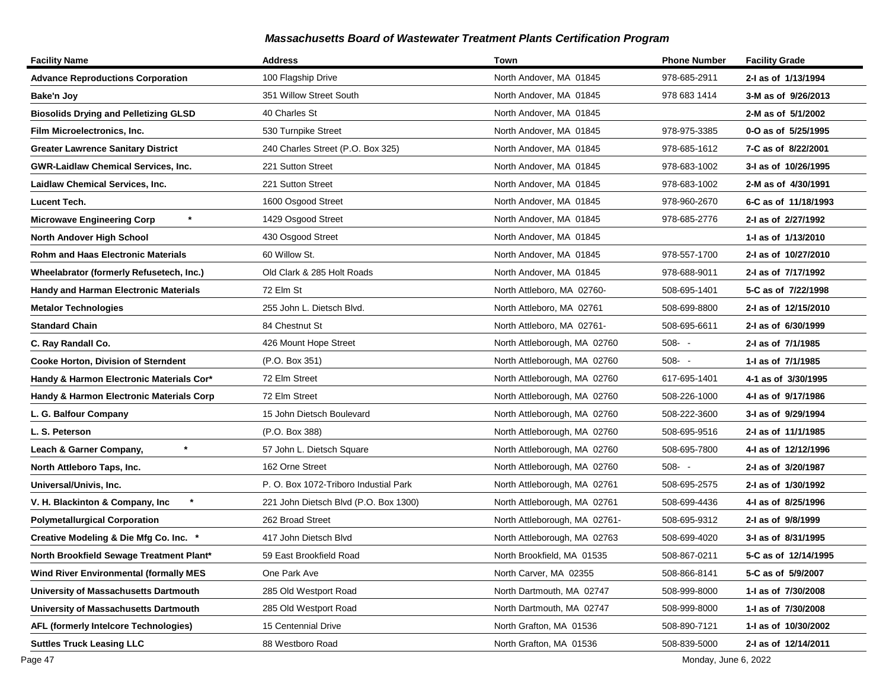### *Massachusetts Board of Wastewater Treatment Plants Certification Program*

| Facility Name | Address | Town | Phone Number | Facility Grade |
|---|---|---|---|---|
| **Advance Reproductions Corporation** | 100 Flagship Drive | North Andover, MA 01845 | 978-685-2911 | **2-I as of 1/13/1994** |
| **Bake'n Joy** | 351 Willow Street South | North Andover, MA 01845 | 978 683 1414 | **3-M as of 9/26/2013** |
| **Biosolids Drying and Pelletizing GLSD** | 40 Charles St | North Andover, MA 01845 | | **2-M as of 5/1/2002** |
| **Film Microelectronics, Inc.** | 530 Turnpike Street | North Andover, MA 01845 | 978-975-3385 | **0-O as of 5/25/1995** |
| **Greater Lawrence Sanitary District** | 240 Charles Street (P.O. Box 325) | North Andover, MA 01845 | 978-685-1612 | **7-C as of 8/22/2001** |
| **GWR-Laidlaw Chemical Services, Inc.** | 221 Sutton Street | North Andover, MA 01845 | 978-683-1002 | **3-I as of 10/26/1995** |
| **Laidlaw Chemical Services, Inc.** | 221 Sutton Street | North Andover, MA 01845 | 978-683-1002 | **2-M as of 4/30/1991** |
| **Lucent Tech.** | 1600 Osgood Street | North Andover, MA 01845 | 978-960-2670 | **6-C as of 11/18/1993** |
| **Microwave Engineering Corp \*** | 1429 Osgood Street | North Andover, MA 01845 | 978-685-2776 | **2-I as of 2/27/1992** |
| **North Andover High School** | 430 Osgood Street | North Andover, MA 01845 | | **1-I as of 1/13/2010** |
| **Rohm and Haas Electronic Materials** | 60 Willow St. | North Andover, MA 01845 | 978-557-1700 | **2-I as of 10/27/2010** |
| **Wheelabrator (formerly Refusetech, Inc.)** | Old Clark & 285 Holt Roads | North Andover, MA 01845 | 978-688-9011 | **2-I as of 7/17/1992** |
| **Handy and Harman Electronic Materials** | 72 Elm St | North Attleboro, MA 02760- | 508-695-1401 | **5-C as of 7/22/1998** |
| **Metalor Technologies** | 255 John L. Dietsch Blvd. | North Attleboro, MA 02761 | 508-699-8800 | **2-I as of 12/15/2010** |
| **Standard Chain** | 84 Chestnut St | North Attleboro, MA 02761- | 508-695-6611 | **2-I as of 6/30/1999** |
| **C. Ray Randall Co.** | 426 Mount Hope Street | North Attleborough, MA 02760 | 508- - | **2-I as of 7/1/1985** |
| **Cooke Horton, Division of Sterndent** | (P.O. Box 351) | North Attleborough, MA 02760 | 508- - | **1-I as of 7/1/1985** |
| **Handy & Harmon Electronic Materials Cor\*** | 72 Elm Street | North Attleborough, MA 02760 | 617-695-1401 | **4-1 as of 3/30/1995** |
| **Handy & Harmon Electronic Materials Corp** | 72 Elm Street | North Attleborough, MA 02760 | 508-226-1000 | **4-I as of 9/17/1986** |
| **L. G. Balfour Company** | 15 John Dietsch Boulevard | North Attleborough, MA 02760 | 508-222-3600 | **3-I as of 9/29/1994** |
| **L. S. Peterson** | (P.O. Box 388) | North Attleborough, MA 02760 | 508-695-9516 | **2-I as of 11/1/1985** |
| **Leach & Garner Company, \*** | 57 John L. Dietsch Square | North Attleborough, MA 02760 | 508-695-7800 | **4-I as of 12/12/1996** |
| **North Attleboro Taps, Inc.** | 162 Orne Street | North Attleborough, MA 02760 | 508- - | **2-I as of 3/20/1987** |
| **Universal/Univis, Inc.** | P. O. Box 1072-Triboro Industial Park | North Attleborough, MA 02761 | 508-695-2575 | **2-I as of 1/30/1992** |
| **V. H. Blackinton & Company, Inc \*** | 221 John Dietsch Blvd (P.O. Box 1300) | North Attleborough, MA 02761 | 508-699-4436 | **4-I as of 8/25/1996** |
| **Polymetallurgical Corporation** | 262 Broad Street | North Attleborough, MA 02761- | 508-695-9312 | **2-I as of 9/8/1999** |
| **Creative Modeling & Die Mfg Co. Inc. \*** | 417 John Dietsch Blvd | North Attleborough, MA 02763 | 508-699-4020 | **3-I as of 8/31/1995** |
| **North Brookfield Sewage Treatment Plant\*** | 59 East Brookfield Road | North Brookfield, MA 01535 | 508-867-0211 | **5-C as of 12/14/1995** |
| **Wind River Environmental (formally MES** | One Park Ave | North Carver, MA 02355 | 508-866-8141 | **5-C as of 5/9/2007** |
| **University of Massachusetts Dartmouth** | 285 Old Westport Road | North Dartmouth, MA 02747 | 508-999-8000 | **1-I as of 7/30/2008** |
| **University of Massachusetts Dartmouth** | 285 Old Westport Road | North Dartmouth, MA 02747 | 508-999-8000 | **1-I as of 7/30/2008** |
| **AFL (formerly Intelcore Technologies)** | 15 Centennial Drive | North Grafton, MA 01536 | 508-890-7121 | **1-I as of 10/30/2002** |
| **Suttles Truck Leasing LLC** | 88 Westboro Road | North Grafton, MA 01536 | 508-839-5000 | **2-I as of 12/14/2011** |

Monday, June 6, 2022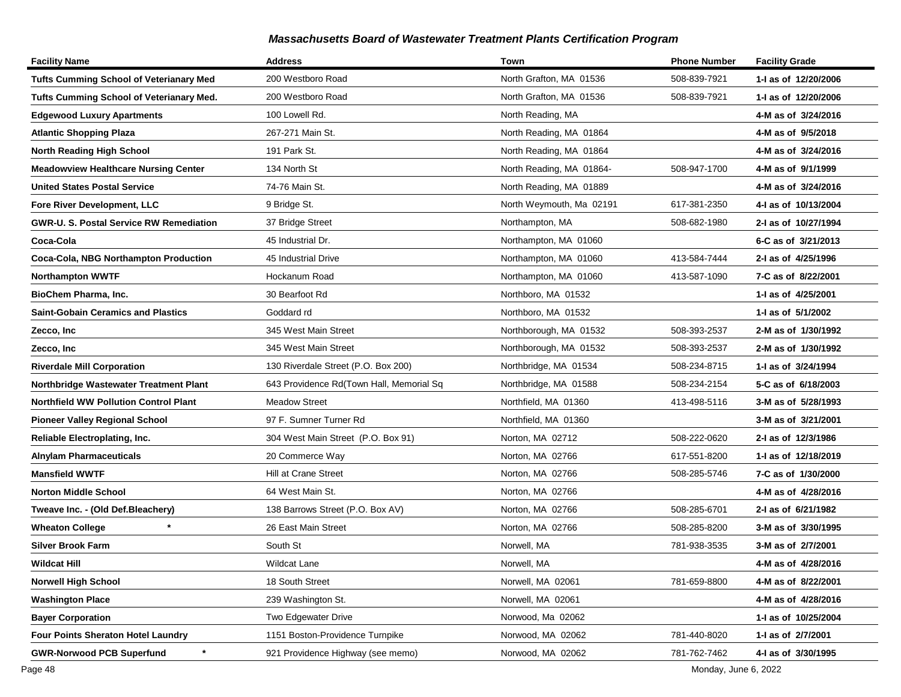## Massachusetts Board of Wastewater Treatment Plants Certification Program

| Facility Name | Address | Town | Phone Number | Facility Grade |
|---|---|---|---|---|
| **Tufts Cumming School of Veterianary Med** | 200 Westboro Road | North Grafton, MA 01536 | 508-839-7921 | **1-I as of 12/20/2006** |
| **Tufts Cumming School of Veterianary Med.** | 200 Westboro Road | North Grafton, MA 01536 | 508-839-7921 | **1-I as of 12/20/2006** |
| **Edgewood Luxury Apartments** | 100 Lowell Rd. | North Reading, MA | | **4-M as of 3/24/2016** |
| **Atlantic Shopping Plaza** | 267-271 Main St. | North Reading, MA 01864 | | **4-M as of 9/5/2018** |
| **North Reading High School** | 191 Park St. | North Reading, MA 01864 | | **4-M as of 3/24/2016** |
| **Meadowview Healthcare Nursing Center** | 134 North St | North Reading, MA 01864- | 508-947-1700 | **4-M as of 9/1/1999** |
| **United States Postal Service** | 74-76 Main St. | North Reading, MA 01889 | | **4-M as of 3/24/2016** |
| **Fore River Development, LLC** | 9 Bridge St. | North Weymouth, Ma 02191 | 617-381-2350 | **4-I as of 10/13/2004** |
| **GWR-U. S. Postal Service RW Remediation** | 37 Bridge Street | Northampton, MA | 508-682-1980 | **2-I as of 10/27/1994** |
| **Coca-Cola** | 45 Industrial Dr. | Northampton, MA 01060 | | **6-C as of 3/21/2013** |
| **Coca-Cola, NBG Northampton Production** | 45 Industrial Drive | Northampton, MA 01060 | 413-584-7444 | **2-I as of 4/25/1996** |
| **Northampton WWTF** | Hockanum Road | Northampton, MA 01060 | 413-587-1090 | **7-C as of 8/22/2001** |
| **BioChem Pharma, Inc.** | 30 Bearfoot Rd | Northboro, MA 01532 | | **1-I as of 4/25/2001** |
| **Saint-Gobain Ceramics and Plastics** | Goddard rd | Northboro, MA 01532 | | **1-I as of 5/1/2002** |
| **Zecco, Inc** | 345 West Main Street | Northborough, MA 01532 | 508-393-2537 | **2-M as of 1/30/1992** |
| **Zecco, Inc** | 345 West Main Street | Northborough, MA 01532 | 508-393-2537 | **2-M as of 1/30/1992** |
| **Riverdale Mill Corporation** | 130 Riverdale Street (P.O. Box 200) | Northbridge, MA 01534 | 508-234-8715 | **1-I as of 3/24/1994** |
| **Northbridge Wastewater Treatment Plant** | 643 Providence Rd(Town Hall, Memorial Sq | Northbridge, MA 01588 | 508-234-2154 | **5-C as of 6/18/2003** |
| **Northfield WW Pollution Control Plant** | Meadow Street | Northfield, MA 01360 | 413-498-5116 | **3-M as of 5/28/1993** |
| **Pioneer Valley Regional School** | 97 F. Sumner Turner Rd | Northfield, MA 01360 | | **3-M as of 3/21/2001** |
| **Reliable Electroplating, Inc.** | 304 West Main Street (P.O. Box 91) | Norton, MA 02712 | 508-222-0620 | **2-I as of 12/3/1986** |
| **Alnylam Pharmaceuticals** | 20 Commerce Way | Norton, MA 02766 | 617-551-8200 | **1-I as of 12/18/2019** |
| **Mansfield WWTF** | Hill at Crane Street | Norton, MA 02766 | 508-285-5746 | **7-C as of 1/30/2000** |
| **Norton Middle School** | 64 West Main St. | Norton, MA 02766 | | **4-M as of 4/28/2016** |
| **Tweave Inc. - (Old Def.Bleachery)** | 138 Barrows Street (P.O. Box AV) | Norton, MA 02766 | 508-285-6701 | **2-I as of 6/21/1982** |
| **Wheaton College** * | 26 East Main Street | Norton, MA 02766 | 508-285-8200 | **3-M as of 3/30/1995** |
| **Silver Brook Farm** | South St | Norwell, MA | 781-938-3535 | **3-M as of 2/7/2001** |
| **Wildcat Hill** | Wildcat Lane | Norwell, MA | | **4-M as of 4/28/2016** |
| **Norwell High School** | 18 South Street | Norwell, MA 02061 | 781-659-8800 | **4-M as of 8/22/2001** |
| **Washington Place** | 239 Washington St. | Norwell, MA 02061 | | **4-M as of 4/28/2016** |
| **Bayer Corporation** | Two Edgewater Drive | Norwood, Ma 02062 | | **1-I as of 10/25/2004** |
| **Four Points Sheraton Hotel Laundry** | 1151 Boston-Providence Turnpike | Norwood, MA 02062 | 781-440-8020 | **1-I as of 2/7/2001** |
| **GWR-Norwood PCB Superfund** * | 921 Providence Highway (see memo) | Norwood, MA 02062 | 781-762-7462 | **4-I as of 3/30/1995** |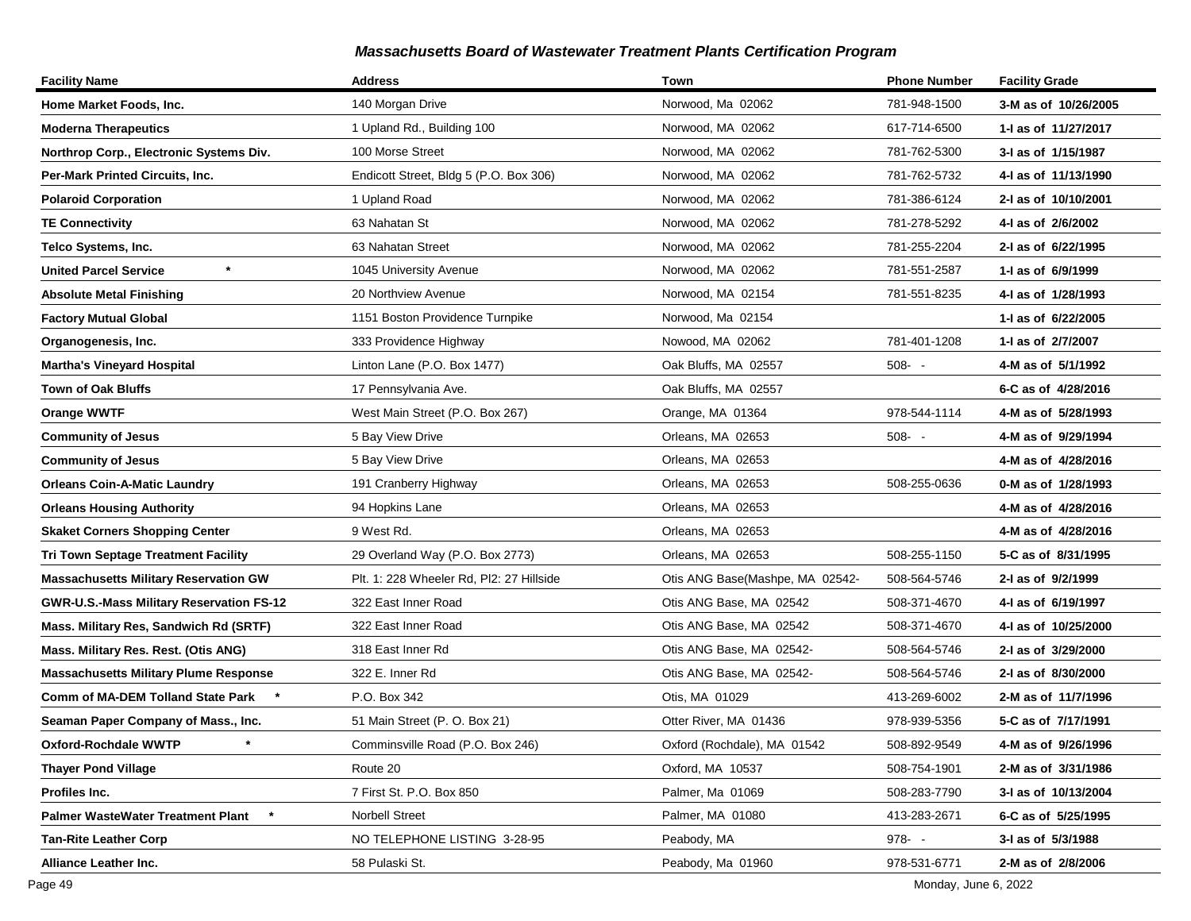## *Massachusetts Board of Wastewater Treatment Plants Certification Program*

| Facility Name | Address | Town | Phone Number | Facility Grade |
|---|---|---|---|---|
| **Home Market Foods, Inc.** | 140 Morgan Drive | Norwood, Ma 02062 | 781-948-1500 | **3-M as of 10/26/2005** |
| **Moderna Therapeutics** | 1 Upland Rd., Building 100 | Norwood, MA 02062 | 617-714-6500 | **1-I as of 11/27/2017** |
| **Northrop Corp., Electronic Systems Div.** | 100 Morse Street | Norwood, MA 02062 | 781-762-5300 | **3-I as of 1/15/1987** |
| **Per-Mark Printed Circuits, Inc.** | Endicott Street, Bldg 5 (P.O. Box 306) | Norwood, MA 02062 | 781-762-5732 | **4-I as of 11/13/1990** |
| **Polaroid Corporation** | 1 Upland Road | Norwood, MA 02062 | 781-386-6124 | **2-I as of 10/10/2001** |
| **TE Connectivity** | 63 Nahatan St | Norwood, MA 02062 | 781-278-5292 | **4-I as of 2/6/2002** |
| **Telco Systems, Inc.** | 63 Nahatan Street | Norwood, MA 02062 | 781-255-2204 | **2-I as of 6/22/1995** |
| **United Parcel Service** * | 1045 University Avenue | Norwood, MA 02062 | 781-551-2587 | **1-I as of 6/9/1999** |
| **Absolute Metal Finishing** | 20 Northview Avenue | Norwood, MA 02154 | 781-551-8235 | **4-I as of 1/28/1993** |
| **Factory Mutual Global** | 1151 Boston Providence Turnpike | Norwood, Ma 02154 | | **1-I as of 6/22/2005** |
| **Organogenesis, Inc.** | 333 Providence Highway | Nowood, MA 02062 | 781-401-1208 | **1-I as of 2/7/2007** |
| **Martha's Vineyard Hospital** | Linton Lane (P.O. Box 1477) | Oak Bluffs, MA 02557 | 508- - | **4-M as of 5/1/1992** |
| **Town of Oak Bluffs** | 17 Pennsylvania Ave. | Oak Bluffs, MA 02557 | | **6-C as of 4/28/2016** |
| **Orange WWTF** | West Main Street (P.O. Box 267) | Orange, MA 01364 | 978-544-1114 | **4-M as of 5/28/1993** |
| **Community of Jesus** | 5 Bay View Drive | Orleans, MA 02653 | 508- - | **4-M as of 9/29/1994** |
| **Community of Jesus** | 5 Bay View Drive | Orleans, MA 02653 | | **4-M as of 4/28/2016** |
| **Orleans Coin-A-Matic Laundry** | 191 Cranberry Highway | Orleans, MA 02653 | 508-255-0636 | **0-M as of 1/28/1993** |
| **Orleans Housing Authority** | 94 Hopkins Lane | Orleans, MA 02653 | | **4-M as of 4/28/2016** |
| **Skaket Corners Shopping Center** | 9 West Rd. | Orleans, MA 02653 | | **4-M as of 4/28/2016** |
| **Tri Town Septage Treatment Facility** | 29 Overland Way (P.O. Box 2773) | Orleans, MA 02653 | 508-255-1150 | **5-C as of 8/31/1995** |
| **Massachusetts Military Reservation GW** | Plt. 1: 228 Wheeler Rd, Pl2: 27 Hillside | Otis ANG Base(Mashpe, MA 02542- | 508-564-5746 | **2-I as of 9/2/1999** |
| **GWR-U.S.-Mass Military Reservation FS-12** | 322 East Inner Road | Otis ANG Base, MA 02542 | 508-371-4670 | **4-I as of 6/19/1997** |
| **Mass. Military Res, Sandwich Rd (SRTF)** | 322 East Inner Road | Otis ANG Base, MA 02542 | 508-371-4670 | **4-I as of 10/25/2000** |
| **Mass. Military Res. Rest. (Otis ANG)** | 318 East Inner Rd | Otis ANG Base, MA 02542- | 508-564-5746 | **2-I as of 3/29/2000** |
| **Massachusetts Military Plume Response** | 322 E. Inner Rd | Otis ANG Base, MA 02542- | 508-564-5746 | **2-I as of 8/30/2000** |
| **Comm of MA-DEM Tolland State Park** * | P.O. Box 342 | Otis, MA 01029 | 413-269-6002 | **2-M as of 11/7/1996** |
| **Seaman Paper Company of Mass., Inc.** | 51 Main Street (P. O. Box 21) | Otter River, MA 01436 | 978-939-5356 | **5-C as of 7/17/1991** |
| **Oxford-Rochdale WWTP** * | Comminsville Road (P.O. Box 246) | Oxford (Rochdale), MA 01542 | 508-892-9549 | **4-M as of 9/26/1996** |
| **Thayer Pond Village** | Route 20 | Oxford, MA 10537 | 508-754-1901 | **2-M as of 3/31/1986** |
| **Profiles Inc.** | 7 First St. P.O. Box 850 | Palmer, Ma 01069 | 508-283-7790 | **3-I as of 10/13/2004** |
| **Palmer WasteWater Treatment Plant** * | Norbell Street | Palmer, MA 01080 | 413-283-2671 | **6-C as of 5/25/1995** |
| **Tan-Rite Leather Corp** | NO TELEPHONE LISTING 3-28-95 | Peabody, MA | 978- - | **3-I as of 5/3/1988** |
| **Alliance Leather Inc.** | 58 Pulaski St. | Peabody, Ma 01960 | 978-531-6771 | **2-M as of 2/8/2006** |

Monday, June 6, 2022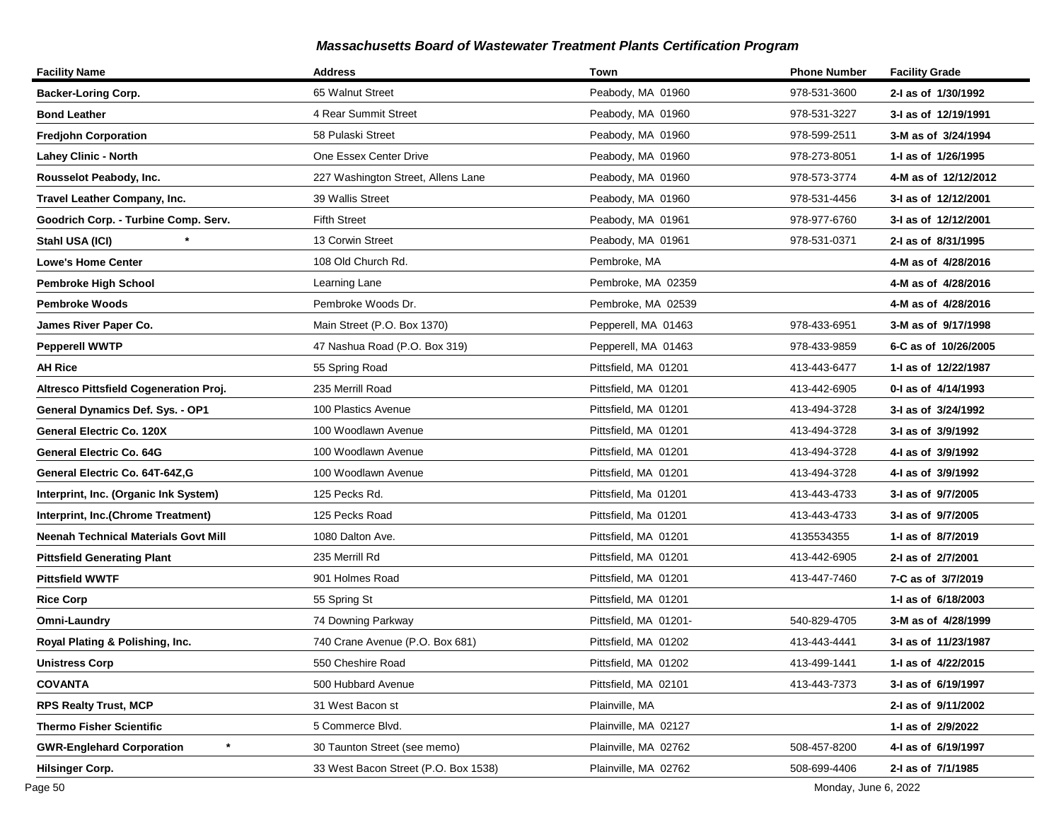# Massachusetts Board of Wastewater Treatment Plants Certification Program

| Facility Name | Address | Town | Phone Number | Facility Grade |
|---|---|---|---|---|
| **Backer-Loring Corp.** | 65 Walnut Street | Peabody, MA 01960 | 978-531-3600 | **2-I as of 1/30/1992** |
| **Bond Leather** | 4 Rear Summit Street | Peabody, MA 01960 | 978-531-3227 | **3-I as of 12/19/1991** |
| **Fredjohn Corporation** | 58 Pulaski Street | Peabody, MA 01960 | 978-599-2511 | **3-M as of 3/24/1994** |
| **Lahey Clinic - North** | One Essex Center Drive | Peabody, MA 01960 | 978-273-8051 | **1-I as of 1/26/1995** |
| **Rousselot Peabody, Inc.** | 227 Washington Street, Allens Lane | Peabody, MA 01960 | 978-573-3774 | **4-M as of 12/12/2012** |
| **Travel Leather Company, Inc.** | 39 Wallis Street | Peabody, MA 01960 | 978-531-4456 | **3-I as of 12/12/2001** |
| **Goodrich Corp. - Turbine Comp. Serv.** | Fifth Street | Peabody, MA 01961 | 978-977-6760 | **3-I as of 12/12/2001** |
| **Stahl USA (ICI)** * | 13 Corwin Street | Peabody, MA 01961 | 978-531-0371 | **2-I as of 8/31/1995** |
| **Lowe's Home Center** | 108 Old Church Rd. | Pembroke, MA | | **4-M as of 4/28/2016** |
| **Pembroke High School** | Learning Lane | Pembroke, MA 02359 | | **4-M as of 4/28/2016** |
| **Pembroke Woods** | Pembroke Woods Dr. | Pembroke, MA 02539 | | **4-M as of 4/28/2016** |
| **James River Paper Co.** | Main Street (P.O. Box 1370) | Pepperell, MA 01463 | 978-433-6951 | **3-M as of 9/17/1998** |
| **Pepperell WWTP** | 47 Nashua Road (P.O. Box 319) | Pepperell, MA 01463 | 978-433-9859 | **6-C as of 10/26/2005** |
| **AH Rice** | 55 Spring Road | Pittsfield, MA 01201 | 413-443-6477 | **1-I as of 12/22/1987** |
| **Altresco Pittsfield Cogeneration Proj.** | 235 Merrill Road | Pittsfield, MA 01201 | 413-442-6905 | **0-I as of 4/14/1993** |
| **General Dynamics Def. Sys. - OP1** | 100 Plastics Avenue | Pittsfield, MA 01201 | 413-494-3728 | **3-I as of 3/24/1992** |
| **General Electric Co. 120X** | 100 Woodlawn Avenue | Pittsfield, MA 01201 | 413-494-3728 | **3-I as of 3/9/1992** |
| **General Electric Co. 64G** | 100 Woodlawn Avenue | Pittsfield, MA 01201 | 413-494-3728 | **4-I as of 3/9/1992** |
| **General Electric Co. 64T-64Z,G** | 100 Woodlawn Avenue | Pittsfield, MA 01201 | 413-494-3728 | **4-I as of 3/9/1992** |
| **Interprint, Inc. (Organic Ink System)** | 125 Pecks Rd. | Pittsfield, Ma 01201 | 413-443-4733 | **3-I as of 9/7/2005** |
| **Interprint, Inc.(Chrome Treatment)** | 125 Pecks Road | Pittsfield, Ma 01201 | 413-443-4733 | **3-I as of 9/7/2005** |
| **Neenah Technical Materials Govt Mill** | 1080 Dalton Ave. | Pittsfield, MA 01201 | 4135534355 | **1-I as of 8/7/2019** |
| **Pittsfield Generating Plant** | 235 Merrill Rd | Pittsfield, MA 01201 | 413-442-6905 | **2-I as of 2/7/2001** |
| **Pittsfield WWTF** | 901 Holmes Road | Pittsfield, MA 01201 | 413-447-7460 | **7-C as of 3/7/2019** |
| **Rice Corp** | 55 Spring St | Pittsfield, MA 01201 | | **1-I as of 6/18/2003** |
| **Omni-Laundry** | 74 Downing Parkway | Pittsfield, MA 01201- | 540-829-4705 | **3-M as of 4/28/1999** |
| **Royal Plating & Polishing, Inc.** | 740 Crane Avenue (P.O. Box 681) | Pittsfield, MA 01202 | 413-443-4441 | **3-I as of 11/23/1987** |
| **Unistress Corp** | 550 Cheshire Road | Pittsfield, MA 01202 | 413-499-1441 | **1-I as of 4/22/2015** |
| **COVANTA** | 500 Hubbard Avenue | Pittsfield, MA 02101 | 413-443-7373 | **3-I as of 6/19/1997** |
| **RPS Realty Trust, MCP** | 31 West Bacon st | Plainville, MA | | **2-I as of 9/11/2002** |
| **Thermo Fisher Scientific** | 5 Commerce Blvd. | Plainville, MA 02127 | | **1-I as of 2/9/2022** |
| **GWR-Englehard Corporation** * | 30 Taunton Street (see memo) | Plainville, MA 02762 | 508-457-8200 | **4-I as of 6/19/1997** |
| **Hilsinger Corp.** | 33 West Bacon Street (P.O. Box 1538) | Plainville, MA 02762 | 508-699-4406 | **2-I as of 7/1/1985** |

Monday, June 6, 2022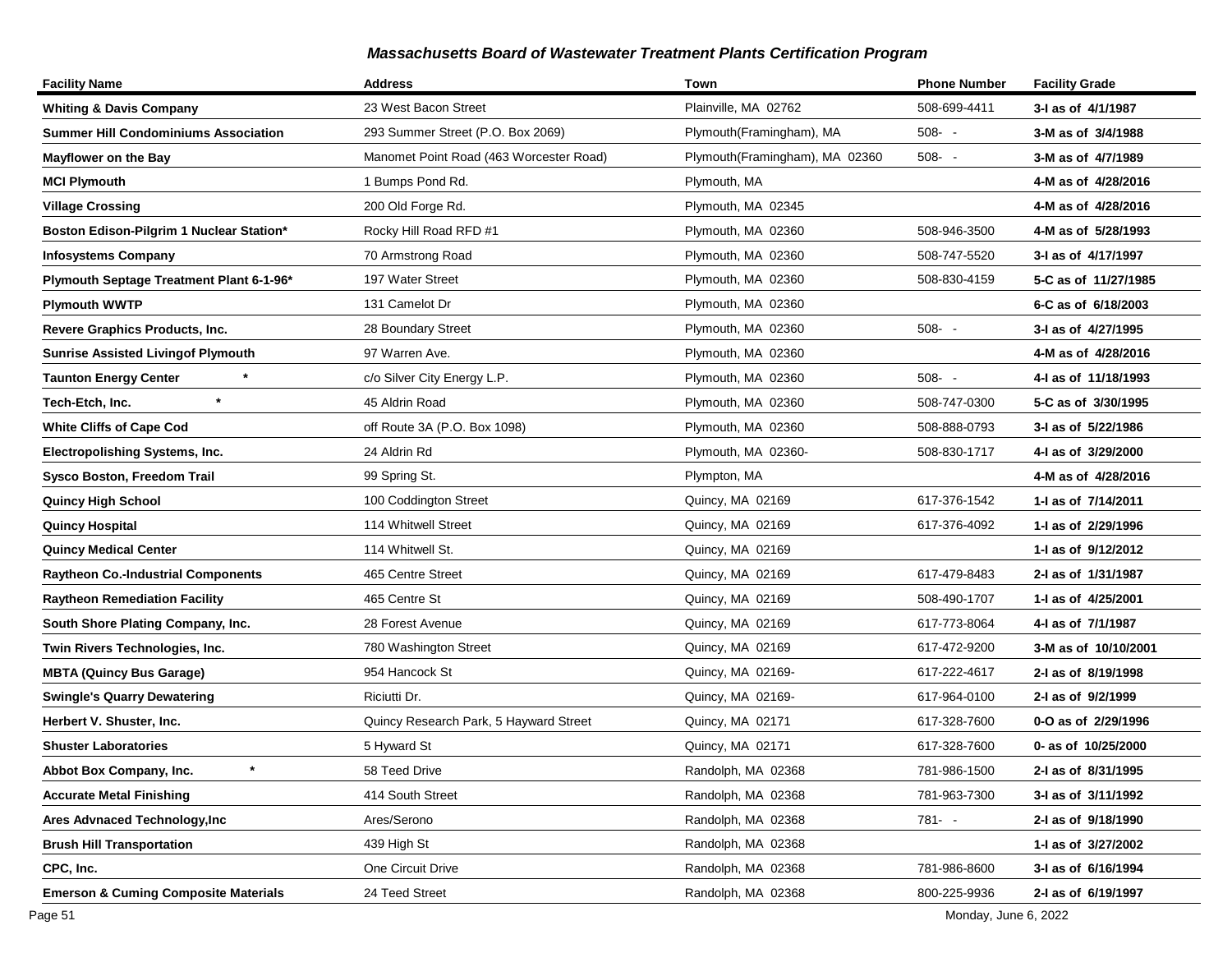## *Massachusetts Board of Wastewater Treatment Plants Certification Program*

| Facility Name | Address | Town | Phone Number | Facility Grade |
|---|---|---|---|---|
| **Whiting & Davis Company** | 23 West Bacon Street | Plainville, MA 02762 | 508-699-4411 | **3-I as of 4/1/1987** |
| **Summer Hill Condominiums Association** | 293 Summer Street (P.O. Box 2069) | Plymouth(Framingham), MA | 508- - | **3-M as of 3/4/1988** |
| **Mayflower on the Bay** | Manomet Point Road (463 Worcester Road) | Plymouth(Framingham), MA 02360 | 508- - | **3-M as of 4/7/1989** |
| **MCI Plymouth** | 1 Bumps Pond Rd. | Plymouth, MA | | **4-M as of 4/28/2016** |
| **Village Crossing** | 200 Old Forge Rd. | Plymouth, MA 02345 | | **4-M as of 4/28/2016** |
| **Boston Edison-Pilgrim 1 Nuclear Station*** | Rocky Hill Road RFD #1 | Plymouth, MA 02360 | 508-946-3500 | **4-M as of 5/28/1993** |
| **Infosystems Company** | 70 Armstrong Road | Plymouth, MA 02360 | 508-747-5520 | **3-I as of 4/17/1997** |
| **Plymouth Septage Treatment Plant 6-1-96*** | 197 Water Street | Plymouth, MA 02360 | 508-830-4159 | **5-C as of 11/27/1985** |
| **Plymouth WWTP** | 131 Camelot Dr | Plymouth, MA 02360 | | **6-C as of 6/18/2003** |
| **Revere Graphics Products, Inc.** | 28 Boundary Street | Plymouth, MA 02360 | 508- - | **3-I as of 4/27/1995** |
| **Sunrise Assisted Livingof Plymouth** | 97 Warren Ave. | Plymouth, MA 02360 | | **4-M as of 4/28/2016** |
| **Taunton Energy Center *** | c/o Silver City Energy L.P. | Plymouth, MA 02360 | 508- - | **4-I as of 11/18/1993** |
| **Tech-Etch, Inc. *** | 45 Aldrin Road | Plymouth, MA 02360 | 508-747-0300 | **5-C as of 3/30/1995** |
| **White Cliffs of Cape Cod** | off Route 3A (P.O. Box 1098) | Plymouth, MA 02360 | 508-888-0793 | **3-I as of 5/22/1986** |
| **Electropolishing Systems, Inc.** | 24 Aldrin Rd | Plymouth, MA 02360- | 508-830-1717 | **4-I as of 3/29/2000** |
| **Sysco Boston, Freedom Trail** | 99 Spring St. | Plympton, MA | | **4-M as of 4/28/2016** |
| **Quincy High School** | 100 Coddington Street | Quincy, MA 02169 | 617-376-1542 | **1-I as of 7/14/2011** |
| **Quincy Hospital** | 114 Whitwell Street | Quincy, MA 02169 | 617-376-4092 | **1-I as of 2/29/1996** |
| **Quincy Medical Center** | 114 Whitwell St. | Quincy, MA 02169 | | **1-I as of 9/12/2012** |
| **Raytheon Co.-Industrial Components** | 465 Centre Street | Quincy, MA 02169 | 617-479-8483 | **2-I as of 1/31/1987** |
| **Raytheon Remediation Facility** | 465 Centre St | Quincy, MA 02169 | 508-490-1707 | **1-I as of 4/25/2001** |
| **South Shore Plating Company, Inc.** | 28 Forest Avenue | Quincy, MA 02169 | 617-773-8064 | **4-I as of 7/1/1987** |
| **Twin Rivers Technologies, Inc.** | 780 Washington Street | Quincy, MA 02169 | 617-472-9200 | **3-M as of 10/10/2001** |
| **MBTA (Quincy Bus Garage)** | 954 Hancock St | Quincy, MA 02169- | 617-222-4617 | **2-I as of 8/19/1998** |
| **Swingle's Quarry Dewatering** | Riciutti Dr. | Quincy, MA 02169- | 617-964-0100 | **2-I as of 9/2/1999** |
| **Herbert V. Shuster, Inc.** | Quincy Research Park, 5 Hayward Street | Quincy, MA 02171 | 617-328-7600 | **0-O as of 2/29/1996** |
| **Shuster Laboratories** | 5 Hyward St | Quincy, MA 02171 | 617-328-7600 | **0- as of 10/25/2000** |
| **Abbot Box Company, Inc. *** | 58 Teed Drive | Randolph, MA 02368 | 781-986-1500 | **2-I as of 8/31/1995** |
| **Accurate Metal Finishing** | 414 South Street | Randolph, MA 02368 | 781-963-7300 | **3-I as of 3/11/1992** |
| **Ares Advnaced Technology,Inc** | Ares/Serono | Randolph, MA 02368 | 781- - | **2-I as of 9/18/1990** |
| **Brush Hill Transportation** | 439 High St | Randolph, MA 02368 | | **1-I as of 3/27/2002** |
| **CPC, Inc.** | One Circuit Drive | Randolph, MA 02368 | 781-986-8600 | **3-I as of 6/16/1994** |
| **Emerson & Cuming Composite Materials** | 24 Teed Street | Randolph, MA 02368 | 800-225-9936 | **2-I as of 6/19/1997** |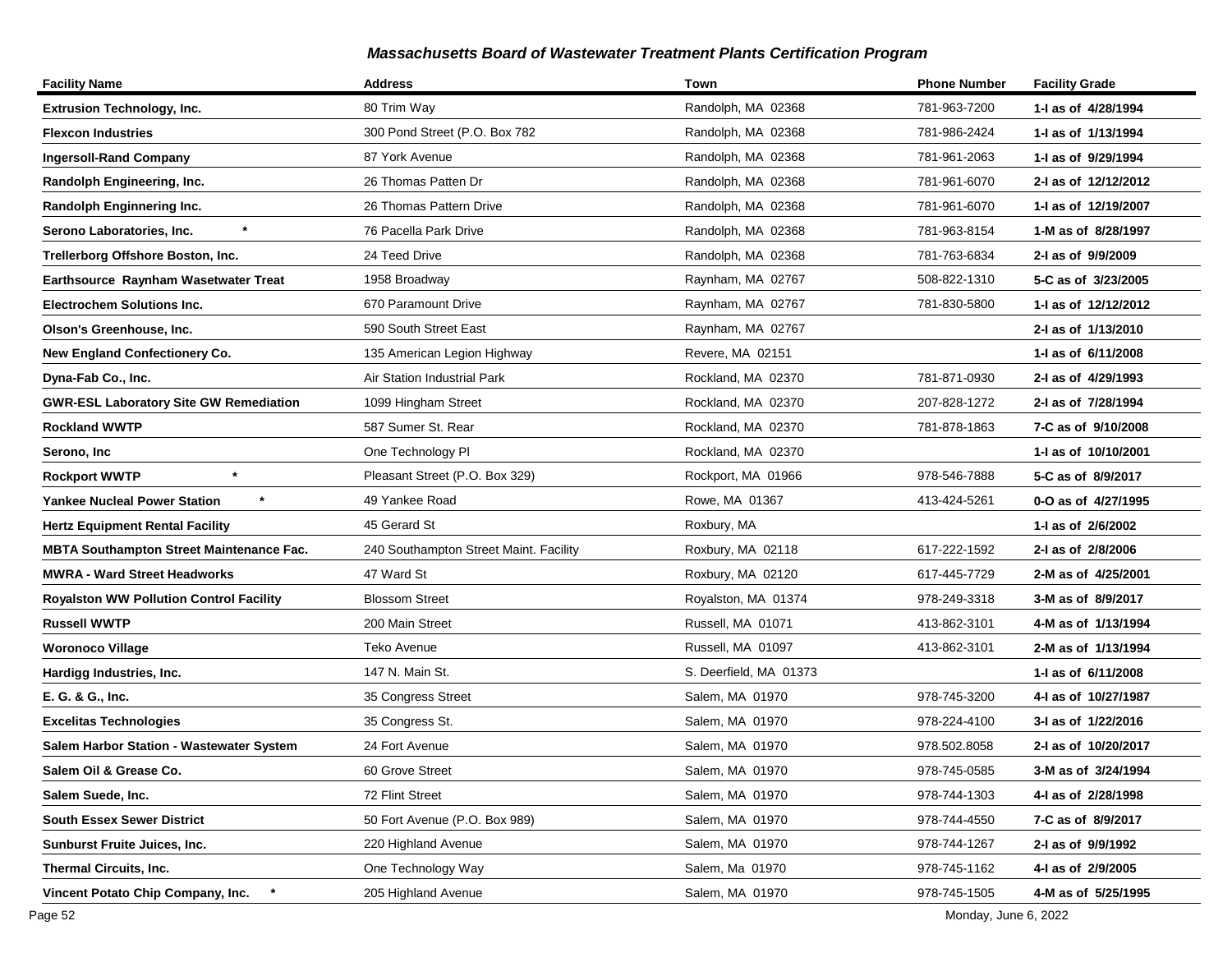## Massachusetts Board of Wastewater Treatment Plants Certification Program

| Facility Name | Address | Town | Phone Number | Facility Grade |
|---|---|---|---|---|
| **Extrusion Technology, Inc.** | 80 Trim Way | Randolph, MA 02368 | 781-963-7200 | **1-I as of 4/28/1994** |
| **Flexcon Industries** | 300 Pond Street (P.O. Box 782 | Randolph, MA 02368 | 781-986-2424 | **1-I as of 1/13/1994** |
| **Ingersoll-Rand Company** | 87 York Avenue | Randolph, MA 02368 | 781-961-2063 | **1-I as of 9/29/1994** |
| **Randolph Engineering, Inc.** | 26 Thomas Patten Dr | Randolph, MA 02368 | 781-961-6070 | **2-I as of 12/12/2012** |
| **Randolph Enginnering Inc.** | 26 Thomas Pattern Drive | Randolph, MA 02368 | 781-961-6070 | **1-I as of 12/19/2007** |
| **Serono Laboratories, Inc. *** | 76 Pacella Park Drive | Randolph, MA 02368 | 781-963-8154 | **1-M as of 8/28/1997** |
| **Trellerborg Offshore Boston, Inc.** | 24 Teed Drive | Randolph, MA 02368 | 781-763-6834 | **2-I as of 9/9/2009** |
| **Earthsource Raynham Wasetwater Treat** | 1958 Broadway | Raynham, MA 02767 | 508-822-1310 | **5-C as of 3/23/2005** |
| **Electrochem Solutions Inc.** | 670 Paramount Drive | Raynham, MA 02767 | 781-830-5800 | **1-I as of 12/12/2012** |
| **Olson's Greenhouse, Inc.** | 590 South Street East | Raynham, MA 02767 | | **2-I as of 1/13/2010** |
| **New England Confectionery Co.** | 135 American Legion Highway | Revere, MA 02151 | | **1-I as of 6/11/2008** |
| **Dyna-Fab Co., Inc.** | Air Station Industrial Park | Rockland, MA 02370 | 781-871-0930 | **2-I as of 4/29/1993** |
| **GWR-ESL Laboratory Site GW Remediation** | 1099 Hingham Street | Rockland, MA 02370 | 207-828-1272 | **2-I as of 7/28/1994** |
| **Rockland WWTP** | 587 Sumer St. Rear | Rockland, MA 02370 | 781-878-1863 | **7-C as of 9/10/2008** |
| **Serono, Inc** | One Technology Pl | Rockland, MA 02370 | | **1-I as of 10/10/2001** |
| **Rockport WWTP *** | Pleasant Street (P.O. Box 329) | Rockport, MA 01966 | 978-546-7888 | **5-C as of 8/9/2017** |
| **Yankee Nucleal Power Station *** | 49 Yankee Road | Rowe, MA 01367 | 413-424-5261 | **0-O as of 4/27/1995** |
| **Hertz Equipment Rental Facility** | 45 Gerard St | Roxbury, MA | | **1-I as of 2/6/2002** |
| **MBTA Southampton Street Maintenance Fac.** | 240 Southampton Street Maint. Facility | Roxbury, MA 02118 | 617-222-1592 | **2-I as of 2/8/2006** |
| **MWRA - Ward Street Headworks** | 47 Ward St | Roxbury, MA 02120 | 617-445-7729 | **2-M as of 4/25/2001** |
| **Royalston WW Pollution Control Facility** | Blossom Street | Royalston, MA 01374 | 978-249-3318 | **3-M as of 8/9/2017** |
| **Russell WWTP** | 200 Main Street | Russell, MA 01071 | 413-862-3101 | **4-M as of 1/13/1994** |
| **Woronoco Village** | Teko Avenue | Russell, MA 01097 | 413-862-3101 | **2-M as of 1/13/1994** |
| **Hardigg Industries, Inc.** | 147 N. Main St. | S. Deerfield, MA 01373 | | **1-I as of 6/11/2008** |
| **E. G. & G., Inc.** | 35 Congress Street | Salem, MA 01970 | 978-745-3200 | **4-I as of 10/27/1987** |
| **Excelitas Technologies** | 35 Congress St. | Salem, MA 01970 | 978-224-4100 | **3-I as of 1/22/2016** |
| **Salem Harbor Station - Wastewater System** | 24 Fort Avenue | Salem, MA 01970 | 978.502.8058 | **2-I as of 10/20/2017** |
| **Salem Oil & Grease Co.** | 60 Grove Street | Salem, MA 01970 | 978-745-0585 | **3-M as of 3/24/1994** |
| **Salem Suede, Inc.** | 72 Flint Street | Salem, MA 01970 | 978-744-1303 | **4-I as of 2/28/1998** |
| **South Essex Sewer District** | 50 Fort Avenue (P.O. Box 989) | Salem, MA 01970 | 978-744-4550 | **7-C as of 8/9/2017** |
| **Sunburst Fruite Juices, Inc.** | 220 Highland Avenue | Salem, MA 01970 | 978-744-1267 | **2-I as of 9/9/1992** |
| **Thermal Circuits, Inc.** | One Technology Way | Salem, Ma 01970 | 978-745-1162 | **4-I as of 2/9/2005** |
| **Vincent Potato Chip Company, Inc. *** | 205 Highland Avenue | Salem, MA 01970 | 978-745-1505 | **4-M as of 5/25/1995** |

Monday, June 6, 2022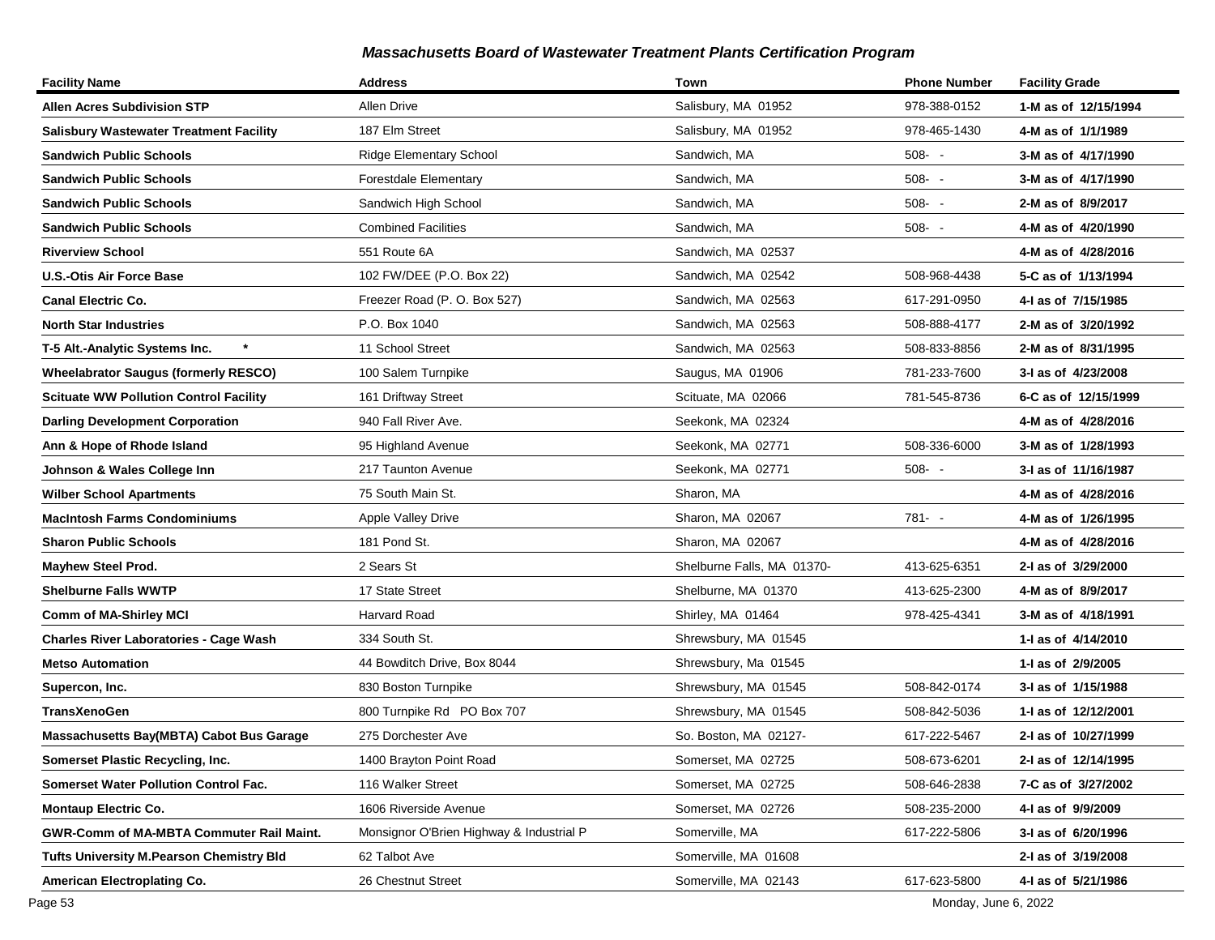## *Massachusetts Board of Wastewater Treatment Plants Certification Program*

| Facility Name | Address | Town | Phone Number | Facility Grade |
|---|---|---|---|---|
| **Allen Acres Subdivision STP** | Allen Drive | Salisbury, MA 01952 | 978-388-0152 | **1-M as of 12/15/1994** |
| **Salisbury Wastewater Treatment Facility** | 187 Elm Street | Salisbury, MA 01952 | 978-465-1430 | **4-M as of 1/1/1989** |
| **Sandwich Public Schools** | Ridge Elementary School | Sandwich, MA | 508- - | **3-M as of 4/17/1990** |
| **Sandwich Public Schools** | Forestdale Elementary | Sandwich, MA | 508- - | **3-M as of 4/17/1990** |
| **Sandwich Public Schools** | Sandwich High School | Sandwich, MA | 508- - | **2-M as of 8/9/2017** |
| **Sandwich Public Schools** | Combined Facilities | Sandwich, MA | 508- - | **4-M as of 4/20/1990** |
| **Riverview School** | 551 Route 6A | Sandwich, MA 02537 | | **4-M as of 4/28/2016** |
| **U.S.-Otis Air Force Base** | 102 FW/DEE (P.O. Box 22) | Sandwich, MA 02542 | 508-968-4438 | **5-C as of 1/13/1994** |
| **Canal Electric Co.** | Freezer Road (P. O. Box 527) | Sandwich, MA 02563 | 617-291-0950 | **4-I as of 7/15/1985** |
| **North Star Industries** | P.O. Box 1040 | Sandwich, MA 02563 | 508-888-4177 | **2-M as of 3/20/1992** |
| **T-5 Alt.-Analytic Systems Inc. \*** | 11 School Street | Sandwich, MA 02563 | 508-833-8856 | **2-M as of 8/31/1995** |
| **Wheelabrator Saugus (formerly RESCO)** | 100 Salem Turnpike | Saugus, MA 01906 | 781-233-7600 | **3-I as of 4/23/2008** |
| **Scituate WW Pollution Control Facility** | 161 Driftway Street | Scituate, MA 02066 | 781-545-8736 | **6-C as of 12/15/1999** |
| **Darling Development Corporation** | 940 Fall River Ave. | Seekonk, MA 02324 | | **4-M as of 4/28/2016** |
| **Ann & Hope of Rhode Island** | 95 Highland Avenue | Seekonk, MA 02771 | 508-336-6000 | **3-M as of 1/28/1993** |
| **Johnson & Wales College Inn** | 217 Taunton Avenue | Seekonk, MA 02771 | 508- - | **3-I as of 11/16/1987** |
| **Wilber School Apartments** | 75 South Main St. | Sharon, MA | | **4-M as of 4/28/2016** |
| **MacIntosh Farms Condominiums** | Apple Valley Drive | Sharon, MA 02067 | 781- - | **4-M as of 1/26/1995** |
| **Sharon Public Schools** | 181 Pond St. | Sharon, MA 02067 | | **4-M as of 4/28/2016** |
| **Mayhew Steel Prod.** | 2 Sears St | Shelburne Falls, MA 01370- | 413-625-6351 | **2-I as of 3/29/2000** |
| **Shelburne Falls WWTP** | 17 State Street | Shelburne, MA 01370 | 413-625-2300 | **4-M as of 8/9/2017** |
| **Comm of MA-Shirley MCI** | Harvard Road | Shirley, MA 01464 | 978-425-4341 | **3-M as of 4/18/1991** |
| **Charles River Laboratories - Cage Wash** | 334 South St. | Shrewsbury, MA 01545 | | **1-I as of 4/14/2010** |
| **Metso Automation** | 44 Bowditch Drive, Box 8044 | Shrewsbury, Ma 01545 | | **1-I as of 2/9/2005** |
| **Supercon, Inc.** | 830 Boston Turnpike | Shrewsbury, MA 01545 | 508-842-0174 | **3-I as of 1/15/1988** |
| **TransXenoGen** | 800 Turnpike Rd PO Box 707 | Shrewsbury, MA 01545 | 508-842-5036 | **1-I as of 12/12/2001** |
| **Massachusetts Bay(MBTA) Cabot Bus Garage** | 275 Dorchester Ave | So. Boston, MA 02127- | 617-222-5467 | **2-I as of 10/27/1999** |
| **Somerset Plastic Recycling, Inc.** | 1400 Brayton Point Road | Somerset, MA 02725 | 508-673-6201 | **2-I as of 12/14/1995** |
| **Somerset Water Pollution Control Fac.** | 116 Walker Street | Somerset, MA 02725 | 508-646-2838 | **7-C as of 3/27/2002** |
| **Montaup Electric Co.** | 1606 Riverside Avenue | Somerset, MA 02726 | 508-235-2000 | **4-I as of 9/9/2009** |
| **GWR-Comm of MA-MBTA Commuter Rail Maint.** | Monsignor O'Brien Highway & Industrial P | Somerville, MA | 617-222-5806 | **3-I as of 6/20/1996** |
| **Tufts University M.Pearson Chemistry Bld** | 62 Talbot Ave | Somerville, MA 01608 | | **2-I as of 3/19/2008** |
| **American Electroplating Co.** | 26 Chestnut Street | Somerville, MA 02143 | 617-623-5800 | **4-I as of 5/21/1986** |

Monday, June 6, 2022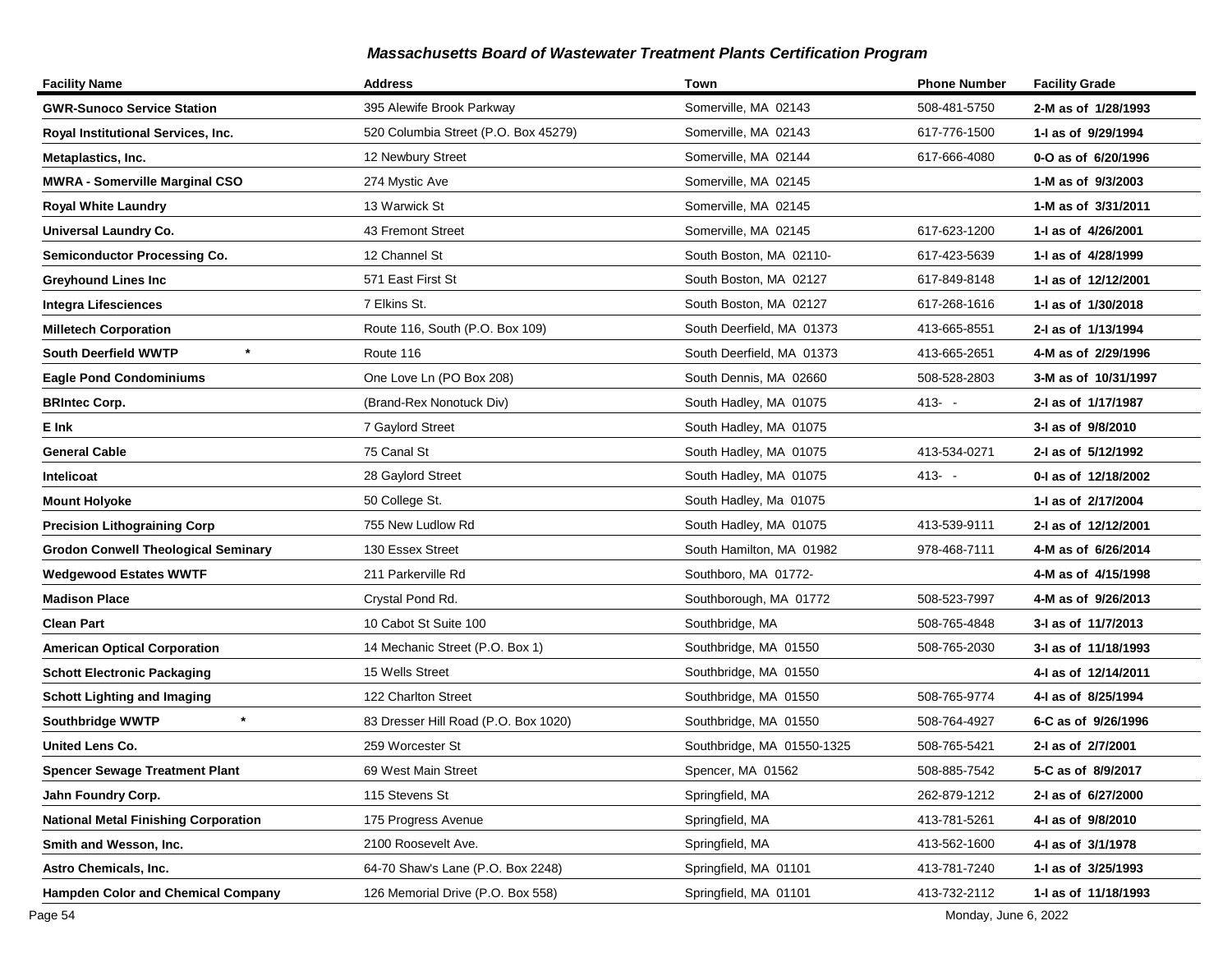## *Massachusetts Board of Wastewater Treatment Plants Certification Program*

| Facility Name | Address | Town | Phone Number | Facility Grade |
|---|---|---|---|---|
| **GWR-Sunoco Service Station** | 395 Alewife Brook Parkway | Somerville, MA 02143 | 508-481-5750 | **2-M as of 1/28/1993** |
| **Royal Institutional Services, Inc.** | 520 Columbia Street (P.O. Box 45279) | Somerville, MA 02143 | 617-776-1500 | **1-I as of 9/29/1994** |
| **Metaplastics, Inc.** | 12 Newbury Street | Somerville, MA 02144 | 617-666-4080 | **0-O as of 6/20/1996** |
| **MWRA - Somerville Marginal CSO** | 274 Mystic Ave | Somerville, MA 02145 | | **1-M as of 9/3/2003** |
| **Royal White Laundry** | 13 Warwick St | Somerville, MA 02145 | | **1-M as of 3/31/2011** |
| **Universal Laundry Co.** | 43 Fremont Street | Somerville, MA 02145 | 617-623-1200 | **1-I as of 4/26/2001** |
| **Semiconductor Processing Co.** | 12 Channel St | South Boston, MA 02110- | 617-423-5639 | **1-I as of 4/28/1999** |
| **Greyhound Lines Inc** | 571 East First St | South Boston, MA 02127 | 617-849-8148 | **1-I as of 12/12/2001** |
| **Integra Lifesciences** | 7 Elkins St. | South Boston, MA 02127 | 617-268-1616 | **1-I as of 1/30/2018** |
| **Milletech Corporation** | Route 116, South (P.O. Box 109) | South Deerfield, MA 01373 | 413-665-8551 | **2-I as of 1/13/1994** |
| **South Deerfield WWTP** * | Route 116 | South Deerfield, MA 01373 | 413-665-2651 | **4-M as of 2/29/1996** |
| **Eagle Pond Condominiums** | One Love Ln (PO Box 208) | South Dennis, MA 02660 | 508-528-2803 | **3-M as of 10/31/1997** |
| **BRIntec Corp.** | (Brand-Rex Nonotuck Div) | South Hadley, MA 01075 | 413- - | **2-I as of 1/17/1987** |
| **E Ink** | 7 Gaylord Street | South Hadley, MA 01075 | | **3-I as of 9/8/2010** |
| **General Cable** | 75 Canal St | South Hadley, MA 01075 | 413-534-0271 | **2-I as of 5/12/1992** |
| **Intelicoat** | 28 Gaylord Street | South Hadley, MA 01075 | 413- - | **0-I as of 12/18/2002** |
| **Mount Holyoke** | 50 College St. | South Hadley, Ma 01075 | | **1-I as of 2/17/2004** |
| **Precision Lithograining Corp** | 755 New Ludlow Rd | South Hadley, MA 01075 | 413-539-9111 | **2-I as of 12/12/2001** |
| **Grodon Conwell Theological Seminary** | 130 Essex Street | South Hamilton, MA 01982 | 978-468-7111 | **4-M as of 6/26/2014** |
| **Wedgewood Estates WWTF** | 211 Parkerville Rd | Southboro, MA 01772- | | **4-M as of 4/15/1998** |
| **Madison Place** | Crystal Pond Rd. | Southborough, MA 01772 | 508-523-7997 | **4-M as of 9/26/2013** |
| **Clean Part** | 10 Cabot St Suite 100 | Southbridge, MA | 508-765-4848 | **3-I as of 11/7/2013** |
| **American Optical Corporation** | 14 Mechanic Street (P.O. Box 1) | Southbridge, MA 01550 | 508-765-2030 | **3-I as of 11/18/1993** |
| **Schott Electronic Packaging** | 15 Wells Street | Southbridge, MA 01550 | | **4-I as of 12/14/2011** |
| **Schott Lighting and Imaging** | 122 Charlton Street | Southbridge, MA 01550 | 508-765-9774 | **4-I as of 8/25/1994** |
| **Southbridge WWTP** * | 83 Dresser Hill Road (P.O. Box 1020) | Southbridge, MA 01550 | 508-764-4927 | **6-C as of 9/26/1996** |
| **United Lens Co.** | 259 Worcester St | Southbridge, MA 01550-1325 | 508-765-5421 | **2-I as of 2/7/2001** |
| **Spencer Sewage Treatment Plant** | 69 West Main Street | Spencer, MA 01562 | 508-885-7542 | **5-C as of 8/9/2017** |
| **Jahn Foundry Corp.** | 115 Stevens St | Springfield, MA | 262-879-1212 | **2-I as of 6/27/2000** |
| **National Metal Finishing Corporation** | 175 Progress Avenue | Springfield, MA | 413-781-5261 | **4-I as of 9/8/2010** |
| **Smith and Wesson, Inc.** | 2100 Roosevelt Ave. | Springfield, MA | 413-562-1600 | **4-I as of 3/1/1978** |
| **Astro Chemicals, Inc.** | 64-70 Shaw's Lane (P.O. Box 2248) | Springfield, MA 01101 | 413-781-7240 | **1-I as of 3/25/1993** |
| **Hampden Color and Chemical Company** | 126 Memorial Drive (P.O. Box 558) | Springfield, MA 01101 | 413-732-2112 | **1-I as of 11/18/1993** |

Monday, June 6, 2022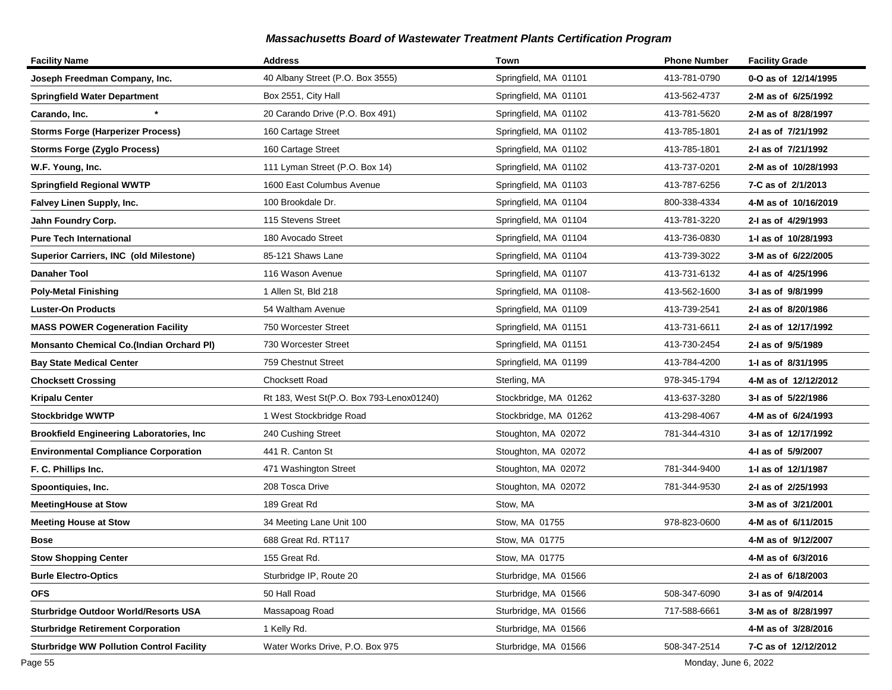## *Massachusetts Board of Wastewater Treatment Plants Certification Program*

| Facility Name | Address | Town | Phone Number | Facility Grade |
|---|---|---|---|---|
| **Joseph Freedman Company, Inc.** | 40 Albany Street (P.O. Box 3555) | Springfield, MA 01101 | 413-781-0790 | **0-O as of 12/14/1995** |
| **Springfield Water Department** | Box 2551, City Hall | Springfield, MA 01101 | 413-562-4737 | **2-M as of 6/25/1992** |
| **Carando, Inc.** * | 20 Carando Drive (P.O. Box 491) | Springfield, MA 01102 | 413-781-5620 | **2-M as of 8/28/1997** |
| **Storms Forge (Harperizer Process)** | 160 Cartage Street | Springfield, MA 01102 | 413-785-1801 | **2-I as of 7/21/1992** |
| **Storms Forge (Zyglo Process)** | 160 Cartage Street | Springfield, MA 01102 | 413-785-1801 | **2-I as of 7/21/1992** |
| **W.F. Young, Inc.** | 111 Lyman Street (P.O. Box 14) | Springfield, MA 01102 | 413-737-0201 | **2-M as of 10/28/1993** |
| **Springfield Regional WWTP** | 1600 East Columbus Avenue | Springfield, MA 01103 | 413-787-6256 | **7-C as of 2/1/2013** |
| **Falvey Linen Supply, Inc.** | 100 Brookdale Dr. | Springfield, MA 01104 | 800-338-4334 | **4-M as of 10/16/2019** |
| **Jahn Foundry Corp.** | 115 Stevens Street | Springfield, MA 01104 | 413-781-3220 | **2-I as of 4/29/1993** |
| **Pure Tech International** | 180 Avocado Street | Springfield, MA 01104 | 413-736-0830 | **1-I as of 10/28/1993** |
| **Superior Carriers, INC (old Milestone)** | 85-121 Shaws Lane | Springfield, MA 01104 | 413-739-3022 | **3-M as of 6/22/2005** |
| **Danaher Tool** | 116 Wason Avenue | Springfield, MA 01107 | 413-731-6132 | **4-I as of 4/25/1996** |
| **Poly-Metal Finishing** | 1 Allen St, Bld 218 | Springfield, MA 01108- | 413-562-1600 | **3-I as of 9/8/1999** |
| **Luster-On Products** | 54 Waltham Avenue | Springfield, MA 01109 | 413-739-2541 | **2-I as of 8/20/1986** |
| **MASS POWER Cogeneration Facility** | 750 Worcester Street | Springfield, MA 01151 | 413-731-6611 | **2-I as of 12/17/1992** |
| **Monsanto Chemical Co.(Indian Orchard Pl)** | 730 Worcester Street | Springfield, MA 01151 | 413-730-2454 | **2-I as of 9/5/1989** |
| **Bay State Medical Center** | 759 Chestnut Street | Springfield, MA 01199 | 413-784-4200 | **1-I as of 8/31/1995** |
| **Chocksett Crossing** | Chocksett Road | Sterling, MA | 978-345-1794 | **4-M as of 12/12/2012** |
| **Kripalu Center** | Rt 183, West St(P.O. Box 793-Lenox01240) | Stockbridge, MA 01262 | 413-637-3280 | **3-I as of 5/22/1986** |
| **Stockbridge WWTP** | 1 West Stockbridge Road | Stockbridge, MA 01262 | 413-298-4067 | **4-M as of 6/24/1993** |
| **Brookfield Engineering Laboratories, Inc** | 240 Cushing Street | Stoughton, MA 02072 | 781-344-4310 | **3-I as of 12/17/1992** |
| **Environmental Compliance Corporation** | 441 R. Canton St | Stoughton, MA 02072 | | **4-I as of 5/9/2007** |
| **F. C. Phillips Inc.** | 471 Washington Street | Stoughton, MA 02072 | 781-344-9400 | **1-I as of 12/1/1987** |
| **Spoontiquies, Inc.** | 208 Tosca Drive | Stoughton, MA 02072 | 781-344-9530 | **2-I as of 2/25/1993** |
| **MeetingHouse at Stow** | 189 Great Rd | Stow, MA | | **3-M as of 3/21/2001** |
| **Meeting House at Stow** | 34 Meeting Lane Unit 100 | Stow, MA 01755 | 978-823-0600 | **4-M as of 6/11/2015** |
| **Bose** | 688 Great Rd. RT117 | Stow, MA 01775 | | **4-M as of 9/12/2007** |
| **Stow Shopping Center** | 155 Great Rd. | Stow, MA 01775 | | **4-M as of 6/3/2016** |
| **Burle Electro-Optics** | Sturbridge IP, Route 20 | Sturbridge, MA 01566 | | **2-I as of 6/18/2003** |
| **OFS** | 50 Hall Road | Sturbridge, MA 01566 | 508-347-6090 | **3-I as of 9/4/2014** |
| **Sturbridge Outdoor World/Resorts USA** | Massapoag Road | Sturbridge, MA 01566 | 717-588-6661 | **3-M as of 8/28/1997** |
| **Sturbridge Retirement Corporation** | 1 Kelly Rd. | Sturbridge, MA 01566 | | **4-M as of 3/28/2016** |
| **Sturbridge WW Pollution Control Facility** | Water Works Drive, P.O. Box 975 | Sturbridge, MA 01566 | 508-347-2514 | **7-C as of 12/12/2012** |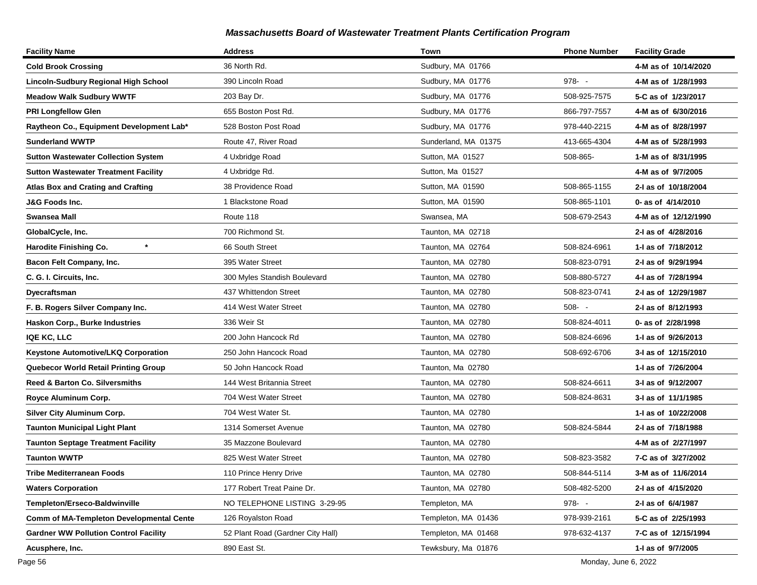## *Massachusetts Board of Wastewater Treatment Plants Certification Program*

| Facility Name | Address | Town | Phone Number | Facility Grade |
|---|---|---|---|---|
| **Cold Brook Crossing** | 36 North Rd. | Sudbury, MA 01766 | | **4-M as of 10/14/2020** |
| **Lincoln-Sudbury Regional High School** | 390 Lincoln Road | Sudbury, MA 01776 | 978- - | **4-M as of 1/28/1993** |
| **Meadow Walk Sudbury WWTF** | 203 Bay Dr. | Sudbury, MA 01776 | 508-925-7575 | **5-C as of 1/23/2017** |
| **PRI Longfellow Glen** | 655 Boston Post Rd. | Sudbury, MA 01776 | 866-797-7557 | **4-M as of 6/30/2016** |
| **Raytheon Co., Equipment Development Lab*** | 528 Boston Post Road | Sudbury, MA 01776 | 978-440-2215 | **4-M as of 8/28/1997** |
| **Sunderland WWTP** | Route 47, River Road | Sunderland, MA 01375 | 413-665-4304 | **4-M as of 5/28/1993** |
| **Sutton Wastewater Collection System** | 4 Uxbridge Road | Sutton, MA 01527 | 508-865- | **1-M as of 8/31/1995** |
| **Sutton Wastewater Treatment Facility** | 4 Uxbridge Rd. | Sutton, Ma 01527 | | **4-M as of 9/7/2005** |
| **Atlas Box and Crating and Crafting** | 38 Providence Road | Sutton, MA 01590 | 508-865-1155 | **2-I as of 10/18/2004** |
| **J&G Foods Inc.** | 1 Blackstone Road | Sutton, MA 01590 | 508-865-1101 | **0- as of 4/14/2010** |
| **Swansea Mall** | Route 118 | Swansea, MA | 508-679-2543 | **4-M as of 12/12/1990** |
| **GlobalCycle, Inc.** | 700 Richmond St. | Taunton, MA 02718 | | **2-I as of 4/28/2016** |
| **Harodite Finishing Co. *** | 66 South Street | Taunton, MA 02764 | 508-824-6961 | **1-I as of 7/18/2012** |
| **Bacon Felt Company, Inc.** | 395 Water Street | Taunton, MA 02780 | 508-823-0791 | **2-I as of 9/29/1994** |
| **C. G. I. Circuits, Inc.** | 300 Myles Standish Boulevard | Taunton, MA 02780 | 508-880-5727 | **4-I as of 7/28/1994** |
| **Dyecraftsman** | 437 Whittendon Street | Taunton, MA 02780 | 508-823-0741 | **2-I as of 12/29/1987** |
| **F. B. Rogers Silver Company Inc.** | 414 West Water Street | Taunton, MA 02780 | 508- - | **2-I as of 8/12/1993** |
| **Haskon Corp., Burke Industries** | 336 Weir St | Taunton, MA 02780 | 508-824-4011 | **0- as of 2/28/1998** |
| **IQE KC, LLC** | 200 John Hancock Rd | Taunton, MA 02780 | 508-824-6696 | **1-I as of 9/26/2013** |
| **Keystone Automotive/LKQ Corporation** | 250 John Hancock Road | Taunton, MA 02780 | 508-692-6706 | **3-I as of 12/15/2010** |
| **Quebecor World Retail Printing Group** | 50 John Hancock Road | Taunton, Ma 02780 | | **1-I as of 7/26/2004** |
| **Reed & Barton Co. Silversmiths** | 144 West Britannia Street | Taunton, MA 02780 | 508-824-6611 | **3-I as of 9/12/2007** |
| **Royce Aluminum Corp.** | 704 West Water Street | Taunton, MA 02780 | 508-824-8631 | **3-I as of 11/1/1985** |
| **Silver City Aluminum Corp.** | 704 West Water St. | Taunton, MA 02780 | | **1-I as of 10/22/2008** |
| **Taunton Municipal Light Plant** | 1314 Somerset Avenue | Taunton, MA 02780 | 508-824-5844 | **2-I as of 7/18/1988** |
| **Taunton Septage Treatment Facility** | 35 Mazzone Boulevard | Taunton, MA 02780 | | **4-M as of 2/27/1997** |
| **Taunton WWTP** | 825 West Water Street | Taunton, MA 02780 | 508-823-3582 | **7-C as of 3/27/2002** |
| **Tribe Mediterranean Foods** | 110 Prince Henry Drive | Taunton, MA 02780 | 508-844-5114 | **3-M as of 11/6/2014** |
| **Waters Corporation** | 177 Robert Treat Paine Dr. | Taunton, MA 02780 | 508-482-5200 | **2-I as of 4/15/2020** |
| **Templeton/Erseco-Baldwinville** | NO TELEPHONE LISTING 3-29-95 | Templeton, MA | 978- - | **2-I as of 6/4/1987** |
| **Comm of MA-Templeton Developmental Cente** | 126 Royalston Road | Templeton, MA 01436 | 978-939-2161 | **5-C as of 2/25/1993** |
| **Gardner WW Pollution Control Facility** | 52 Plant Road (Gardner City Hall) | Templeton, MA 01468 | 978-632-4137 | **7-C as of 12/15/1994** |
| **Acusphere, Inc.** | 890 East St. | Tewksbury, Ma 01876 | | **1-I as of 9/7/2005** |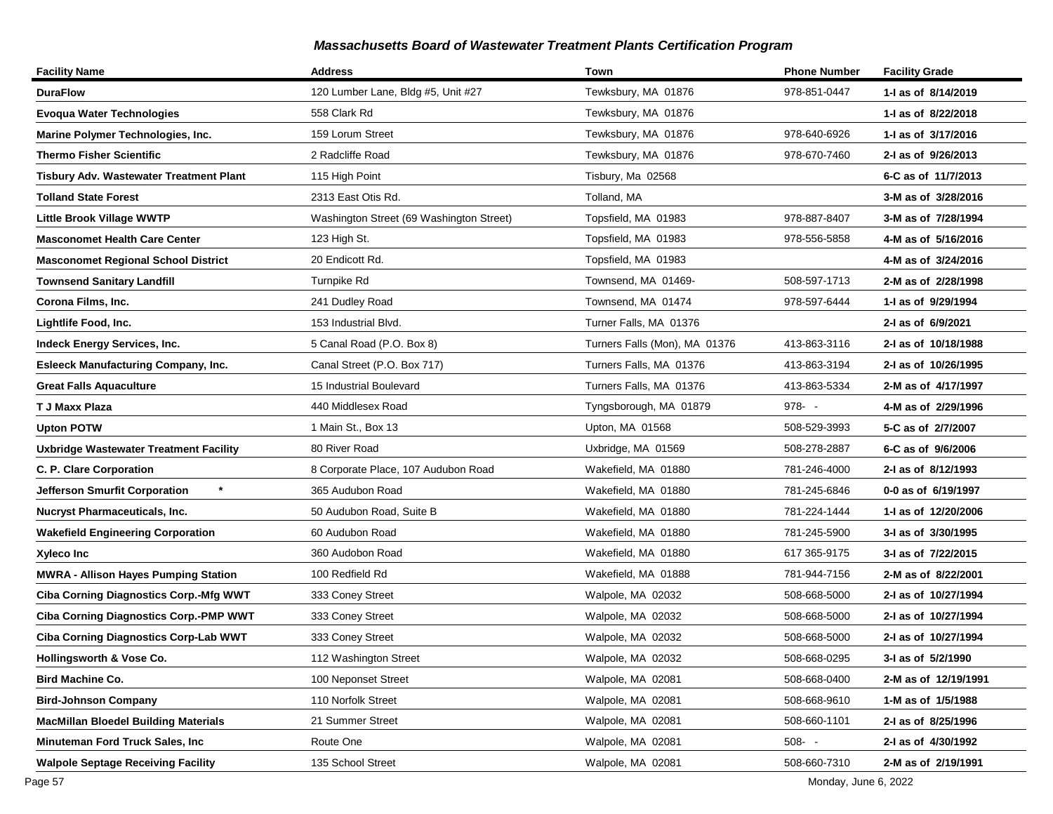## *Massachusetts Board of Wastewater Treatment Plants Certification Program*

| Facility Name | Address | Town | Phone Number | Facility Grade |
|---|---|---|---|---|
| **DuraFlow** | 120 Lumber Lane, Bldg #5, Unit #27 | Tewksbury, MA 01876 | 978-851-0447 | **1-I as of 8/14/2019** |
| **Evoqua Water Technologies** | 558 Clark Rd | Tewksbury, MA 01876 | | **1-I as of 8/22/2018** |
| **Marine Polymer Technologies, Inc.** | 159 Lorum Street | Tewksbury, MA 01876 | 978-640-6926 | **1-I as of 3/17/2016** |
| **Thermo Fisher Scientific** | 2 Radcliffe Road | Tewksbury, MA 01876 | 978-670-7460 | **2-I as of 9/26/2013** |
| **Tisbury Adv. Wastewater Treatment Plant** | 115 High Point | Tisbury, Ma 02568 | | **6-C as of 11/7/2013** |
| **Tolland State Forest** | 2313 East Otis Rd. | Tolland, MA | | **3-M as of 3/28/2016** |
| **Little Brook Village WWTP** | Washington Street (69 Washington Street) | Topsfield, MA 01983 | 978-887-8407 | **3-M as of 7/28/1994** |
| **Masconomet Health Care Center** | 123 High St. | Topsfield, MA 01983 | 978-556-5858 | **4-M as of 5/16/2016** |
| **Masconomet Regional School District** | 20 Endicott Rd. | Topsfield, MA 01983 | | **4-M as of 3/24/2016** |
| **Townsend Sanitary Landfill** | Turnpike Rd | Townsend, MA 01469- | 508-597-1713 | **2-M as of 2/28/1998** |
| **Corona Films, Inc.** | 241 Dudley Road | Townsend, MA 01474 | 978-597-6444 | **1-I as of 9/29/1994** |
| **Lightlife Food, Inc.** | 153 Industrial Blvd. | Turner Falls, MA 01376 | | **2-I as of 6/9/2021** |
| **Indeck Energy Services, Inc.** | 5 Canal Road (P.O. Box 8) | Turners Falls (Mon), MA 01376 | 413-863-3116 | **2-I as of 10/18/1988** |
| **Esleeck Manufacturing Company, Inc.** | Canal Street (P.O. Box 717) | Turners Falls, MA 01376 | 413-863-3194 | **2-I as of 10/26/1995** |
| **Great Falls Aquaculture** | 15 Industrial Boulevard | Turners Falls, MA 01376 | 413-863-5334 | **2-M as of 4/17/1997** |
| **T J Maxx Plaza** | 440 Middlesex Road | Tyngsborough, MA 01879 | 978- - | **4-M as of 2/29/1996** |
| **Upton POTW** | 1 Main St., Box 13 | Upton, MA 01568 | 508-529-3993 | **5-C as of 2/7/2007** |
| **Uxbridge Wastewater Treatment Facility** | 80 River Road | Uxbridge, MA 01569 | 508-278-2887 | **6-C as of 9/6/2006** |
| **C. P. Clare Corporation** | 8 Corporate Place, 107 Audubon Road | Wakefield, MA 01880 | 781-246-4000 | **2-I as of 8/12/1993** |
| **Jefferson Smurfit Corporation** * | 365 Audubon Road | Wakefield, MA 01880 | 781-245-6846 | **0-0 as of 6/19/1997** |
| **Nucryst Pharmaceuticals, Inc.** | 50 Audubon Road, Suite B | Wakefield, MA 01880 | 781-224-1444 | **1-I as of 12/20/2006** |
| **Wakefield Engineering Corporation** | 60 Audubon Road | Wakefield, MA 01880 | 781-245-5900 | **3-I as of 3/30/1995** |
| **Xyleco Inc** | 360 Audobon Road | Wakefield, MA 01880 | 617 365-9175 | **3-I as of 7/22/2015** |
| **MWRA - Allison Hayes Pumping Station** | 100 Redfield Rd | Wakefield, MA 01888 | 781-944-7156 | **2-M as of 8/22/2001** |
| **Ciba Corning Diagnostics Corp.-Mfg WWT** | 333 Coney Street | Walpole, MA 02032 | 508-668-5000 | **2-I as of 10/27/1994** |
| **Ciba Corning Diagnostics Corp.-PMP WWT** | 333 Coney Street | Walpole, MA 02032 | 508-668-5000 | **2-I as of 10/27/1994** |
| **Ciba Corning Diagnostics Corp-Lab WWT** | 333 Coney Street | Walpole, MA 02032 | 508-668-5000 | **2-I as of 10/27/1994** |
| **Hollingsworth & Vose Co.** | 112 Washington Street | Walpole, MA 02032 | 508-668-0295 | **3-I as of 5/2/1990** |
| **Bird Machine Co.** | 100 Neponset Street | Walpole, MA 02081 | 508-668-0400 | **2-M as of 12/19/1991** |
| **Bird-Johnson Company** | 110 Norfolk Street | Walpole, MA 02081 | 508-668-9610 | **1-M as of 1/5/1988** |
| **MacMillan Bloedel Building Materials** | 21 Summer Street | Walpole, MA 02081 | 508-660-1101 | **2-I as of 8/25/1996** |
| **Minuteman Ford Truck Sales, Inc** | Route One | Walpole, MA 02081 | 508- - | **2-I as of 4/30/1992** |
| **Walpole Septage Receiving Facility** | 135 School Street | Walpole, MA 02081 | 508-660-7310 | **2-M as of 2/19/1991** |

Monday, June 6, 2022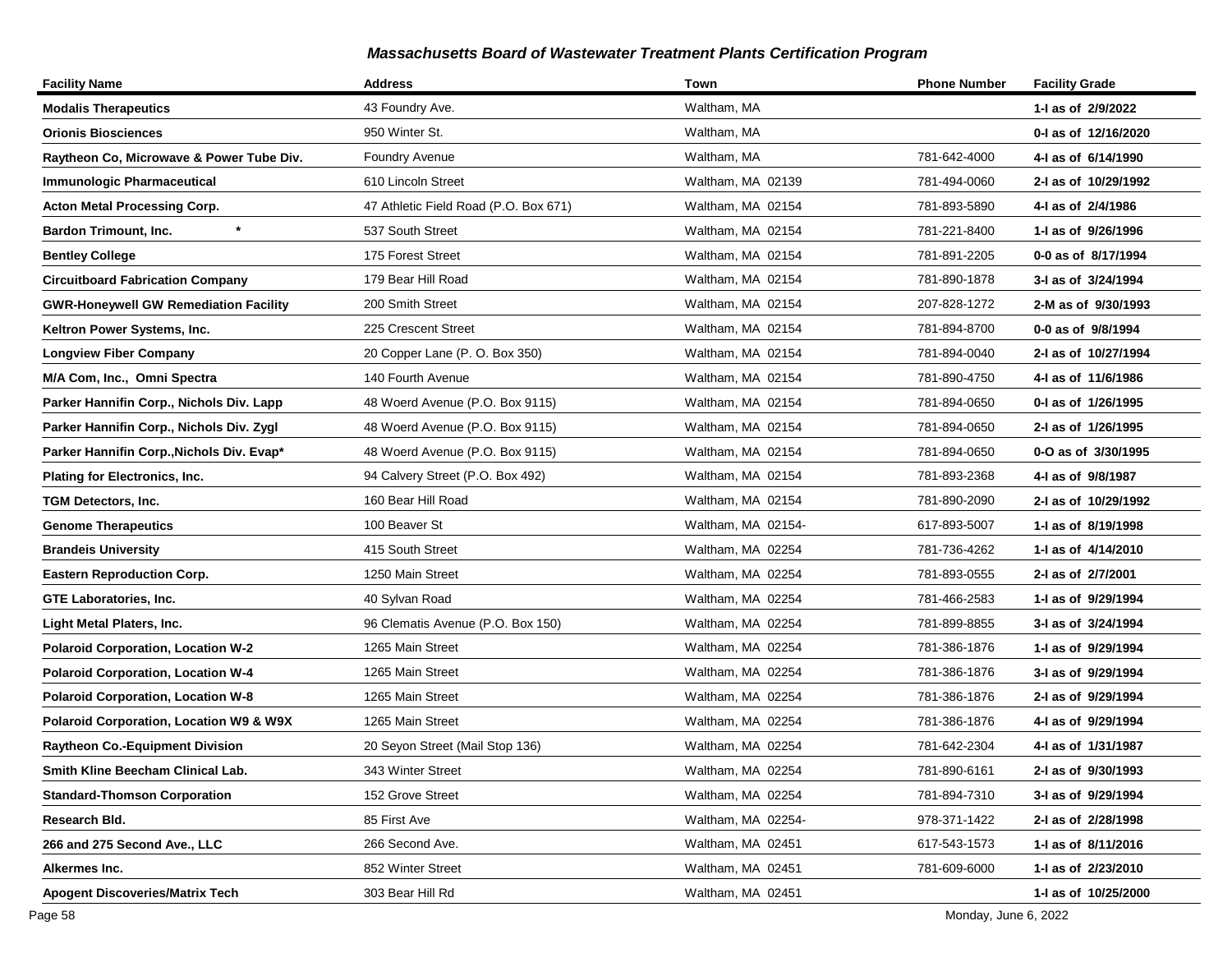## Massachusetts Board of Wastewater Treatment Plants Certification Program

| Facility Name | Address | Town | Phone Number | Facility Grade |
|---|---|---|---|---|
| **Modalis Therapeutics** | 43 Foundry Ave. | Waltham, MA | | **1-I as of 2/9/2022** |
| **Orionis Biosciences** | 950 Winter St. | Waltham, MA | | **0-I as of 12/16/2020** |
| **Raytheon Co, Microwave & Power Tube Div.** | Foundry Avenue | Waltham, MA | 781-642-4000 | **4-I as of 6/14/1990** |
| **Immunologic Pharmaceutical** | 610 Lincoln Street | Waltham, MA 02139 | 781-494-0060 | **2-I as of 10/29/1992** |
| **Acton Metal Processing Corp.** | 47 Athletic Field Road (P.O. Box 671) | Waltham, MA 02154 | 781-893-5890 | **4-I as of 2/4/1986** |
| **Bardon Trimount, Inc. *** | 537 South Street | Waltham, MA 02154 | 781-221-8400 | **1-I as of 9/26/1996** |
| **Bentley College** | 175 Forest Street | Waltham, MA 02154 | 781-891-2205 | **0-0 as of 8/17/1994** |
| **Circuitboard Fabrication Company** | 179 Bear Hill Road | Waltham, MA 02154 | 781-890-1878 | **3-I as of 3/24/1994** |
| **GWR-Honeywell GW Remediation Facility** | 200 Smith Street | Waltham, MA 02154 | 207-828-1272 | **2-M as of 9/30/1993** |
| **Keltron Power Systems, Inc.** | 225 Crescent Street | Waltham, MA 02154 | 781-894-8700 | **0-0 as of 9/8/1994** |
| **Longview Fiber Company** | 20 Copper Lane (P. O. Box 350) | Waltham, MA 02154 | 781-894-0040 | **2-I as of 10/27/1994** |
| **M/A Com, Inc., Omni Spectra** | 140 Fourth Avenue | Waltham, MA 02154 | 781-890-4750 | **4-I as of 11/6/1986** |
| **Parker Hannifin Corp., Nichols Div. Lapp** | 48 Woerd Avenue (P.O. Box 9115) | Waltham, MA 02154 | 781-894-0650 | **0-I as of 1/26/1995** |
| **Parker Hannifin Corp., Nichols Div. Zygl** | 48 Woerd Avenue (P.O. Box 9115) | Waltham, MA 02154 | 781-894-0650 | **2-I as of 1/26/1995** |
| **Parker Hannifin Corp.,Nichols Div. Evap*** | 48 Woerd Avenue (P.O. Box 9115) | Waltham, MA 02154 | 781-894-0650 | **0-O as of 3/30/1995** |
| **Plating for Electronics, Inc.** | 94 Calvery Street (P.O. Box 492) | Waltham, MA 02154 | 781-893-2368 | **4-I as of 9/8/1987** |
| **TGM Detectors, Inc.** | 160 Bear Hill Road | Waltham, MA 02154 | 781-890-2090 | **2-I as of 10/29/1992** |
| **Genome Therapeutics** | 100 Beaver St | Waltham, MA 02154- | 617-893-5007 | **1-I as of 8/19/1998** |
| **Brandeis University** | 415 South Street | Waltham, MA 02254 | 781-736-4262 | **1-I as of 4/14/2010** |
| **Eastern Reproduction Corp.** | 1250 Main Street | Waltham, MA 02254 | 781-893-0555 | **2-I as of 2/7/2001** |
| **GTE Laboratories, Inc.** | 40 Sylvan Road | Waltham, MA 02254 | 781-466-2583 | **1-I as of 9/29/1994** |
| **Light Metal Platers, Inc.** | 96 Clematis Avenue (P.O. Box 150) | Waltham, MA 02254 | 781-899-8855 | **3-I as of 3/24/1994** |
| **Polaroid Corporation, Location W-2** | 1265 Main Street | Waltham, MA 02254 | 781-386-1876 | **1-I as of 9/29/1994** |
| **Polaroid Corporation, Location W-4** | 1265 Main Street | Waltham, MA 02254 | 781-386-1876 | **3-I as of 9/29/1994** |
| **Polaroid Corporation, Location W-8** | 1265 Main Street | Waltham, MA 02254 | 781-386-1876 | **2-I as of 9/29/1994** |
| **Polaroid Corporation, Location W9 & W9X** | 1265 Main Street | Waltham, MA 02254 | 781-386-1876 | **4-I as of 9/29/1994** |
| **Raytheon Co.-Equipment Division** | 20 Seyon Street (Mail Stop 136) | Waltham, MA 02254 | 781-642-2304 | **4-I as of 1/31/1987** |
| **Smith Kline Beecham Clinical Lab.** | 343 Winter Street | Waltham, MA 02254 | 781-890-6161 | **2-I as of 9/30/1993** |
| **Standard-Thomson Corporation** | 152 Grove Street | Waltham, MA 02254 | 781-894-7310 | **3-I as of 9/29/1994** |
| **Research Bld.** | 85 First Ave | Waltham, MA 02254- | 978-371-1422 | **2-I as of 2/28/1998** |
| **266 and 275 Second Ave., LLC** | 266 Second Ave. | Waltham, MA 02451 | 617-543-1573 | **1-I as of 8/11/2016** |
| **Alkermes Inc.** | 852 Winter Street | Waltham, MA 02451 | 781-609-6000 | **1-I as of 2/23/2010** |
| **Apogent Discoveries/Matrix Tech** | 303 Bear Hill Rd | Waltham, MA 02451 | | **1-I as of 10/25/2000** |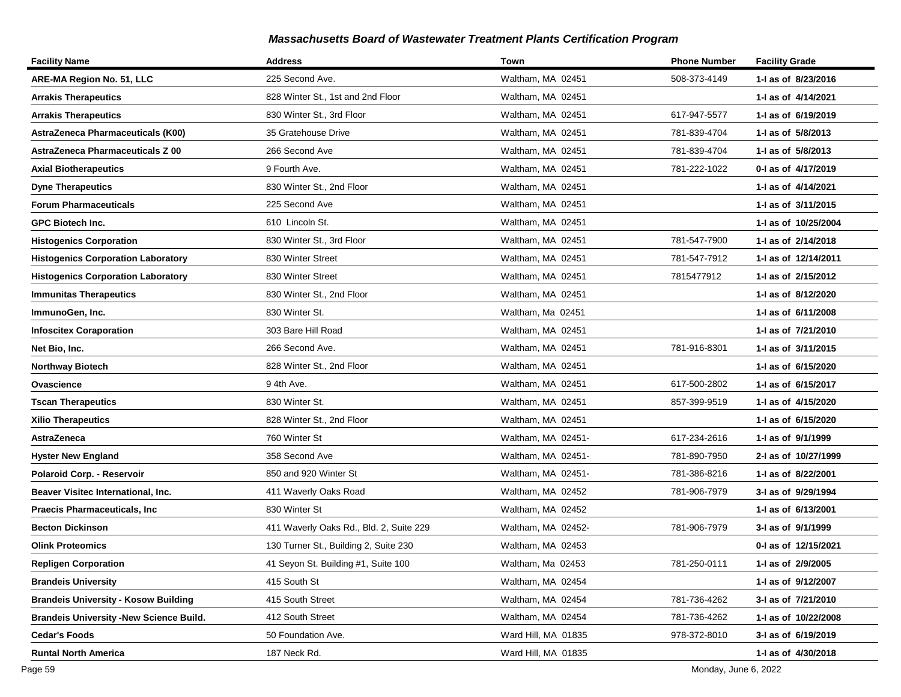## *Massachusetts Board of Wastewater Treatment Plants Certification Program*

| Facility Name | Address | Town | Phone Number | Facility Grade |
|---|---|---|---|---|
| **ARE-MA Region No. 51, LLC** | 225 Second Ave. | Waltham, MA 02451 | 508-373-4149 | **1-I as of 8/23/2016** |
| **Arrakis Therapeutics** | 828 Winter St., 1st and 2nd Floor | Waltham, MA 02451 | | **1-I as of 4/14/2021** |
| **Arrakis Therapeutics** | 830 Winter St., 3rd Floor | Waltham, MA 02451 | 617-947-5577 | **1-I as of 6/19/2019** |
| **AstraZeneca Pharmaceuticals (K00)** | 35 Gratehouse Drive | Waltham, MA 02451 | 781-839-4704 | **1-I as of 5/8/2013** |
| **AstraZeneca Pharmaceuticals Z 00** | 266 Second Ave | Waltham, MA 02451 | 781-839-4704 | **1-I as of 5/8/2013** |
| **Axial Biotherapeutics** | 9 Fourth Ave. | Waltham, MA 02451 | 781-222-1022 | **0-I as of 4/17/2019** |
| **Dyne Therapeutics** | 830 Winter St., 2nd Floor | Waltham, MA 02451 | | **1-I as of 4/14/2021** |
| **Forum Pharmaceuticals** | 225 Second Ave | Waltham, MA 02451 | | **1-I as of 3/11/2015** |
| **GPC Biotech Inc.** | 610 Lincoln St. | Waltham, MA 02451 | | **1-I as of 10/25/2004** |
| **Histogenics Corporation** | 830 Winter St., 3rd Floor | Waltham, MA 02451 | 781-547-7900 | **1-I as of 2/14/2018** |
| **Histogenics Corporation Laboratory** | 830 Winter Street | Waltham, MA 02451 | 781-547-7912 | **1-I as of 12/14/2011** |
| **Histogenics Corporation Laboratory** | 830 Winter Street | Waltham, MA 02451 | 7815477912 | **1-I as of 2/15/2012** |
| **Immunitas Therapeutics** | 830 Winter St., 2nd Floor | Waltham, MA 02451 | | **1-I as of 8/12/2020** |
| **ImmunoGen, Inc.** | 830 Winter St. | Waltham, Ma 02451 | | **1-I as of 6/11/2008** |
| **Infoscitex Coraporation** | 303 Bare Hill Road | Waltham, MA 02451 | | **1-I as of 7/21/2010** |
| **Net Bio, Inc.** | 266 Second Ave. | Waltham, MA 02451 | 781-916-8301 | **1-I as of 3/11/2015** |
| **Northway Biotech** | 828 Winter St., 2nd Floor | Waltham, MA 02451 | | **1-I as of 6/15/2020** |
| **Ovascience** | 9 4th Ave. | Waltham, MA 02451 | 617-500-2802 | **1-I as of 6/15/2017** |
| **Tscan Therapeutics** | 830 Winter St. | Waltham, MA 02451 | 857-399-9519 | **1-I as of 4/15/2020** |
| **Xilio Therapeutics** | 828 Winter St., 2nd Floor | Waltham, MA 02451 | | **1-I as of 6/15/2020** |
| **AstraZeneca** | 760 Winter St | Waltham, MA 02451- | 617-234-2616 | **1-I as of 9/1/1999** |
| **Hyster New England** | 358 Second Ave | Waltham, MA 02451- | 781-890-7950 | **2-I as of 10/27/1999** |
| **Polaroid Corp. - Reservoir** | 850 and 920 Winter St | Waltham, MA 02451- | 781-386-8216 | **1-I as of 8/22/2001** |
| **Beaver Visitec International, Inc.** | 411 Waverly Oaks Road | Waltham, MA 02452 | 781-906-7979 | **3-I as of 9/29/1994** |
| **Praecis Pharmaceuticals, Inc** | 830 Winter St | Waltham, MA 02452 | | **1-I as of 6/13/2001** |
| **Becton Dickinson** | 411 Waverly Oaks Rd., Bld. 2, Suite 229 | Waltham, MA 02452- | 781-906-7979 | **3-I as of 9/1/1999** |
| **Olink Proteomics** | 130 Turner St., Building 2, Suite 230 | Waltham, MA 02453 | | **0-I as of 12/15/2021** |
| **Repligen Corporation** | 41 Seyon St. Building #1, Suite 100 | Waltham, Ma 02453 | 781-250-0111 | **1-I as of 2/9/2005** |
| **Brandeis University** | 415 South St | Waltham, MA 02454 | | **1-I as of 9/12/2007** |
| **Brandeis University - Kosow Building** | 415 South Street | Waltham, MA 02454 | 781-736-4262 | **3-I as of 7/21/2010** |
| **Brandeis University -New Science Build.** | 412 South Street | Waltham, MA 02454 | 781-736-4262 | **1-I as of 10/22/2008** |
| **Cedar's Foods** | 50 Foundation Ave. | Ward Hill, MA 01835 | 978-372-8010 | **3-I as of 6/19/2019** |
| **Runtal North America** | 187 Neck Rd. | Ward Hill, MA 01835 | | **1-I as of 4/30/2018** |

Monday, June 6, 2022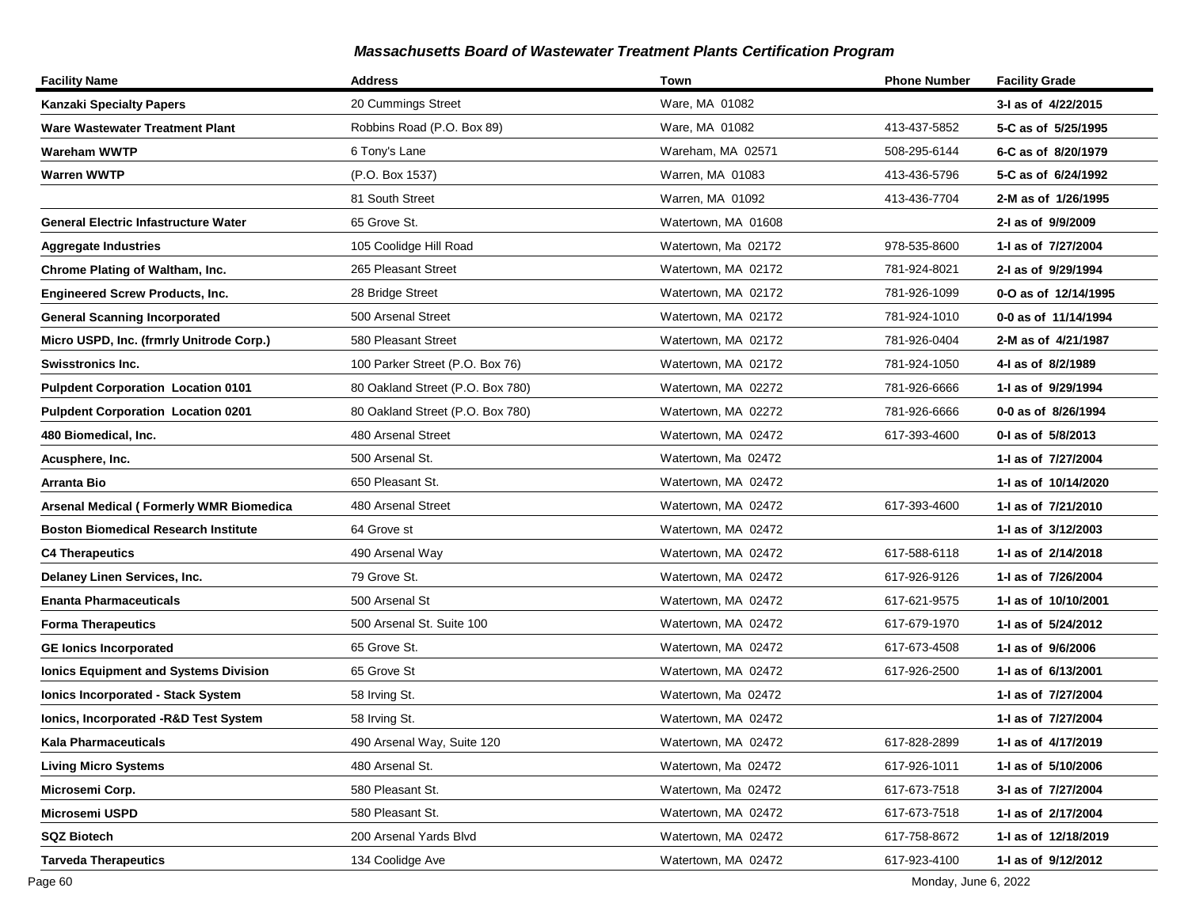## Massachusetts Board of Wastewater Treatment Plants Certification Program

| Facility Name | Address | Town | Phone Number | Facility Grade |
|---|---|---|---|---|
| **Kanzaki Specialty Papers** | 20 Cummings Street | Ware, MA 01082 | | **3-I as of 4/22/2015** |
| **Ware Wastewater Treatment Plant** | Robbins Road (P.O. Box 89) | Ware, MA 01082 | 413-437-5852 | **5-C as of 5/25/1995** |
| **Wareham WWTP** | 6 Tony's Lane | Wareham, MA 02571 | 508-295-6144 | **6-C as of 8/20/1979** |
| **Warren WWTP** | (P.O. Box 1537) | Warren, MA 01083 | 413-436-5796 | **5-C as of 6/24/1992** |
| | 81 South Street | Warren, MA 01092 | 413-436-7704 | **2-M as of 1/26/1995** |
| **General Electric Infastructure Water** | 65 Grove St. | Watertown, MA 01608 | | **2-I as of 9/9/2009** |
| **Aggregate Industries** | 105 Coolidge Hill Road | Watertown, Ma 02172 | 978-535-8600 | **1-I as of 7/27/2004** |
| **Chrome Plating of Waltham, Inc.** | 265 Pleasant Street | Watertown, MA 02172 | 781-924-8021 | **2-I as of 9/29/1994** |
| **Engineered Screw Products, Inc.** | 28 Bridge Street | Watertown, MA 02172 | 781-926-1099 | **0-O as of 12/14/1995** |
| **General Scanning Incorporated** | 500 Arsenal Street | Watertown, MA 02172 | 781-924-1010 | **0-0 as of 11/14/1994** |
| **Micro USPD, Inc. (frmrly Unitrode Corp.)** | 580 Pleasant Street | Watertown, MA 02172 | 781-926-0404 | **2-M as of 4/21/1987** |
| **Swisstronics Inc.** | 100 Parker Street (P.O. Box 76) | Watertown, MA 02172 | 781-924-1050 | **4-I as of 8/2/1989** |
| **Pulpdent Corporation Location 0101** | 80 Oakland Street (P.O. Box 780) | Watertown, MA 02272 | 781-926-6666 | **1-I as of 9/29/1994** |
| **Pulpdent Corporation Location 0201** | 80 Oakland Street (P.O. Box 780) | Watertown, MA 02272 | 781-926-6666 | **0-0 as of 8/26/1994** |
| **480 Biomedical, Inc.** | 480 Arsenal Street | Watertown, MA 02472 | 617-393-4600 | **0-I as of 5/8/2013** |
| **Acusphere, Inc.** | 500 Arsenal St. | Watertown, Ma 02472 | | **1-I as of 7/27/2004** |
| **Arranta Bio** | 650 Pleasant St. | Watertown, MA 02472 | | **1-I as of 10/14/2020** |
| **Arsenal Medical ( Formerly WMR Biomedica** | 480 Arsenal Street | Watertown, MA 02472 | 617-393-4600 | **1-I as of 7/21/2010** |
| **Boston Biomedical Research Institute** | 64 Grove st | Watertown, MA 02472 | | **1-I as of 3/12/2003** |
| **C4 Therapeutics** | 490 Arsenal Way | Watertown, MA 02472 | 617-588-6118 | **1-I as of 2/14/2018** |
| **Delaney Linen Services, Inc.** | 79 Grove St. | Watertown, MA 02472 | 617-926-9126 | **1-I as of 7/26/2004** |
| **Enanta Pharmaceuticals** | 500 Arsenal St | Watertown, MA 02472 | 617-621-9575 | **1-I as of 10/10/2001** |
| **Forma Therapeutics** | 500 Arsenal St. Suite 100 | Watertown, MA 02472 | 617-679-1970 | **1-I as of 5/24/2012** |
| **GE Ionics Incorporated** | 65 Grove St. | Watertown, MA 02472 | 617-673-4508 | **1-I as of 9/6/2006** |
| **Ionics Equipment and Systems Division** | 65 Grove St | Watertown, MA 02472 | 617-926-2500 | **1-I as of 6/13/2001** |
| **Ionics Incorporated - Stack System** | 58 Irving St. | Watertown, Ma 02472 | | **1-I as of 7/27/2004** |
| **Ionics, Incorporated -R&D Test System** | 58 Irving St. | Watertown, MA 02472 | | **1-I as of 7/27/2004** |
| **Kala Pharmaceuticals** | 490 Arsenal Way, Suite 120 | Watertown, MA 02472 | 617-828-2899 | **1-I as of 4/17/2019** |
| **Living Micro Systems** | 480 Arsenal St. | Watertown, Ma 02472 | 617-926-1011 | **1-I as of 5/10/2006** |
| **Microsemi Corp.** | 580 Pleasant St. | Watertown, Ma 02472 | 617-673-7518 | **3-I as of 7/27/2004** |
| **Microsemi USPD** | 580 Pleasant St. | Watertown, MA 02472 | 617-673-7518 | **1-I as of 2/17/2004** |
| **SQZ Biotech** | 200 Arsenal Yards Blvd | Watertown, MA 02472 | 617-758-8672 | **1-I as of 12/18/2019** |
| **Tarveda Therapeutics** | 134 Coolidge Ave | Watertown, MA 02472 | 617-923-4100 | **1-I as of 9/12/2012** |

Monday, June 6, 2022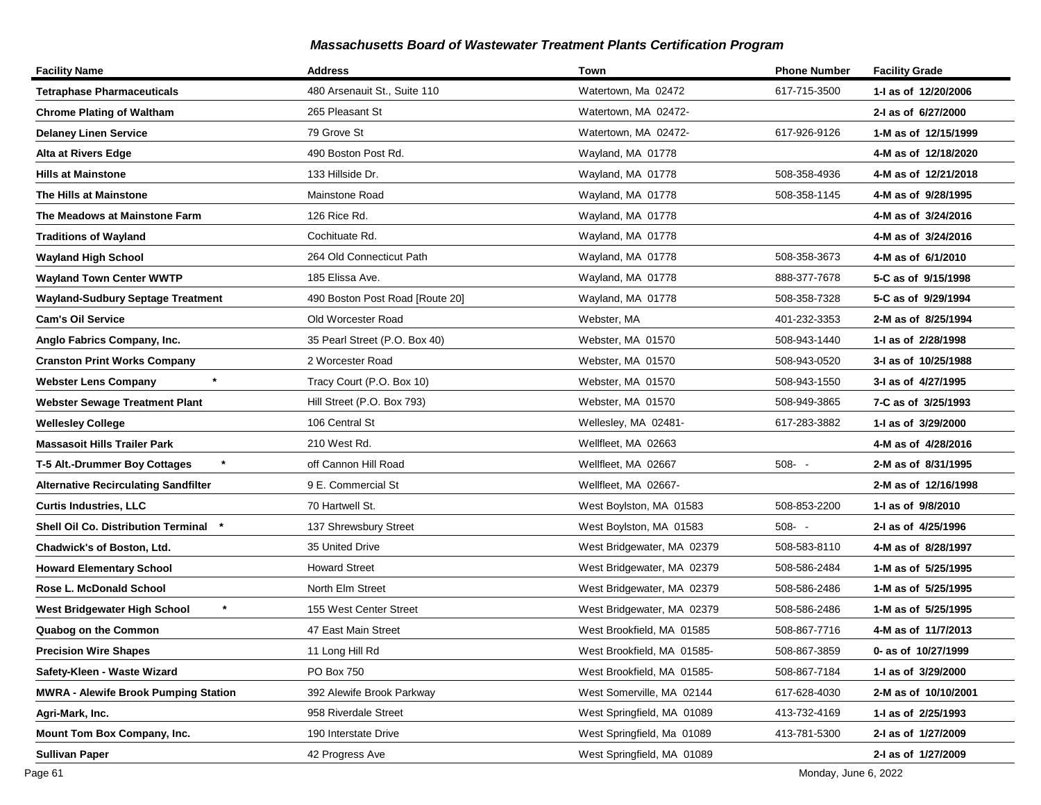## Massachusetts Board of Wastewater Treatment Plants Certification Program

| Facility Name | Address | Town | Phone Number | Facility Grade |
| --- | --- | --- | --- | --- |
| **Tetraphase Pharmaceuticals** | 480 Arsenauit St., Suite 110 | Watertown, Ma 02472 | 617-715-3500 | **1-I as of 12/20/2006** |
| **Chrome Plating of Waltham** | 265 Pleasant St | Watertown, MA 02472- | | **2-I as of 6/27/2000** |
| **Delaney Linen Service** | 79 Grove St | Watertown, MA 02472- | 617-926-9126 | **1-M as of 12/15/1999** |
| **Alta at Rivers Edge** | 490 Boston Post Rd. | Wayland, MA 01778 | | **4-M as of 12/18/2020** |
| **Hills at Mainstone** | 133 Hillside Dr. | Wayland, MA 01778 | 508-358-4936 | **4-M as of 12/21/2018** |
| **The Hills at Mainstone** | Mainstone Road | Wayland, MA 01778 | 508-358-1145 | **4-M as of 9/28/1995** |
| **The Meadows at Mainstone Farm** | 126 Rice Rd. | Wayland, MA 01778 | | **4-M as of 3/24/2016** |
| **Traditions of Wayland** | Cochituate Rd. | Wayland, MA 01778 | | **4-M as of 3/24/2016** |
| **Wayland High School** | 264 Old Connecticut Path | Wayland, MA 01778 | 508-358-3673 | **4-M as of 6/1/2010** |
| **Wayland Town Center WWTP** | 185 Elissa Ave. | Wayland, MA 01778 | 888-377-7678 | **5-C as of 9/15/1998** |
| **Wayland-Sudbury Septage Treatment** | 490 Boston Post Road [Route 20] | Wayland, MA 01778 | 508-358-7328 | **5-C as of 9/29/1994** |
| **Cam's Oil Service** | Old Worcester Road | Webster, MA | 401-232-3353 | **2-M as of 8/25/1994** |
| **Anglo Fabrics Company, Inc.** | 35 Pearl Street (P.O. Box 40) | Webster, MA 01570 | 508-943-1440 | **1-I as of 2/28/1998** |
| **Cranston Print Works Company** | 2 Worcester Road | Webster, MA 01570 | 508-943-0520 | **3-I as of 10/25/1988** |
| **Webster Lens Company** * | Tracy Court (P.O. Box 10) | Webster, MA 01570 | 508-943-1550 | **3-I as of 4/27/1995** |
| **Webster Sewage Treatment Plant** | Hill Street (P.O. Box 793) | Webster, MA 01570 | 508-949-3865 | **7-C as of 3/25/1993** |
| **Wellesley College** | 106 Central St | Wellesley, MA 02481- | 617-283-3882 | **1-I as of 3/29/2000** |
| **Massasoit Hills Trailer Park** | 210 West Rd. | Wellfleet, MA 02663 | | **4-M as of 4/28/2016** |
| **T-5 Alt.-Drummer Boy Cottages** * | off Cannon Hill Road | Wellfleet, MA 02667 | 508- - | **2-M as of 8/31/1995** |
| **Alternative Recirculating Sandfilter** | 9 E. Commercial St | Wellfleet, MA 02667- | | **2-M as of 12/16/1998** |
| **Curtis Industries, LLC** | 70 Hartwell St. | West Boylston, MA 01583 | 508-853-2200 | **1-I as of 9/8/2010** |
| **Shell Oil Co. Distribution Terminal** * | 137 Shrewsbury Street | West Boylston, MA 01583 | 508- - | **2-I as of 4/25/1996** |
| **Chadwick's of Boston, Ltd.** | 35 United Drive | West Bridgewater, MA 02379 | 508-583-8110 | **4-M as of 8/28/1997** |
| **Howard Elementary School** | Howard Street | West Bridgewater, MA 02379 | 508-586-2484 | **1-M as of 5/25/1995** |
| **Rose L. McDonald School** | North Elm Street | West Bridgewater, MA 02379 | 508-586-2486 | **1-M as of 5/25/1995** |
| **West Bridgewater High School** * | 155 West Center Street | West Bridgewater, MA 02379 | 508-586-2486 | **1-M as of 5/25/1995** |
| **Quabog on the Common** | 47 East Main Street | West Brookfield, MA 01585 | 508-867-7716 | **4-M as of 11/7/2013** |
| **Precision Wire Shapes** | 11 Long Hill Rd | West Brookfield, MA 01585- | 508-867-3859 | **0- as of 10/27/1999** |
| **Safety-Kleen - Waste Wizard** | PO Box 750 | West Brookfield, MA 01585- | 508-867-7184 | **1-I as of 3/29/2000** |
| **MWRA - Alewife Brook Pumping Station** | 392 Alewife Brook Parkway | West Somerville, MA 02144 | 617-628-4030 | **2-M as of 10/10/2001** |
| **Agri-Mark, Inc.** | 958 Riverdale Street | West Springfield, MA 01089 | 413-732-4169 | **1-I as of 2/25/1993** |
| **Mount Tom Box Company, Inc.** | 190 Interstate Drive | West Springfield, Ma 01089 | 413-781-5300 | **2-I as of 1/27/2009** |
| **Sullivan Paper** | 42 Progress Ave | West Springfield, MA 01089 | | **2-I as of 1/27/2009** |

Monday, June 6, 2022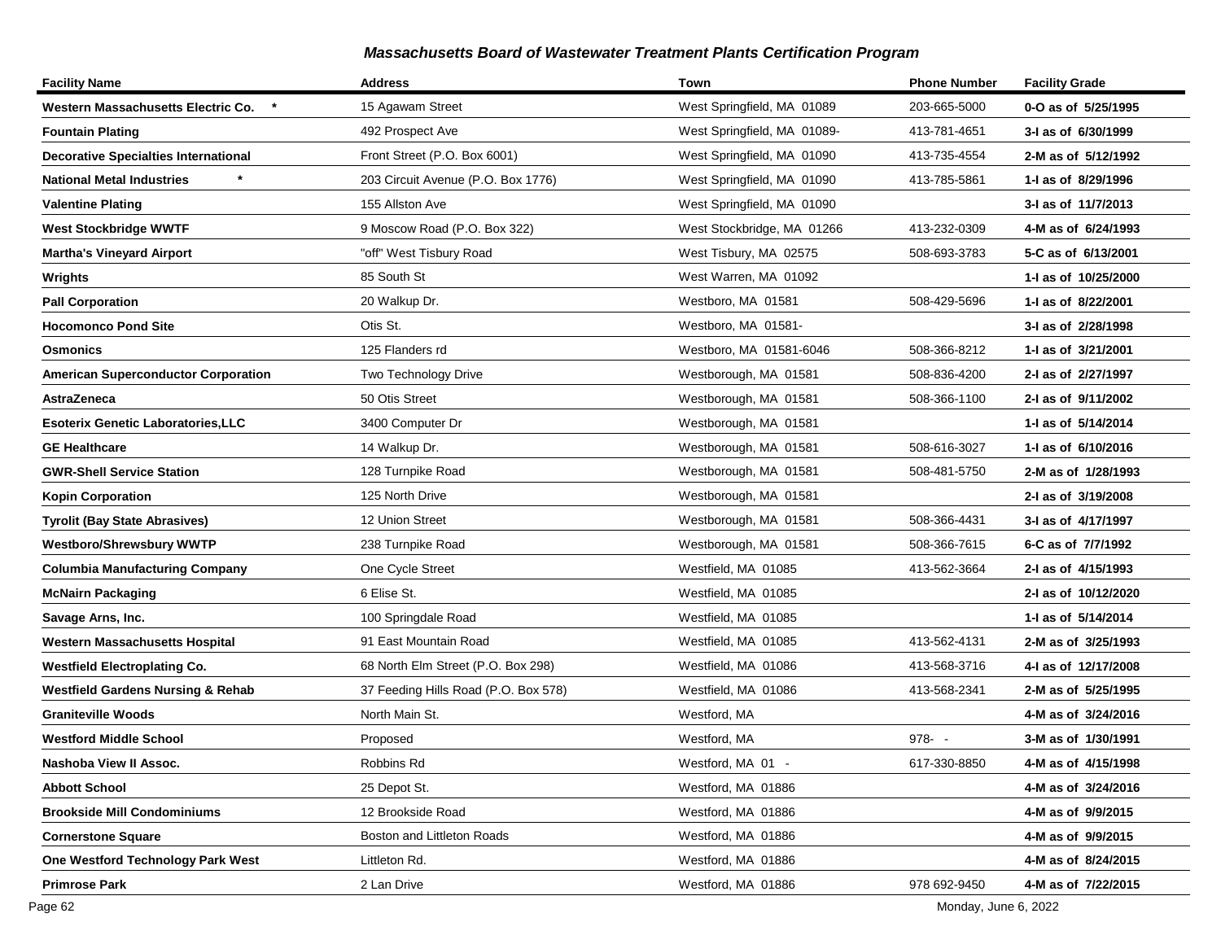### Massachusetts Board of Wastewater Treatment Plants Certification Program

| Facility Name | Address | Town | Phone Number | Facility Grade |
|---|---|---|---|---|
| **Western Massachusetts Electric Co. \*** | 15 Agawam Street | West Springfield, MA 01089 | 203-665-5000 | **0-O as of 5/25/1995** |
| **Fountain Plating** | 492 Prospect Ave | West Springfield, MA 01089- | 413-781-4651 | **3-I as of 6/30/1999** |
| **Decorative Specialties International** | Front Street (P.O. Box 6001) | West Springfield, MA 01090 | 413-735-4554 | **2-M as of 5/12/1992** |
| **National Metal Industries \*** | 203 Circuit Avenue (P.O. Box 1776) | West Springfield, MA 01090 | 413-785-5861 | **1-I as of 8/29/1996** |
| **Valentine Plating** | 155 Allston Ave | West Springfield, MA 01090 | | **3-I as of 11/7/2013** |
| **West Stockbridge WWTF** | 9 Moscow Road (P.O. Box 322) | West Stockbridge, MA 01266 | 413-232-0309 | **4-M as of 6/24/1993** |
| **Martha's Vineyard Airport** | "off" West Tisbury Road | West Tisbury, MA 02575 | 508-693-3783 | **5-C as of 6/13/2001** |
| **Wrights** | 85 South St | West Warren, MA 01092 | | **1-I as of 10/25/2000** |
| **Pall Corporation** | 20 Walkup Dr. | Westboro, MA 01581 | 508-429-5696 | **1-I as of 8/22/2001** |
| **Hocomonco Pond Site** | Otis St. | Westboro, MA 01581- | | **3-I as of 2/28/1998** |
| **Osmonics** | 125 Flanders rd | Westboro, MA 01581-6046 | 508-366-8212 | **1-I as of 3/21/2001** |
| **American Superconductor Corporation** | Two Technology Drive | Westborough, MA 01581 | 508-836-4200 | **2-I as of 2/27/1997** |
| **AstraZeneca** | 50 Otis Street | Westborough, MA 01581 | 508-366-1100 | **2-I as of 9/11/2002** |
| **Esoterix Genetic Laboratories,LLC** | 3400 Computer Dr | Westborough, MA 01581 | | **1-I as of 5/14/2014** |
| **GE Healthcare** | 14 Walkup Dr. | Westborough, MA 01581 | 508-616-3027 | **1-I as of 6/10/2016** |
| **GWR-Shell Service Station** | 128 Turnpike Road | Westborough, MA 01581 | 508-481-5750 | **2-M as of 1/28/1993** |
| **Kopin Corporation** | 125 North Drive | Westborough, MA 01581 | | **2-I as of 3/19/2008** |
| **Tyrolit (Bay State Abrasives)** | 12 Union Street | Westborough, MA 01581 | 508-366-4431 | **3-I as of 4/17/1997** |
| **Westboro/Shrewsbury WWTP** | 238 Turnpike Road | Westborough, MA 01581 | 508-366-7615 | **6-C as of 7/7/1992** |
| **Columbia Manufacturing Company** | One Cycle Street | Westfield, MA 01085 | 413-562-3664 | **2-I as of 4/15/1993** |
| **McNairn Packaging** | 6 Elise St. | Westfield, MA 01085 | | **2-I as of 10/12/2020** |
| **Savage Arns, Inc.** | 100 Springdale Road | Westfield, MA 01085 | | **1-I as of 5/14/2014** |
| **Western Massachusetts Hospital** | 91 East Mountain Road | Westfield, MA 01085 | 413-562-4131 | **2-M as of 3/25/1993** |
| **Westfield Electroplating Co.** | 68 North Elm Street (P.O. Box 298) | Westfield, MA 01086 | 413-568-3716 | **4-I as of 12/17/2008** |
| **Westfield Gardens Nursing & Rehab** | 37 Feeding Hills Road (P.O. Box 578) | Westfield, MA 01086 | 413-568-2341 | **2-M as of 5/25/1995** |
| **Graniteville Woods** | North Main St. | Westford, MA | | **4-M as of 3/24/2016** |
| **Westford Middle School** | Proposed | Westford, MA | 978- - | **3-M as of 1/30/1991** |
| **Nashoba View II Assoc.** | Robbins Rd | Westford, MA 01 - | 617-330-8850 | **4-M as of 4/15/1998** |
| **Abbott School** | 25 Depot St. | Westford, MA 01886 | | **4-M as of 3/24/2016** |
| **Brookside Mill Condominiums** | 12 Brookside Road | Westford, MA 01886 | | **4-M as of 9/9/2015** |
| **Cornerstone Square** | Boston and Littleton Roads | Westford, MA 01886 | | **4-M as of 9/9/2015** |
| **One Westford Technology Park West** | Littleton Rd. | Westford, MA 01886 | | **4-M as of 8/24/2015** |
| **Primrose Park** | 2 Lan Drive | Westford, MA 01886 | 978 692-9450 | **4-M as of 7/22/2015** |

Monday, June 6, 2022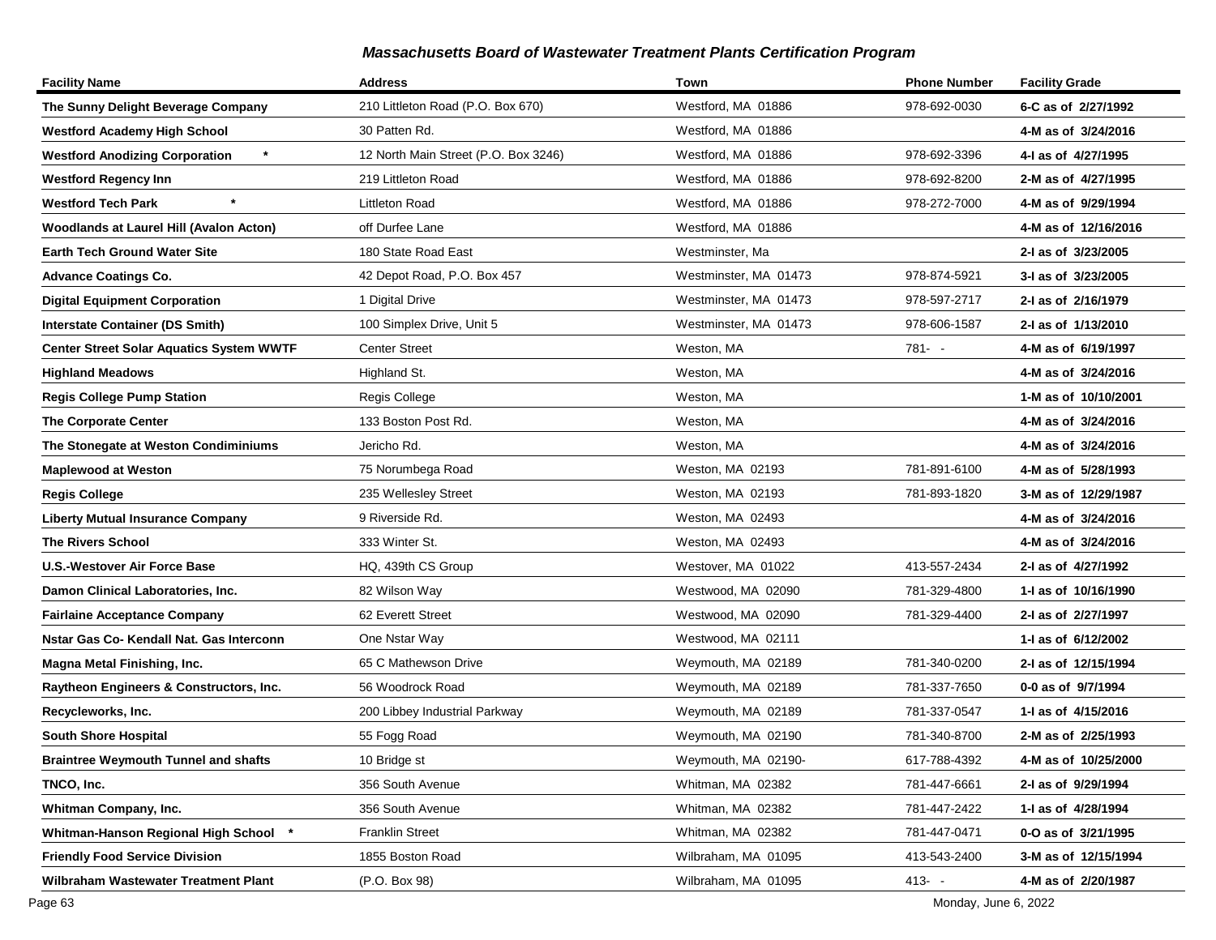## Massachusetts Board of Wastewater Treatment Plants Certification Program

| Facility Name | Address | Town | Phone Number | Facility Grade |
|---|---|---|---|---|
| **The Sunny Delight Beverage Company** | 210 Littleton Road (P.O. Box 670) | Westford, MA 01886 | 978-692-0030 | **6-C as of 2/27/1992** |
| **Westford Academy High School** | 30 Patten Rd. | Westford, MA 01886 | | **4-M as of 3/24/2016** |
| **Westford Anodizing Corporation \*** | 12 North Main Street (P.O. Box 3246) | Westford, MA 01886 | 978-692-3396 | **4-I as of 4/27/1995** |
| **Westford Regency Inn** | 219 Littleton Road | Westford, MA 01886 | 978-692-8200 | **2-M as of 4/27/1995** |
| **Westford Tech Park \*** | Littleton Road | Westford, MA 01886 | 978-272-7000 | **4-M as of 9/29/1994** |
| **Woodlands at Laurel Hill (Avalon Acton)** | off Durfee Lane | Westford, MA 01886 | | **4-M as of 12/16/2016** |
| **Earth Tech Ground Water Site** | 180 State Road East | Westminster, Ma | | **2-I as of 3/23/2005** |
| **Advance Coatings Co.** | 42 Depot Road, P.O. Box 457 | Westminster, MA 01473 | 978-874-5921 | **3-I as of 3/23/2005** |
| **Digital Equipment Corporation** | 1 Digital Drive | Westminster, MA 01473 | 978-597-2717 | **2-I as of 2/16/1979** |
| **Interstate Container (DS Smith)** | 100 Simplex Drive, Unit 5 | Westminster, MA 01473 | 978-606-1587 | **2-I as of 1/13/2010** |
| **Center Street Solar Aquatics System WWTF** | Center Street | Weston, MA | 781- - | **4-M as of 6/19/1997** |
| **Highland Meadows** | Highland St. | Weston, MA | | **4-M as of 3/24/2016** |
| **Regis College Pump Station** | Regis College | Weston, MA | | **1-M as of 10/10/2001** |
| **The Corporate Center** | 133 Boston Post Rd. | Weston, MA | | **4-M as of 3/24/2016** |
| **The Stonegate at Weston Condiminiums** | Jericho Rd. | Weston, MA | | **4-M as of 3/24/2016** |
| **Maplewood at Weston** | 75 Norumbega Road | Weston, MA 02193 | 781-891-6100 | **4-M as of 5/28/1993** |
| **Regis College** | 235 Wellesley Street | Weston, MA 02193 | 781-893-1820 | **3-M as of 12/29/1987** |
| **Liberty Mutual Insurance Company** | 9 Riverside Rd. | Weston, MA 02493 | | **4-M as of 3/24/2016** |
| **The Rivers School** | 333 Winter St. | Weston, MA 02493 | | **4-M as of 3/24/2016** |
| **U.S.-Westover Air Force Base** | HQ, 439th CS Group | Westover, MA 01022 | 413-557-2434 | **2-I as of 4/27/1992** |
| **Damon Clinical Laboratories, Inc.** | 82 Wilson Way | Westwood, MA 02090 | 781-329-4800 | **1-I as of 10/16/1990** |
| **Fairlaine Acceptance Company** | 62 Everett Street | Westwood, MA 02090 | 781-329-4400 | **2-I as of 2/27/1997** |
| **Nstar Gas Co- Kendall Nat. Gas Interconn** | One Nstar Way | Westwood, MA 02111 | | **1-I as of 6/12/2002** |
| **Magna Metal Finishing, Inc.** | 65 C Mathewson Drive | Weymouth, MA 02189 | 781-340-0200 | **2-I as of 12/15/1994** |
| **Raytheon Engineers & Constructors, Inc.** | 56 Woodrock Road | Weymouth, MA 02189 | 781-337-7650 | **0-0 as of 9/7/1994** |
| **Recycleworks, Inc.** | 200 Libbey Industrial Parkway | Weymouth, MA 02189 | 781-337-0547 | **1-I as of 4/15/2016** |
| **South Shore Hospital** | 55 Fogg Road | Weymouth, MA 02190 | 781-340-8700 | **2-M as of 2/25/1993** |
| **Braintree Weymouth Tunnel and shafts** | 10 Bridge st | Weymouth, MA 02190- | 617-788-4392 | **4-M as of 10/25/2000** |
| **TNCO, Inc.** | 356 South Avenue | Whitman, MA 02382 | 781-447-6661 | **2-I as of 9/29/1994** |
| **Whitman Company, Inc.** | 356 South Avenue | Whitman, MA 02382 | 781-447-2422 | **1-I as of 4/28/1994** |
| **Whitman-Hanson Regional High School \*** | Franklin Street | Whitman, MA 02382 | 781-447-0471 | **0-O as of 3/21/1995** |
| **Friendly Food Service Division** | 1855 Boston Road | Wilbraham, MA 01095 | 413-543-2400 | **3-M as of 12/15/1994** |
| **Wilbraham Wastewater Treatment Plant** | (P.O. Box 98) | Wilbraham, MA 01095 | 413- - | **4-M as of 2/20/1987** |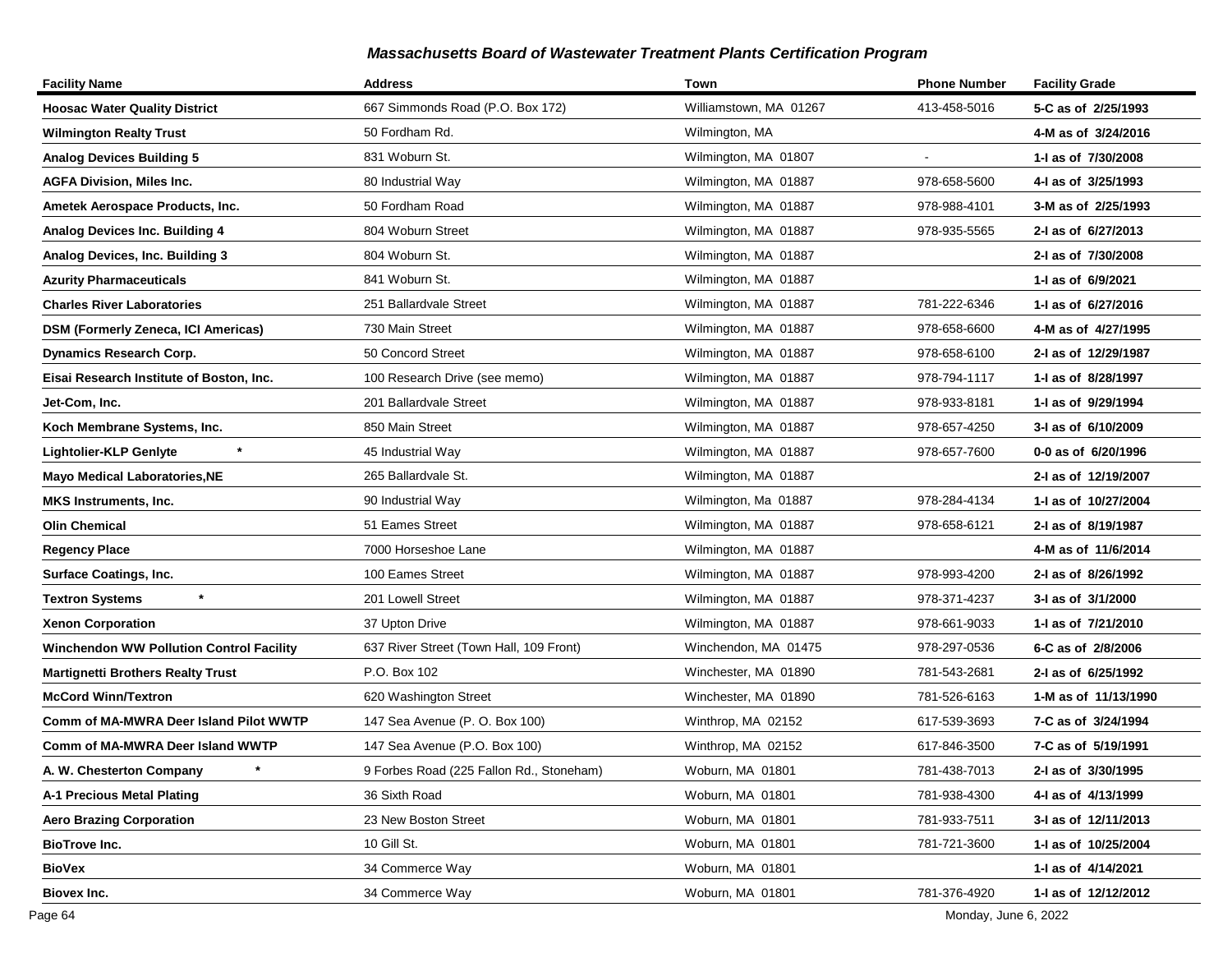### *Massachusetts Board of Wastewater Treatment Plants Certification Program*

| Facility Name | Address | Town | Phone Number | Facility Grade |
|---|---|---|---|---|
| **Hoosac Water Quality District** | 667 Simmonds Road (P.O. Box 172) | Williamstown, MA 01267 | 413-458-5016 | **5-C as of 2/25/1993** |
| **Wilmington Realty Trust** | 50 Fordham Rd. | Wilmington, MA | | **4-M as of 3/24/2016** |
| **Analog Devices Building 5** | 831 Woburn St. | Wilmington, MA 01807 | - | **1-I as of 7/30/2008** |
| **AGFA Division, Miles Inc.** | 80 Industrial Way | Wilmington, MA 01887 | 978-658-5600 | **4-I as of 3/25/1993** |
| **Ametek Aerospace Products, Inc.** | 50 Fordham Road | Wilmington, MA 01887 | 978-988-4101 | **3-M as of 2/25/1993** |
| **Analog Devices Inc. Building 4** | 804 Woburn Street | Wilmington, MA 01887 | 978-935-5565 | **2-I as of 6/27/2013** |
| **Analog Devices, Inc. Building 3** | 804 Woburn St. | Wilmington, MA 01887 | | **2-I as of 7/30/2008** |
| **Azurity Pharmaceuticals** | 841 Woburn St. | Wilmington, MA 01887 | | **1-I as of 6/9/2021** |
| **Charles River Laboratories** | 251 Ballardvale Street | Wilmington, MA 01887 | 781-222-6346 | **1-I as of 6/27/2016** |
| **DSM (Formerly Zeneca, ICI Americas)** | 730 Main Street | Wilmington, MA 01887 | 978-658-6600 | **4-M as of 4/27/1995** |
| **Dynamics Research Corp.** | 50 Concord Street | Wilmington, MA 01887 | 978-658-6100 | **2-I as of 12/29/1987** |
| **Eisai Research Institute of Boston, Inc.** | 100 Research Drive (see memo) | Wilmington, MA 01887 | 978-794-1117 | **1-I as of 8/28/1997** |
| **Jet-Com, Inc.** | 201 Ballardvale Street | Wilmington, MA 01887 | 978-933-8181 | **1-I as of 9/29/1994** |
| **Koch Membrane Systems, Inc.** | 850 Main Street | Wilmington, MA 01887 | 978-657-4250 | **3-I as of 6/10/2009** |
| **Lightolier-KLP Genlyte** * | 45 Industrial Way | Wilmington, MA 01887 | 978-657-7600 | **0-0 as of 6/20/1996** |
| **Mayo Medical Laboratories,NE** | 265 Ballardvale St. | Wilmington, MA 01887 | | **2-I as of 12/19/2007** |
| **MKS Instruments, Inc.** | 90 Industrial Way | Wilmington, Ma 01887 | 978-284-4134 | **1-I as of 10/27/2004** |
| **Olin Chemical** | 51 Eames Street | Wilmington, MA 01887 | 978-658-6121 | **2-I as of 8/19/1987** |
| **Regency Place** | 7000 Horseshoe Lane | Wilmington, MA 01887 | | **4-M as of 11/6/2014** |
| **Surface Coatings, Inc.** | 100 Eames Street | Wilmington, MA 01887 | 978-993-4200 | **2-I as of 8/26/1992** |
| **Textron Systems** * | 201 Lowell Street | Wilmington, MA 01887 | 978-371-4237 | **3-I as of 3/1/2000** |
| **Xenon Corporation** | 37 Upton Drive | Wilmington, MA 01887 | 978-661-9033 | **1-I as of 7/21/2010** |
| **Winchendon WW Pollution Control Facility** | 637 River Street (Town Hall, 109 Front) | Winchendon, MA 01475 | 978-297-0536 | **6-C as of 2/8/2006** |
| **Martignetti Brothers Realty Trust** | P.O. Box 102 | Winchester, MA 01890 | 781-543-2681 | **2-I as of 6/25/1992** |
| **McCord Winn/Textron** | 620 Washington Street | Winchester, MA 01890 | 781-526-6163 | **1-M as of 11/13/1990** |
| **Comm of MA-MWRA Deer Island Pilot WWTP** | 147 Sea Avenue (P. O. Box 100) | Winthrop, MA 02152 | 617-539-3693 | **7-C as of 3/24/1994** |
| **Comm of MA-MWRA Deer Island WWTP** | 147 Sea Avenue (P.O. Box 100) | Winthrop, MA 02152 | 617-846-3500 | **7-C as of 5/19/1991** |
| **A. W. Chesterton Company** * | 9 Forbes Road (225 Fallon Rd., Stoneham) | Woburn, MA 01801 | 781-438-7013 | **2-I as of 3/30/1995** |
| **A-1 Precious Metal Plating** | 36 Sixth Road | Woburn, MA 01801 | 781-938-4300 | **4-I as of 4/13/1999** |
| **Aero Brazing Corporation** | 23 New Boston Street | Woburn, MA 01801 | 781-933-7511 | **3-I as of 12/11/2013** |
| **BioTrove Inc.** | 10 Gill St. | Woburn, MA 01801 | 781-721-3600 | **1-I as of 10/25/2004** |
| **BioVex** | 34 Commerce Way | Woburn, MA 01801 | | **1-I as of 4/14/2021** |
| **Biovex Inc.** | 34 Commerce Way | Woburn, MA 01801 | 781-376-4920 | **1-I as of 12/12/2012** |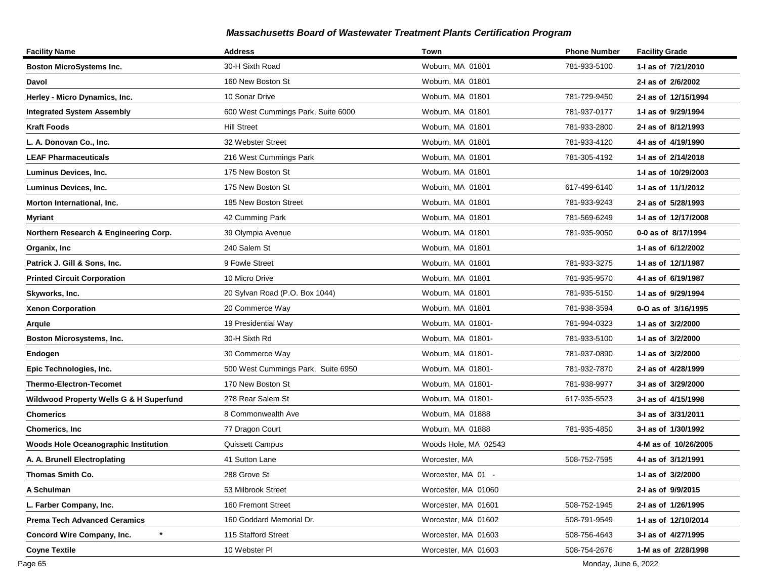## *Massachusetts Board of Wastewater Treatment Plants Certification Program*

| Facility Name | Address | Town | Phone Number | Facility Grade |
|---|---|---|---|---|
| **Boston MicroSystems Inc.** | 30-H Sixth Road | Woburn, MA 01801 | 781-933-5100 | **1-I as of 7/21/2010** |
| **Davol** | 160 New Boston St | Woburn, MA 01801 | | **2-I as of 2/6/2002** |
| **Herley - Micro Dynamics, Inc.** | 10 Sonar Drive | Woburn, MA 01801 | 781-729-9450 | **2-I as of 12/15/1994** |
| **Integrated System Assembly** | 600 West Cummings Park, Suite 6000 | Woburn, MA 01801 | 781-937-0177 | **1-I as of 9/29/1994** |
| **Kraft Foods** | Hill Street | Woburn, MA 01801 | 781-933-2800 | **2-I as of 8/12/1993** |
| **L. A. Donovan Co., Inc.** | 32 Webster Street | Woburn, MA 01801 | 781-933-4120 | **4-I as of 4/19/1990** |
| **LEAF Pharmaceuticals** | 216 West Cummings Park | Woburn, MA 01801 | 781-305-4192 | **1-I as of 2/14/2018** |
| **Luminus Devices, Inc.** | 175 New Boston St | Woburn, MA 01801 | | **1-I as of 10/29/2003** |
| **Luminus Devices, Inc.** | 175 New Boston St | Woburn, MA 01801 | 617-499-6140 | **1-I as of 11/1/2012** |
| **Morton International, Inc.** | 185 New Boston Street | Woburn, MA 01801 | 781-933-9243 | **2-I as of 5/28/1993** |
| **Myriant** | 42 Cumming Park | Woburn, MA 01801 | 781-569-6249 | **1-I as of 12/17/2008** |
| **Northern Research & Engineering Corp.** | 39 Olympia Avenue | Woburn, MA 01801 | 781-935-9050 | **0-0 as of 8/17/1994** |
| **Organix, Inc** | 240 Salem St | Woburn, MA 01801 | | **1-I as of 6/12/2002** |
| **Patrick J. Gill & Sons, Inc.** | 9 Fowle Street | Woburn, MA 01801 | 781-933-3275 | **1-I as of 12/1/1987** |
| **Printed Circuit Corporation** | 10 Micro Drive | Woburn, MA 01801 | 781-935-9570 | **4-I as of 6/19/1987** |
| **Skyworks, Inc.** | 20 Sylvan Road (P.O. Box 1044) | Woburn, MA 01801 | 781-935-5150 | **1-I as of 9/29/1994** |
| **Xenon Corporation** | 20 Commerce Way | Woburn, MA 01801 | 781-938-3594 | **0-O as of 3/16/1995** |
| **Arqule** | 19 Presidential Way | Woburn, MA 01801- | 781-994-0323 | **1-I as of 3/2/2000** |
| **Boston Microsystems, Inc.** | 30-H Sixth Rd | Woburn, MA 01801- | 781-933-5100 | **1-I as of 3/2/2000** |
| **Endogen** | 30 Commerce Way | Woburn, MA 01801- | 781-937-0890 | **1-I as of 3/2/2000** |
| **Epic Technologies, Inc.** | 500 West Cummings Park, Suite 6950 | Woburn, MA 01801- | 781-932-7870 | **2-I as of 4/28/1999** |
| **Thermo-Electron-Tecomet** | 170 New Boston St | Woburn, MA 01801- | 781-938-9977 | **3-I as of 3/29/2000** |
| **Wildwood Property Wells G & H Superfund** | 278 Rear Salem St | Woburn, MA 01801- | 617-935-5523 | **3-I as of 4/15/1998** |
| **Chomerics** | 8 Commonwealth Ave | Woburn, MA 01888 | | **3-I as of 3/31/2011** |
| **Chomerics, Inc** | 77 Dragon Court | Woburn, MA 01888 | 781-935-4850 | **3-I as of 1/30/1992** |
| **Woods Hole Oceanographic Institution** | Quissett Campus | Woods Hole, MA 02543 | | **4-M as of 10/26/2005** |
| **A. A. Brunell Electroplating** | 41 Sutton Lane | Worcester, MA | 508-752-7595 | **4-I as of 3/12/1991** |
| **Thomas Smith Co.** | 288 Grove St | Worcester, MA 01 - | | **1-I as of 3/2/2000** |
| **A Schulman** | 53 Milbrook Street | Worcester, MA 01060 | | **2-I as of 9/9/2015** |
| **L. Farber Company, Inc.** | 160 Fremont Street | Worcester, MA 01601 | 508-752-1945 | **2-I as of 1/26/1995** |
| **Prema Tech Advanced Ceramics** | 160 Goddard Memorial Dr. | Worcester, MA 01602 | 508-791-9549 | **1-I as of 12/10/2014** |
| **Concord Wire Company, Inc.** * | 115 Stafford Street | Worcester, MA 01603 | 508-756-4643 | **3-I as of 4/27/1995** |
| **Coyne Textile** | 10 Webster Pl | Worcester, MA 01603 | 508-754-2676 | **1-M as of 2/28/1998** |

Monday, June 6, 2022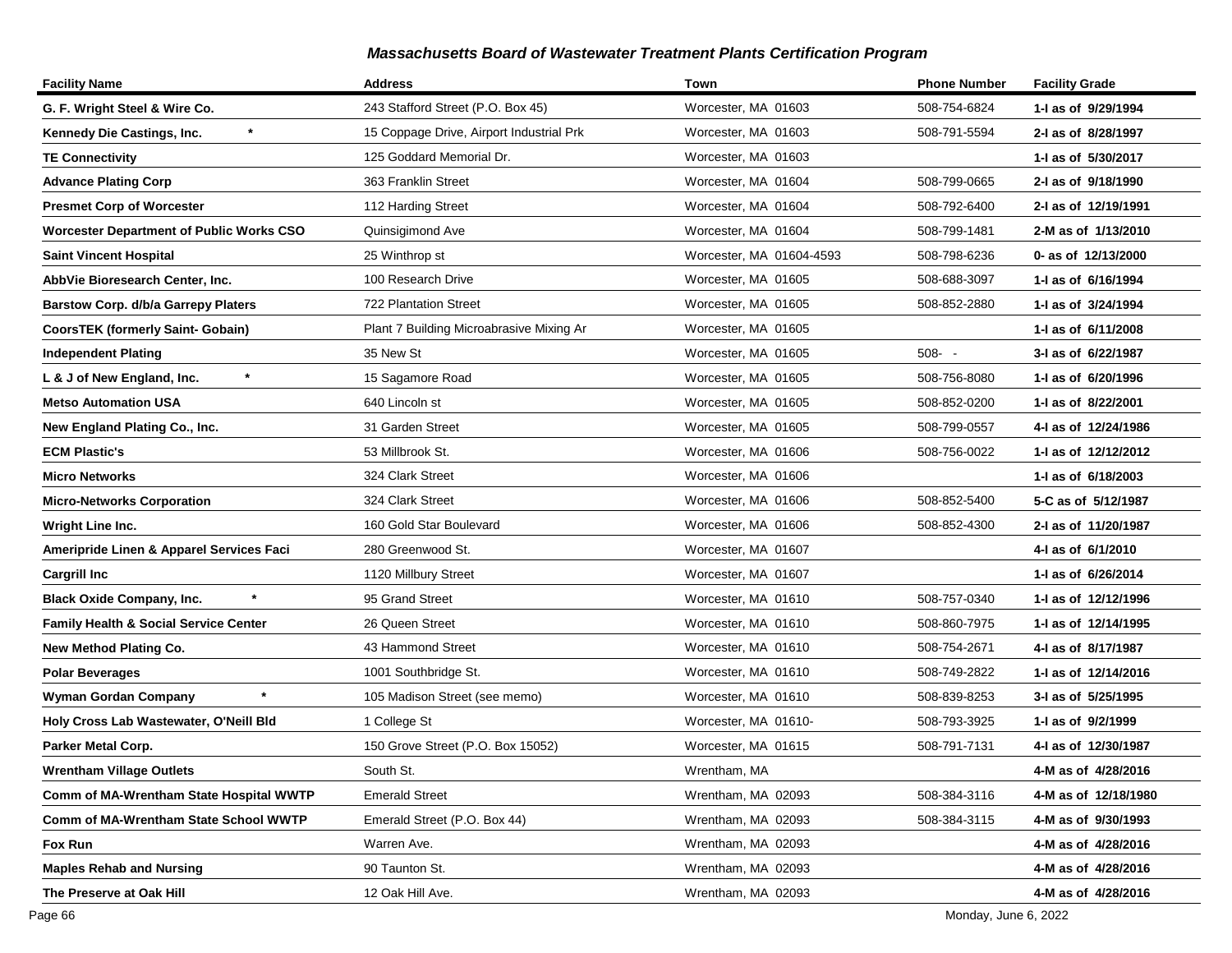## Massachusetts Board of Wastewater Treatment Plants Certification Program

| Facility Name | Address | Town | Phone Number | Facility Grade |
|---|---|---|---|---|
| **G. F. Wright Steel & Wire Co.** | 243 Stafford Street (P.O. Box 45) | Worcester, MA 01603 | 508-754-6824 | **1-I as of 9/29/1994** |
| **Kennedy Die Castings, Inc. \*** | 15 Coppage Drive, Airport Industrial Prk | Worcester, MA 01603 | 508-791-5594 | **2-I as of 8/28/1997** |
| **TE Connectivity** | 125 Goddard Memorial Dr. | Worcester, MA 01603 | | **1-I as of 5/30/2017** |
| **Advance Plating Corp** | 363 Franklin Street | Worcester, MA 01604 | 508-799-0665 | **2-I as of 9/18/1990** |
| **Presmet Corp of Worcester** | 112 Harding Street | Worcester, MA 01604 | 508-792-6400 | **2-I as of 12/19/1991** |
| **Worcester Department of Public Works CSO** | Quinsigimond Ave | Worcester, MA 01604 | 508-799-1481 | **2-M as of 1/13/2010** |
| **Saint Vincent Hospital** | 25 Winthrop st | Worcester, MA 01604-4593 | 508-798-6236 | **0- as of 12/13/2000** |
| **AbbVie Bioresearch Center, Inc.** | 100 Research Drive | Worcester, MA 01605 | 508-688-3097 | **1-I as of 6/16/1994** |
| **Barstow Corp. d/b/a Garrepy Platers** | 722 Plantation Street | Worcester, MA 01605 | 508-852-2880 | **1-I as of 3/24/1994** |
| **CoorsTEK (formerly Saint- Gobain)** | Plant 7 Building Microabrasive Mixing Ar | Worcester, MA 01605 | | **1-I as of 6/11/2008** |
| **Independent Plating** | 35 New St | Worcester, MA 01605 | 508- - | **3-I as of 6/22/1987** |
| **L & J of New England, Inc. \*** | 15 Sagamore Road | Worcester, MA 01605 | 508-756-8080 | **1-I as of 6/20/1996** |
| **Metso Automation USA** | 640 Lincoln st | Worcester, MA 01605 | 508-852-0200 | **1-I as of 8/22/2001** |
| **New England Plating Co., Inc.** | 31 Garden Street | Worcester, MA 01605 | 508-799-0557 | **4-I as of 12/24/1986** |
| **ECM Plastic's** | 53 Millbrook St. | Worcester, MA 01606 | 508-756-0022 | **1-I as of 12/12/2012** |
| **Micro Networks** | 324 Clark Street | Worcester, MA 01606 | | **1-I as of 6/18/2003** |
| **Micro-Networks Corporation** | 324 Clark Street | Worcester, MA 01606 | 508-852-5400 | **5-C as of 5/12/1987** |
| **Wright Line Inc.** | 160 Gold Star Boulevard | Worcester, MA 01606 | 508-852-4300 | **2-I as of 11/20/1987** |
| **Ameripride Linen & Apparel Services Faci** | 280 Greenwood St. | Worcester, MA 01607 | | **4-I as of 6/1/2010** |
| **Cargrill Inc** | 1120 Millbury Street | Worcester, MA 01607 | | **1-I as of 6/26/2014** |
| **Black Oxide Company, Inc. \*** | 95 Grand Street | Worcester, MA 01610 | 508-757-0340 | **1-I as of 12/12/1996** |
| **Family Health & Social Service Center** | 26 Queen Street | Worcester, MA 01610 | 508-860-7975 | **1-I as of 12/14/1995** |
| **New Method Plating Co.** | 43 Hammond Street | Worcester, MA 01610 | 508-754-2671 | **4-I as of 8/17/1987** |
| **Polar Beverages** | 1001 Southbridge St. | Worcester, MA 01610 | 508-749-2822 | **1-I as of 12/14/2016** |
| **Wyman Gordan Company \*** | 105 Madison Street (see memo) | Worcester, MA 01610 | 508-839-8253 | **3-I as of 5/25/1995** |
| **Holy Cross Lab Wastewater, O'Neill Bld** | 1 College St | Worcester, MA 01610- | 508-793-3925 | **1-I as of 9/2/1999** |
| **Parker Metal Corp.** | 150 Grove Street (P.O. Box 15052) | Worcester, MA 01615 | 508-791-7131 | **4-I as of 12/30/1987** |
| **Wrentham Village Outlets** | South St. | Wrentham, MA | | **4-M as of 4/28/2016** |
| **Comm of MA-Wrentham State Hospital WWTP** | Emerald Street | Wrentham, MA 02093 | 508-384-3116 | **4-M as of 12/18/1980** |
| **Comm of MA-Wrentham State School WWTP** | Emerald Street (P.O. Box 44) | Wrentham, MA 02093 | 508-384-3115 | **4-M as of 9/30/1993** |
| **Fox Run** | Warren Ave. | Wrentham, MA 02093 | | **4-M as of 4/28/2016** |
| **Maples Rehab and Nursing** | 90 Taunton St. | Wrentham, MA 02093 | | **4-M as of 4/28/2016** |
| **The Preserve at Oak Hill** | 12 Oak Hill Ave. | Wrentham, MA 02093 | | **4-M as of 4/28/2016** |

Monday, June 6, 2022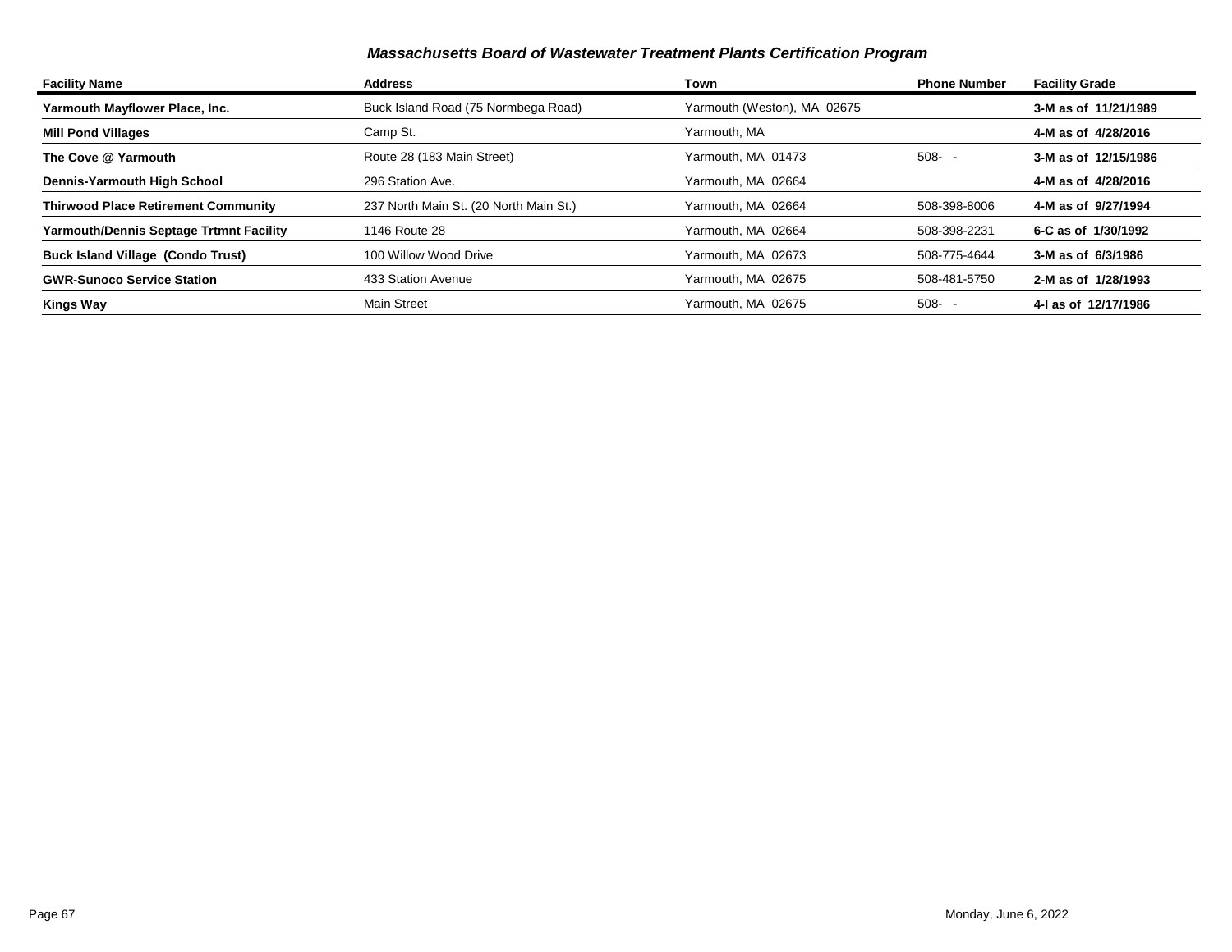### ***Massachusetts Board of Wastewater Treatment Plants Certification Program***

| Facility Name | Address | Town | Phone Number | Facility Grade |
|---|---|---|---|---|
| **Yarmouth Mayflower Place, Inc.** | Buck Island Road (75 Normbega Road) | Yarmouth (Weston), MA 02675 | | **3-M as of 11/21/1989** |
| **Mill Pond Villages** | Camp St. | Yarmouth, MA | | **4-M as of 4/28/2016** |
| **The Cove @ Yarmouth** | Route 28 (183 Main Street) | Yarmouth, MA 01473 | 508- - | **3-M as of 12/15/1986** |
| **Dennis-Yarmouth High School** | 296 Station Ave. | Yarmouth, MA 02664 | | **4-M as of 4/28/2016** |
| **Thirwood Place Retirement Community** | 237 North Main St. (20 North Main St.) | Yarmouth, MA 02664 | 508-398-8006 | **4-M as of 9/27/1994** |
| **Yarmouth/Dennis Septage Trtmnt Facility** | 1146 Route 28 | Yarmouth, MA 02664 | 508-398-2231 | **6-C as of 1/30/1992** |
| **Buck Island Village (Condo Trust)** | 100 Willow Wood Drive | Yarmouth, MA 02673 | 508-775-4644 | **3-M as of 6/3/1986** |
| **GWR-Sunoco Service Station** | 433 Station Avenue | Yarmouth, MA 02675 | 508-481-5750 | **2-M as of 1/28/1993** |
| **Kings Way** | Main Street | Yarmouth, MA 02675 | 508- - | **4-I as of 12/17/1986** |

Monday, June 6, 2022